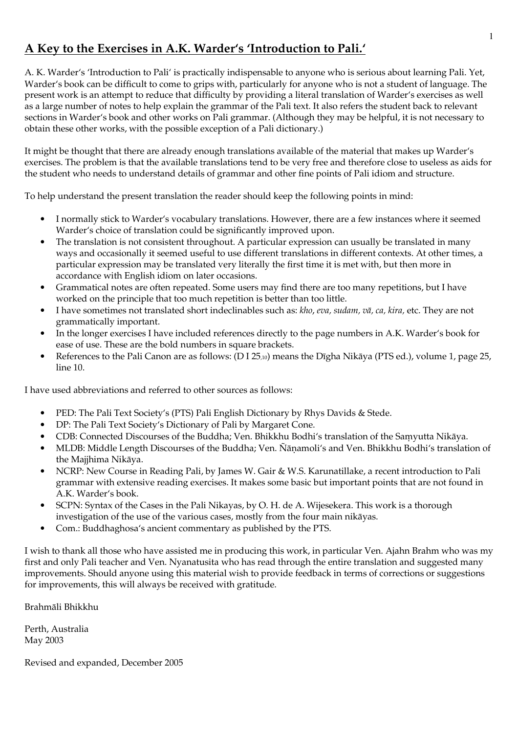# A Key to the Exercises in A.K. Warder's 'Introduction to Pali.'

A. K. Warder's 'Introduction to Pali' is practically indispensable to anyone who is serious about learning Pali. Yet, Warder's book can be difficult to come to grips with, particularly for anyone who is not a student of language. The present work is an attempt to reduce that difficulty by providing a literal translation of Warder's exercises as well as a large number of notes to help explain the grammar of the Pali text. It also refers the student back to relevant sections in Warder's book and other works on Pali grammar. (Although they may be helpful, it is not necessary to obtain these other works, with the possible exception of a Pali dictionary.)

It might be thought that there are already enough translations available of the material that makes up Warder's exercises. The problem is that the available translations tend to be very free and therefore close to useless as aids for the student who needs to understand details of grammar and other fine points of Pali idiom and structure.

To help understand the present translation the reader should keep the following points in mind:

- I normally stick to Warder's vocabulary translations. However, there are a few instances where it seemed Warder's choice of translation could be significantly improved upon.
- The translation is not consistent throughout. A particular expression can usually be translated in many ways and occasionally it seemed useful to use different translations in different contexts. At other times, a particular expression may be translated very literally the first time it is met with, but then more in accordance with English idiom on later occasions.
- Grammatical notes are often repeated. Some users may find there are too many repetitions, but I have worked on the principle that too much repetition is better than too little.
- I have sometimes not translated short indeclinables such as: *kho*, *eva, sudam, vā, ca, kira,* etc. They are not grammatically important.
- In the longer exercises I have included references directly to the page numbers in A.K. Warder's book for ease of use. These are the bold numbers in square brackets.
- References to the Pali Canon are as follows: (D I 25,10) means the Dīgha Nikāya (PTS ed.), volume 1, page 25, line 10.

I have used abbreviations and referred to other sources as follows:

- PED: The Pali Text Society's (PTS) Pali English Dictionary by Rhys Davids & Stede.
- DP: The Pali Text Society's Dictionary of Pali by Margaret Cone.
- CDB: Connected Discourses of the Buddha; Ven. Bhikkhu Bodhi's translation of the Saṃyutta Nikāya.
- MLDB: Middle Length Discourses of the Buddha; Ven. Ñāṇamoli's and Ven. Bhikkhu Bodhi's translation of the Majjhima Nikāya.
- NCRP: New Course in Reading Pali, by James W. Gair & W.S. Karunatillake, a recent introduction to Pali grammar with extensive reading exercises. It makes some basic but important points that are not found in A.K. Warder's book.
- SCPN: Syntax of the Cases in the Pali Nikayas, by O. H. de A. Wijesekera. This work is a thorough investigation of the use of the various cases, mostly from the four main nikāyas.
- Com.: Buddhaghosa's ancient commentary as published by the PTS.

I wish to thank all those who have assisted me in producing this work, in particular Ven. Ajahn Brahm who was my first and only Pali teacher and Ven. Nyanatusita who has read through the entire translation and suggested many improvements. Should anyone using this material wish to provide feedback in terms of corrections or suggestions for improvements, this will always be received with gratitude.

Brahmāli Bhikkhu

Perth, Australia
May 2003

Revised and expanded, December 2005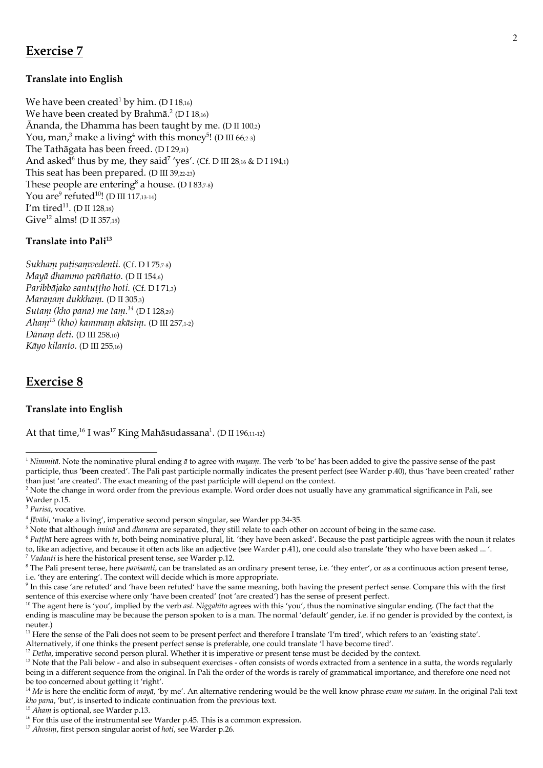## Exercise 7

**Translate into English**

We have been created[1] by him. (D I 18,16)
We have been created by Brahmā.[2] (D I 18,16)
Ānanda, the Dhamma has been taught by me. (D II 100,2)
You, man,[3] make a living[4] with this money[5]! (D III 66,2-3)
The Tathāgata has been freed. (D I 29,31)
And asked[6] thus by me, they said[7] 'yes'. (Cf. D III 28,16 & D I 194,1)
This seat has been prepared. (D III 39,22-23)
These people are entering[8] a house. (D I 83,7-8)
You are[9] refuted[10]! (D III 117,13-14)
I'm tired[11]. (D II 128,18)
Give[12] alms! (D II 357,15)

**Translate into Pali[13]**

*Sukhaṃ paṭisaṃvedenti.* (Cf. D I 75,7-8)
*Mayā dhammo paññatto.* (D II 154,6)
*Paribbājako santuṭṭho hoti.* (Cf. D I 71,3)
*Maraṇaṃ dukkhaṃ.* (D II 305,3)
*Sutaṃ (kho pana) me taṃ.*[14] (D I 128,29)
*Ahaṃ*[15] *(kho) kammaṃ akāsiṃ.* (D III 257,1-2)
*Dānaṃ deti.* (D III 258,10)
*Kāyo kilanto.* (D III 255,16)

## Exercise 8

**Translate into English**

At that time,[16] I was[17] King Mahāsudassana[1]. (D II 196,11-12)

---

[1] *Nimmitā*. Note the nominative plural ending *ā* to agree with *mayaṃ*. The verb 'to be' has been added to give the passive sense of the past participle, thus '**been** created'. The Pali past participle normally indicates the present perfect (see Warder p.40), thus 'have been created' rather than just 'are created'. The exact meaning of the past participle will depend on the context.

[2] Note the change in word order from the previous example. Word order does not usually have any grammatical significance in Pali, see Warder p.15.

[3] *Purisa*, vocative.

[4] *Jīvāhi*, 'make a living', imperative second person singular, see Warder pp.34-35.

[5] Note that although *iminā* and *dhanena* are separated, they still relate to each other on account of being in the same case.

[6] *Puṭṭhā* here agrees with *te*, both being nominative plural, lit. 'they have been asked'. Because the past participle agrees with the noun it relates to, like an adjective, and because it often acts like an adjective (see Warder p.41), one could also translate 'they who have been asked ... '.

[7] *Vadanti* is here the historical present tense, see Warder p.12.

[8] The Pali present tense, here *pavisanti*, can be translated as an ordinary present tense, i.e. 'they enter', or as a continuous action present tense, i.e. 'they are entering'. The context will decide which is more appropriate.

[9] In this case 'are refuted' and 'have been refuted' have the same meaning, both having the present perfect sense. Compare this with the first sentence of this exercise where only 'have been created' (not 'are created') has the sense of present perfect.

[10] The agent here is 'you', implied by the verb *asi*. *Niggahīto* agrees with this 'you', thus the nominative singular ending. (The fact that the ending is masculine may be because the person spoken to is a man. The normal 'default' gender, i.e. if no gender is provided by the context, is neuter.)

[11] Here the sense of the Pali does not seem to be present perfect and therefore I translate 'I'm tired', which refers to an 'existing state'. Alternatively, if one thinks the present perfect sense is preferable, one could translate 'I have become tired'.

[12] *Detha*, imperative second person plural. Whether it is imperative or present tense must be decided by the context.

[13] Note that the Pali below - and also in subsequent exercises - often consists of words extracted from a sentence in a sutta, the words regularly being in a different sequence from the original. In Pali the order of the words is rarely of grammatical importance, and therefore one need not be too concerned about getting it 'right'.

[14] *Me* is here the enclitic form of *mayā*, 'by me'. An alternative rendering would be the well know phrase *evam me sutaṃ*. In the original Pali text *kho pana*, 'but', is inserted to indicate continuation from the previous text.

[15] *Ahaṃ* is optional, see Warder p.13.

[16] For this use of the instrumental see Warder p.45. This is a common expression.

[17] *Ahosiṃ*, first person singular aorist of *hoti*, see Warder p.26.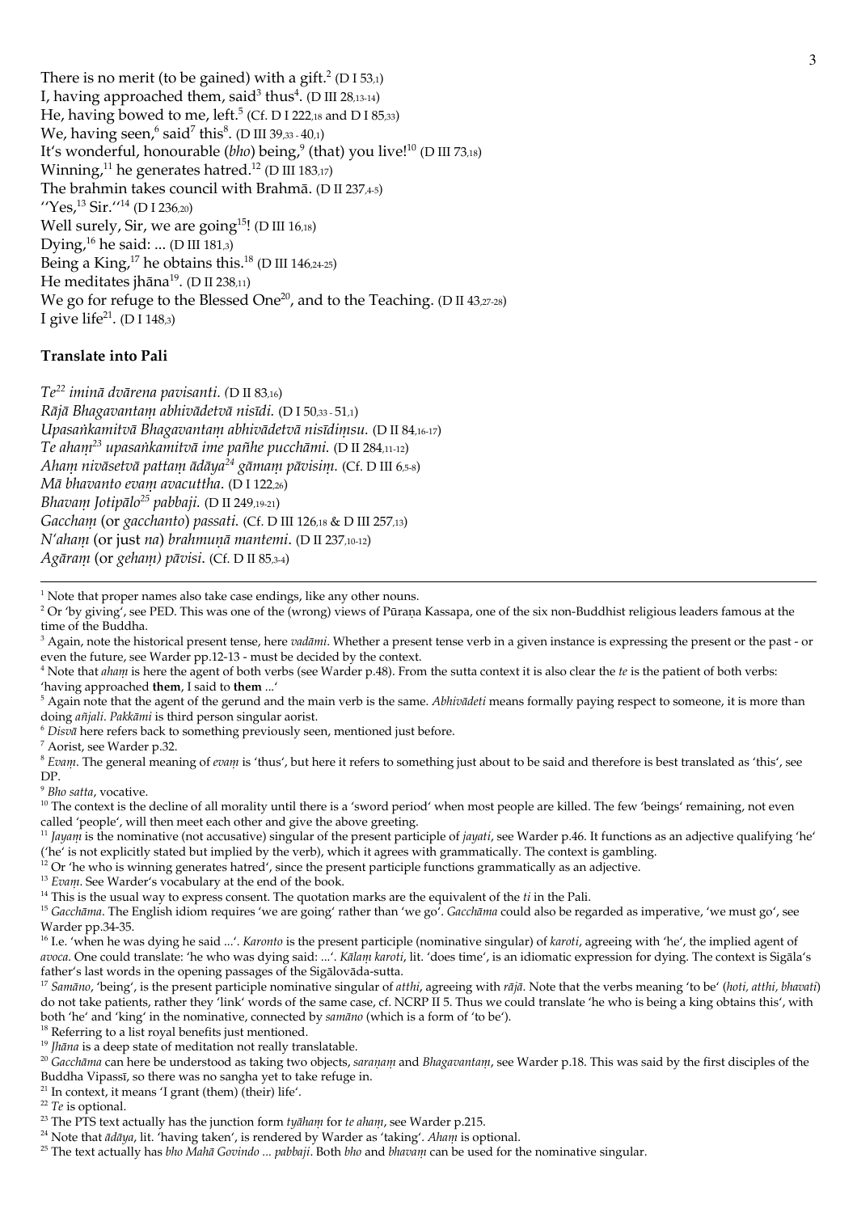There is no merit (to be gained) with a gift.[2] (D I 53,1)
I, having approached them, said[3] thus[4]. (D III 28,13-14)
He, having bowed to me, left.[5] (Cf. D I 222,18 and D I 85,33)
We, having seen,[6] said[7] this[8]. (D III 39,33 - 40,1)
It's wonderful, honourable (*bho*) being,[9] (that) you live![10] (D III 73,18)
Winning,[11] he generates hatred.[12] (D III 183,17)
The brahmin takes council with Brahmā. (D II 237,4-5)
''Yes,[13] Sir.''[14] (D I 236,20)
Well surely, Sir, we are going[15]! (D III 16,18)
Dying,[16] he said: ... (D III 181,3)
Being a King,[17] he obtains this.[18] (D III 146,24-25)
He meditates jhāna[19]. (D II 238,11)
We go for refuge to the Blessed One[20], and to the Teaching. (D II 43,27-28)
I give life[21]. (D I 148,3)

**Translate into Pali**

*Te*[22] *iminā dvārena pavisanti.* (D II 83,16)
*Rājā Bhagavantaṃ abhivādetvā nisīdi.* (D I 50,33 - 51,1)
*Upasaṅkamitvā Bhagavantaṃ abhivādetvā nisīdiṃsu.* (D II 84,16-17)
*Te ahaṃ*[23] *upasaṅkamitvā ime pañhe pucchāmi.* (D II 284,11-12)
*Ahaṃ nivāsetvā pattaṃ ādāya*[24] *gāmaṃ pāvisiṃ.* (Cf. D III 6,5-8)
*Mā bhavanto evaṃ avacuttha.* (D I 122,26)
*Bhavaṃ Jotipālo*[25] *pabbaji.* (D II 249,19-21)
*Gacchaṃ* (or *gacchanto*) *passati.* (Cf. D III 126,18 & D III 257,13)
*N'ahaṃ* (or just *na*) *brahmunā mantemi.* (D II 237,10-12)
*Agāraṃ* (or *gehaṃ*) *pāvisi.* (Cf. D II 85,3-4)

---

[1] Note that proper names also take case endings, like any other nouns.
[2] Or 'by giving', see PED. This was one of the (wrong) views of Pūraṇa Kassapa, one of the six non-Buddhist religious leaders famous at the time of the Buddha.
[3] Again, note the historical present tense, here *vadāmi*. Whether a present tense verb in a given instance is expressing the present or the past - or even the future, see Warder pp.12-13 - must be decided by the context.
[4] Note that *ahaṃ* is here the agent of both verbs (see Warder p.48). From the sutta context it is also clear the *te* is the patient of both verbs: 'having approached **them**, I said to **them** ...'
[5] Again note that the agent of the gerund and the main verb is the same. *Abhivādeti* means formally paying respect to someone, it is more than doing *añjali*. *Pakkāmi* is third person singular aorist.
[6] *Disvā* here refers back to something previously seen, mentioned just before.
[7] Aorist, see Warder p.32.
[8] *Evaṃ*. The general meaning of *evaṃ* is 'thus', but here it refers to something just about to be said and therefore is best translated as 'this', see DP.
[9] *Bho satta*, vocative.
[10] The context is the decline of all morality until there is a 'sword period' when most people are killed. The few 'beings' remaining, not even called 'people', will then meet each other and give the above greeting.
[11] *Jayaṃ* is the nominative (not accusative) singular of the present participle of *jayati*, see Warder p.46. It functions as an adjective qualifying 'he' ('he' is not explicitly stated but implied by the verb), which it agrees with grammatically. The context is gambling.
[12] Or 'he who is winning generates hatred', since the present participle functions grammatically as an adjective.
[13] *Evaṃ*. See Warder's vocabulary at the end of the book.
[14] This is the usual way to express consent. The quotation marks are the equivalent of the *ti* in the Pali.
[15] *Gacchāma*. The English idiom requires 'we are going' rather than 'we go'. *Gacchāma* could also be regarded as imperative, 'we must go', see Warder pp.34-35.
[16] I.e. 'when he was dying he said ...'. *Karonto* is the present participle (nominative singular) of *karoti*, agreeing with 'he', the implied agent of *avoca*. One could translate: 'he who was dying said: ...'. *Kālaṃ karoti*, lit. 'does time', is an idiomatic expression for dying. The context is Sigāla's father's last words in the opening passages of the Sigālovāda-sutta.
[17] *Samāno*, 'being', is the present participle nominative singular of *atthi*, agreeing with *rājā*. Note that the verbs meaning 'to be' (*hoti, atthi, bhavati*) do not take patients, rather they 'link' words of the same case, cf. NCRP II 5. Thus we could translate 'he who is being a king obtains this', with both 'he' and 'king' in the nominative, connected by *samāno* (which is a form of 'to be').
[18] Referring to a list royal benefits just mentioned.
[19] *Jhāna* is a deep state of meditation not really translatable.
[20] *Gacchāma* can here be understood as taking two objects, *saraṇaṃ* and *Bhagavantaṃ*, see Warder p.18. This was said by the first disciples of the Buddha Vipassī, so there was no sangha yet to take refuge in.
[21] In context, it means 'I grant (them) (their) life'.
[22] *Te* is optional.
[23] The PTS text actually has the junction form *tyāhaṃ* for *te ahaṃ*, see Warder p.215.
[24] Note that *ādāya*, lit. 'having taken', is rendered by Warder as 'taking'. *Ahaṃ* is optional.
[25] The text actually has *bho Mahā Govindo ... pabbaji*. Both *bho* and *bhavaṃ* can be used for the nominative singular.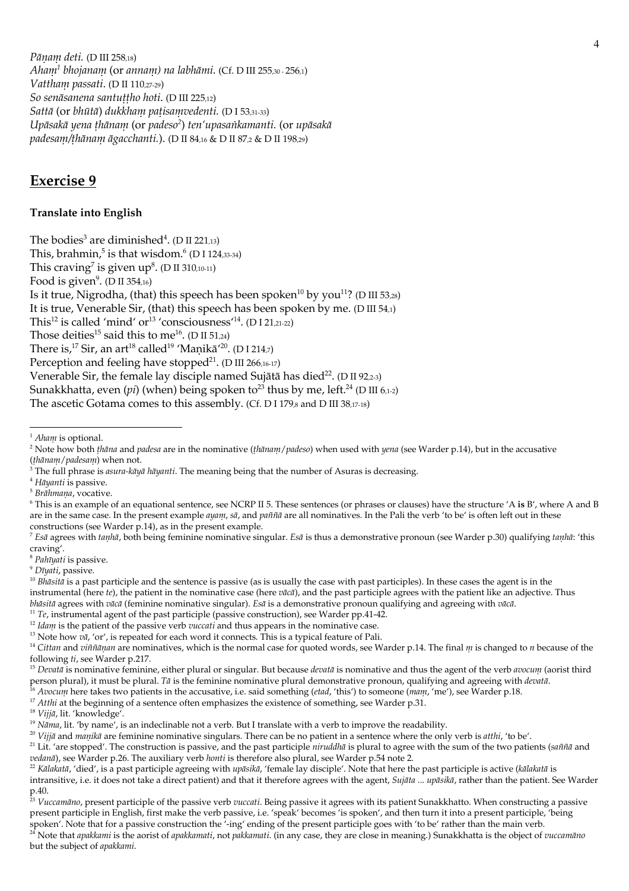*Pāṇaṃ deti.* (D III 258,18)
*Ahaṃ*[1] *bhojanaṃ* (or *annaṃ) na labhāmi.* (Cf. D III 255,30 - 256,1)
*Vatthaṃ passati.* (D II 110,27-29)
*So senāsanena santuṭṭho hoti.* (D III 225,12)
*Sattā* (or *bhūtā*) *dukkhaṃ paṭisaṃvedenti.* (D I 53,31-33)
*Upāsakā yena ṭhānaṃ* (or *padeso*[2]) *ten'upasaṅkamanti.* (or *upāsakā padesaṃ/ṭhānaṃ āgacchanti.*). (D II 84,16 & D II 87,2 & D II 198,29)

## Exercise 9

**Translate into English**

The bodies[3] are diminished[4]. (D II 221,13)
This, brahmin,[5] is that wisdom.[6] (D I 124,33-34)
This craving[7] is given up[8]. (D II 310,10-11)
Food is given[9]. (D II 354,16)
Is it true, Nigrodha, (that) this speech has been spoken[10] by you[11]? (D III 53,28)
It is true, Venerable Sir, (that) this speech has been spoken by me. (D III 54,1)
This[12] is called 'mind' or[13] 'consciousness'[14]. (D I 21,21-22)
Those deities[15] said this to me[16]. (D II 51,24)
There is,[17] Sir, an art[18] called[19] 'Maṇikā'[20]. (D I 214,7)
Perception and feeling have stopped[21]. (D III 266,16-17)
Venerable Sir, the female lay disciple named Sujātā has died[22]. (D II 92,2-3)
Sunakkhatta, even (*pi*) (when) being spoken to[23] thus by me, left.[24] (D III 6,1-2)
The ascetic Gotama comes to this assembly. (Cf. D I 179,8 and D III 38,17-18)

---

[1] *Ahaṃ* is optional.
[2] Note how both *ṭhāna* and *padesa* are in the nominative (*ṭhānaṃ/padeso*) when used with *yena* (see Warder p.14), but in the accusative (*ṭhānaṃ/padesaṃ*) when not.
[3] The full phrase is *asura-kāyā hāyanti*. The meaning being that the number of Asuras is decreasing.
[4] *Hāyanti* is passive.
[5] *Brāhmaṇa*, vocative.
[6] This is an example of an equational sentence, see NCRP II 5. These sentences (or phrases or clauses) have the structure 'A **is** B', where A and B are in the same case. In the present example *ayaṃ*, *sā*, and *paññā* are all nominatives. In the Pali the verb 'to be' is often left out in these constructions (see Warder p.14), as in the present example.
[7] *Esā* agrees with *taṇhā*, both being feminine nominative singular. *Esā* is thus a demonstrative pronoun (see Warder p.30) qualifying *taṇhā*: 'this craving'.
[8] *Pahīyati* is passive.
[9] *Dīyati*, passive.
[10] *Bhāsitā* is a past participle and the sentence is passive (as is usually the case with past participles). In these cases the agent is in the instrumental (here *te*), the patient in the nominative case (here *vācā*), and the past participle agrees with the patient like an adjective. Thus *bhāsitā* agrees with *vācā* (feminine nominative singular). *Esā* is a demonstrative pronoun qualifying and agreeing with *vācā*.
[11] *Te*, instrumental agent of the past participle (passive construction), see Warder pp.41-42.
[12] *Idaṃ* is the patient of the passive verb *vuccati* and thus appears in the nominative case.
[13] Note how *vā*, 'or', is repeated for each word it connects. This is a typical feature of Pali.
[14] *Cittan* and *viññāṇan* are nominatives, which is the normal case for quoted words, see Warder p.14. The final *ṃ* is changed to *n* because of the following *ti*, see Warder p.217.
[15] *Devatā* is nominative feminine, either plural or singular. But because *devatā* is nominative and thus the agent of the verb *avocuṃ* (aorist third person plural), it must be plural. *Tā* is the feminine nominative plural demonstrative pronoun, qualifying and agreeing with *devatā*.
[16] *Avocuṃ* here takes two patients in the accusative, i.e. said something (*etad*, 'this') to someone (*maṃ*, 'me'), see Warder p.18.
[17] *Atthi* at the beginning of a sentence often emphasizes the existence of something, see Warder p.31.
[18] *Vijjā*, lit. 'knowledge'.
[19] *Nāma*, lit. 'by name', is an indeclinable not a verb. But I translate with a verb to improve the readability.
[20] *Vijjā* and *maṇikā* are feminine nominative singulars. There can be no patient in a sentence where the only verb is *atthi*, 'to be'.
[21] Lit. 'are stopped'. The construction is passive, and the past participle *niruddhā* is plural to agree with the sum of the two patients (*saññā* and *vedanā*), see Warder p.26. The auxiliary verb *honti* is therefore also plural, see Warder p.54 note 2.
[22] *Kālakatā*, 'died', is a past participle agreeing with *upāsikā*, 'female lay disciple'. Note that here the past participle is active (*kālakatā* is intransitive, i.e. it does not take a direct patient) and that it therefore agrees with the agent, *Sujāta ... upāsikā*, rather than the patient. See Warder p.40.
[23] *Vuccamāno*, present participle of the passive verb *vuccati*. Being passive it agrees with its patient Sunakkhatto. When constructing a passive present participle in English, first make the verb passive, i.e. 'speak' becomes 'is spoken', and then turn it into a present participle, 'being spoken'. Note that for a passive construction the '-ing' ending of the present participle goes with 'to be' rather than the main verb.
[24] Note that *apakkami* is the aorist of *apakkamati*, not *pakkamati*. (in any case, they are close in meaning.) Sunakkhatta is the object of *vuccamāno* but the subject of *apakkami*.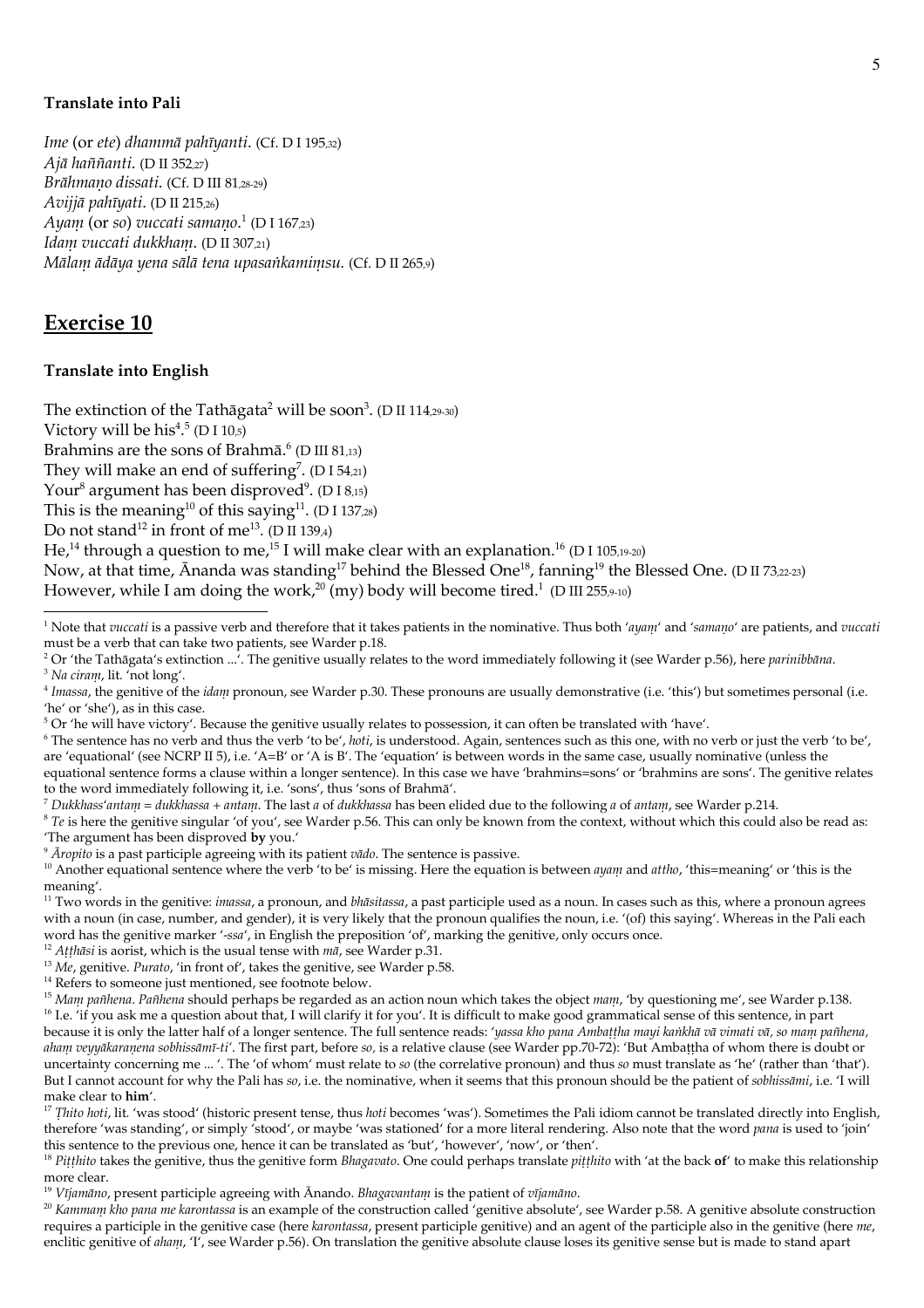**Translate into Pali**

*Ime* (or *ete*) *dhammā pahīyanti*. (Cf. D I 195,32)
*Ajā haññanti*. (D II 352,27)
*Brāhmaṇo dissati*. (Cf. D III 81,28-29)
*Avijjā pahīyati*. (D II 215,26)
*Ayaṃ* (or *so*) *vuccati samaṇo*.[1] (D I 167,23)
*Idaṃ vuccati dukkhaṃ*. (D II 307,21)
*Mālaṃ ādāya yena sālā tena upasaṅkamiṃsu*. (Cf. D II 265,9)

## Exercise 10

**Translate into English**

The extinction of the Tathāgata[2] will be soon[3]. (D II 114,29-30)
Victory will be his[4].[5] (D I 10,5)
Brahmins are the sons of Brahmā.[6] (D III 81,13)
They will make an end of suffering[7]. (D I 54,21)
Your[8] argument has been disproved[9]. (D I 8,15)
This is the meaning[10] of this saying[11]. (D I 137,28)
Do not stand[12] in front of me[13]. (D II 139,4)
He,[14] through a question to me,[15] I will make clear with an explanation.[16] (D I 105,19-20)
Now, at that time, Ānanda was standing[17] behind the Blessed One[18], fanning[19] the Blessed One. (D II 73,22-23)
However, while I am doing the work,[20] (my) body will become tired.[1] (D III 255,9-10)

---

[1] Note that *vuccati* is a passive verb and therefore that it takes patients in the nominative. Thus both '*ayaṃ*' and '*samaṇo*' are patients, and *vuccati* must be a verb that can take two patients, see Warder p.18.

[2] Or 'the Tathāgata's extinction ...'. The genitive usually relates to the word immediately following it (see Warder p.56), here *parinibbāna*.

[3] *Na ciraṃ*, lit. 'not long'.

[4] *Imassa*, the genitive of the *idaṃ* pronoun, see Warder p.30. These pronouns are usually demonstrative (i.e. 'this') but sometimes personal (i.e. 'he' or 'she'), as in this case.

[5] Or 'he will have victory'. Because the genitive usually relates to possession, it can often be translated with 'have'.

[6] The sentence has no verb and thus the verb 'to be', *hoti*, is understood. Again, sentences such as this one, with no verb or just the verb 'to be', are 'equational' (see NCRP II 5), i.e. 'A=B' or 'A is B'. The 'equation' is between words in the same case, usually nominative (unless the equational sentence forms a clause within a longer sentence). In this case we have 'brahmins=sons' or 'brahmins are sons'. The genitive relates to the word immediately following it, i.e. 'sons', thus 'sons of Brahmā'.

[7] *Dukkhass'antaṃ* = *dukkhassa* + *antaṃ*. The last *a* of *dukkhassa* has been elided due to the following *a* of *antaṃ*, see Warder p.214.

[8] *Te* is here the genitive singular 'of you', see Warder p.56. This can only be known from the context, without which this could also be read as: 'The argument has been disproved **by** you.'

[9] *Āropito* is a past participle agreeing with its patient *vādo*. The sentence is passive.

[10] Another equational sentence where the verb 'to be' is missing. Here the equation is between *ayaṃ* and *attho*, 'this=meaning' or 'this is the meaning'.

[11] Two words in the genitive: *imassa*, a pronoun, and *bhāsitassa*, a past participle used as a noun. In cases such as this, where a pronoun agrees with a noun (in case, number, and gender), it is very likely that the pronoun qualifies the noun, i.e. '(of) this saying'. Whereas in the Pali each word has the genitive marker '-*ssa*', in English the preposition 'of', marking the genitive, only occurs once.

[12] *Aṭṭhāsi* is aorist, which is the usual tense with *mā*, see Warder p.31.

[13] *Me*, genitive. *Purato*, 'in front of', takes the genitive, see Warder p.58.

[14] Refers to someone just mentioned, see footnote below.

[15] *Maṃ pañhena*. *Pañhena* should perhaps be regarded as an action noun which takes the object *maṃ*, 'by questioning me', see Warder p.138.

[16] I.e. 'if you ask me a question about that, I will clarify it for you'. It is difficult to make good grammatical sense of this sentence, in part because it is only the latter half of a longer sentence. The full sentence reads: '*yassa kho pana Ambaṭṭha mayi kaṅkhā vā vimati vā, so maṃ pañhena, ahaṃ veyyākaraṇena sobhissāmī-ti*'. The first part, before *so*, is a relative clause (see Warder pp.70-72): 'But Ambaṭṭha of whom there is doubt or uncertainty concerning me ... '. The 'of whom' must relate to *so* (the correlative pronoun) and thus *so* must translate as 'he' (rather than 'that'). But I cannot account for why the Pali has *so*, i.e. the nominative, when it seems that this pronoun should be the patient of *sobhissāmi*, i.e. 'I will make clear to **him**'.

[17] *Ṭhito hoti*, lit. 'was stood' (historic present tense, thus *hoti* becomes 'was'). Sometimes the Pali idiom cannot be translated directly into English, therefore 'was standing', or simply 'stood', or maybe 'was stationed' for a more literal rendering. Also note that the word *pana* is used to 'join' this sentence to the previous one, hence it can be translated as 'but', 'however', 'now', or 'then'.

[18] *Piṭṭhito* takes the genitive, thus the genitive form *Bhagavato*. One could perhaps translate *piṭṭhito* with 'at the back **of**' to make this relationship more clear.

[19] *Vījamāno*, present participle agreeing with Ānando. *Bhagavantaṃ* is the patient of *vījamāno*.

[20] *Kammaṃ kho pana me karontassa* is an example of the construction called 'genitive absolute', see Warder p.58. A genitive absolute construction requires a participle in the genitive case (here *karontassa*, present participle genitive) and an agent of the participle also in the genitive (here *me*, enclitic genitive of *ahaṃ*, 'I', see Warder p.56). On translation the genitive absolute clause loses its genitive sense but is made to stand apart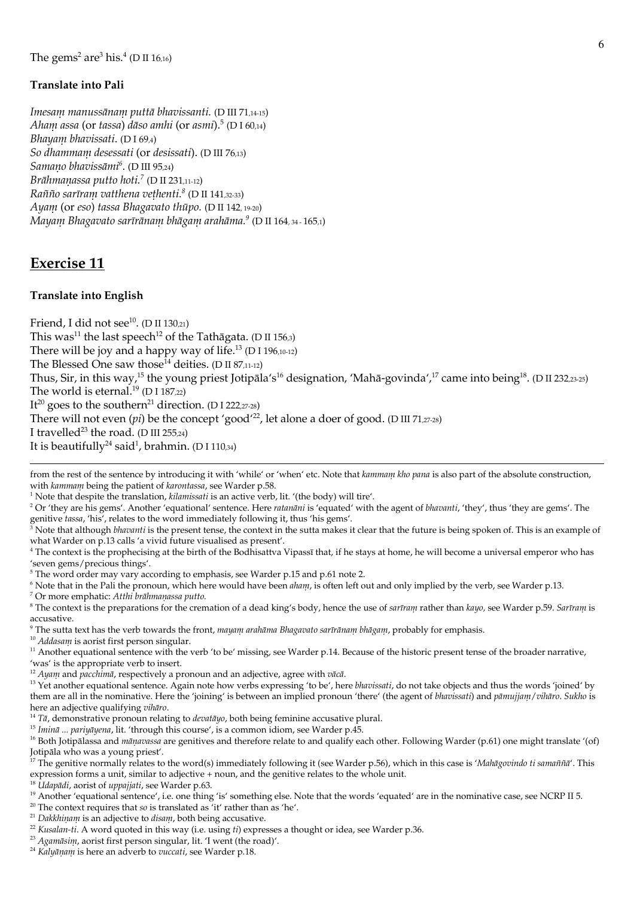The gems[2] are[3] his.[4] (D II 16,16)

**Translate into Pali**

*Imesaṃ manussānaṃ puttā bhavissanti.* (D III 71,14-15)
*Ahaṃ assa* (or *tassa*) *dāso amhi* (or *asmi*).[5] (D I 60,14)
*Bhayaṃ bhavissati.* (D I 69,4)
*So dhammaṃ desessati* (or *desissati*). (D III 76,13)
*Samaṇo bhavissāmi*[6]. (D III 95,24)
*Brāhmaṇassa putto hoti.*[7] (D II 231,11-12)
*Rañño sarīraṃ vatthena veṭhenti.*[8] (D II 141,32-33)
*Ayaṃ* (or *eso*) *tassa Bhagavato thūpo.* (D II 142, 19-20)
*Mayaṃ Bhagavato sarīrānaṃ bhāgaṃ arahāma.*[9] (D II 164, 34 - 165,1)

## Exercise 11

**Translate into English**

Friend, I did not see[10]. (D II 130,21)
This was[11] the last speech[12] of the Tathāgata. (D II 156,3)
There will be joy and a happy way of life.[13] (D I 196,10-12)
The Blessed One saw those[14] deities. (D II 87,11-12)
Thus, Sir, in this way,[15] the young priest Jotipāla's[16] designation, 'Mahā-govinda',[17] came into being[18]. (D II 232,23-25)
The world is eternal.[19] (D I 187,22)
It[20] goes to the southern[21] direction. (D I 222,27-28)
There will not even (*pi*) be the concept 'good'[22], let alone a doer of good. (D III 71,27-28)
I travelled[23] the road. (D III 255,24)
It is beautifully[24] said[1], brahmin. (D I 110,34)

---

from the rest of the sentence by introducing it with 'while' or 'when' etc. Note that *kammaṃ kho pana* is also part of the absolute construction, with *kammaṃ* being the patient of *karontassa*, see Warder p.58.

[1] Note that despite the translation, *kilamissati* is an active verb, lit. '(the body) will tire'.

[2] Or 'they are his gems'. Another 'equational' sentence. Here *ratanāni* is 'equated' with the agent of *bhavanti*, 'they', thus 'they are gems'. The genitive *tassa*, 'his', relates to the word immediately following it, thus 'his gems'.

[3] Note that although *bhavanti* is the present tense, the context in the sutta makes it clear that the future is being spoken of. This is an example of what Warder on p.13 calls 'a vivid future visualised as present'.

[4] The context is the prophecising at the birth of the Bodhisattva Vipassī that, if he stays at home, he will become a universal emperor who has 'seven gems/precious things'.

[5] The word order may vary according to emphasis, see Warder p.15 and p.61 note 2.

[6] Note that in the Pali the pronoun, which here would have been *ahaṃ*, is often left out and only implied by the verb, see Warder p.13.

[7] Or more emphatic: *Atthi brāhmaṇassa putto.*

[8] The context is the preparations for the cremation of a dead king's body, hence the use of *sarīraṃ* rather than *kayo*, see Warder p.59. *Sarīraṃ* is accusative.

[9] The sutta text has the verb towards the front, *mayaṃ arahāma Bhagavato sarīrānaṃ bhāgaṃ*, probably for emphasis.

[10] *Addasaṃ* is aorist first person singular.

[11] Another equational sentence with the verb 'to be' missing, see Warder p.14. Because of the historic present tense of the broader narrative, 'was' is the appropriate verb to insert.

[12] *Ayaṃ* and *pacchimā*, respectively a pronoun and an adjective, agree with *vācā*.

[13] Yet another equational sentence. Again note how verbs expressing 'to be', here *bhavissati*, do not take objects and thus the words 'joined' by them are all in the nominative. Here the 'joining' is between an implied pronoun 'there' (the agent of *bhavissati*) and *pāmujjaṃ*/*vihāro*. *Sukho* is here an adjective qualifying *vihāro*.

[14] *Tā*, demonstrative pronoun relating to *devatāyo*, both being feminine accusative plural.

[15] *Iminā ... pariyāyena*, lit. 'through this course', is a common idiom, see Warder p.45.

[16] Both Jotipālassa and *māṇavassa* are genitives and therefore relate to and qualify each other. Following Warder (p.61) one might translate '(of) Jotipāla who was a young priest'.

[17] The genitive normally relates to the word(s) immediately following it (see Warder p.56), which in this case is '*Mahāgovindo ti samaññā*'. This expression forms a unit, similar to adjective + noun, and the genitive relates to the whole unit.

[18] *Udapādi*, aorist of *uppajjati*, see Warder p.63.

[19] Another 'equational sentence', i.e. one thing 'is' something else. Note that the words 'equated' are in the nominative case, see NCRP II 5.

[20] The context requires that *so* is translated as 'it' rather than as 'he'.

[21] *Dakkhiṇaṃ* is an adjective to *disaṃ*, both being accusative.

[22] *Kusalan-ti*. A word quoted in this way (i.e. using *ti*) expresses a thought or idea, see Warder p.36.

[23] *Agamāsiṃ*, aorist first person singular, lit. 'I went (the road)'.

[24] *Kalyāṇaṃ* is here an adverb to *vuccati*, see Warder p.18.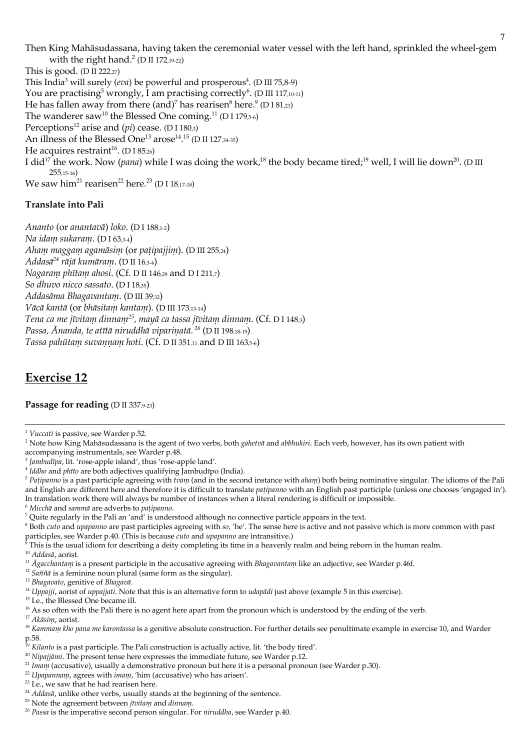Then King Mahāsudassana, having taken the ceremonial water vessel with the left hand, sprinkled the wheel-gem with the right hand.[2] (D II 172,19-22)

This is good. (D II 222,27)

This India[3] will surely (*eva*) be powerful and prosperous[4]. (D III 75,8-9)

You are practising[5] wrongly, I am practising correctly[6]. (D III 117,10-11)

He has fallen away from there (and)[7] has rearisen[8] here.[9] (D I 81,23)

The wanderer saw[10] the Blessed One coming.[11] (D I 179,5-6)

Perceptions[12] arise and (*pi*) cease. (D I 180,3)

An illness of the Blessed One[13] arose[14].[15] (D II 127,34-35)

He acquires restraint[16]. (D I 85,26)

I did[17] the work. Now (*pana*) while I was doing the work,[18] the body became tired;[19] well, I will lie down[20]. (D III 255,15-16)

We saw him[21] rearisen[22] here.[23] (D I 18,17-18)

**Translate into Pali**

*Ananto* (or *anantavā*) *loko*. (D I 188,1-2)

*Na idaṃ sukaraṃ*. (D I 63,3-4)

*Ahaṃ maggaṃ agamāsiṃ* (or *paṭipajjiṃ*). (D III 255,24)

*Addasā[24] rājā kumāraṃ*. (D II 16,3-4)

*Nagaraṃ phītaṃ ahosi*. (Cf. D II 146,29 and D I 211,7)

*So dhuvo nicco sassato*. (D I 18,35)

*Addasāma Bhagavantaṃ*. (D III 39,32)

*Vācā kantā* (or *bhāsitaṃ kantaṃ*). (D III 173,13-14)

*Tena ca me jīvitaṃ dinnaṃ[25], mayā ca tassa jīvitaṃ dinnaṃ*. (Cf. D I 148,3)

*Passa, Ānanda, te atītā niruddhā vipariṇatā.[26]* (D II 198,18-19)

*Tassa pahūtaṃ suvaṇṇaṃ hoti*. (Cf. D II 351,11 and D III 163,5-6)

## Exercise 12

**Passage for reading** (D II 337,9-23)

---

[1] *Vuccati* is passive, see Warder p.52.

[2] Note how King Mahāsudassana is the agent of two verbs, both *gahetvā* and *abbhukiri*. Each verb, however, has its own patient with accompanying instrumentals, see Warder p.48.

[3] *Jambudīpa*, lit. 'rose-apple island', thus 'rose-apple land'.

[4] *Iddho* and *phīto* are both adjectives qualifying Jambudīpo (India).

[5] *Paṭipanno* is a past participle agreeing with *tvaṃ* (and in the second instance with *ahaṃ*) both being nominative singular. The idioms of the Pali and English are different here and therefore it is difficult to translate *paṭipanno* with an English past participle (unless one chooses 'engaged in'). In translation work there will always be number of instances when a literal rendering is difficult or impossible.

[6] *Micchā* and *sammā* are adverbs to *paṭipanno*.

[7] Quite regularly in the Pali an 'and' is understood although no connective particle appears in the text.

[8] Both *cuto* and *upapanno* are past participles agreeing with *so*, 'he'. The sense here is active and not passive which is more common with past participles, see Warder p.40. (This is because *cuto* and *upapanno* are intransitive.)

[9] This is the usual idiom for describing a deity completing its time in a heavenly realm and being reborn in the human realm.

[10] *Addasā*, aorist.

[11] *Āgacchantaṃ* is a present participle in the accusative agreeing with *Bhagavantaṃ* like an adjective, see Warder p.46f.

[12] *Saññā* is a feminine noun plural (same form as the singular).

[13] *Bhagavato*, genitive of *Bhagavā*.

[14] *Uppajji*, aorist of *uppajjati*. Note that this is an alternative form to *udapādi* just above (example 5 in this exercise).

[15] I.e., the Blessed One became ill.

[16] As so often with the Pali there is no agent here apart from the pronoun which is understood by the ending of the verb.

[17] *Akāsiṃ*, aorist.

[18] *Kammaṃ kho pana me karontassa* is a genitive absolute construction. For further details see penultimate example in exercise 10, and Warder p.58.

[19] *Kilanto* is a past participle. The Pali construction is actually active, lit. 'the body tired'.

[20] *Nipajjāmi*. The present tense here expresses the immediate future, see Warder p.12.

[21] *Imaṃ* (accusative), usually a demonstrative pronoun but here it is a personal pronoun (see Warder p.30).

[22] *Upapannaṃ*, agrees with *imaṃ*, 'him (accusative) who has arisen'.

[23] I.e., we saw that he had rearisen here.

[24] *Addasā*, unlike other verbs, usually stands at the beginning of the sentence.

[25] Note the agreement between *jīvitaṃ* and *dinnaṃ*.

[26] *Passa* is the imperative second person singular. For *niruddha*, see Warder p.40.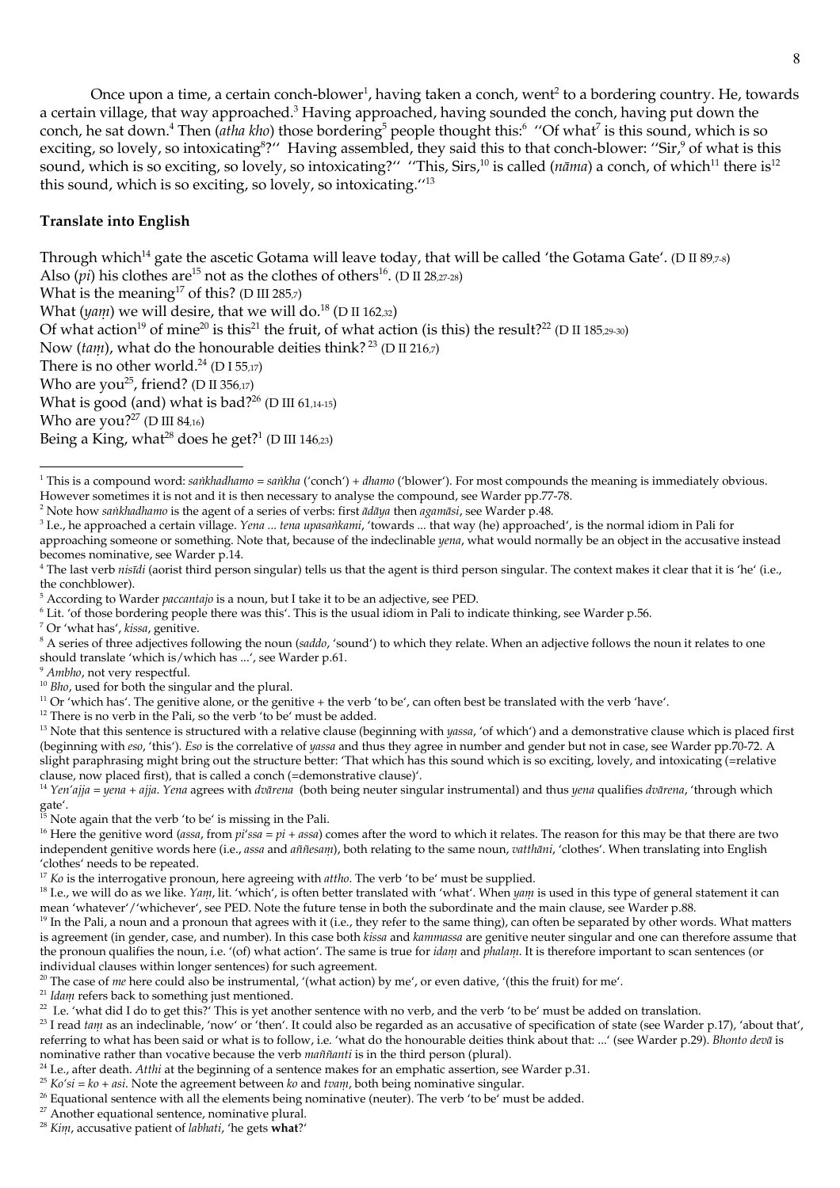Once upon a time, a certain conch-blower[1], having taken a conch, went[2] to a bordering country. He, towards a certain village, that way approached.[3] Having approached, having sounded the conch, having put down the conch, he sat down.[4] Then (*atha kho*) those bordering[5] people thought this:[6] "Of what[7] is this sound, which is so exciting, so lovely, so intoxicating[8]?" Having assembled, they said this to that conch-blower: "Sir,[9] of what is this sound, which is so exciting, so lovely, so intoxicating?" "This, Sirs,[10] is called (*nāma*) a conch, of which[11] there is[12] this sound, which is so exciting, so lovely, so intoxicating."[13]

**Translate into English**

Through which[14] gate the ascetic Gotama will leave today, that will be called 'the Gotama Gate'. (D II 89,7-8)
Also (*pi*) his clothes are[15] not as the clothes of others[16]. (D II 28,27-28)
What is the meaning[17] of this? (D III 285,7)
What (*yaṃ*) we will desire, that we will do.[18] (D II 162,32)
Of what action[19] of mine[20] is this[21] the fruit, of what action (is this) the result?[22] (D II 185,29-30)
Now (*taṃ*), what do the honourable deities think? [23] (D II 216,7)
There is no other world.[24] (D I 55,17)
Who are you[25], friend? (D II 356,17)
What is good (and) what is bad?[26] (D III 61,14-15)
Who are you?[27] (D III 84,16)
Being a King, what[28] does he get?[1] (D III 146,23)

---

[1] This is a compound word: *saṅkhadhamo* = *saṅkha* ('conch') + *dhamo* ('blower'). For most compounds the meaning is immediately obvious. However sometimes it is not and it is then necessary to analyse the compound, see Warder pp.77-78.
[2] Note how *saṅkhadhamo* is the agent of a series of verbs: first *ādāya* then *agamāsi*, see Warder p.48.
[3] I.e., he approached a certain village. *Yena ... tena upasaṅkami*, 'towards ... that way (he) approached', is the normal idiom in Pali for approaching someone or something. Note that, because of the indeclinable *yena*, what would normally be an object in the accusative instead becomes nominative, see Warder p.14.
[4] The last verb *nisīdi* (aorist third person singular) tells us that the agent is third person singular. The context makes it clear that it is 'he' (i.e., the conchblower).
[5] According to Warder *paccantajo* is a noun, but I take it to be an adjective, see PED.
[6] Lit. 'of those bordering people there was this'. This is the usual idiom in Pali to indicate thinking, see Warder p.56.
[7] Or 'what has', *kissa*, genitive.
[8] A series of three adjectives following the noun (*saddo*, 'sound') to which they relate. When an adjective follows the noun it relates to one should translate 'which is/which has ...', see Warder p.61.
[9] *Ambho*, not very respectful.
[10] *Bho*, used for both the singular and the plural.
[11] Or 'which has'. The genitive alone, or the genitive + the verb 'to be', can often best be translated with the verb 'have'.
[12] There is no verb in the Pali, so the verb 'to be' must be added.
[13] Note that this sentence is structured with a relative clause (beginning with *yassa*, 'of which') and a demonstrative clause which is placed first (beginning with *eso*, 'this'). *Eso* is the correlative of *yassa* and thus they agree in number and gender but not in case, see Warder pp.70-72. A slight paraphrasing might bring out the structure better: 'That which has this sound which is so exciting, lovely, and intoxicating (=relative clause, now placed first), that is called a conch (=demonstrative clause)'.
[14] *Yen'ajja* = *yena* + *ajja*. *Yena* agrees with *dvārena* (both being neuter singular instrumental) and thus *yena* qualifies *dvārena*, 'through which gate'.
[15] Note again that the verb 'to be' is missing in the Pali.
[16] Here the genitive word (*assa*, from *pi'ssa* = *pi* + *assa*) comes after the word to which it relates. The reason for this may be that there are two independent genitive words here (i.e., *assa* and *aññesaṃ*), both relating to the same noun, *vatthāni*, 'clothes'. When translating into English 'clothes' needs to be repeated.
[17] *Ko* is the interrogative pronoun, here agreeing with *attho*. The verb 'to be' must be supplied.
[18] I.e., we will do as we like. *Yaṃ*, lit. 'which', is often better translated with 'what'. When *yaṃ* is used in this type of general statement it can mean 'whatever'/'whichever', see PED. Note the future tense in both the subordinate and the main clause, see Warder p.88.
[19] In the Pali, a noun and a pronoun that agrees with it (i.e., they refer to the same thing), can often be separated by other words. What matters is agreement (in gender, case, and number). In this case both *kissa* and *kammassa* are genitive neuter singular and one can therefore assume that the pronoun qualifies the noun, i.e. '(of) what action'. The same is true for *idaṃ* and *phalaṃ*. It is therefore important to scan sentences (or individual clauses within longer sentences) for such agreement.
[20] The case of *me* here could also be instrumental, '(what action) by me', or even dative, '(this the fruit) for me'.
[21] *Idaṃ* refers back to something just mentioned.
[22] I.e. 'what did I do to get this?' This is yet another sentence with no verb, and the verb 'to be' must be added on translation.
[23] I read *taṃ* as an indeclinable, 'now' or 'then'. It could also be regarded as an accusative of specification of state (see Warder p.17), 'about that', referring to what has been said or what is to follow, i.e. 'what do the honourable deities think about that: ...' (see Warder p.29). *Bhonto devā* is nominative rather than vocative because the verb *maññanti* is in the third person (plural).
[24] I.e., after death. *Atthi* at the beginning of a sentence makes for an emphatic assertion, see Warder p.31.
[25] *Ko'si* = *ko* + *asi*. Note the agreement between *ko* and *tvaṃ*, both being nominative singular.
[26] Equational sentence with all the elements being nominative (neuter). The verb 'to be' must be added.
[27] Another equational sentence, nominative plural.
[28] *Kiṃ*, accusative patient of *labhati*, 'he gets **what**?'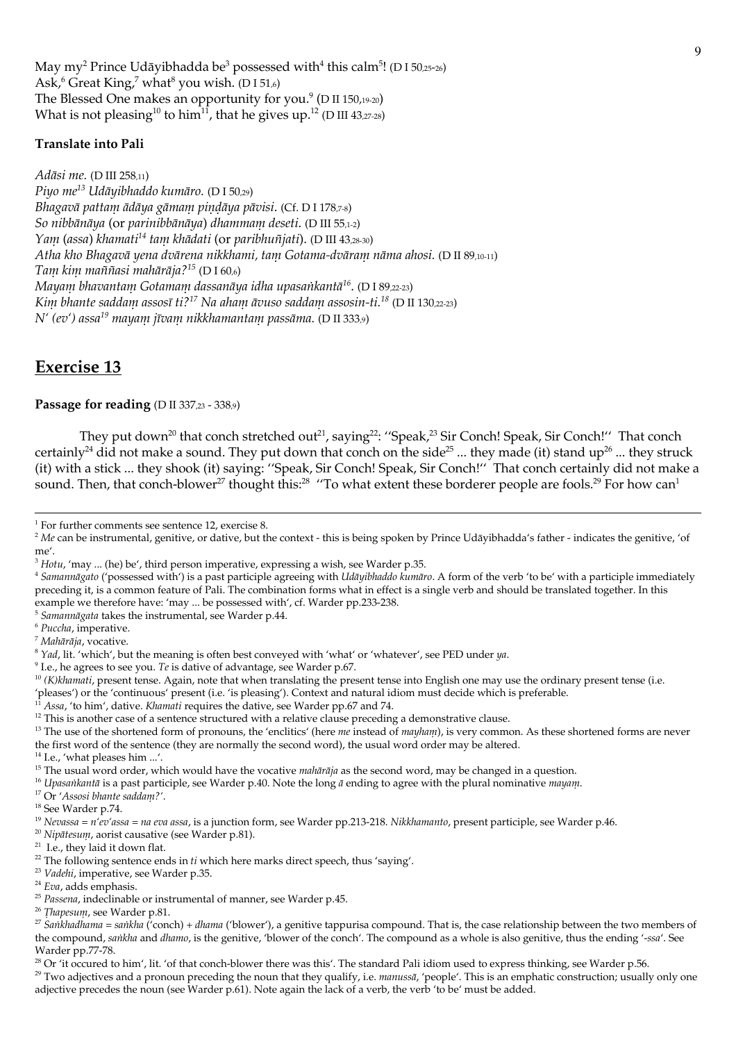May my[2] Prince Udāyibhadda be[3] possessed with[4] this calm[5]! (D I 50,25-26)
Ask,[6] Great King,[7] what[8] you wish. (D I 51,6)
The Blessed One makes an opportunity for you.[9] (D II 150,19-20)
What is not pleasing[10] to him[11], that he gives up.[12] (D III 43,27-28)

**Translate into Pali**

*Adāsi me.* (D III 258,11)
*Piyo me[13] Udāyibhaddo kumāro.* (D I 50,29)
*Bhagavā pattaṃ ādāya gāmaṃ piṇḍāya pāvisi.* (Cf. D I 178,7-8)
*So nibbānāya* (or *parinibbānāya*) *dhammaṃ deseti.* (D III 55,1-2)
*Yaṃ* (*assa*) *khamati[14] taṃ khādati* (or *paribhuñjati*). (D III 43,28-30)
*Atha kho Bhagavā yena dvārena nikkhami, taṃ Gotama-dvāraṃ nāma ahosi.* (D II 89,10-11)
*Taṃ kiṃ maññasi mahārāja?[15]* (D I 60,6)
*Mayaṃ bhavantaṃ Gotamaṃ dassanāya idha upasaṅkantā[16].* (D I 89,22-23)
*Kiṃ bhante saddaṃ assosī ti?[17] Na ahaṃ āvuso saddaṃ assosin-ti.[18]* (D II 130,22-23)
*N' (ev') assa[19] mayaṃ jīvaṃ nikkhamantaṃ passāma.* (D II 333,9)

## Exercise 13

**Passage for reading** (D II 337,23 - 338,9)

They put down[20] that conch stretched out[21], saying[22]: "Speak,[23] Sir Conch! Speak, Sir Conch!" That conch certainly[24] did not make a sound. They put down that conch on the side[25] ... they made (it) stand up[26] ... they struck (it) with a stick ... they shook (it) saying: "Speak, Sir Conch! Speak, Sir Conch!" That conch certainly did not make a sound. Then, that conch-blower[27] thought this:[28] "To what extent these borderer people are fools.[29] For how can[1]

---

[1] For further comments see sentence 12, exercise 8.
[2] *Me* can be instrumental, genitive, or dative, but the context - this is being spoken by Prince Udāyibhadda's father - indicates the genitive, 'of me'.
[3] *Hotu*, 'may ... (he) be', third person imperative, expressing a wish, see Warder p.35.
[4] *Samannāgato* ('possessed with') is a past participle agreeing with *Udāyibhaddo kumāro*. A form of the verb 'to be' with a participle immediately preceding it, is a common feature of Pali. The combination forms what in effect is a single verb and should be translated together. In this example we therefore have: 'may ... be possessed with', cf. Warder pp.233-238.
[5] *Samannāgata* takes the instrumental, see Warder p.44.
[6] *Puccha*, imperative.
[7] *Mahārāja*, vocative.
[8] *Yad*, lit. 'which', but the meaning is often best conveyed with 'what' or 'whatever', see PED under *ya*.
[9] I.e., he agrees to see you. *Te* is dative of advantage, see Warder p.67.
[10] *(K)khamati*, present tense. Again, note that when translating the present tense into English one may use the ordinary present tense (i.e. 'pleases') or the 'continuous' present (i.e. 'is pleasing'). Context and natural idiom must decide which is preferable.
[11] *Assa*, 'to him', dative. *Khamati* requires the dative, see Warder pp.67 and 74.
[12] This is another case of a sentence structured with a relative clause preceding a demonstrative clause.
[13] The use of the shortened form of pronouns, the 'enclitics' (here *me* instead of *mayhaṃ*), is very common. As these shortened forms are never the first word of the sentence (they are normally the second word), the usual word order may be altered.
[14] I.e., 'what pleases him ...'.
[15] The usual word order, which would have the vocative *mahārāja* as the second word, may be changed in a question.
[16] *Upasaṅkantā* is a past participle, see Warder p.40. Note the long *ā* ending to agree with the plural nominative *mayaṃ*.
[17] Or '*Assosi bhante saddaṃ?*'.
[18] See Warder p.74.
[19] *Nevassa* = *n'ev'assa* = *na eva assa*, is a junction form, see Warder pp.213-218. *Nikkhamanto*, present participle, see Warder p.46.
[20] *Nipātesuṃ*, aorist causative (see Warder p.81).
[21] I.e., they laid it down flat.
[22] The following sentence ends in *ti* which here marks direct speech, thus 'saying'.
[23] *Vadehi*, imperative, see Warder p.35.
[24] *Eva*, adds emphasis.
[25] *Passena*, indeclinable or instrumental of manner, see Warder p.45.
[26] *Ṭhapesuṃ*, see Warder p.81.
[27] *Saṅkhadhama* = *saṅkha* ('conch) + *dhama* ('blower'), a genitive tappurisa compound. That is, the case relationship between the two members of the compound, *saṅkha* and *dhamo*, is the genitive, 'blower of the conch'. The compound as a whole is also genitive, thus the ending '-*ssa*'. See Warder pp.77-78.
[28] Or 'it occured to him', lit. 'of that conch-blower there was this'. The standard Pali idiom used to express thinking, see Warder p.56.
[29] Two adjectives and a pronoun preceding the noun that they qualify, i.e. *manussā*, 'people'. This is an emphatic construction; usually only one adjective precedes the noun (see Warder p.61). Note again the lack of a verb, the verb 'to be' must be added.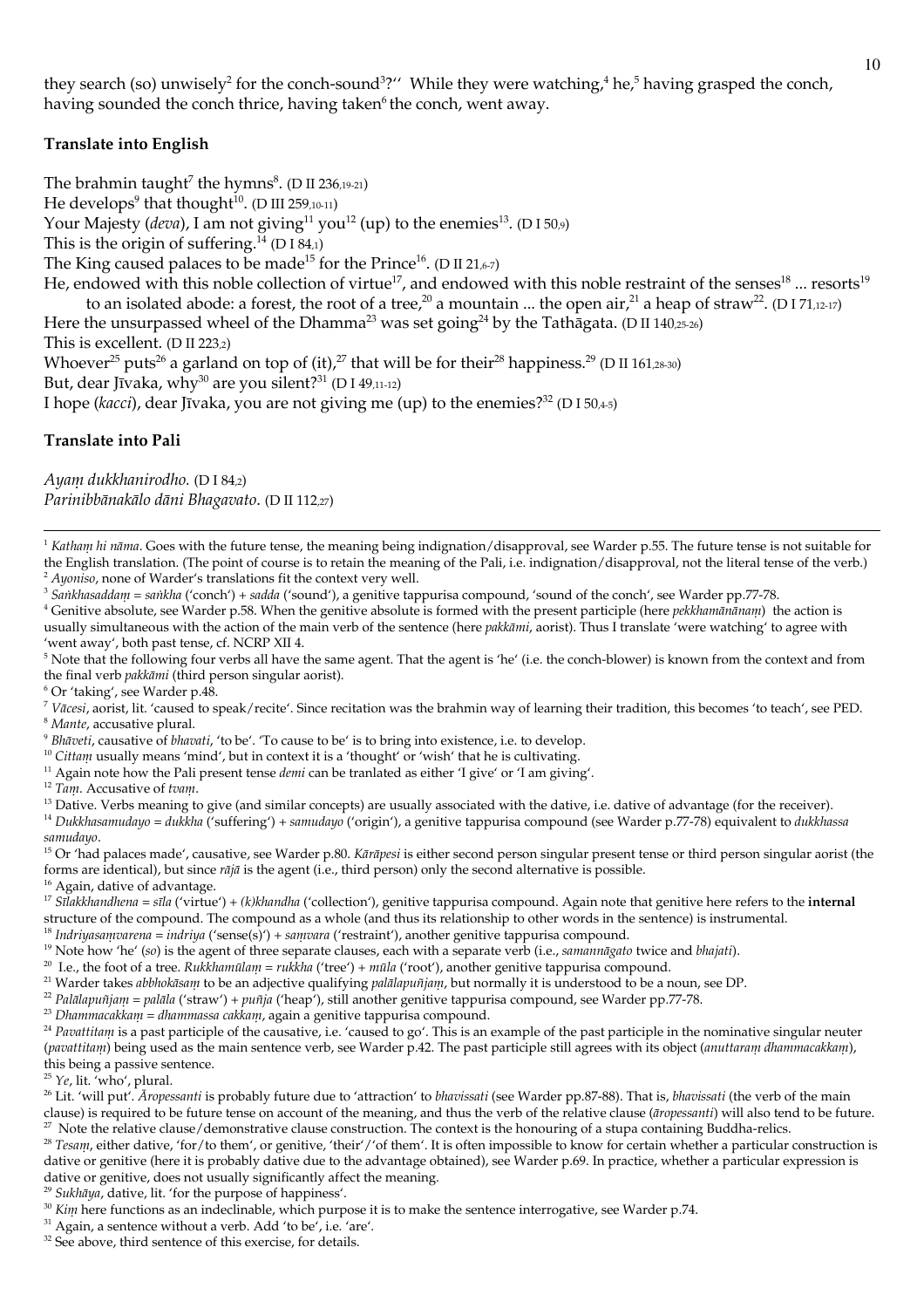they search (so) unwisely[2] for the conch-sound[3]?'' While they were watching,[4] he,[5] having grasped the conch, having sounded the conch thrice, having taken[6] the conch, went away.

### Translate into English

The brahmin taught[7] the hymns[8]. (D II 236,19-21)
He develops[9] that thought[10]. (D III 259,10-11)
Your Majesty (*deva*), I am not giving[11] you[12] (up) to the enemies[13]. (D I 50,9)
This is the origin of suffering.[14] (D I 84,1)
The King caused palaces to be made[15] for the Prince[16]. (D II 21,6-7)
He, endowed with this noble collection of virtue[17], and endowed with this noble restraint of the senses[18] ... resorts[19] to an isolated abode: a forest, the root of a tree,[20] a mountain ... the open air,[21] a heap of straw[22]. (D I 71,12-17)
Here the unsurpassed wheel of the Dhamma[23] was set going[24] by the Tathāgata. (D II 140,25-26)
This is excellent. (D II 223,2)
Whoever[25] puts[26] a garland on top of (it),[27] that will be for their[28] happiness.[29] (D II 161,28-30)
But, dear Jīvaka, why[30] are you silent?[31] (D I 49,11-12)
I hope (*kacci*), dear Jīvaka, you are not giving me (up) to the enemies?[32] (D I 50,4-5)

### Translate into Pali

*Ayaṃ dukkhanirodho.* (D I 84,2)
*Parinibbānakālo dāni Bhagavato.* (D II 112,27)

---

[1] *Kathaṃ hi nāma*. Goes with the future tense, the meaning being indignation/disapproval, see Warder p.55. The future tense is not suitable for the English translation. (The point of course is to retain the meaning of the Pali, i.e. indignation/disapproval, not the literal tense of the verb.)
[2] *Ayoniso*, none of Warder's translations fit the context very well.
[3] *Saṅkhasaddaṃ = saṅkha* ('conch') + *sadda* ('sound'), a genitive tappurisa compound, 'sound of the conch', see Warder pp.77-78.
[4] Genitive absolute, see Warder p.58. When the genitive absolute is formed with the present participle (here *pekkhamānānaṃ*) the action is usually simultaneous with the action of the main verb of the sentence (here *pakkāmi*, aorist). Thus I translate 'were watching' to agree with 'went away', both past tense, cf. NCRP XII 4.
[5] Note that the following four verbs all have the same agent. That the agent is 'he' (i.e. the conch-blower) is known from the context and from the final verb *pakkāmi* (third person singular aorist).
[6] Or 'taking', see Warder p.48.
[7] *Vācesi*, aorist, lit. 'caused to speak/recite'. Since recitation was the brahmin way of learning their tradition, this becomes 'to teach', see PED.
[8] *Mante*, accusative plural.
[9] *Bhāveti*, causative of *bhavati*, 'to be'. 'To cause to be' is to bring into existence, i.e. to develop.
[10] *Cittaṃ* usually means 'mind', but in context it is a 'thought' or 'wish' that he is cultivating.
[11] Again note how the Pali present tense *demi* can be tranlated as either 'I give' or 'I am giving'.
[12] *Taṃ*. Accusative of *tvaṃ*.
[13] Dative. Verbs meaning to give (and similar concepts) are usually associated with the dative, i.e. dative of advantage (for the receiver).
[14] *Dukkhasamudayo = dukkha* ('suffering') + *samudayo* ('origin'), a genitive tappurisa compound (see Warder p.77-78) equivalent to *dukkhassa samudayo*.
[15] Or 'had palaces made', causative, see Warder p.80. *Kārāpesi* is either second person singular present tense or third person singular aorist (the forms are identical), but since *rājā* is the agent (i.e., third person) only the second alternative is possible.
[16] Again, dative of advantage.
[17] *Sīlakkhandhena = sīla* ('virtue') + *(k)khandha* ('collection'), genitive tappurisa compound. Again note that genitive here refers to the **internal** structure of the compound. The compound as a whole (and thus its relationship to other words in the sentence) is instrumental.
[18] *Indriyasaṃvarena = indriya* ('sense(s)') + *saṃvara* ('restraint'), another genitive tappurisa compound.
[19] Note how 'he' (*so*) is the agent of three separate clauses, each with a separate verb (i.e., *samannāgato* twice and *bhajati*).
[20] I.e., the foot of a tree. *Rukkhamūlaṃ = rukkha* ('tree') + *mūla* ('root'), another genitive tappurisa compound.
[21] Warder takes *abbhokāsaṃ* to be an adjective qualifying *palālapuñjaṃ*, but normally it is understood to be a noun, see DP.
[22] *Palālapuñjaṃ = palāla* ('straw') + *puñja* ('heap'), still another genitive tappurisa compound, see Warder pp.77-78.
[23] *Dhammacakkaṃ = dhammassa cakkaṃ*, again a genitive tappurisa compound.
[24] *Pavattitaṃ* is a past participle of the causative, i.e. 'caused to go'. This is an example of the past participle in the nominative singular neuter (*pavattitaṃ*) being used as the main sentence verb, see Warder p.42. The past participle still agrees with its object (*anuttaraṃ dhammacakkaṃ*), this being a passive sentence.
[25] *Ye*, lit. 'who', plural.
[26] Lit. 'will put'. *Āropessanti* is probably future due to 'attraction' to *bhavissati* (see Warder pp.87-88). That is, *bhavissati* (the verb of the main clause) is required to be future tense on account of the meaning, and thus the verb of the relative clause (*āropessanti*) will also tend to be future.
[27] Note the relative clause/demonstrative clause construction. The context is the honouring of a stupa containing Buddha-relics.
[28] *Tesaṃ*, either dative, 'for/to them', or genitive, 'their'/'of them'. It is often impossible to know for certain whether a particular construction is dative or genitive (here it is probably dative due to the advantage obtained), see Warder p.69. In practice, whether a particular expression is dative or genitive, does not usually significantly affect the meaning.
[29] *Sukhāya*, dative, lit. 'for the purpose of happiness'.
[30] *Kiṃ* here functions as an indeclinable, which purpose it is to make the sentence interrogative, see Warder p.74.
[31] Again, a sentence without a verb. Add 'to be', i.e. 'are'.
[32] See above, third sentence of this exercise, for details.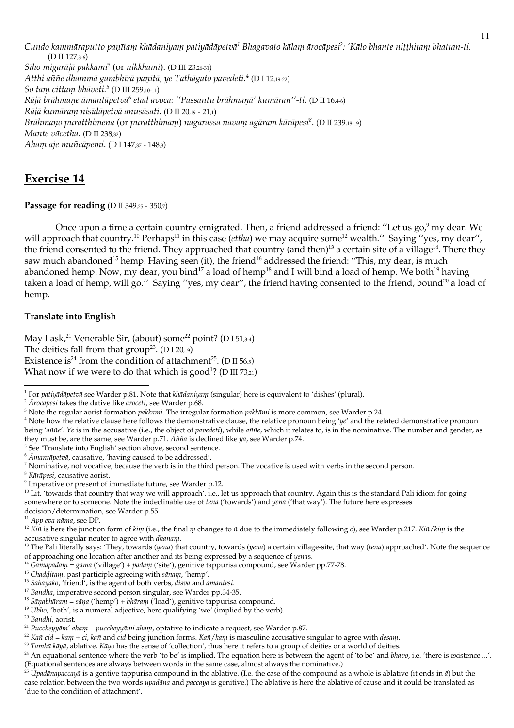*Cundo kammāraputto paṇītaṃ khādaniyaṃ patiyādāpetvā*[1] *Bhagavato kālaṃ ārocāpesi*[2]*: 'Kālo bhante niṭṭhitaṃ bhattan-ti.* (D II 127,3-6)
*Sīho migarājā pakkami*[3] (or *nikkhami*). (D III 23,26-31)
*Atthi aññe dhammā gambhīrā paṇītā, ye Tathāgato pavedeti.*[4] (D I 12,19-22)
*So taṃ cittaṃ bhāveti.*[5] (D III 259,10-11)
*Rājā brāhmaṇe āmantāpetvā*[6] *etad avoca: ''Passantu brāhmaṇā*[7] *kumāran''-ti.* (D II 16,4-6)
*Rājā kumāraṃ nisīdāpetvā anusāsati.* (D II 20,19 - 21,1)
*Brāhmaṇo puratthimena* (or *puratthimaṃ*) *nagarassa navaṃ agāraṃ kārāpesi*[8]. (D II 239,18-19)
*Mante vācetha.* (D II 238,32)
*Ahaṃ aje muñcāpemi.* (D I 147,37 - 148,3)

## Exercise 14

**Passage for reading** (D II 349,25 - 350,7)

Once upon a time a certain country emigrated. Then, a friend addressed a friend: ''Let us go,[9] my dear. We will approach that country.[10] Perhaps[11] in this case (*ettha*) we may acquire some[12] wealth.'' Saying ''yes, my dear'', the friend consented to the friend. They approached that country (and then)[13] a certain site of a village[14]. There they saw much abandoned[15] hemp. Having seen (it), the friend[16] addressed the friend: ''This, my dear, is much abandoned hemp. Now, my dear, you bind[17] a load of hemp[18] and I will bind a load of hemp. We both[19] having taken a load of hemp, will go.'' Saying ''yes, my dear'', the friend having consented to the friend, bound[20] a load of hemp.

**Translate into English**

May I ask,[21] Venerable Sir, (about) some[22] point? (D I 51,3-4)
The deities fall from that group[23]. (D I 20,19)
Existence is[24] from the condition of attachment[25]. (D II 56,5)
What now if we were to do that which is good[1]? (D III 73,21)

---

[1] For *patiyādāpetvā* see Warder p.81. Note that *khādaniyaṃ* (singular) here is equivalent to 'dishes' (plural).
[2] *Ārocāpesi* takes the dative like *āroceti*, see Warder p.68.
[3] Note the regular aorist formation *pakkami*. The irregular formation *pakkāmi* is more common, see Warder p.24.
[4] Note how the relative clause here follows the demonstrative clause, the relative pronoun being '*ye*' and the related demonstrative pronoun being '*aññe*'. *Ye* is in the accusative (i.e., the object of *pavedeti*), while *aññe*, which it relates to, is in the nominative. The number and gender, as they must be, are the same, see Warder p.71. *Añña* is declined like *ya*, see Warder p.74.
[5] See 'Translate into English' section above, second sentence.
[6] *Āmantāpetvā*, causative, 'having caused to be addressed'.
[7] Nominative, not vocative, because the verb is in the third person. The vocative is used with verbs in the second person.
[8] *Kārāpesi*, causative aorist.
[9] Imperative or present of immediate future, see Warder p.12.
[10] Lit. 'towards that country that way we will approach', i.e., let us approach that country. Again this is the standard Pali idiom for going somewhere or to someone. Note the indeclinable use of *tena* ('towards') and *yena* ('that way'). The future here expresses decision/determination, see Warder p.55.
[11] *App eva nāma*, see DP.
[12] *Kiñ* is here the junction form of *kiṃ* (i.e., the final *ṃ* changes to *ñ* due to the immediately following *c*), see Warder p.217. *Kiñ/kiṃ* is the accusative singular neuter to agree with *dhanaṃ*.
[13] The Pali literally says: 'They, towards (*yena*) that country, towards (*yena*) a certain village-site, that way (*tena*) approached'. Note the sequence of approaching one location after another and its being expressed by a sequence of *yena*s.
[14] *Gāmapadaṃ* = *gāma* ('village') + *padaṃ* ('site'), genitive tappurisa compound, see Warder pp.77-78.
[15] *Chaḍḍitaṃ*, past participle agreeing with *sānaṃ*, 'hemp'.
[16] *Sahāyako*, 'friend', is the agent of both verbs, *disvā* and *āmantesi*.
[17] *Bandha*, imperative second person singular, see Warder pp.34-35.
[18] *Sāṇabhāraṃ* = *sāṇa* ('hemp') + *bhāraṃ* ('load'), genitive tappurisa compound.
[19] *Ubho*, 'both', is a numeral adjective, here qualifying 'we' (implied by the verb).
[20] *Bandhi*, aorist.
[21] *Puccheyyām' ahaṃ* = *puccheyyāmi ahaṃ*, optative to indicate a request, see Warder p.87.
[22] *Kañ cid* = *kaṃ* + *ci*, *kañ* and *cid* being junction forms. *Kañ/kaṃ* is masculine accusative singular to agree with *desaṃ*.
[23] *Tamhā kāyā*, ablative. *Kāyo* has the sense of 'collection', thus here it refers to a group of deities or a world of deities.
[24] An equational sentence where the verb 'to be' is implied. The equation here is between the agent of 'to be' and *bhavo*, i.e. 'there is existence ...'. (Equational sentences are always between words in the same case, almost always the nominative.)
[25] *Upadānapaccayā* is a gentive tappurisa compound in the ablative. (I.e. the case of the compound as a whole is ablative (it ends in *ā*) but the case relation between the two words *upadāna* and *paccaya* is genitive.) The ablative is here the ablative of cause and it could be translated as 'due to the condition of attachment'.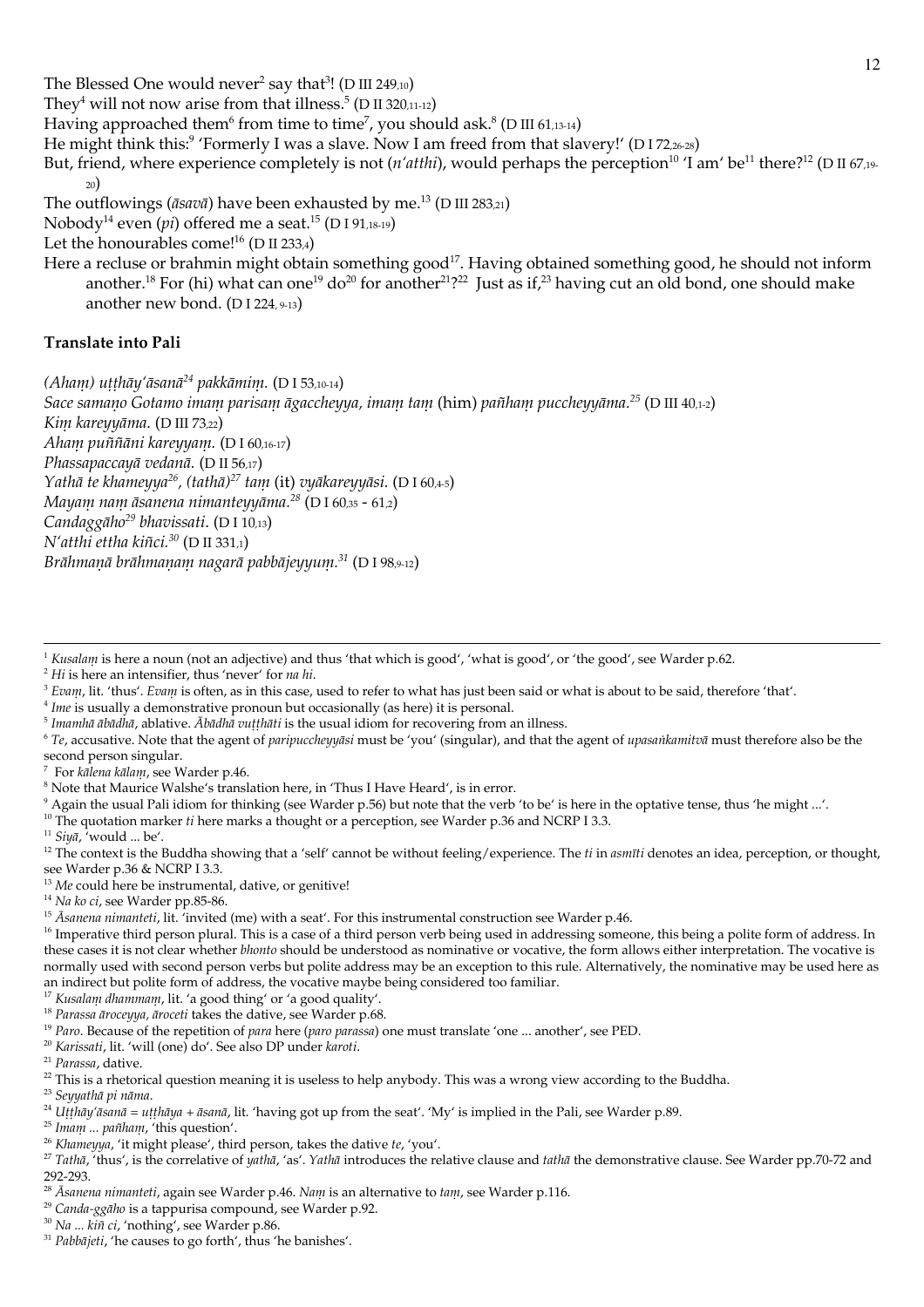The Blessed One would never[2] say that[3]! (D III 249,10)

They[4] will not now arise from that illness.[5] (D II 320,11-12)

Having approached them[6] from time to time[7], you should ask.[8] (D III 61,13-14)

He might think this:[9] 'Formerly I was a slave. Now I am freed from that slavery!' (D I 72,26-28)

But, friend, where experience completely is not (*n'atthi*), would perhaps the perception[10] 'I am' be[11] there?[12] (D II 67,19-20)

The outflowings (*āsavā*) have been exhausted by me.[13] (D III 283,21)

Nobody[14] even (*pi*) offered me a seat.[15] (D I 91,18-19)

Let the honourables come![16] (D II 233,4)

Here a recluse or brahmin might obtain something good[17]. Having obtained something good, he should not inform another.[18] For (hi) what can one[19] do[20] for another[21]?[22] Just as if,[23] having cut an old bond, one should make another new bond. (D I 224, 9-13)

### Translate into Pali

*(Ahaṃ) uṭṭhāy'āsanā[24] pakkāmiṃ.* (D I 53,10-14)

*Sace samaṇo Gotamo imaṃ parisaṃ āgaccheyya, imaṃ taṃ* (him) *pañhaṃ puccheyyāma.[25]* (D III 40,1-2)

*Kiṃ kareyyāma.* (D III 73,22)

*Ahaṃ puññāni kareyyaṃ.* (D I 60,16-17)

*Phassapaccayā vedanā.* (D II 56,17)

*Yathā te khameyya[26], (tathā)[27] taṃ* (it) *vyākareyyāsi.* (D I 60,4-5)

*Mayaṃ naṃ āsanena nimanteyyāma.[28]* (D I 60,35 - 61,2)

*Candaggāho[29] bhavissati.* (D I 10,13)

*N'atthi ettha kiñci.[30]* (D II 331,1)

*Brāhmaṇā brāhmaṇaṃ nagarā pabbājeyyuṃ.[31]* (D I 98,9-12)

---

[1] *Kusalaṃ* is here a noun (not an adjective) and thus 'that which is good', 'what is good', or 'the good', see Warder p.62.

[2] *Hi* is here an intensifier, thus 'never' for *na hi*.

[3] *Evaṃ*, lit. 'thus'. *Evaṃ* is often, as in this case, used to refer to what has just been said or what is about to be said, therefore 'that'.

[4] *Ime* is usually a demonstrative pronoun but occasionally (as here) it is personal.

[5] *Imamhā ābādhā*, ablative. *Ābādhā vuṭṭhāti* is the usual idiom for recovering from an illness.

[6] *Te*, accusative. Note that the agent of *paripuccheyyāsi* must be 'you' (singular), and that the agent of *upasaṅkamitvā* must therefore also be the second person singular.

[7] For *kālena kālaṃ*, see Warder p.46.

[8] Note that Maurice Walshe's translation here, in 'Thus I Have Heard', is in error.

[9] Again the usual Pali idiom for thinking (see Warder p.56) but note that the verb 'to be' is here in the optative tense, thus 'he might ...'.

[10] The quotation marker *ti* here marks a thought or a perception, see Warder p.36 and NCRP I 3.3.

[11] *Siyā*, 'would ... be'.

[12] The context is the Buddha showing that a 'self' cannot be without feeling/experience. The *ti* in *asmīti* denotes an idea, perception, or thought, see Warder p.36 & NCRP I 3.3.

[13] *Me* could here be instrumental, dative, or genitive!

[14] *Na ko ci*, see Warder pp.85-86.

[15] *Āsanena nimanteti*, lit. 'invited (me) with a seat'. For this instrumental construction see Warder p.46.

[16] Imperative third person plural. This is a case of a third person verb being used in addressing someone, this being a polite form of address. In these cases it is not clear whether *bhonto* should be understood as nominative or vocative, the form allows either interpretation. The vocative is normally used with second person verbs but polite address may be an exception to this rule. Alternatively, the nominative may be used here as an indirect but polite form of address, the vocative maybe being considered too familiar.

[17] *Kusalaṃ dhammaṃ*, lit. 'a good thing' or 'a good quality'.

[18] *Parassa āroceyya, āroceti* takes the dative, see Warder p.68.

[19] *Paro*. Because of the repetition of *para* here (*paro parassa*) one must translate 'one ... another', see PED.

[20] *Karissati*, lit. 'will (one) do'. See also DP under *karoti*.

[21] *Parassa*, dative.

[22] This is a rhetorical question meaning it is useless to help anybody. This was a wrong view according to the Buddha.

[23] *Seyyathā pi nāma*.

[24] *Uṭṭhāy'āsanā = uṭṭhāya + āsanā*, lit. 'having got up from the seat'. 'My' is implied in the Pali, see Warder p.89.

[25] *Imaṃ ... pañhaṃ*, 'this question'.

[26] *Khameyya*, 'it might please', third person, takes the dative *te*, 'you'.

[27] *Tathā*, 'thus', is the correlative of *yathā*, 'as'. *Yathā* introduces the relative clause and *tathā* the demonstrative clause. See Warder pp.70-72 and 292-293.

[28] *Āsanena nimanteti*, again see Warder p.46. *Naṃ* is an alternative to *taṃ*, see Warder p.116.

[29] *Canda-ggāho* is a tappurisa compound, see Warder p.92.

[30] *Na ... kiñ ci*, 'nothing', see Warder p.86.

[31] *Pabbājeti*, 'he causes to go forth', thus 'he banishes'.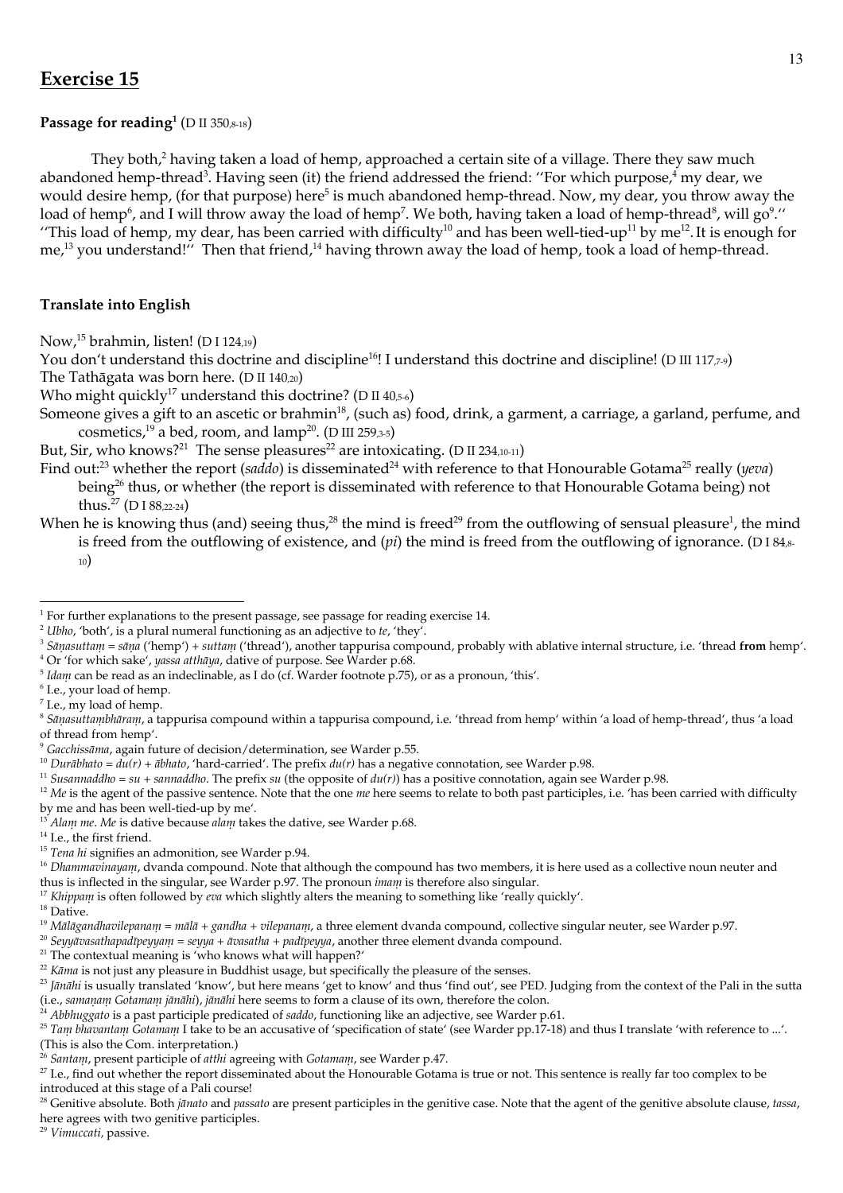## Exercise 15

**Passage for reading**[1] (D II 350,8-18)

They both,[2] having taken a load of hemp, approached a certain site of a village. There they saw much abandoned hemp-thread[3]. Having seen (it) the friend addressed the friend: ''For which purpose,[4] my dear, we would desire hemp, (for that purpose) here[5] is much abandoned hemp-thread. Now, my dear, you throw away the load of hemp[6], and I will throw away the load of hemp[7]. We both, having taken a load of hemp-thread[8], will go[9].'' ''This load of hemp, my dear, has been carried with difficulty[10] and has been well-tied-up[11] by me[12]. It is enough for me,[13] you understand!'' Then that friend,[14] having thrown away the load of hemp, took a load of hemp-thread.

**Translate into English**

Now,[15] brahmin, listen! (D I 124,19)

You don't understand this doctrine and discipline[16]! I understand this doctrine and discipline! (D III 117,7-9)

The Tathāgata was born here. (D II 140,20)

Who might quickly[17] understand this doctrine? (D II 40,5-6)

Someone gives a gift to an ascetic or brahmin[18], (such as) food, drink, a garment, a carriage, a garland, perfume, and cosmetics,[19] a bed, room, and lamp[20]. (D III 259,3-5)

But, Sir, who knows?[21] The sense pleasures[22] are intoxicating. (D II 234,10-11)

Find out:[23] whether the report (*saddo*) is disseminated[24] with reference to that Honourable Gotama[25] really (*yeva*) being[26] thus, or whether (the report is disseminated with reference to that Honourable Gotama being) not thus.[27] (D I 88,22-24)

When he is knowing thus (and) seeing thus,[28] the mind is freed[29] from the outflowing of sensual pleasure[1], the mind is freed from the outflowing of existence, and (*pi*) the mind is freed from the outflowing of ignorance. (D I 84,8-10)

---

[1] For further explanations to the present passage, see passage for reading exercise 14.

[2] *Ubho*, 'both', is a plural numeral functioning as an adjective to *te*, 'they'.

[3] *Sāṇasuttaṃ* = *sāṇa* ('hemp') + *suttaṃ* ('thread'), another tappurisa compound, probably with ablative internal structure, i.e. 'thread **from** hemp'.

[4] Or 'for which sake', *yassa atthāya*, dative of purpose. See Warder p.68.

[5] *Idaṃ* can be read as an indeclinable, as I do (cf. Warder footnote p.75), or as a pronoun, 'this'.

[6] I.e., your load of hemp.

[7] I.e., my load of hemp.

[8] *Sāṇasuttaṃbhāraṃ*, a tappurisa compound within a tappurisa compound, i.e. 'thread from hemp' within 'a load of hemp-thread', thus 'a load of thread from hemp'.

[9] *Gacchissāma*, again future of decision/determination, see Warder p.55.

[10] *Durābhato* = *du(r)* + *ābhato*, 'hard-carried'. The prefix *du(r)* has a negative connotation, see Warder p.98.

[11] *Susannaddho* = *su* + *sannaddho*. The prefix *su* (the opposite of *du(r)*) has a positive connotation, again see Warder p.98.

[12] *Me* is the agent of the passive sentence. Note that the one *me* here seems to relate to both past participles, i.e. 'has been carried with difficulty by me and has been well-tied-up by me'.

[13] *Alaṃ me*. *Me* is dative because *alaṃ* takes the dative, see Warder p.68.

[14] I.e., the first friend.

[15] *Tena hi* signifies an admonition, see Warder p.94.

[16] *Dhammavinayaṃ*, dvanda compound. Note that although the compound has two members, it is here used as a collective noun neuter and thus is inflected in the singular, see Warder p.97. The pronoun *imaṃ* is therefore also singular.

[17] *Khippaṃ* is often followed by *eva* which slightly alters the meaning to something like 'really quickly'.

[18] Dative.

[19] *Mālāgandhavilepanaṃ* = *mālā* + *gandha* + *vilepanaṃ*, a three element dvanda compound, collective singular neuter, see Warder p.97.

[20] *Seyyāvasathapadīpeyyaṃ* = *seyya* + *āvasatha* + *padīpeyya*, another three element dvanda compound.

[21] The contextual meaning is 'who knows what will happen?'

[22] *Kāma* is not just any pleasure in Buddhist usage, but specifically the pleasure of the senses.

[23] *Jānāhi* is usually translated 'know', but here means 'get to know' and thus 'find out', see PED. Judging from the context of the Pali in the sutta (i.e., *samaṇaṃ Gotamaṃ jānāhi*), *jānāhi* here seems to form a clause of its own, therefore the colon.

[24] *Abbhuggato* is a past participle predicated of *saddo*, functioning like an adjective, see Warder p.61.

[25] *Taṃ bhavantaṃ Gotamaṃ* I take to be an accusative of 'specification of state' (see Warder pp.17-18) and thus I translate 'with reference to ...'. (This is also the Com. interpretation.)

[26] *Santaṃ*, present participle of *atthi* agreeing with *Gotamaṃ*, see Warder p.47.

[27] I.e., find out whether the report disseminated about the Honourable Gotama is true or not. This sentence is really far too complex to be introduced at this stage of a Pali course!

[28] Genitive absolute. Both *jānato* and *passato* are present participles in the genitive case. Note that the agent of the genitive absolute clause, *tassa*, here agrees with two genitive participles.

[29] *Vimuccati*, passive.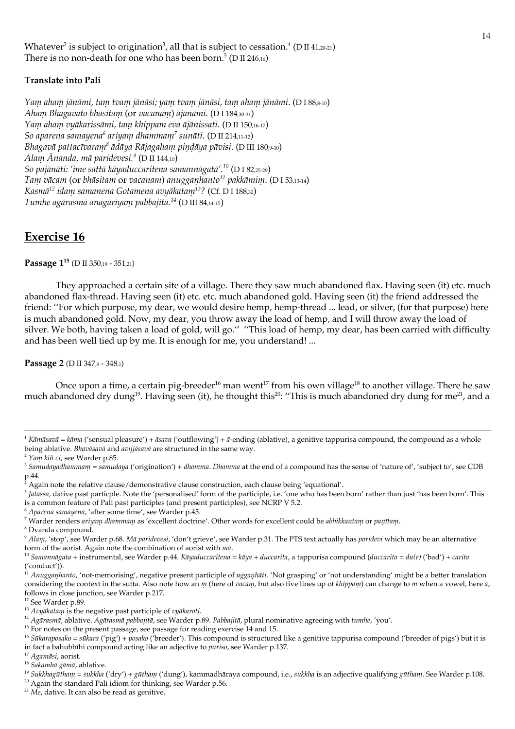Whatever[2] is subject to origination[3], all that is subject to cessation.[4] (D II 41,20-21)
There is no non-death for one who has been born.[5] (D II 246,16)

**Translate into Pali**

*Yaṃ ahaṃ jānāmi, taṃ tvaṃ jānāsi; yaṃ tvaṃ jānāsi, taṃ ahaṃ jānāmi.* (D I 88,8-10)
*Ahaṃ Bhagavato bhāsitaṃ* (or *vacanaṃ*) *ājānāmi.* (D I 184,30-31)
*Yaṃ ahaṃ vyākarissāmi, taṃ khippam eva ājānissati.* (D II 150,16-17)
*So aparena samayena*[6] *ariyaṃ dhammaṃ*[7] *suṇāti.* (D II 214,11-12)
*Bhagavā pattacīvaraṃ*[8] *ādāya Rājagahaṃ piṇḍāya pāvisi.* (D III 180,9-10)
*Alaṃ Ānanda, mā paridevesi.*[9] (D II 144,10)
*So pajānāti: 'ime sattā kāyaduccaritena samannāgatā'.*[10] (D I 82,25-29)
*Taṃ vācam* (or *bhāsitam* or *vacanam*) *anuggaṇhanto*[11] *pakkāmiṃ.* (D I 53,13-14)
*Kasmā*[12] *idaṃ samanena Gotamena avyākataṃ*[13]*?* (Cf. D I 188,32)
*Tumhe agārasmā anagāriyaṃ pabbajitā.*[14] (D III 84,14-15)

## Exercise 16

**Passage 1**[15] (D II 350,19 - 351,21)

They approached a certain site of a village. There they saw much abandoned flax. Having seen (it) etc. much abandoned flax-thread. Having seen (it) etc. etc. much abandoned gold. Having seen (it) the friend addressed the friend: ''For which purpose, my dear, we would desire hemp, hemp-thread ... lead, or silver, (for that purpose) here is much abandoned gold. Now, my dear, you throw away the load of hemp, and I will throw away the load of silver. We both, having taken a load of gold, will go.'' ''This load of hemp, my dear, has been carried with difficulty and has been well tied up by me. It is enough for me, you understand! ...

**Passage 2** (D II 347,9 - 348,1)

Once upon a time, a certain pig-breeder[16] man went[17] from his own village[18] to another village. There he saw much abandoned dry dung[19]. Having seen (it), he thought this[20]: ''This is much abandoned dry dung for me[21], and a

---

[1] *Kāmāsavā* = *kāma* ('sensual pleasure') + *āsava* ('outflowing') + *ā*-ending (ablative), a genitive tappurisa compound, the compound as a whole being ablative. *Bhavāsavā* and *avijjāsavā* are structured in the same way.
[2] *Yaṃ kiñ ci*, see Warder p.85.
[3] *Samudayadhammaṃ* = *samudaya* ('origination') + *dhamma*. *Dhamma* at the end of a compound has the sense of 'nature of', 'subject to', see CDB p.44.
[4] Again note the relative clause/demonstrative clause construction, each clause being 'equational'.
[5] *Jatassa*, dative past participle. Note the 'personalised' form of the participle, i.e. 'one who has been born' rather than just 'has been born'. This is a common feature of Pali past participles (and present participles), see NCRP V 5.2.
[6] *Aparena samayena*, 'after some time', see Warder p.45.
[7] Warder renders *ariyaṃ dhammaṃ* as 'excellent doctrine'. Other words for excellent could be *abhikkantaṃ* or *paṇītaṃ*.
[8] Dvanda compound.
[9] *Alaṃ*, 'stop', see Warder p.68. *Mā paridevesi*, 'don't grieve', see Warder p.31. The PTS text actually has *paridevi* which may be an alternative form of the aorist. Again note the combination of aorist with *mā*.
[10] *Samannāgata* + instrumental, see Warder p.44. *Kāyaduccaritena* = *kāya* + *duccarita*, a tappurisa compound (*duccarita* = *du(r)* ('bad') + *carita* ('conduct')).
[11] *Anuggaṇhanto*, 'not-memorising', negative present participle of *uggaṇhāti*. 'Not grasping' or 'not understanding' might be a better translation considering the context in the sutta. Also note how an *ṃ* (here of *vacaṃ*, but also five lines up of *khippaṃ*) can change to *m* when a vowel, here *a*, follows in close junction, see Warder p.217.
[12] See Warder p.89.
[13] *Avyākataṃ* is the negative past participle of *vyākaroti*.
[14] *Agārasmā*, ablative. *Agārasmā pabbajitā*, see Warder p.89. *Pabbajitā*, plural nominative agreeing with *tumhe*, 'you'.
[15] For notes on the present passage, see passage for reading exercise 14 and 15.
[16] *Sūkaraposako* = *sūkara* ('pig') + *posako* ('breeder'). This compound is structured like a genitive tappurisa compound ('breeder of pigs') but it is in fact a bahubbīhi compound acting like an adjective to *puriso*, see Warder p.137.
[17] *Agamāsi*, aorist.
[18] *Sakamhā gāmā*, ablative.
[19] *Sukkhagūthaṃ* = *sukkha* ('dry') + *gūthaṃ* ('dung'), kammadhāraya compound, i.e., *sukkha* is an adjective qualifying *gūthaṃ*. See Warder p.108.
[20] Again the standard Pali idiom for thinking, see Warder p.56.
[21] *Me*, dative. It can also be read as genitive.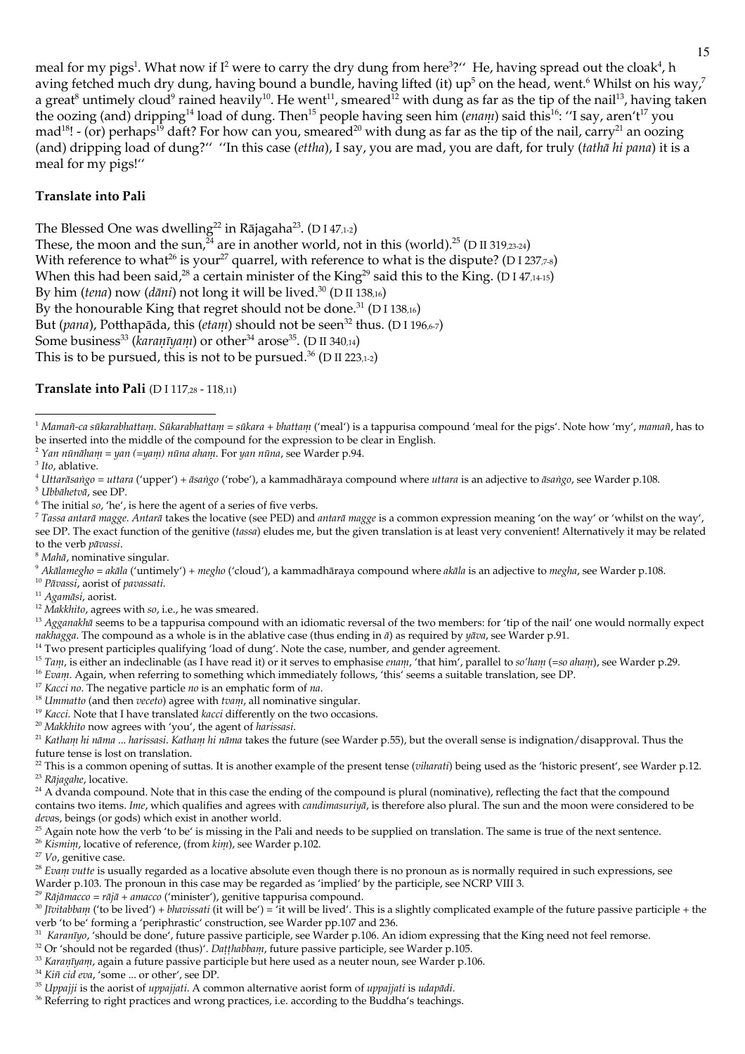meal for my pigs[1]. What now if I[2] were to carry the dry dung from here[3]?'' He, having spread out the cloak[4], h aving fetched much dry dung, having bound a bundle, having lifted (it) up[5] on the head, went.[6] Whilst on his way,[7] a great[8] untimely cloud[9] rained heavily[10]. He went[11], smeared[12] with dung as far as the tip of the nail[13], having taken the oozing (and) dripping[14] load of dung. Then[15] people having seen him (*enaṃ*) said this[16]: ''I say, aren't[17] you mad[18]! - (or) perhaps[19] daft? For how can you, smeared[20] with dung as far as the tip of the nail, carry[21] an oozing (and) dripping load of dung?'' ''In this case (*ettha*), I say, you are mad, you are daft, for truly (*tathā hi pana*) it is a meal for my pigs!''

**Translate into Pali**

The Blessed One was dwelling[22] in Rājagaha[23]. (D I 47,1-2)
These, the moon and the sun,[24] are in another world, not in this (world).[25] (D II 319,23-24)
With reference to what[26] is your[27] quarrel, with reference to what is the dispute? (D I 237,7-8)
When this had been said,[28] a certain minister of the King[29] said this to the King. (D I 47,14-15)
By him (*tena*) now (*dāni*) not long it will be lived.[30] (D II 138,16)
By the honourable King that regret should not be done.[31] (D I 138,16)
But (*pana*), Potthapāda, this (*etaṃ*) should not be seen[32] thus. (D I 196,6-7)
Some business[33] (*karaṇīyaṃ*) or other[34] arose[35]. (D II 340,14)
This is to be pursued, this is not to be pursued.[36] (D II 223,1-2)

**Translate into Pali** (D I 117,28 - 118,11)

---

[1] *Mamañ-ca sūkarabhattaṃ*. *Sūkarabhattaṃ* = *sūkara* + *bhattaṃ* ('meal') is a tappurisa compound 'meal for the pigs'. Note how 'my', *mamañ*, has to be inserted into the middle of the compound for the expression to be clear in English.
[2] *Yan nūnāhaṃ* = *yan (=yaṃ) nūna ahaṃ*. For *yan nūna*, see Warder p.94.
[3] *Ito*, ablative.
[4] *Uttarāsaṅgo* = *uttara* ('upper') + *āsaṅgo* ('robe'), a kammadhāraya compound where *uttara* is an adjective to *āsaṅgo*, see Warder p.108.
[5] *Ubbāhetvā*, see DP.
[6] The initial *so*, 'he', is here the agent of a series of five verbs.
[7] *Tassa antarā magge*. *Antarā* takes the locative (see PED) and *antarā magge* is a common expression meaning 'on the way' or 'whilst on the way', see DP. The exact function of the genitive (*tassa*) eludes me, but the given translation is at least very convenient! Alternatively it may be related to the verb *pāvassi*.
[8] *Mahā*, nominative singular.
[9] *Akālamegho* = *akāla* ('untimely') + *megho* ('cloud'), a kammadhāraya compound where *akāla* is an adjective to *megha*, see Warder p.108.
[10] *Pāvassi*, aorist of *pavassati*.
[11] *Agamāsi*, aorist.
[12] *Makkhito*, agrees with *so*, i.e., he was smeared.
[13] *Agganakhā* seems to be a tappurisa compound with an idiomatic reversal of the two members: for 'tip of the nail' one would normally expect *nakhagga*. The compound as a whole is in the ablative case (thus ending in *ā*) as required by *yāva*, see Warder p.91.
[14] Two present participles qualifying 'load of dung'. Note the case, number, and gender agreement.
[15] *Taṃ*, is either an indeclinable (as I have read it) or it serves to emphasise *enaṃ*, 'that him', parallel to *so'haṃ* (=*so ahaṃ*), see Warder p.29.
[16] *Evaṃ*. Again, when referring to something which immediately follows, 'this' seems a suitable translation, see DP.
[17] *Kacci no*. The negative particle *no* is an emphatic form of *na*.
[18] *Ummatto* (and then *veceto*) agree with *tvaṃ*, all nominative singular.
[19] *Kacci*. Note that I have translated *kacci* differently on the two occasions.
[20] *Makkhito* now agrees with 'you', the agent of *harissasi*.
[21] *Kathaṃ hi nāma ... harissasi*. *Kathaṃ hi nāma* takes the future (see Warder p.55), but the overall sense is indignation/disapproval. Thus the future tense is lost on translation.
[22] This is a common opening of suttas. It is another example of the present tense (*viharati*) being used as the 'historic present', see Warder p.12.
[23] *Rājagahe*, locative.
[24] A dvanda compound. Note that in this case the ending of the compound is plural (nominative), reflecting the fact that the compound contains two items. *Ime*, which qualifies and agrees with *candimasuriyā*, is therefore also plural. The sun and the moon were considered to be *deva*s, beings (or gods) which exist in another world.
[25] Again note how the verb 'to be' is missing in the Pali and needs to be supplied on translation. The same is true of the next sentence.
[26] *Kismiṃ*, locative of reference, (from *kiṃ*), see Warder p.102.
[27] *Vo*, genitive case.
[28] *Evaṃ vutte* is usually regarded as a locative absolute even though there is no pronoun as is normally required in such expressions, see Warder p.103. The pronoun in this case may be regarded as 'implied' by the participle, see NCRP VIII 3.
[29] *Rājāmacco* = *rājā* + *amacco* ('minister'), genitive tappurisa compound.
[30] *Jīvitabbaṃ* ('to be lived') + *bhavissati* (it will be') = 'it will be lived'. This is a slightly complicated example of the future passive participle + the verb 'to be' forming a 'periphrastic' construction, see Warder pp.107 and 236.
[31] *Karanīyo*, 'should be done', future passive participle, see Warder p.106. An idiom expressing that the King need not feel remorse.
[32] Or 'should not be regarded (thus)'. *Daṭṭhabbaṃ*, future passive participle, see Warder p.105.
[33] *Karaṇīyaṃ*, again a future passive participle but here used as a neuter noun, see Warder p.106.
[34] *Kiñ cid eva*, 'some ... or other', see DP.
[35] *Uppajji* is the aorist of *uppajjati*. A common alternative aorist form of *uppajjati* is *udapādi*.
[36] Referring to right practices and wrong practices, i.e. according to the Buddha's teachings.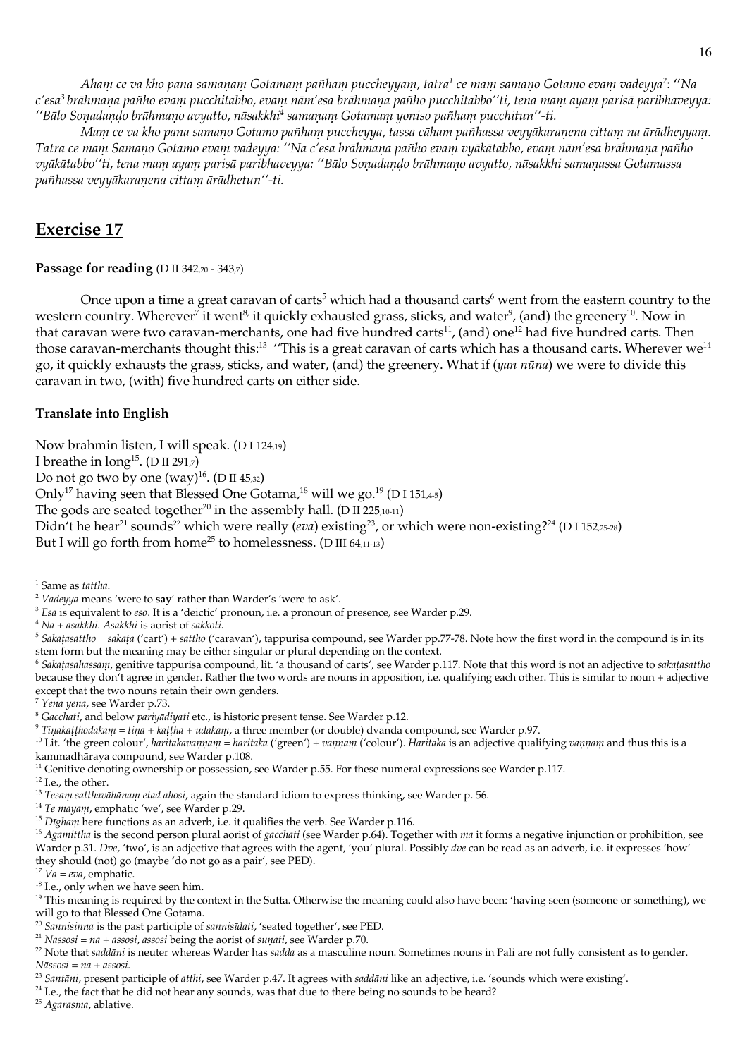*Ahaṃ ce va kho pana samaṇaṃ Gotamaṃ pañhaṃ puccheyyaṃ, tatra*[1] *ce maṃ samaṇo Gotamo evaṃ vadeyya*[2]*: ''Na c'esa*[3] *brāhmaṇa pañho evaṃ pucchitabbo, evaṃ nām'esa brāhmaṇa pañho pucchitabbo''ti, tena maṃ ayaṃ parisā paribhaveyya: ''Bālo Soṇadaṇḍo brāhmaṇo avyatto, nāsakkhi*[4] *samaṇaṃ Gotamaṃ yoniso pañhaṃ pucchitun''-ti.*

*Maṃ ce va kho pana samaṇo Gotamo pañhaṃ puccheyya, tassa cāhaṃ pañhassa veyyākaraṇena cittaṃ na ārādheyyaṃ. Tatra ce maṃ Samaṇo Gotamo evaṃ vadeyya: ''Na c'esa brāhmaṇa pañho evaṃ vyākātabbo, evaṃ nām'esa brāhmaṇa pañho vyākātabbo''ti, tena maṃ ayaṃ parisā paribhaveyya: ''Bālo Soṇadaṇḍo brāhmaṇo avyatto, nāsakkhi samaṇassa Gotamassa pañhassa veyyākaraṇena cittaṃ ārādhetun''-ti.*

## Exercise 17

**Passage for reading** (D II 342,20 - 343,7)

Once upon a time a great caravan of carts[5] which had a thousand carts[6] went from the eastern country to the western country. Wherever[7] it went[8] it quickly exhausted grass, sticks, and water[9], (and) the greenery[10]. Now in that caravan were two caravan-merchants, one had five hundred carts[11], (and) one[12] had five hundred carts. Then those caravan-merchants thought this:[13] ''This is a great caravan of carts which has a thousand carts. Wherever we[14] go, it quickly exhausts the grass, sticks, and water, (and) the greenery. What if (*yan nūna*) we were to divide this caravan in two, (with) five hundred carts on either side.

**Translate into English**

Now brahmin listen, I will speak. (D I 124,19)
I breathe in long[15]. (D II 291,7)
Do not go two by one (way)[16]. (D II 45,32)
Only[17] having seen that Blessed One Gotama,[18] will we go.[19] (D I 151,4-5)
The gods are seated together[20] in the assembly hall. (D II 225,10-11)
Didn't he hear[21] sounds[22] which were really (*eva*) existing[23], or which were non-existing?[24] (D I 152,25-28)
But I will go forth from home[25] to homelessness. (D III 64,11-13)

---

[1] Same as *tattha*.
[2] *Vadeyya* means 'were to **say**' rather than Warder's 'were to ask'.
[3] *Esa* is equivalent to *eso*. It is a 'deictic' pronoun, i.e. a pronoun of presence, see Warder p.29.
[4] *Na + asakkhi. Asakkhi* is aorist of *sakkoti*.
[5] *Sakaṭasattho = sakaṭa* ('cart') + *sattho* ('caravan'), tappurisa compound, see Warder pp.77-78. Note how the first word in the compound is in its stem form but the meaning may be either singular or plural depending on the context.
[6] *Sakaṭasahassaṃ*, genitive tappurisa compound, lit. 'a thousand of carts', see Warder p.117. Note that this word is not an adjective to *sakaṭasattho* because they don't agree in gender. Rather the two words are nouns in apposition, i.e. qualifying each other. This is similar to noun + adjective except that the two nouns retain their own genders.
[7] *Yena yena*, see Warder p.73.
[8] G*acchati*, and below *pariyādiyati* etc., is historic present tense. See Warder p.12.
[9] *Tiṇakaṭṭhodakaṃ = tiṇa + kaṭṭha + udakaṃ*, a three member (or double) dvanda compound, see Warder p.97.
[10] Lit. 'the green colour', *haritakavaṇṇaṃ = haritaka* ('green') + *vaṇṇaṃ* ('colour'). *Haritaka* is an adjective qualifying *vaṇṇaṃ* and thus this is a kammadhāraya compound, see Warder p.108.
[11] Genitive denoting ownership or possession, see Warder p.55. For these numeral expressions see Warder p.117.
[12] I.e., the other.
[13] *Tesaṃ satthavāhānaṃ etad ahosi*, again the standard idiom to express thinking, see Warder p. 56.
[14] *Te mayaṃ*, emphatic 'we', see Warder p.29.
[15] *Dīghaṃ* here functions as an adverb, i.e. it qualifies the verb. See Warder p.116.
[16] *Agamittha* is the second person plural aorist of *gacchati* (see Warder p.64). Together with *mā* it forms a negative injunction or prohibition, see Warder p.31. *Dve*, 'two', is an adjective that agrees with the agent, 'you' plural. Possibly *dve* can be read as an adverb, i.e. it expresses 'how' they should (not) go (maybe 'do not go as a pair', see PED).
[17] *Va = eva*, emphatic.
[18] I.e., only when we have seen him.
[19] This meaning is required by the context in the Sutta. Otherwise the meaning could also have been: 'having seen (someone or something), we will go to that Blessed One Gotama.
[20] *Sannisinna* is the past participle of *sannisīdati*, 'seated together', see PED.
[21] *Nāssosi = na + assosi*, *assosi* being the aorist of *suṇāti*, see Warder p.70.
[22] Note that *saddāni* is neuter whereas Warder has *sadda* as a masculine noun. Sometimes nouns in Pali are not fully consistent as to gender. *Nāssosi = na + assosi.*
[23] *Santāni*, present participle of *atthi*, see Warder p.47. It agrees with *saddāni* like an adjective, i.e. 'sounds which were existing'.
[24] I.e., the fact that he did not hear any sounds, was that due to there being no sounds to be heard?
[25] *Agārasmā*, ablative.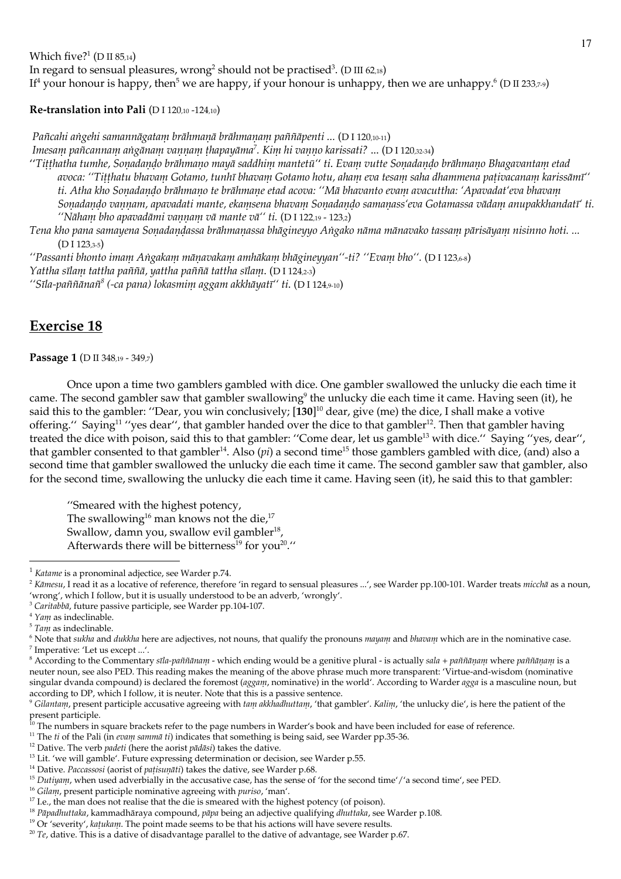Which five?[1] (D II 85,14)
In regard to sensual pleasures, wrong[2] should not be practised[3]. (D III 62,18)
If[4] your honour is happy, then[5] we are happy, if your honour is unhappy, then we are unhappy.[6] (D II 233,7-9)

**Re-translation into Pali** (D I 120,10 -124,10)

*Pañcahi aṅgehi samannāgataṃ brāhmaṇā brāhmaṇaṃ paññāpenti ...* (D I 120,10-11)
*Imesaṃ pañcannaṃ aṅgānaṃ vaṇṇaṃ ṭhapayāma*[7]*. Kiṃ hi vaṇṇo karissati? ...* (D I 120,32-34)
*''Tiṭṭhatha tumhe, Soṇadaṇḍo brāhmaṇo mayā saddhiṃ mantetū'' ti. Evaṃ vutte Soṇadaṇḍo brāhmaṇo Bhagavantaṃ etad avoca: ''Tiṭṭhatu bhavaṃ Gotamo, tunhī bhavaṃ Gotamo hotu, ahaṃ eva tesaṃ saha dhammena paṭivacanaṃ karissāmī'' ti. Atha kho Soṇadaṇḍo brāhmaṇo te brāhmaṇe etad acova: ''Mā bhavanto evaṃ avacuttha: 'Apavadat'eva bhavaṃ Soṇadaṇḍo vaṇṇam, apavadati mante, ekaṃsena bhavaṃ Soṇadaṇḍo samaṇass'eva Gotamassa vādaṃ anupakkhandatī' ti. ''Nāhaṃ bho apavadāmi vaṇṇaṃ vā mante vā'' ti.* (D I 122,19 - 123,2)
*Tena kho pana samayena Soṇadaṇḍassa brāhmaṇassa bhāgineyyo Aṅgako nāma māṇavako tassaṃ pārisāyaṃ nisinno hoti. ...* (D I 123,3-5)
*''Passanti bhonto imaṃ Aṅgakaṃ māṇavakaṃ amhākaṃ bhāgineyyan''-ti? ''Evaṃ bho''.* (D I 123,6-8)
*Yattha sīlaṃ tattha paññā, yattha paññā tattha sīlaṃ.* (D I 124,2-3)
*''Sīla-paññāṇañ*[8] *(-ca pana) lokasmiṃ aggam akkhāyatī'' ti.* (D I 124,9-10)

## Exercise 18

**Passage 1** (D II 348,19 - 349,7)

Once upon a time two gamblers gambled with dice. One gambler swallowed the unlucky die each time it came. The second gambler saw that gambler swallowing[9] the unlucky die each time it came. Having seen (it), he said this to the gambler: ''Dear, you win conclusively; [**130**][10] dear, give (me) the dice, I shall make a votive offering.'' Saying[11] ''yes dear'', that gambler handed over the dice to that gambler[12]. Then that gambler having treated the dice with poison, said this to that gambler: ''Come dear, let us gamble[13] with dice.'' Saying ''yes, dear'', that gambler consented to that gambler[14]. Also (*pi*) a second time[15] those gamblers gambled with dice, (and) also a second time that gambler swallowed the unlucky die each time it came. The second gambler saw that gambler, also for the second time, swallowing the unlucky die each time it came. Having seen (it), he said this to that gambler:

> ''Smeared with the highest potency,
> The swallowing[16] man knows not the die,[17]
> Swallow, damn you, swallow evil gambler[18],
> Afterwards there will be bitterness[19] for you[20].''

---

[1] *Katame* is a pronominal adjectice, see Warder p.74.
[2] *Kāmesu*, I read it as a locative of reference, therefore 'in regard to sensual pleasures ...', see Warder pp.100-101. Warder treats *micchā* as a noun, 'wrong', which I follow, but it is usually understood to be an adverb, 'wrongly'.
[3] *Caritabbā*, future passive participle, see Warder pp.104-107.
[4] *Yaṃ* as indeclinable.
[5] *Taṃ* as indeclinable.
[6] Note that *sukha* and *dukkha* here are adjectives, not nouns, that qualify the pronouns *mayaṃ* and *bhavaṃ* which are in the nominative case.
[7] Imperative: 'Let us except ...'.
[8] According to the Commentary *sīla-paññānaṃ* - which ending would be a genitive plural - is actually *sala + paññāṇaṃ* where *paññāṇaṃ* is a neuter noun, see also PED. This reading makes the meaning of the above phrase much more transparent: 'Virtue-and-wisdom (nominative singular dvanda compound) is declared the foremost (*aggaṃ*, nominative) in the world'. According to Warder *agga* is a masculine noun, but according to DP, which I follow, it is neuter. Note that this is a passive sentence.
[9] *Gilantaṃ*, present participle accusative agreeing with *taṃ akkhadhuttaṃ*, 'that gambler'. *Kaliṃ*, 'the unlucky die', is here the patient of the present participle.
[10] The numbers in square brackets refer to the page numbers in Warder's book and have been included for ease of reference.
[11] The *ti* of the Pali (in *evaṃ sammā ti*) indicates that something is being said, see Warder pp.35-36.
[12] Dative. The verb *padeti* (here the aorist *pādāsi*) takes the dative.
[13] Lit. 'we will gamble'. Future expressing determination or decision, see Warder p.55.
[14] Dative. *Paccassosi* (aorist of *paṭisuṇāti*) takes the dative, see Warder p.68.
[15] *Dutiyaṃ*, when used adverbially in the accusative case, has the sense of 'for the second time'/'a second time', see PED.
[16] *Gilaṃ*, present participle nominative agreeing with *puriso*, 'man'.
[17] I.e., the man does not realise that the die is smeared with the highest potency (of poison).
[18] *Pāpadhuttaka*, kammadhāraya compound, *pāpa* being an adjective qualifying *dhuttaka*, see Warder p.108.
[19] Or 'severity', *kaṭukaṃ*. The point made seems to be that his actions will have severe results.
[20] *Te*, dative. This is a dative of disadvantage parallel to the dative of advantage, see Warder p.67.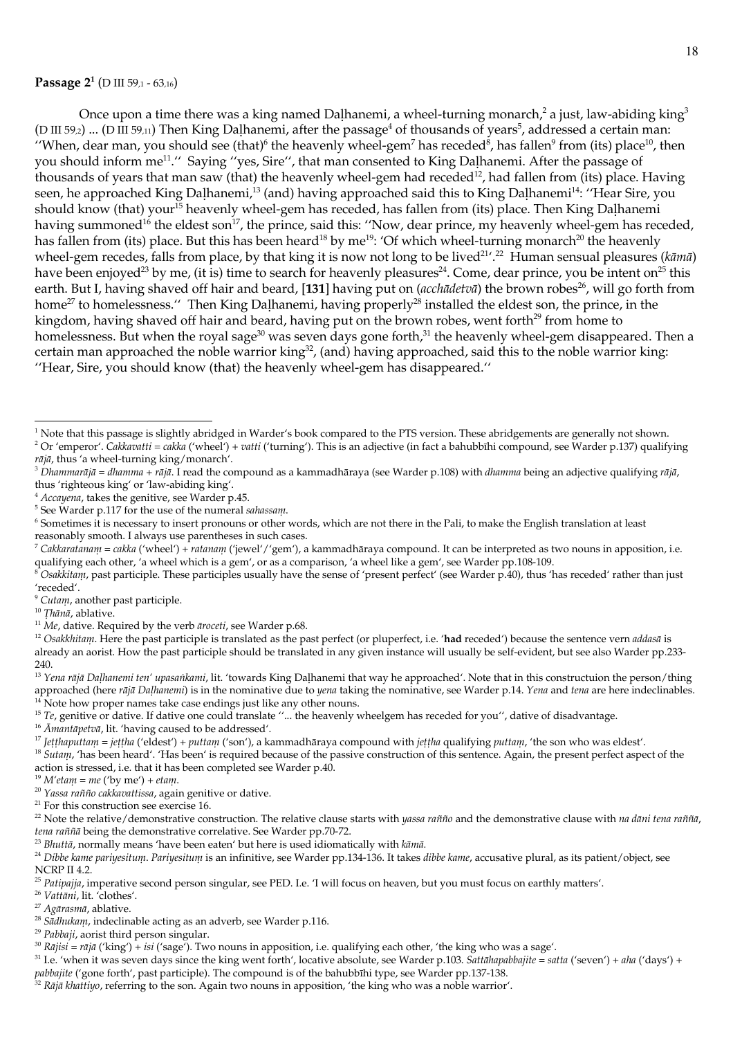**Passage 2**[1] (D III 59,1 - 63,16)

Once upon a time there was a king named Daḷhanemi, a wheel-turning monarch,[2] a just, law-abiding king[3] (D III 59,2) ... (D III 59,11) Then King Daḷhanemi, after the passage[4] of thousands of years[5], addressed a certain man: ''When, dear man, you should see (that)[6] the heavenly wheel-gem[7] has receded[8], has fallen[9] from (its) place[10], then you should inform me[11].'' Saying ''yes, Sire'', that man consented to King Daḷhanemi. After the passage of thousands of years that man saw (that) the heavenly wheel-gem had receded[12], had fallen from (its) place. Having seen, he approached King Daḷhanemi,[13] (and) having approached said this to King Daḷhanemi[14]: ''Hear Sire, you should know (that) your[15] heavenly wheel-gem has receded, has fallen from (its) place. Then King Daḷhanemi having summoned[16] the eldest son[17], the prince, said this: ''Now, dear prince, my heavenly wheel-gem has receded, has fallen from (its) place. But this has been heard[18] by me[19]: 'Of which wheel-turning monarch[20] the heavenly wheel-gem recedes, falls from place, by that king it is now not long to be lived[21]'.[22] Human sensual pleasures (*kāmā*) have been enjoyed[23] by me, (it is) time to search for heavenly pleasures[24]. Come, dear prince, you be intent on[25] this earth. But I, having shaved off hair and beard, [**131**] having put on (*acchādetvā*) the brown robes[26], will go forth from home[27] to homelessness.'' Then King Daḷhanemi, having properly[28] installed the eldest son, the prince, in the kingdom, having shaved off hair and beard, having put on the brown robes, went forth[29] from home to homelessness. But when the royal sage[30] was seven days gone forth,[31] the heavenly wheel-gem disappeared. Then a certain man approached the noble warrior king[32], (and) having approached, said this to the noble warrior king: ''Hear, Sire, you should know (that) the heavenly wheel-gem has disappeared.''

---

[1] Note that this passage is slightly abridged in Warder's book compared to the PTS version. These abridgements are generally not shown.

[2] Or 'emperor'. *Cakkavatti = cakka* ('wheel') + *vatti* ('turning'). This is an adjective (in fact a bahubbīhi compound, see Warder p.137) qualifying *rājā*, thus 'a wheel-turning king/monarch'.

[3] *Dhammarājā = dhamma + rājā*. I read the compound as a kammadhāraya (see Warder p.108) with *dhamma* being an adjective qualifying *rājā*, thus 'righteous king' or 'law-abiding king'.

[4] *Accayena*, takes the genitive, see Warder p.45.

[5] See Warder p.117 for the use of the numeral *sahassaṃ*.

[6] Sometimes it is necessary to insert pronouns or other words, which are not there in the Pali, to make the English translation at least reasonably smooth. I always use parentheses in such cases.

[7] *Cakkaratanaṃ = cakka* ('wheel') + *ratanaṃ* ('jewel'/'gem'), a kammadhāraya compound. It can be interpreted as two nouns in apposition, i.e. qualifying each other, 'a wheel which is a gem', or as a comparison, 'a wheel like a gem', see Warder pp.108-109.

[8] *Osakkitaṃ*, past participle. These participles usually have the sense of 'present perfect' (see Warder p.40), thus 'has receded' rather than just 'receded'.

[9] *Cutaṃ*, another past participle.

[10] *Ṭhānā*, ablative.

[11] *Me*, dative. Required by the verb *āroceti*, see Warder p.68.

[12] *Osakkhitaṃ*. Here the past participle is translated as the past perfect (or pluperfect, i.e. '**had** receded') because the sentence vern *addasā* is already an aorist. How the past participle should be translated in any given instance will usually be self-evident, but see also Warder pp.233-240.

[13] *Yena rājā Daḷhanemi ten' upasaṅkami*, lit. 'towards King Daḷhanemi that way he approached'. Note that in this constructuion the person/thing approached (here *rājā Daḷhanemi*) is in the nominative due to *yena* taking the nominative, see Warder p.14. *Yena* and *tena* are here indeclinables.

[14] Note how proper names take case endings just like any other nouns.

[15] *Te*, genitive or dative. If dative one could translate ''... the heavenly wheelgem has receded for you'', dative of disadvantage.

[16] *Āmantāpetvā*, lit. 'having caused to be addressed'.

[17] *Jeṭṭhaputtaṃ = jeṭṭha* ('eldest') + *puttaṃ* ('son'), a kammadhāraya compound with *jeṭṭha* qualifying *puttaṃ*, 'the son who was eldest'.

[18] *Sutaṃ*, 'has been heard'. 'Has been' is required because of the passive construction of this sentence. Again, the present perfect aspect of the action is stressed, i.e. that it has been completed see Warder p.40.

[19] *M'etaṃ = me* ('by me') + *etaṃ*.

[20] *Yassa rañño cakkavattissa*, again genitive or dative.

[21] For this construction see exercise 16.

[22] Note the relative/demonstrative construction. The relative clause starts with *yassa rañño* and the demonstrative clause with *na dāni tena raññā*, *tena raññā* being the demonstrative correlative. See Warder pp.70-72.

[23] *Bhuttā*, normally means 'have been eaten' but here is used idiomatically with *kāmā*.

[24] *Dibbe kame pariyesituṃ*. *Pariyesituṃ* is an infinitive, see Warder pp.134-136. It takes *dibbe kame*, accusative plural, as its patient/object, see NCRP II 4.2.

[25] *Patipajja*, imperative second person singular, see PED. I.e. 'I will focus on heaven, but you must focus on earthly matters'.

[26] *Vattāni*, lit. 'clothes'.

[27] *Agārasmā*, ablative.

[28] *Sādhukaṃ*, indeclinable acting as an adverb, see Warder p.116.

[29] *Pabbaji*, aorist third person singular.

[30] *Rājisi = rājā* ('king') + *isi* ('sage'). Two nouns in apposition, i.e. qualifying each other, 'the king who was a sage'.

[31] I.e. 'when it was seven days since the king went forth', locative absolute, see Warder p.103. *Sattāhapabbajite = satta* ('seven') + *aha* ('days') + *pabbajite* ('gone forth', past participle). The compound is of the bahubbīhi type, see Warder pp.137-138.

[32] *Rājā khattiyo*, referring to the son. Again two nouns in apposition, 'the king who was a noble warrior'.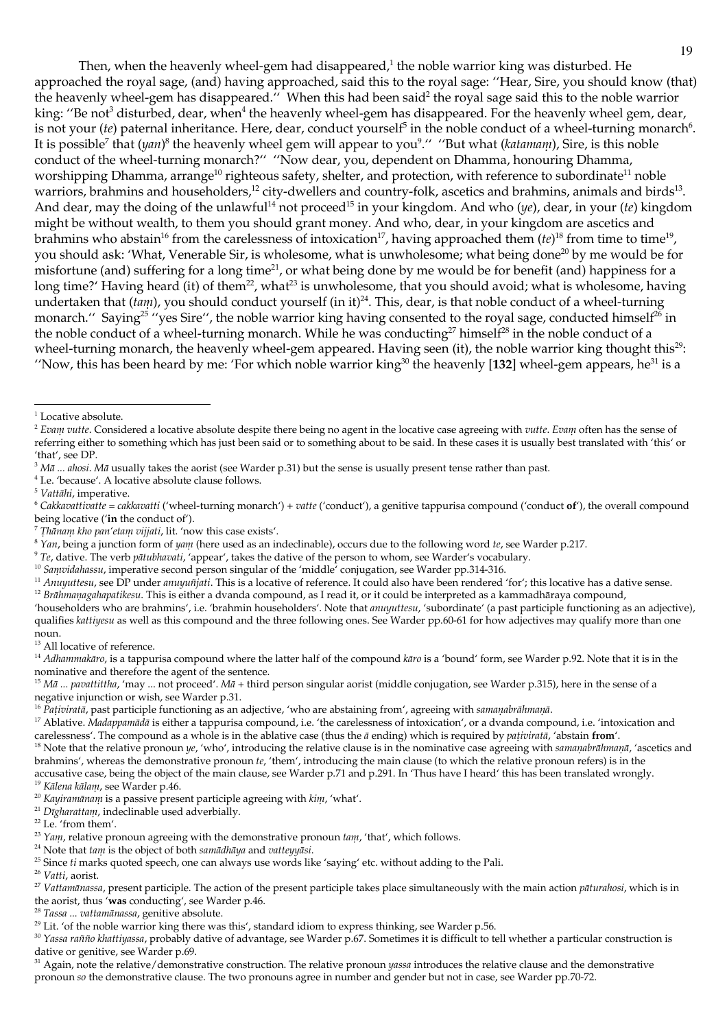Then, when the heavenly wheel-gem had disappeared,[1] the noble warrior king was disturbed. He approached the royal sage, (and) having approached, said this to the royal sage: ''Hear, Sire, you should know (that) the heavenly wheel-gem has disappeared.'' When this had been said[2] the royal sage said this to the noble warrior king: ''Be not[3] disturbed, dear, when[4] the heavenly wheel-gem has disappeared. For the heavenly wheel gem, dear, is not your (*te*) paternal inheritance. Here, dear, conduct yourself[5] in the noble conduct of a wheel-turning monarch[6]. It is possible[7] that (*yan*)[8] the heavenly wheel gem will appear to you[9].'' ''But what (*katamaṃ*), Sire, is this noble conduct of the wheel-turning monarch?'' ''Now dear, you, dependent on Dhamma, honouring Dhamma, worshipping Dhamma, arrange[10] righteous safety, shelter, and protection, with reference to subordinate[11] noble warriors, brahmins and householders,[12] city-dwellers and country-folk, ascetics and brahmins, animals and birds[13]. And dear, may the doing of the unlawful[14] not proceed[15] in your kingdom. And who (*ye*), dear, in your (*te*) kingdom might be without wealth, to them you should grant money. And who, dear, in your kingdom are ascetics and brahmins who abstain[16] from the carelessness of intoxication[17], having approached them (*te*)[18] from time to time[19], you should ask: 'What, Venerable Sir, is wholesome, what is unwholesome; what being done[20] by me would be for misfortune (and) suffering for a long time[21], or what being done by me would be for benefit (and) happiness for a long time?' Having heard (it) of them[22], what[23] is unwholesome, that you should avoid; what is wholesome, having undertaken that (*taṃ*), you should conduct yourself (in it)[24]. This, dear, is that noble conduct of a wheel-turning monarch.'' Saying[25] ''yes Sire'', the noble warrior king having consented to the royal sage, conducted himself[26] in the noble conduct of a wheel-turning monarch. While he was conducting[27] himself[28] in the noble conduct of a wheel-turning monarch, the heavenly wheel-gem appeared. Having seen (it), the noble warrior king thought this[29]: ''Now, this has been heard by me: 'For which noble warrior king[30] the heavenly [**132**] wheel-gem appears, he[31] is a

---

[1] Locative absolute.

[2] *Evaṃ vutte*. Considered a locative absolute despite there being no agent in the locative case agreeing with *vutte*. *Evaṃ* often has the sense of referring either to something which has just been said or to something about to be said. In these cases it is usually best translated with 'this' or 'that', see DP.

[3] *Mā ... ahosi*. *Mā* usually takes the aorist (see Warder p.31) but the sense is usually present tense rather than past.

[4] I.e. 'because'. A locative absolute clause follows.

[5] *Vattāhi*, imperative.

[6] *Cakkavattivatte* = *cakkavatti* ('wheel-turning monarch') + *vatte* ('conduct'), a genitive tappurisa compound ('conduct **of**'), the overall compound being locative ('**in** the conduct of').

[7] *Ṭhānaṃ kho pan'etaṃ vijjati*, lit. 'now this case exists'.

[8] *Yan*, being a junction form of *yaṃ* (here used as an indeclinable), occurs due to the following word *te*, see Warder p.217.

[9] *Te*, dative. The verb *pātubhavati*, 'appear', takes the dative of the person to whom, see Warder's vocabulary.

[10] *Saṃvidahassu*, imperative second person singular of the 'middle' conjugation, see Warder pp.314-316.

[11] *Anuyuttesu*, see DP under *anuyuñjati*. This is a locative of reference. It could also have been rendered 'for'; this locative has a dative sense.

[12] *Brāhmaṇagahapatikesu*. This is either a dvanda compound, as I read it, or it could be interpreted as a kammadhāraya compound, 'householders who are brahmins', i.e. 'brahmin householders'. Note that *anuyuttesu*, 'subordinate' (a past participle functioning as an adjective), qualifies *kattiyesu* as well as this compound and the three following ones. See Warder pp.60-61 for how adjectives may qualify more than one noun.

[13] All locative of reference.

[14] *Adhammakāro*, is a tappurisa compound where the latter half of the compound *kāro* is a 'bound' form, see Warder p.92. Note that it is in the nominative and therefore the agent of the sentence.

[15] *Mā ... pavattittha*, 'may ... not proceed'. *Mā* + third person singular aorist (middle conjugation, see Warder p.315), here in the sense of a negative injunction or wish, see Warder p.31.

[16] *Paṭiviratā*, past participle functioning as an adjective, 'who are abstaining from', agreeing with *samaṇabrāhmaṇā*.

[17] Ablative. *Madappamādā* is either a tappurisa compound, i.e. 'the carelessness of intoxication', or a dvanda compound, i.e. 'intoxication and carelessness'. The compound as a whole is in the ablative case (thus the *ā* ending) which is required by *paṭiviratā*, 'abstain **from**'.

[18] Note that the relative pronoun *ye*, 'who', introducing the relative clause is in the nominative case agreeing with *samaṇabrāhmaṇā*, 'ascetics and brahmins', whereas the demonstrative pronoun *te*, 'them', introducing the main clause (to which the relative pronoun refers) is in the accusative case, being the object of the main clause, see Warder p.71 and p.291. In 'Thus have I heard' this has been translated wrongly.

[19] *Kālena kālaṃ*, see Warder p.46.

[20] *Kayiramānaṃ* is a passive present participle agreeing with *kiṃ*, 'what'.

[21] *Dīgharattaṃ*, indeclinable used adverbially.

[22] I.e. 'from them'.

[23] *Yaṃ*, relative pronoun agreeing with the demonstrative pronoun *taṃ*, 'that', which follows.

[24] Note that *taṃ* is the object of both *samādhāya* and *vatteyyāsi*.

[25] Since *ti* marks quoted speech, one can always use words like 'saying' etc. without adding to the Pali.

[26] *Vatti*, aorist.

[27] *Vattamānassa*, present participle. The action of the present participle takes place simultaneously with the main action *pāturahosi*, which is in the aorist, thus '**was** conducting', see Warder p.46.

[28] *Tassa ... vattamānassa*, genitive absolute.

[29] Lit. 'of the noble warrior king there was this', standard idiom to express thinking, see Warder p.56.

[30] *Yassa rañño khattiyassa*, probably dative of advantage, see Warder p.67. Sometimes it is difficult to tell whether a particular construction is dative or genitive, see Warder p.69.

[31] Again, note the relative/demonstrative construction. The relative pronoun *yassa* introduces the relative clause and the demonstrative pronoun *so* the demonstrative clause. The two pronouns agree in number and gender but not in case, see Warder pp.70-72.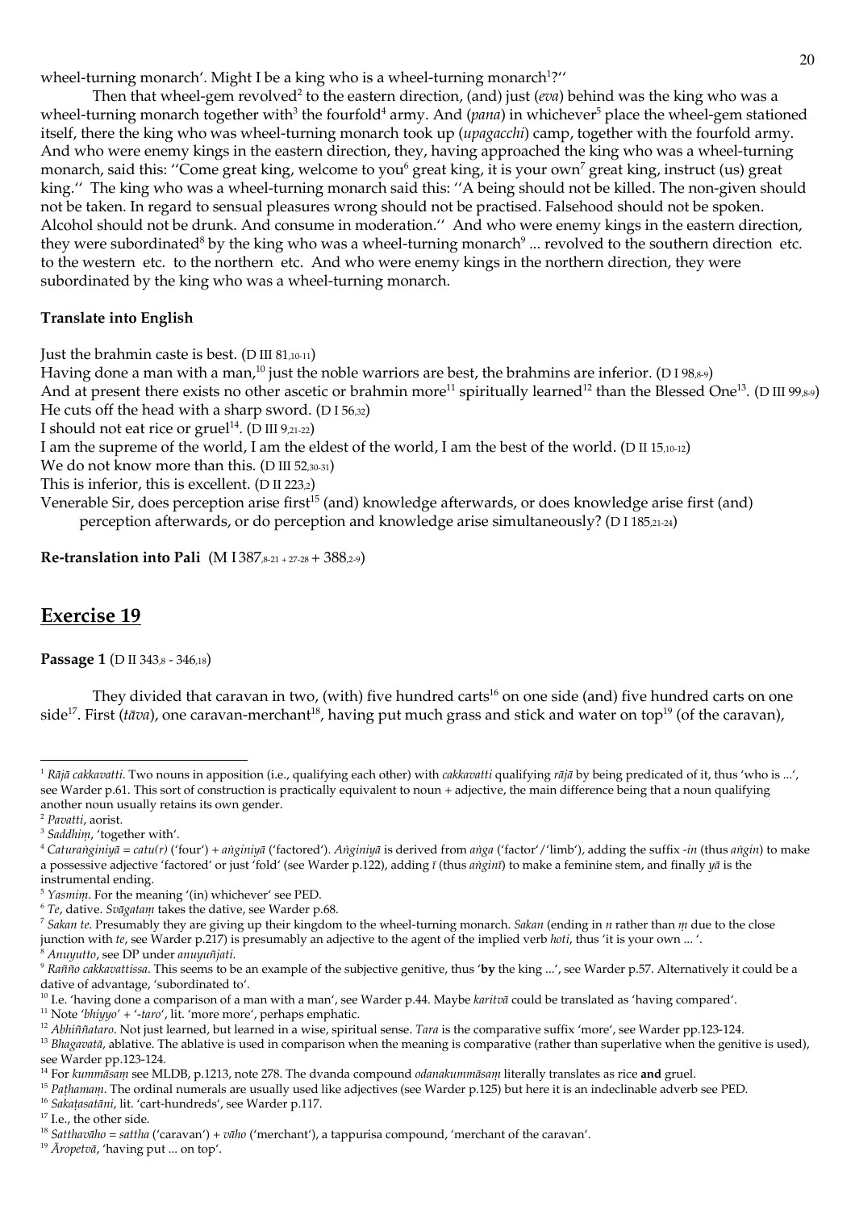wheel-turning monarch'. Might I be a king who is a wheel-turning monarch[1]?''

Then that wheel-gem revolved[2] to the eastern direction, (and) just (*eva*) behind was the king who was a wheel-turning monarch together with[3] the fourfold[4] army. And (*pana*) in whichever[5] place the wheel-gem stationed itself, there the king who was wheel-turning monarch took up (*upagacchi*) camp, together with the fourfold army. And who were enemy kings in the eastern direction, they, having approached the king who was a wheel-turning monarch, said this: ''Come great king, welcome to you[6] great king, it is your own[7] great king, instruct (us) great king.'' The king who was a wheel-turning monarch said this: ''A being should not be killed. The non-given should not be taken. In regard to sensual pleasures wrong should not be practised. Falsehood should not be spoken. Alcohol should not be drunk. And consume in moderation.'' And who were enemy kings in the eastern direction, they were subordinated[8] by the king who was a wheel-turning monarch[9] ... revolved to the southern direction etc. to the western etc. to the northern etc. And who were enemy kings in the northern direction, they were subordinated by the king who was a wheel-turning monarch.

**Translate into English**

Just the brahmin caste is best. (D III 81,10-11)
Having done a man with a man,[10] just the noble warriors are best, the brahmins are inferior. (D I 98,8-9)
And at present there exists no other ascetic or brahmin more[11] spiritually learned[12] than the Blessed One[13]. (D III 99,8-9)
He cuts off the head with a sharp sword. (D I 56,32)
I should not eat rice or gruel[14]. (D III 9,21-22)
I am the supreme of the world, I am the eldest of the world, I am the best of the world. (D II 15,10-12)
We do not know more than this. (D III 52,30-31)
This is inferior, this is excellent. (D II 223,2)
Venerable Sir, does perception arise first[15] (and) knowledge afterwards, or does knowledge arise first (and) perception afterwards, or do perception and knowledge arise simultaneously? (D I 185,21-24)

**Re-translation into Pali** (M I 387,8-21 + 27-28 + 388,2-9)

## Exercise 19

**Passage 1** (D II 343,8 - 346,18)

They divided that caravan in two, (with) five hundred carts[16] on one side (and) five hundred carts on one side[17]. First (*tāva*), one caravan-merchant[18], having put much grass and stick and water on top[19] (of the caravan),

---

[1] *Rājā cakkavatti*. Two nouns in apposition (i.e., qualifying each other) with *cakkavatti* qualifying *rājā* by being predicated of it, thus 'who is ...', see Warder p.61. This sort of construction is practically equivalent to noun + adjective, the main difference being that a noun qualifying another noun usually retains its own gender.

[2] *Pavatti*, aorist.

[3] *Saddhiṃ*, 'together with'.

[4] *Caturaṅginiyā* = *catu(r)* ('four') + *aṅginiyā* ('factored'). *Aṅginiyā* is derived from *aṅga* ('factor'/'limb'), adding the suffix *-in* (thus *aṅgin*) to make a possessive adjective 'factored' or just 'fold' (see Warder p.122), adding *ī* (thus *aṅginī*) to make a feminine stem, and finally *yā* is the instrumental ending.

[5] *Yasmiṃ*. For the meaning '(in) whichever' see PED.

[6] *Te*, dative. *Svāgataṃ* takes the dative, see Warder p.68.

[7] *Sakan te*. Presumably they are giving up their kingdom to the wheel-turning monarch. *Sakan* (ending in *n* rather than *ṃ* due to the close junction with *te*, see Warder p.217) is presumably an adjective to the agent of the implied verb *hoti*, thus 'it is your own ... '.

[8] *Anuyutto*, see DP under *anuyuñjati*.

[9] *Rañño cakkavattissa*. This seems to be an example of the subjective genitive, thus '**by** the king ...', see Warder p.57. Alternatively it could be a dative of advantage, 'subordinated to'.

[10] I.e. 'having done a comparison of a man with a man', see Warder p.44. Maybe *karitvā* could be translated as 'having compared'.

[11] Note '*bhiyyo*' + '*-taro*', lit. 'more more', perhaps emphatic.

[12] *Abhiññataro*. Not just learned, but learned in a wise, spiritual sense. *Tara* is the comparative suffix 'more', see Warder pp.123-124.

[13] *Bhagavatā*, ablative. The ablative is used in comparison when the meaning is comparative (rather than superlative when the genitive is used), see Warder pp.123-124.

[14] For *kummāsaṃ* see MLDB, p.1213, note 278. The dvanda compound *odanakummāsaṃ* literally translates as rice **and** gruel.

[15] *Paṭhamaṃ*. The ordinal numerals are usually used like adjectives (see Warder p.125) but here it is an indeclinable adverb see PED.

[16] *Sakaṭasatāni*, lit. 'cart-hundreds', see Warder p.117.

[17] I.e., the other side.

[18] *Satthavāho* = *sattha* ('caravan') + *vāho* ('merchant'), a tappurisa compound, 'merchant of the caravan'.

[19] *Āropetvā*, 'having put ... on top'.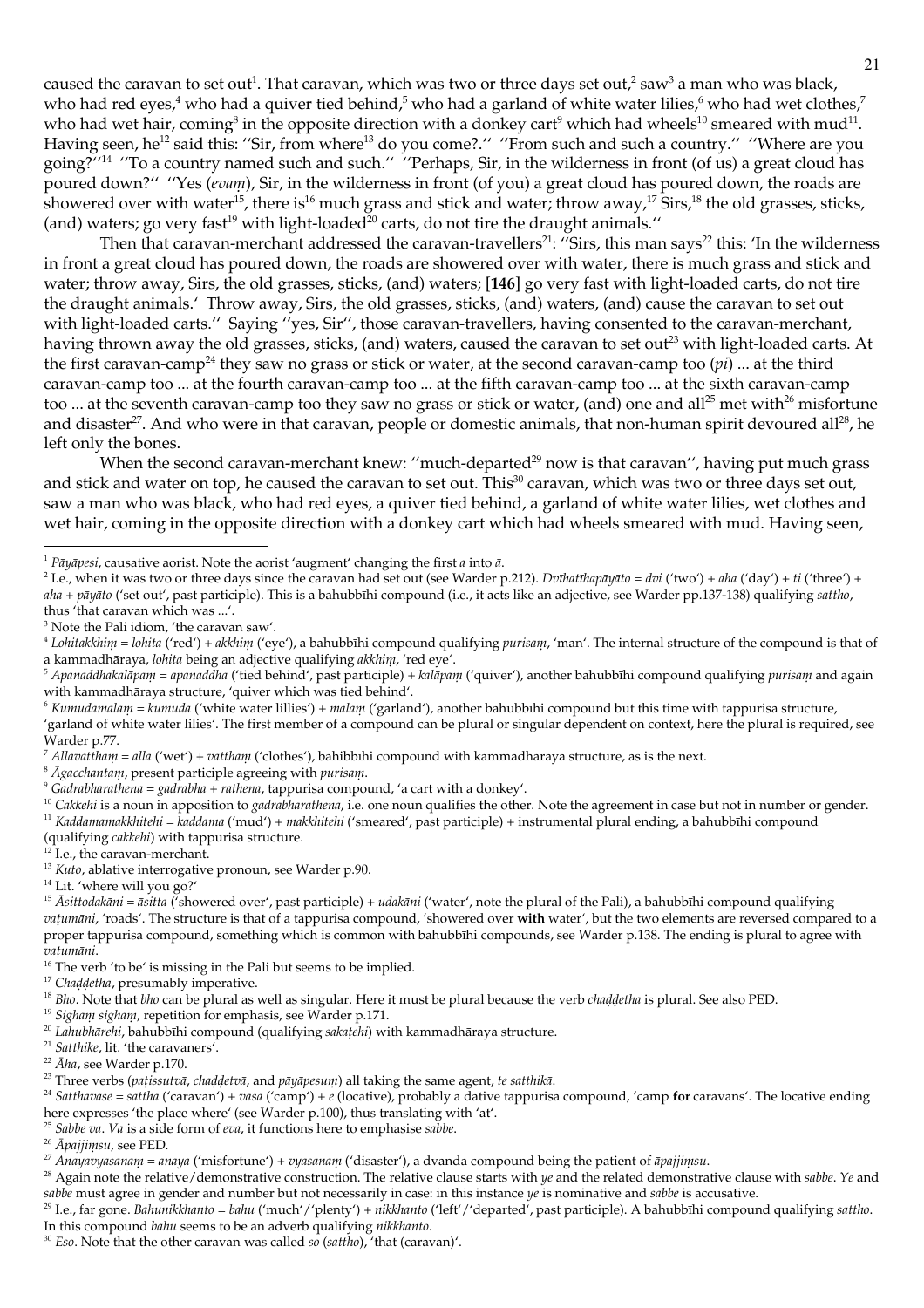caused the caravan to set out[1]. That caravan, which was two or three days set out,[2] saw[3] a man who was black, who had red eyes,[4] who had a quiver tied behind,[5] who had a garland of white water lilies,[6] who had wet clothes,[7] who had wet hair, coming[8] in the opposite direction with a donkey cart[9] which had wheels[10] smeared with mud[11]. Having seen, he[12] said this: ''Sir, from where[13] do you come?.'' ''From such and such a country.'' ''Where are you going?''[14] ''To a country named such and such.'' ''Perhaps, Sir, in the wilderness in front (of us) a great cloud has poured down?'' ''Yes (*evaṃ*), Sir, in the wilderness in front (of you) a great cloud has poured down, the roads are showered over with water[15], there is[16] much grass and stick and water; throw away,[17] Sirs,[18] the old grasses, sticks, (and) waters; go very fast[19] with light-loaded[20] carts, do not tire the draught animals.''

Then that caravan-merchant addressed the caravan-travellers[21]: ''Sirs, this man says[22] this: 'In the wilderness in front a great cloud has poured down, the roads are showered over with water, there is much grass and stick and water; throw away, Sirs, the old grasses, sticks, (and) waters; [**146**] go very fast with light-loaded carts, do not tire the draught animals.' Throw away, Sirs, the old grasses, sticks, (and) waters, (and) cause the caravan to set out with light-loaded carts.'' Saying ''yes, Sir'', those caravan-travellers, having consented to the caravan-merchant, having thrown away the old grasses, sticks, (and) waters, caused the caravan to set out[23] with light-loaded carts. At the first caravan-camp[24] they saw no grass or stick or water, at the second caravan-camp too (*pi*) ... at the third caravan-camp too ... at the fourth caravan-camp too ... at the fifth caravan-camp too ... at the sixth caravan-camp too ... at the seventh caravan-camp too they saw no grass or stick or water, (and) one and all[25] met with[26] misfortune and disaster[27]. And who were in that caravan, people or domestic animals, that non-human spirit devoured all[28], he left only the bones.

When the second caravan-merchant knew: ''much-departed[29] now is that caravan'', having put much grass and stick and water on top, he caused the caravan to set out. This[30] caravan, which was two or three days set out, saw a man who was black, who had red eyes, a quiver tied behind, a garland of white water lilies, wet clothes and wet hair, coming in the opposite direction with a donkey cart which had wheels smeared with mud. Having seen,

---

[1] *Pāyāpesi*, causative aorist. Note the aorist 'augment' changing the first *a* into *ā*.

[2] I.e., when it was two or three days since the caravan had set out (see Warder p.212). *Dvīhatīhapāyāto* = *dvi* ('two') + *aha* ('day') + *ti* ('three') + *aha* + *pāyāto* ('set out', past participle). This is a bahubbīhi compound (i.e., it acts like an adjective, see Warder pp.137-138) qualifying *sattho*, thus 'that caravan which was ...'.

[3] Note the Pali idiom, 'the caravan saw'.

[4] *Lohitakkhiṃ* = *lohita* ('red') + *akkhiṃ* ('eye'), a bahubbīhi compound qualifying *purisaṃ*, 'man'. The internal structure of the compound is that of a kammadhāraya, *lohita* being an adjective qualifying *akkhiṃ*, 'red eye'.

[5] *Apanaddhakalāpaṃ* = *apanaddha* ('tied behind', past participle) + *kalāpaṃ* ('quiver'), another bahubbīhi compound qualifying *purisaṃ* and again with kammadhāraya structure, 'quiver which was tied behind'.

[6] *Kumudamālaṃ* = *kumuda* ('white water lillies') + *mālaṃ* ('garland'), another bahubbīhi compound but this time with tappurisa structure, 'garland of white water lilies'. The first member of a compound can be plural or singular dependent on context, here the plural is required, see Warder p.77.

[7] *Allavatthaṃ* = *alla* ('wet') + *vatthaṃ* ('clothes'), bahibbīhi compound with kammadhāraya structure, as is the next.

[8] *Āgacchantaṃ*, present participle agreeing with *purisaṃ*.

[9] *Gadrabharathena* = *gadrabha* + *rathena*, tappurisa compound, 'a cart with a donkey'.

[10] *Cakkehi* is a noun in apposition to *gadrabharathena*, i.e. one noun qualifies the other. Note the agreement in case but not in number or gender.

[11] *Kaddamamakkhitehi* = *kaddama* ('mud') + *makkhitehi* ('smeared', past participle) + instrumental plural ending, a bahubbīhi compound (qualifying *cakkehi*) with tappurisa structure.

[12] I.e., the caravan-merchant.

[13] *Kuto*, ablative interrogative pronoun, see Warder p.90.

[14] Lit. 'where will you go?'

[15] *Āsittodakāni* = *āsitta* ('showered over', past participle) + *udakāni* ('water', note the plural of the Pali), a bahubbīhi compound qualifying *vaṭumāni*, 'roads'. The structure is that of a tappurisa compound, 'showered over **with** water', but the two elements are reversed compared to a proper tappurisa compound, something which is common with bahubbīhi compounds, see Warder p.138. The ending is plural to agree with *vaṭumāni*.

[16] The verb 'to be' is missing in the Pali but seems to be implied.

[17] *Chaḍḍetha*, presumably imperative.

[18] *Bho*. Note that *bho* can be plural as well as singular. Here it must be plural because the verb *chaḍḍetha* is plural. See also PED.

[19] *Sighaṃ sighaṃ*, repetition for emphasis, see Warder p.171.

[20] *Lahubhārehi*, bahubbīhi compound (qualifying *sakaṭehi*) with kammadhāraya structure.

[21] *Satthike*, lit. 'the caravaners'.

[22] *Āha*, see Warder p.170.

[23] Three verbs (*paṭissutvā*, *chaḍḍetvā*, and *pāyāpesuṃ*) all taking the same agent, *te satthikā*.

[24] *Satthavāse* = *sattha* ('caravan') + *vāsa* ('camp') + *e* (locative), probably a dative tappurisa compound, 'camp **for** caravans'. The locative ending here expresses 'the place where' (see Warder p.100), thus translating with 'at'.

[25] *Sabbe va*. *Va* is a side form of *eva*, it functions here to emphasise *sabbe*.

[26] *Āpajjiṃsu*, see PED.

[27] *Anayavyasanaṃ* = *anaya* ('misfortune') + *vyasanaṃ* ('disaster'), a dvanda compound being the patient of *āpajjiṃsu*.

[28] Again note the relative/demonstrative construction. The relative clause starts with *ye* and the related demonstrative clause with *sabbe*. *Ye* and *sabbe* must agree in gender and number but not necessarily in case: in this instance *ye* is nominative and *sabbe* is accusative.

[29] I.e., far gone. *Bahunikkhanto* = *bahu* ('much'/'plenty') + *nikkhanto* ('left'/'departed', past participle). A bahubbīhi compound qualifying *sattho*. In this compound *bahu* seems to be an adverb qualifying *nikkhanto*.

[30] *Eso*. Note that the other caravan was called *so* (*sattho*), 'that (caravan)'.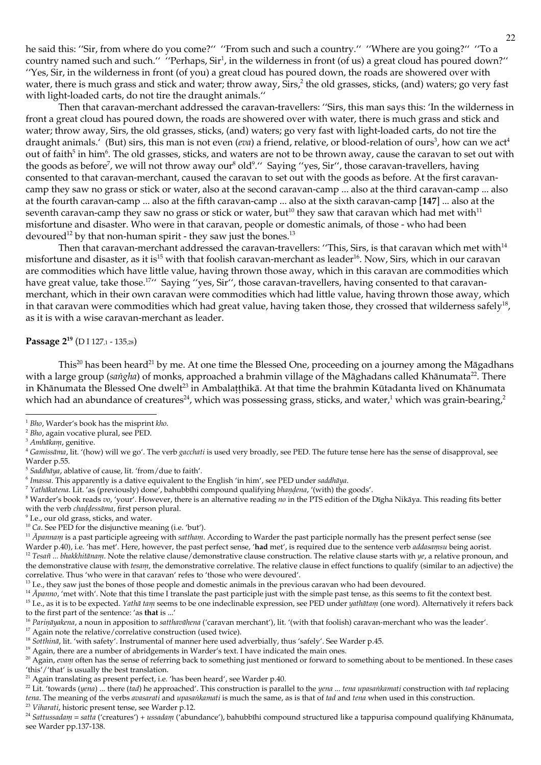he said this: ''Sir, from where do you come?'' ''From such and such a country.'' ''Where are you going?'' ''To a country named such and such.'' ''Perhaps, Sir[1], in the wilderness in front (of us) a great cloud has poured down?'' ''Yes, Sir, in the wilderness in front (of you) a great cloud has poured down, the roads are showered over with water, there is much grass and stick and water; throw away, Sirs,[2] the old grasses, sticks, (and) waters; go very fast with light-loaded carts, do not tire the draught animals.''

Then that caravan-merchant addressed the caravan-travellers: ''Sirs, this man says this: 'In the wilderness in front a great cloud has poured down, the roads are showered over with water, there is much grass and stick and water; throw away, Sirs, the old grasses, sticks, (and) waters; go very fast with light-loaded carts, do not tire the draught animals.' (But) sirs, this man is not even (*eva*) a friend, relative, or blood-relation of ours[3], how can we act[4] out of faith[5] in him[6]. The old grasses, sticks, and waters are not to be thrown away, cause the caravan to set out with the goods as before[7], we will not throw away our[8] old[9].'' Saying ''yes, Sir'', those caravan-travellers, having consented to that caravan-merchant, caused the caravan to set out with the goods as before. At the first caravan-camp they saw no grass or stick or water, also at the second caravan-camp ... also at the third caravan-camp ... also at the fourth caravan-camp ... also at the fifth caravan-camp ... also at the sixth caravan-camp [**147**] ... also at the seventh caravan-camp they saw no grass or stick or water, but[10] they saw that caravan which had met with[11] misfortune and disaster. Who were in that caravan, people or domestic animals, of those - who had been devoured[12] by that non-human spirit - they saw just the bones.[13]

Then that caravan-merchant addressed the caravan-travellers: ''This, Sirs, is that caravan which met with[14] misfortune and disaster, as it is[15] with that foolish caravan-merchant as leader[16]. Now, Sirs, which in our caravan are commodities which have little value, having thrown those away, which in this caravan are commodities which have great value, take those.[17]'' Saying ''yes, Sir'', those caravan-travellers, having consented to that caravan-merchant, which in their own caravan were commodities which had little value, having thrown those away, which in that caravan were commodities which had great value, having taken those, they crossed that wilderness safely[18], as it is with a wise caravan-merchant as leader.

**Passage 2[19]** (D I 127,1 - 135,28)

This[20] has been heard[21] by me. At one time the Blessed One, proceeding on a journey among the Māgadhans with a large group (*saṅgha*) of monks, approached a brahmin village of the Māghadans called Khānumata[22]. There in Khānumata the Blessed One dwelt[23] in Ambalaṭṭhikā. At that time the brahmin Kūtadanta lived on Khānumata which had an abundance of creatures[24], which was possessing grass, sticks, and water,[1] which was grain-bearing,[2]

---

[1] *Bho*, Warder's book has the misprint *kho*.
[2] *Bho*, again vocative plural, see PED.
[3] *Amhākaṃ*, genitive.
[4] *Gamissāma*, lit. '(how) will we go'. The verb *gacchati* is used very broadly, see PED. The future tense here has the sense of disapproval, see Warder p.55.
[5] *Saddhāya*, ablative of cause, lit. 'from/due to faith'.
[6] *Imassa*. This apparently is a dative equivalent to the English 'in him', see PED under *saddhāya*.
[7] *Yathākatena*. Lit. 'as (previously) done', bahubbīhi compound qualifying *bhaṇḍena*, '(with) the goods'.
[8] Warder's book reads *vo*, 'your'. However, there is an alternative reading *no* in the PTS edition of the Dīgha Nikāya. This reading fits better with the verb *chaḍḍessāma*, first person plural.
[9] I.e., our old grass, sticks, and water.
[10] *Ca*. See PED for the disjunctive meaning (i.e. 'but').
[11] *Āpannaṃ* is a past participle agreeing with *satthaṃ*. According to Warder the past participle normally has the present perfect sense (see Warder p.40), i.e. 'has met'. Here, however, the past perfect sense, '**had** met', is required due to the sentence verb *addasaṃsu* being aorist.
[12] *Tesañ ... bhakkhitānaṃ*. Note the relative clause/demonstrative clause construction. The relative clause starts with *ye*, a relative pronoun, and the demonstrative clause with *tesaṃ*, the demonstrative correlative. The relative clause in effect functions to qualify (similar to an adjective) the correlative. Thus 'who were in that caravan' refes to 'those who were devoured'.
[13] I.e., they saw just the bones of those people and domestic animals in the previous caravan who had been devoured.
[14] *Āpanno*, 'met with'. Note that this time I translate the past participle just with the simple past tense, as this seems to fit the context best.
[15] I.e., as it is to be expected. *Yathā taṃ* seems to be one indeclinable expression, see PED under *yathātaṃ* (one word). Alternatively it refers back to the first part of the sentence: 'as **that** is ...'
[16] *Pariṇāyakena*, a noun in apposition to *satthavāhena* ('caravan merchant'), lit. '(with that foolish) caravan-merchant who was the leader'.
[17] Again note the relative/correlative construction (used twice).
[18] *Sotthinā*, lit. 'with safety'. Instrumental of manner here used adverbially, thus 'safely'. See Warder p.45.
[19] Again, there are a number of abridgements in Warder's text. I have indicated the main ones.
[20] Again, *evaṃ* often has the sense of referring back to something just mentioned or forward to something about to be mentioned. In these cases 'this'/'that' is usually the best translation.
[21] Again translating as present perfect, i.e. 'has been heard', see Warder p.40.
[22] Lit. 'towards (*yena*) ... there (*tad*) he approached'. This construction is parallel to the *yena ... tena upasaṅkamati* construction with *tad* replacing *tena*. The meaning of the verbs *avasarati* and *upasaṅkamati* is much the same, as is that of *tad* and *tena* when used in this construction.
[23] *Viharati*, historic present tense, see Warder p.12.
[24] *Sattussadaṃ* = *satta* ('creatures') + *ussadaṃ* ('abundance'), bahubbīhi compound structured like a tappurisa compound qualifying Khānumata, see Warder pp.137-138.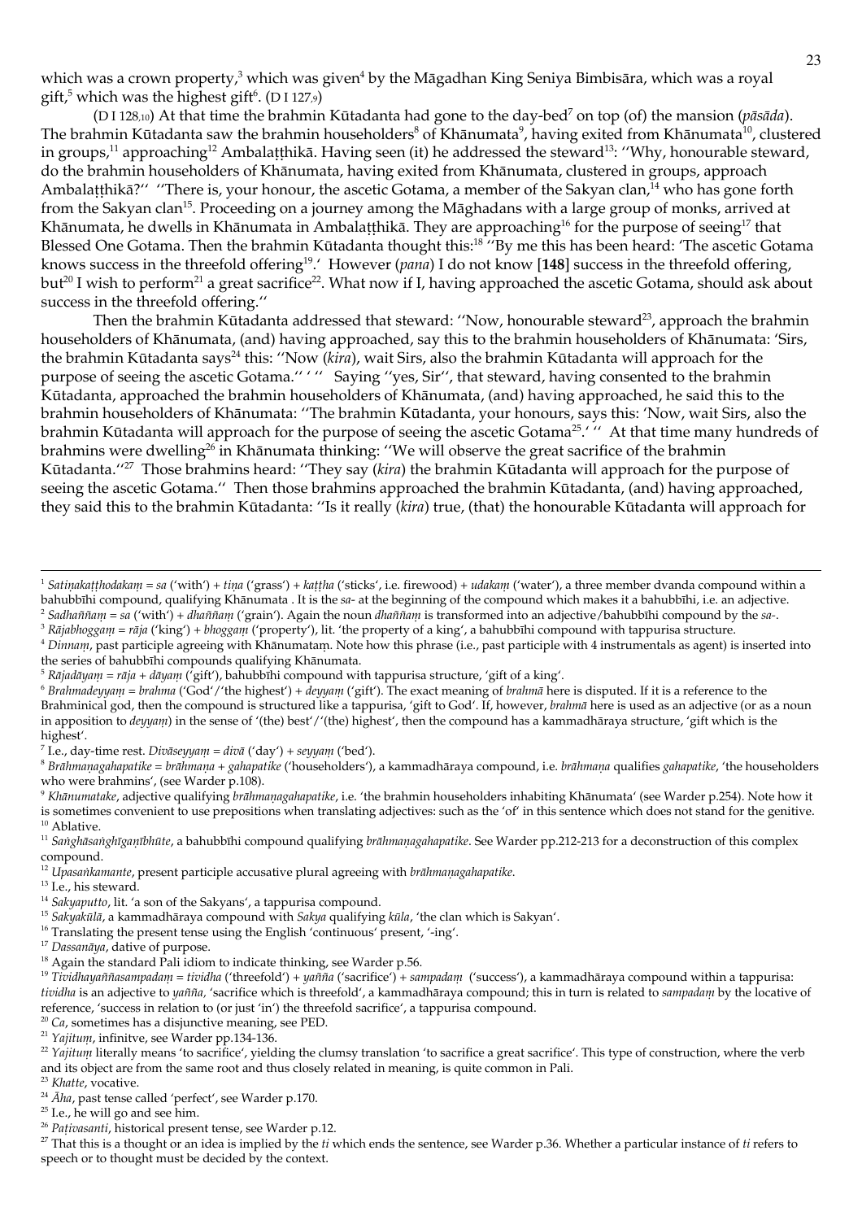which was a crown property,[3] which was given[4] by the Māgadhan King Seniya Bimbisāra, which was a royal gift,[5] which was the highest gift[6]. (D I 127,9)

(D I 128,10) At that time the brahmin Kūtadanta had gone to the day-bed[7] on top (of) the mansion (*pāsāda*). The brahmin Kūtadanta saw the brahmin householders[8] of Khānumata[9], having exited from Khānumata[10], clustered in groups,[11] approaching[12] Ambalaṭṭhikā. Having seen (it) he addressed the steward[13]: ''Why, honourable steward, do the brahmin householders of Khānumata, having exited from Khānumata, clustered in groups, approach Ambalaṭṭhikā?'' ''There is, your honour, the ascetic Gotama, a member of the Sakyan clan,[14] who has gone forth from the Sakyan clan[15]. Proceeding on a journey among the Māghadans with a large group of monks, arrived at Khānumata, he dwells in Khānumata in Ambalaṭṭhikā. They are approaching[16] for the purpose of seeing[17] that Blessed One Gotama. Then the brahmin Kūtadanta thought this:[18] ''By me this has been heard: 'The ascetic Gotama knows success in the threefold offering[19].' However (*pana*) I do not know [**148**] success in the threefold offering, but[20] I wish to perform[21] a great sacrifice[22]. What now if I, having approached the ascetic Gotama, should ask about success in the threefold offering.''

Then the brahmin Kūtadanta addressed that steward: ''Now, honourable steward[23], approach the brahmin householders of Khānumata, (and) having approached, say this to the brahmin householders of Khānumata: 'Sirs, the brahmin Kūtadanta says[24] this: ''Now (*kira*), wait Sirs, also the brahmin Kūtadanta will approach for the purpose of seeing the ascetic Gotama.'' ' '' Saying ''yes, Sir'', that steward, having consented to the brahmin Kūtadanta, approached the brahmin householders of Khānumata, (and) having approached, he said this to the brahmin householders of Khānumata: ''The brahmin Kūtadanta, your honours, says this: 'Now, wait Sirs, also the brahmin Kūtadanta will approach for the purpose of seeing the ascetic Gotama[25].' '' At that time many hundreds of brahmins were dwelling[26] in Khānumata thinking: ''We will observe the great sacrifice of the brahmin Kūtadanta.''[27] Those brahmins heard: ''They say (*kira*) the brahmin Kūtadanta will approach for the purpose of seeing the ascetic Gotama.'' Then those brahmins approached the brahmin Kūtadanta, (and) having approached, they said this to the brahmin Kūtadanta: ''Is it really (*kira*) true, (that) the honourable Kūtadanta will approach for

---

[1] *Satiṇakaṭṭhodakaṃ* = *sa* ('with') + *tiṇa* ('grass') + *kaṭṭha* ('sticks', i.e. firewood) + *udakaṃ* ('water'), a three member dvanda compound within a bahubbīhi compound, qualifying Khānumata . It is the *sa-* at the beginning of the compound which makes it a bahubbīhi, i.e. an adjective.
[2] *Sadhaññaṃ* = *sa* ('with') + *dhaññaṃ* ('grain'). Again the noun *dhaññaṃ* is transformed into an adjective/bahubbīhi compound by the *sa-*.
[3] *Rājabhoggaṃ* = *rāja* ('king') + *bhoggaṃ* ('property'), lit. 'the property of a king', a bahubbīhi compound with tappurisa structure.
[4] *Dinnaṃ*, past participle agreeing with Khānumataṃ. Note how this phrase (i.e., past participle with 4 instrumentals as agent) is inserted into the series of bahubbīhi compounds qualifying Khānumata.
[5] *Rājadāyaṃ* = *rāja* + *dāyaṃ* ('gift'), bahubbīhi compound with tappurisa structure, 'gift of a king'.
[6] *Brahmadeyyaṃ* = *brahma* ('God'/'the highest') + *deyyaṃ* ('gift'). The exact meaning of *brahmā* here is disputed. If it is a reference to the Brahminical god, then the compound is structured like a tappurisa, 'gift to God'. If, however, *brahmā* here is used as an adjective (or as a noun in apposition to *deyyaṃ*) in the sense of '(the) best'/'(the) highest', then the compound has a kammadhāraya structure, 'gift which is the highest'.
[7] I.e., day-time rest. *Divāseyyaṃ* = *divā* ('day') + *seyyaṃ* ('bed').
[8] *Brāhmaṇagahapatike* = *brāhmaṇa* + *gahapatike* ('householders'), a kammadhāraya compound, i.e. *brāhmaṇa* qualifies *gahapatike*, 'the householders who were brahmins', (see Warder p.108).
[9] *Khānumatake*, adjective qualifying *brāhmaṇagahapatike*, i.e. 'the brahmin householders inhabiting Khānumata' (see Warder p.254). Note how it is sometimes convenient to use prepositions when translating adjectives: such as the 'of' in this sentence which does not stand for the genitive.
[10] Ablative.
[11] *Saṅghāsaṅghīgaṇībhūte*, a bahubbīhi compound qualifying *brāhmaṇagahapatike*. See Warder pp.212-213 for a deconstruction of this complex compound.
[12] *Upasaṅkamante*, present participle accusative plural agreeing with *brāhmaṇagahapatike*.
[13] I.e., his steward.
[14] *Sakyaputto*, lit. 'a son of the Sakyans', a tappurisa compound.
[15] *Sakyakūlā*, a kammadhāraya compound with *Sakya* qualifying *kūla*, 'the clan which is Sakyan'.
[16] Translating the present tense using the English 'continuous' present, '-ing'.
[17] *Dassanāya*, dative of purpose.
[18] Again the standard Pali idiom to indicate thinking, see Warder p.56.
[19] *Tividhayaññasampadaṃ* = *tividha* ('threefold') + *yañña* ('sacrifice') + *sampadaṃ* ('success'), a kammadhāraya compound within a tappurisa: *tividha* is an adjective to *yañña*, 'sacrifice which is threefold', a kammadhāraya compound; this in turn is related to *sampadaṃ* by the locative of reference, 'success in relation to (or just 'in') the threefold sacrifice', a tappurisa compound.
[20] *Ca*, sometimes has a disjunctive meaning, see PED.
[21] *Yajituṃ*, infinitve, see Warder pp.134-136.
[22] *Yajituṃ* literally means 'to sacrifice', yielding the clumsy translation 'to sacrifice a great sacrifice'. This type of construction, where the verb and its object are from the same root and thus closely related in meaning, is quite common in Pali.
[23] *Khatte*, vocative.
[24] *Āha*, past tense called 'perfect', see Warder p.170.
[25] I.e., he will go and see him.
[26] *Paṭivasanti*, historical present tense, see Warder p.12.
[27] That this is a thought or an idea is implied by the *ti* which ends the sentence, see Warder p.36. Whether a particular instance of *ti* refers to speech or to thought must be decided by the context.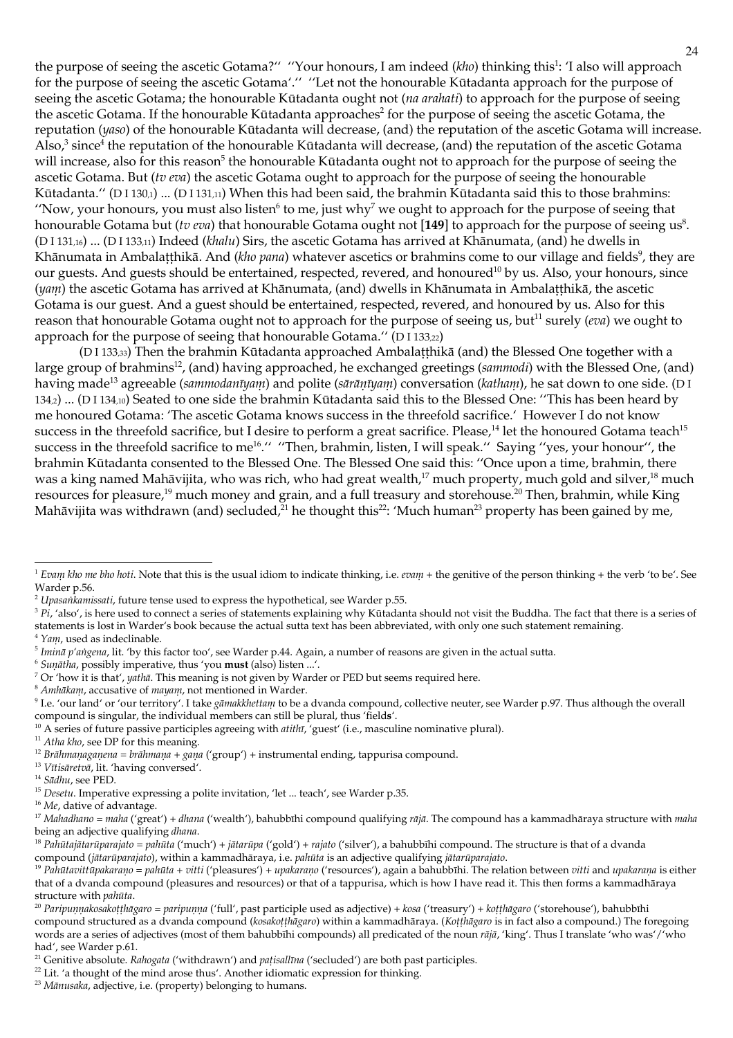the purpose of seeing the ascetic Gotama?'' ''Your honours, I am indeed (*kho*) thinking this[1]: 'I also will approach for the purpose of seeing the ascetic Gotama'.'' ''Let not the honourable Kūtadanta approach for the purpose of seeing the ascetic Gotama; the honourable Kūtadanta ought not (*na arahati*) to approach for the purpose of seeing the ascetic Gotama. If the honourable Kūtadanta approaches[2] for the purpose of seeing the ascetic Gotama, the reputation (*yaso*) of the honourable Kūtadanta will decrease, (and) the reputation of the ascetic Gotama will increase. Also,[3] since[4] the reputation of the honourable Kūtadanta will decrease, (and) the reputation of the ascetic Gotama will increase, also for this reason[5] the honourable Kūtadanta ought not to approach for the purpose of seeing the ascetic Gotama. But (*tv eva*) the ascetic Gotama ought to approach for the purpose of seeing the honourable Kūtadanta.'' (D I 130,1) ... (D I 131,11) When this had been said, the brahmin Kūtadanta said this to those brahmins: ''Now, your honours, you must also listen[6] to me, just why[7] we ought to approach for the purpose of seeing that honourable Gotama but (*tv eva*) that honourable Gotama ought not [**149**] to approach for the purpose of seeing us[8]. (D I 131,16) ... (D I 133,11) Indeed (*khalu*) Sirs, the ascetic Gotama has arrived at Khānumata, (and) he dwells in Khānumata in Ambalaṭṭhikā. And (*kho pana*) whatever ascetics or brahmins come to our village and fields[9], they are our guests. And guests should be entertained, respected, revered, and honoured[10] by us. Also, your honours, since (*yaṃ*) the ascetic Gotama has arrived at Khānumata, (and) dwells in Khānumata in Ambalaṭṭhikā, the ascetic Gotama is our guest. And a guest should be entertained, respected, revered, and honoured by us. Also for this reason that honourable Gotama ought not to approach for the purpose of seeing us, but[11] surely (*eva*) we ought to approach for the purpose of seeing that honourable Gotama.'' (D I 133,22)

(D I 133,33) Then the brahmin Kūtadanta approached Ambalaṭṭhikā (and) the Blessed One together with a large group of brahmins[12], (and) having approached, he exchanged greetings (*sammodi*) with the Blessed One, (and) having made[13] agreeable (*sammodanīyaṃ*) and polite (*sārāṇīyaṃ*) conversation (*kathaṃ*), he sat down to one side. (D I 134,2) ... (D I 134,10) Seated to one side the brahmin Kūtadanta said this to the Blessed One: ''This has been heard by me honoured Gotama: 'The ascetic Gotama knows success in the threefold sacrifice.' However I do not know success in the threefold sacrifice, but I desire to perform a great sacrifice. Please,[14] let the honoured Gotama teach[15] success in the threefold sacrifice to me[16].'' ''Then, brahmin, listen, I will speak.'' Saying ''yes, your honour'', the brahmin Kūtadanta consented to the Blessed One. The Blessed One said this: ''Once upon a time, brahmin, there was a king named Mahāvijita, who was rich, who had great wealth,[17] much property, much gold and silver,[18] much resources for pleasure,[19] much money and grain, and a full treasury and storehouse.[20] Then, brahmin, while King Mahāvijita was withdrawn (and) secluded,[21] he thought this[22]: 'Much human[23] property has been gained by me,

---

[1] *Evaṃ kho me bho hoti*. Note that this is the usual idiom to indicate thinking, i.e. *evaṃ* + the genitive of the person thinking + the verb 'to be'. See Warder p.56.

[2] *Upasaṅkamissati*, future tense used to express the hypothetical, see Warder p.55.

[3] *Pi*, 'also', is here used to connect a series of statements explaining why Kūtadanta should not visit the Buddha. The fact that there is a series of statements is lost in Warder's book because the actual sutta text has been abbreviated, with only one such statement remaining.

[4] *Yaṃ*, used as indeclinable.

[5] *Iminā p'aṅgena*, lit. 'by this factor too', see Warder p.44. Again, a number of reasons are given in the actual sutta.

[6] *Suṇātha*, possibly imperative, thus 'you **must** (also) listen ...'.

[7] Or 'how it is that', *yathā*. This meaning is not given by Warder or PED but seems required here.

[8] *Amhākaṃ*, accusative of *mayaṃ*, not mentioned in Warder.

[9] I.e. 'our land' or 'our territory'. I take *gāmakkhettaṃ* to be a dvanda compound, collective neuter, see Warder p.97. Thus although the overall compound is singular, the individual members can still be plural, thus 'field**s**'.

[10] A series of future passive participles agreeing with *atithī*, 'guest' (i.e., masculine nominative plural).

[11] *Atha kho*, see DP for this meaning.

[12] *Brāhmaṇagaṇena* = *brāhmaṇa* + *gaṇa* ('group') + instrumental ending, tappurisa compound.

[13] *Vītisāretvā*, lit. 'having conversed'.

[14] *Sādhu*, see PED.

[15] *Desetu*. Imperative expressing a polite invitation, 'let ... teach', see Warder p.35.

[16] *Me*, dative of advantage.

[17] *Mahadhano* = *maha* ('great') + *dhana* ('wealth'), bahubbīhi compound qualifying *rājā*. The compound has a kammadhāraya structure with *maha* being an adjective qualifying *dhana*.

[18] *Pahūtajātarūparajato* = *pahūta* ('much') + *jātarūpa* ('gold') + *rajato* ('silver'), a bahubbīhi compound. The structure is that of a dvanda compound (*jātarūparajato*), within a kammadhāraya, i.e. *pahūta* is an adjective qualifying *jātarūparajato*.

[19] *Pahūtavittūpakaraṇo* = *pahūta* + *vitti* ('pleasures') + *upakaraṇo* ('resources'), again a bahubbīhi. The relation between *vitti* and *upakaraṇa* is either that of a dvanda compound (pleasures and resources) or that of a tappurisa, which is how I have read it. This then forms a kammadhāraya structure with *pahūta*.

[20] *Paripuṇṇakosakoṭṭhāgaro* = *paripuṇṇa* ('full', past participle used as adjective) + *kosa* ('treasury') + *koṭṭhāgaro* ('storehouse'), bahubbīhi compound structured as a dvanda compound (*kosakoṭṭhāgaro*) within a kammadhāraya. (*Koṭṭhāgaro* is in fact also a compound.) The foregoing words are a series of adjectives (most of them bahubbīhi compounds) all predicated of the noun *rājā*, 'king'. Thus I translate 'who was'/'who had', see Warder p.61.

[21] Genitive absolute. *Rahogata* ('withdrawn') and *paṭisallīna* ('secluded') are both past participles.

[22] Lit. 'a thought of the mind arose thus'. Another idiomatic expression for thinking.

[23] *Mānusaka*, adjective, i.e. (property) belonging to humans.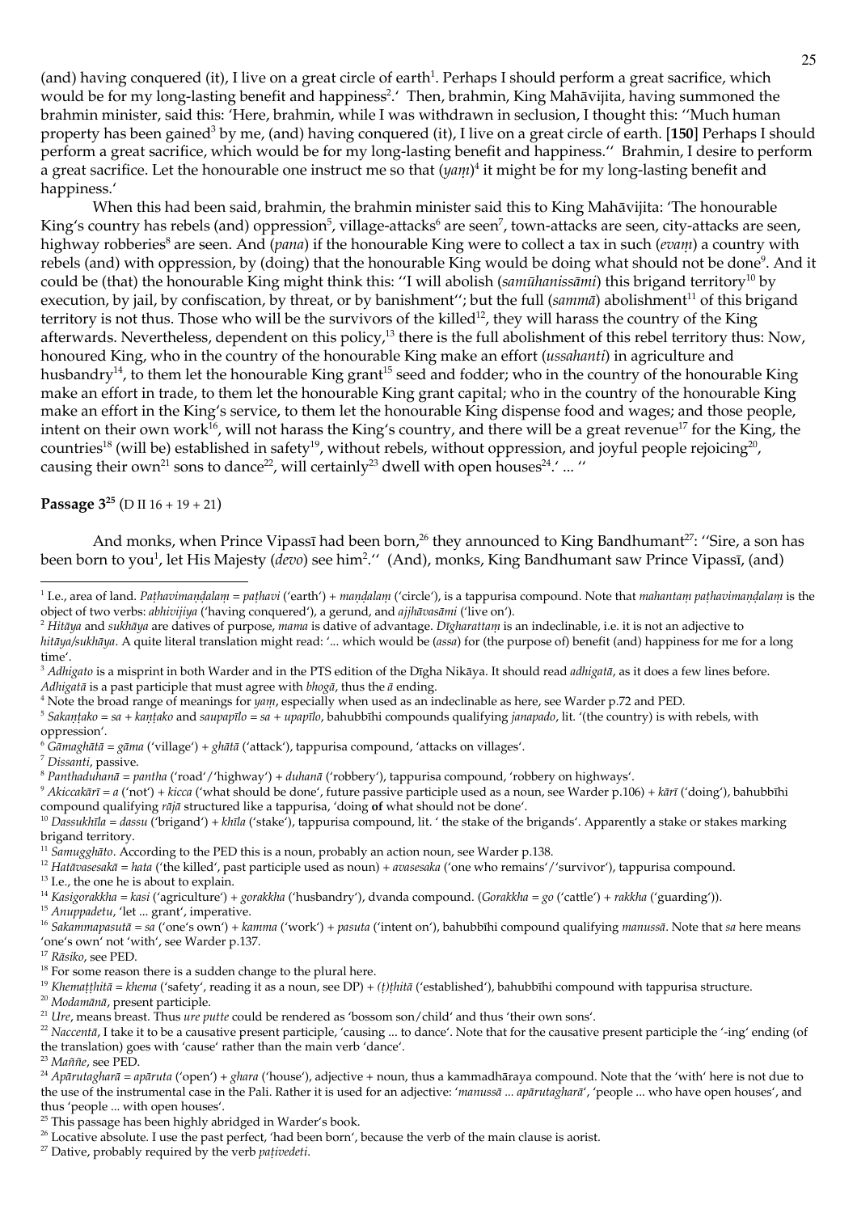(and) having conquered (it), I live on a great circle of earth[1]. Perhaps I should perform a great sacrifice, which would be for my long-lasting benefit and happiness[2].' Then, brahmin, King Mahāvijita, having summoned the brahmin minister, said this: 'Here, brahmin, while I was withdrawn in seclusion, I thought this: ''Much human property has been gained[3] by me, (and) having conquered (it), I live on a great circle of earth. [**150**] Perhaps I should perform a great sacrifice, which would be for my long-lasting benefit and happiness.'' Brahmin, I desire to perform a great sacrifice. Let the honourable one instruct me so that (*yaṃ*)[4] it might be for my long-lasting benefit and happiness.'

When this had been said, brahmin, the brahmin minister said this to King Mahāvijita: 'The honourable King's country has rebels (and) oppression[5], village-attacks[6] are seen[7], town-attacks are seen, city-attacks are seen, highway robberies[8] are seen. And (*pana*) if the honourable King were to collect a tax in such (*evaṃ*) a country with rebels (and) with oppression, by (doing) that the honourable King would be doing what should not be done[9]. And it could be (that) the honourable King might think this: ''I will abolish (*samūhanissāmi*) this brigand territory[10] by execution, by jail, by confiscation, by threat, or by banishment''; but the full (*sammā*) abolishment[11] of this brigand territory is not thus. Those who will be the survivors of the killed[12], they will harass the country of the King afterwards. Nevertheless, dependent on this policy,[13] there is the full abolishment of this rebel territory thus: Now, honoured King, who in the country of the honourable King make an effort (*ussahanti*) in agriculture and husbandry[14], to them let the honourable King grant[15] seed and fodder; who in the country of the honourable King make an effort in trade, to them let the honourable King grant capital; who in the country of the honourable King make an effort in the King's service, to them let the honourable King dispense food and wages; and those people, intent on their own work[16], will not harass the King's country, and there will be a great revenue[17] for the King, the countries[18] (will be) established in safety[19], without rebels, without oppression, and joyful people rejoicing[20], causing their own[21] sons to dance[22], will certainly[23] dwell with open houses[24].' ... ''

**Passage 3[25]** (D II 16 + 19 + 21)

And monks, when Prince Vipassī had been born,[26] they announced to King Bandhumant[27]: ''Sire, a son has been born to you[1], let His Majesty (*devo*) see him[2].'' (And), monks, King Bandhumant saw Prince Vipassī, (and)

---

[1] I.e., area of land. *Paṭhavimaṇḍalaṃ* = *paṭhavi* ('earth') + *maṇḍalaṃ* ('circle'), is a tappurisa compound. Note that *mahantaṃ paṭhavimaṇḍalaṃ* is the object of two verbs: *abhivijiya* ('having conquered'), a gerund, and *ajjhāvasāmi* ('live on').

[2] *Hitāya* and *sukhāya* are datives of purpose, *mama* is dative of advantage. *Dīgharattaṃ* is an indeclinable, i.e. it is not an adjective to *hitāya/sukhāya*. A quite literal translation might read: '... which would be (*assa*) for (the purpose of) benefit (and) happiness for me for a long time'.

[3] *Adhigato* is a misprint in both Warder and in the PTS edition of the Dīgha Nikāya. It should read *adhigatā*, as it does a few lines before. *Adhigatā* is a past participle that must agree with *bhogā*, thus the *ā* ending.

[4] Note the broad range of meanings for *yaṃ*, especially when used as an indeclinable as here, see Warder p.72 and PED.

[5] *Sakaṇṭako* = *sa* + *kaṇṭako* and *saupapīlo* = *sa* + *upapīlo*, bahubbīhi compounds qualifying *janapado*, lit. '(the country) is with rebels, with oppression'.

[6] *Gāmaghātā* = *gāma* ('village') + *ghātā* ('attack'), tappurisa compound, 'attacks on villages'.

[7] *Dissanti*, passive.

[8] *Panthaduhanā* = *pantha* ('road'/'highway') + *duhanā* ('robbery'), tappurisa compound, 'robbery on highways'.

[9] *Akiccakārī* = *a* ('not') + *kicca* ('what should be done', future passive participle used as a noun, see Warder p.106) + *kārī* ('doing'), bahubbīhi compound qualifying *rājā* structured like a tappurisa, 'doing **of** what should not be done'.

[10] *Dassukhīla* = *dassu* ('brigand') + *khīla* ('stake'), tappurisa compound, lit. ' the stake of the brigands'. Apparently a stake or stakes marking brigand territory.

[11] *Samugghāto*. According to the PED this is a noun, probably an action noun, see Warder p.138.

[12] *Hatāvasesakā* = *hata* ('the killed', past participle used as noun) + *avasesaka* ('one who remains'/'survivor'), tappurisa compound.

[13] I.e., the one he is about to explain.

[14] *Kasigorakkha* = *kasi* ('agriculture') + *gorakkha* ('husbandry'), dvanda compound. (*Gorakkha* = *go* ('cattle') + *rakkha* ('guarding')).

[15] *Anuppadetu*, 'let ... grant', imperative.

[16] *Sakammapasutā* = *sa* ('one's own') + *kamma* ('work') + *pasuta* ('intent on'), bahubbīhi compound qualifying *manussā*. Note that *sa* here means 'one's own' not 'with', see Warder p.137.

[17] *Rāsiko*, see PED.

[18] For some reason there is a sudden change to the plural here.

[19] *Khemaṭṭhitā* = *khema* ('safety', reading it as a noun, see DP) + *(ṭ)ṭhitā* ('established'), bahubbīhi compound with tappurisa structure.

[20] *Modamānā*, present participle.

[21] *Ure*, means breast. Thus *ure putte* could be rendered as 'bossom son/child' and thus 'their own sons'.

[22] *Naccentā*, I take it to be a causative present participle, 'causing ... to dance'. Note that for the causative present participle the '-ing' ending (of the translation) goes with 'cause' rather than the main verb 'dance'.

[23] *Maññe*, see PED.

[24] *Apārutagharā* = *apāruta* ('open') + *ghara* ('house'), adjective + noun, thus a kammadhāraya compound. Note that the 'with' here is not due to the use of the instrumental case in the Pali. Rather it is used for an adjective: '*manussā ... apārutagharā*', 'people ... who have open houses', and thus 'people ... with open houses'.

[25] This passage has been highly abridged in Warder's book.

[26] Locative absolute. I use the past perfect, 'had been born', because the verb of the main clause is aorist.

[27] Dative, probably required by the verb *paṭivedeti*.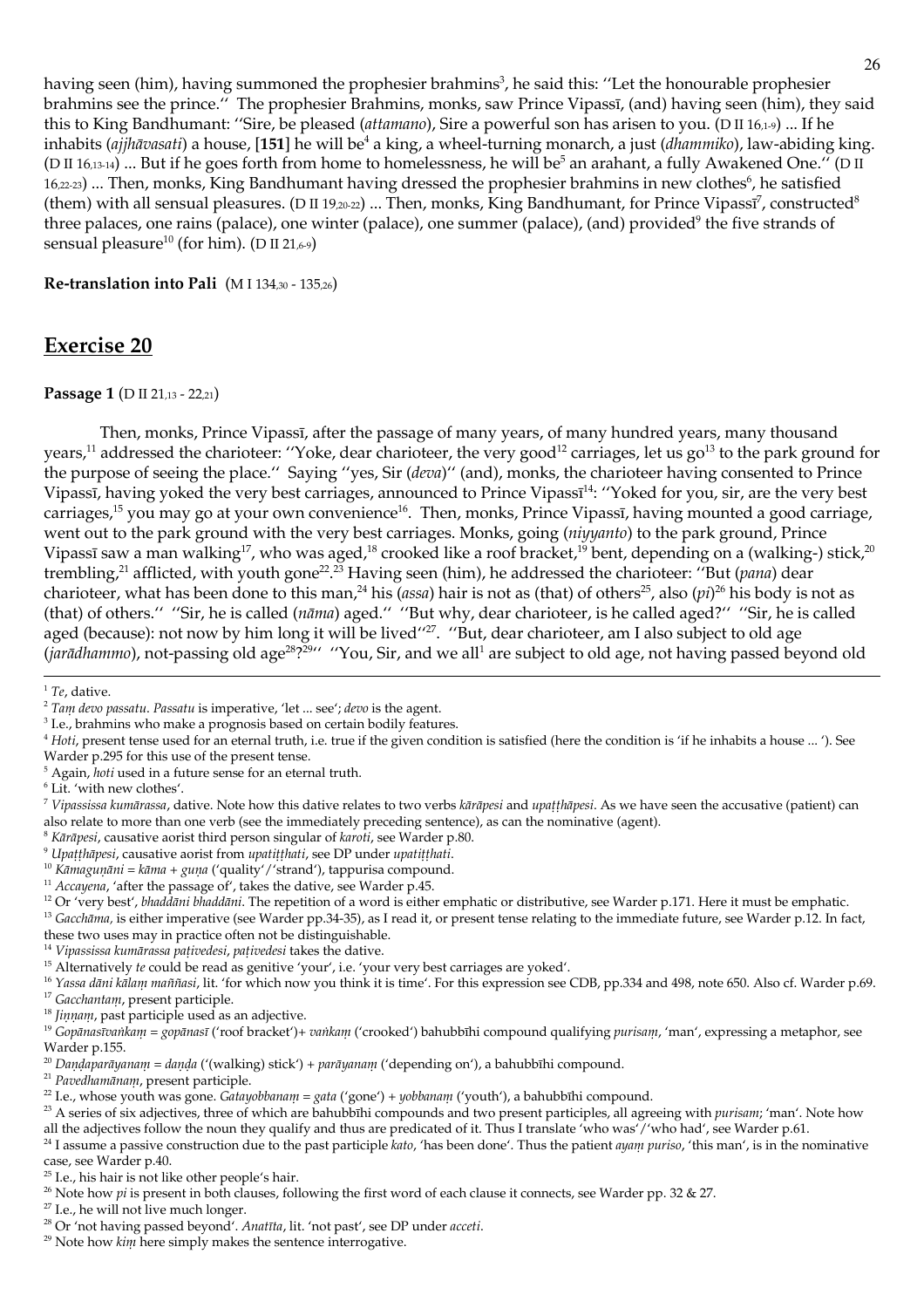having seen (him), having summoned the prophesier brahmins[3], he said this: ''Let the honourable prophesier brahmins see the prince.'' The prophesier Brahmins, monks, saw Prince Vipassī, (and) having seen (him), they said this to King Bandhumant: ''Sire, be pleased (*attamano*), Sire a powerful son has arisen to you. (D II 16,1-9) ... If he inhabits (*ajjhāvasati*) a house, [**151**] he will be[4] a king, a wheel-turning monarch, a just (*dhammiko*), law-abiding king. (D II 16,13-14) ... But if he goes forth from home to homelessness, he will be[5] an arahant, a fully Awakened One.'' (D II 16,22-23) ... Then, monks, King Bandhumant having dressed the prophesier brahmins in new clothes[6], he satisfied (them) with all sensual pleasures. (D II 19,20-22) ... Then, monks, King Bandhumant, for Prince Vipassī[7], constructed[8] three palaces, one rains (palace), one winter (palace), one summer (palace), (and) provided[9] the five strands of sensual pleasure[10] (for him). (D II 21,6-9)

**Re-translation into Pali** (M I 134,30 - 135,26)

## Exercise 20

**Passage 1** (D II 21,13 - 22,21)

Then, monks, Prince Vipassī, after the passage of many years, of many hundred years, many thousand years,[11] addressed the charioteer: ''Yoke, dear charioteer, the very good[12] carriages, let us go[13] to the park ground for the purpose of seeing the place.'' Saying ''yes, Sir (*deva*)'' (and), monks, the charioteer having consented to Prince Vipassī, having yoked the very best carriages, announced to Prince Vipassī[14]: ''Yoked for you, sir, are the very best carriages,[15] you may go at your own convenience[16]. Then, monks, Prince Vipassī, having mounted a good carriage, went out to the park ground with the very best carriages. Monks, going (*niyyanto*) to the park ground, Prince Vipassī saw a man walking[17], who was aged,[18] crooked like a roof bracket,[19] bent, depending on a (walking-) stick,[20] trembling,[21] afflicted, with youth gone[22].[23] Having seen (him), he addressed the charioteer: ''But (*pana*) dear charioteer, what has been done to this man,[24] his (*assa*) hair is not as (that) of others[25], also (*pi*)[26] his body is not as (that) of others.'' ''Sir, he is called (*nāma*) aged.'' ''But why, dear charioteer, is he called aged?'' ''Sir, he is called aged (because): not now by him long it will be lived''[27]. ''But, dear charioteer, am I also subject to old age (*jarādhammo*), not-passing old age[28]?[29]'' ''You, Sir, and we all[1] are subject to old age, not having passed beyond old

---

[1] *Te*, dative.

[2] *Taṃ devo passatu*. *Passatu* is imperative, 'let ... see'; *devo* is the agent.

[3] I.e., brahmins who make a prognosis based on certain bodily features.

[4] *Hoti*, present tense used for an eternal truth, i.e. true if the given condition is satisfied (here the condition is 'if he inhabits a house ... '). See Warder p.295 for this use of the present tense.

[5] Again, *hoti* used in a future sense for an eternal truth.

[6] Lit. 'with new clothes'.

[7] *Vipassissa kumārassa*, dative. Note how this dative relates to two verbs *kārāpesi* and *upaṭṭhāpesi*. As we have seen the accusative (patient) can also relate to more than one verb (see the immediately preceding sentence), as can the nominative (agent).

[8] *Kārāpesi*, causative aorist third person singular of *karoti*, see Warder p.80.

[9] *Upaṭṭhāpesi*, causative aorist from *upatiṭṭhati*, see DP under *upatiṭṭhati*.

[10] *Kāmaguṇāni* = *kāma* + *guṇa* ('quality'/'strand'), tappurisa compound.

[11] *Accayena*, 'after the passage of', takes the dative, see Warder p.45.

[12] Or 'very best', *bhaddāni bhaddāni*. The repetition of a word is either emphatic or distributive, see Warder p.171. Here it must be emphatic.

[13] *Gacchāma*, is either imperative (see Warder pp.34-35), as I read it, or present tense relating to the immediate future, see Warder p.12. In fact, these two uses may in practice often not be distinguishable.

[14] *Vipassissa kumārassa paṭivedesi*, *paṭivedesi* takes the dative.

[15] Alternatively *te* could be read as genitive 'your', i.e. 'your very best carriages are yoked'.

[16] *Yassa dāni kālaṃ maññasi*, lit. 'for which now you think it is time'. For this expression see CDB, pp.334 and 498, note 650. Also cf. Warder p.69.

[17] *Gacchantaṃ*, present participle.

[18] *Jiṇṇaṃ*, past participle used as an adjective.

[19] *Gopānasīvaṅkaṃ* = *gopānasī* ('roof bracket')+ *vaṅkaṃ* ('crooked') bahubbīhi compound qualifying *purisaṃ*, 'man', expressing a metaphor, see Warder p.155.

[20] *Daṇḍaparāyanaṃ* = *daṇḍa* ('(walking) stick') + *parāyanaṃ* ('depending on'), a bahubbīhi compound.

[21] *Pavedhamānaṃ*, present participle.

[22] I.e., whose youth was gone. *Gatayobbanaṃ* = *gata* ('gone') + *yobbanaṃ* ('youth'), a bahubbīhi compound.

[23] A series of six adjectives, three of which are bahubbīhi compounds and two present participles, all agreeing with *purisam*; 'man'. Note how all the adjectives follow the noun they qualify and thus are predicated of it. Thus I translate 'who was'/'who had', see Warder p.61.

[24] I assume a passive construction due to the past participle *kato*, 'has been done'. Thus the patient *ayaṃ puriso*, 'this man', is in the nominative case, see Warder p.40.

[25] I.e., his hair is not like other people's hair.

[26] Note how *pi* is present in both clauses, following the first word of each clause it connects, see Warder pp. 32 & 27.

[27] I.e., he will not live much longer.

[28] Or 'not having passed beyond'. *Anatīta*, lit. 'not past', see DP under *acceti*.

[29] Note how *kiṃ* here simply makes the sentence interrogative.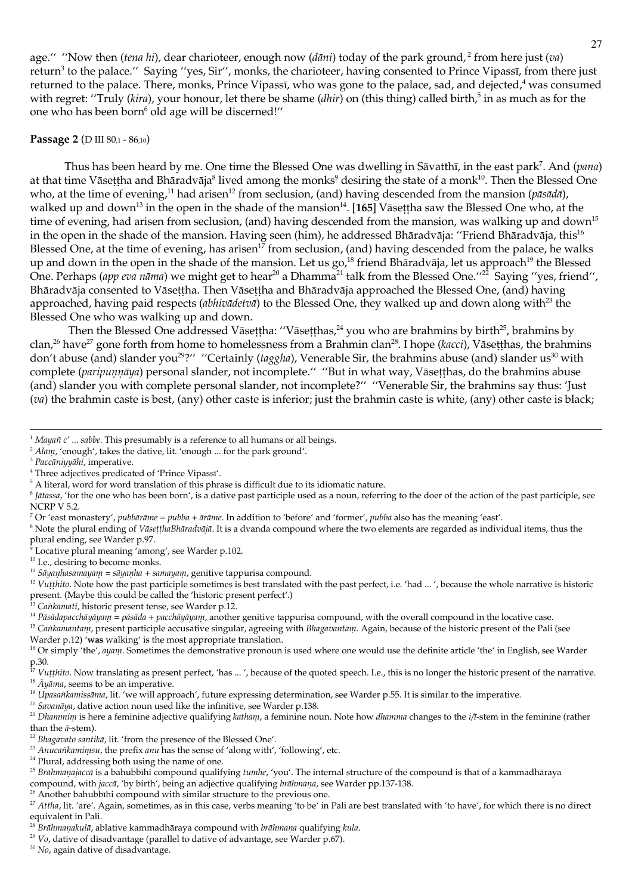age.'' ''Now then (*tena hi*), dear charioteer, enough now (*dāni*) today of the park ground,[2] from here just (*va*) return[3] to the palace.'' Saying ''yes, Sir'', monks, the charioteer, having consented to Prince Vipassī, from there just returned to the palace. There, monks, Prince Vipassī, who was gone to the palace, sad, and dejected,[4] was consumed with regret: ''Truly (*kira*), your honour, let there be shame (*dhir*) on (this thing) called birth,[5] in as much as for the one who has been born[6] old age will be discerned!''

**Passage 2** (D III 80,1 - 86,10)

Thus has been heard by me. One time the Blessed One was dwelling in Sāvatthī, in the east park[7]. And (*pana*) at that time Vāseṭṭha and Bhāradvāja[8] lived among the monks[9] desiring the state of a monk[10]. Then the Blessed One who, at the time of evening,[11] had arisen[12] from seclusion, (and) having descended from the mansion (*pāsādā*), walked up and down[13] in the open in the shade of the mansion[14]. [**165**] Vāseṭṭha saw the Blessed One who, at the time of evening, had arisen from seclusion, (and) having descended from the mansion, was walking up and down[15] in the open in the shade of the mansion. Having seen (him), he addressed Bhāradvāja: ''Friend Bhāradvāja, this[16] Blessed One, at the time of evening, has arisen[17] from seclusion, (and) having descended from the palace, he walks up and down in the open in the shade of the mansion. Let us go,[18] friend Bhāradvāja, let us approach[19] the Blessed One. Perhaps (*app eva nāma*) we might get to hear[20] a Dhamma[21] talk from the Blessed One.''[22] Saying ''yes, friend'', Bhāradvāja consented to Vāseṭṭha. Then Vāseṭṭha and Bhāradvāja approached the Blessed One, (and) having approached, having paid respects (*abhivādetvā*) to the Blessed One, they walked up and down along with[23] the Blessed One who was walking up and down.

Then the Blessed One addressed Vāseṭṭha: ''Vāseṭṭhas,[24] you who are brahmins by birth[25], brahmins by clan,[26] have[27] gone forth from home to homelessness from a Brahmin clan[28]. I hope (*kacci*), Vāseṭṭhas, the brahmins don't abuse (and) slander you[29]?'' ''Certainly (*taggha*), Venerable Sir, the brahmins abuse (and) slander us[30] with complete (*paripuṇṇāya*) personal slander, not incomplete.'' ''But in what way, Vāseṭṭhas, do the brahmins abuse (and) slander you with complete personal slander, not incomplete?'' ''Venerable Sir, the brahmins say thus: 'Just (*va*) the brahmin caste is best, (any) other caste is inferior; just the brahmin caste is white, (any) other caste is black;

---

[1] *Mayañ c' ... sabbe.* This presumably is a reference to all humans or all beings.

[2] *Alaṃ*, 'enough', takes the dative, lit. 'enough ... for the park ground'.

[3] *Paccāniyyāhi*, imperative.

[4] Three adjectives predicated of 'Prince Vipassī'.

[5] A literal, word for word translation of this phrase is difficult due to its idiomatic nature.

[6] *Jātassa*, 'for the one who has been born', is a dative past participle used as a noun, referring to the doer of the action of the past participle, see NCRP V 5.2.

[7] Or 'east monastery', *pubbārāme* = *pubba* + *ārāme*. In addition to 'before' and 'former', *pubba* also has the meaning 'east'.

[8] Note the plural ending of *VāseṭṭhaBhāradvājā*. It is a dvanda compound where the two elements are regarded as individual items, thus the plural ending, see Warder p.97.

[9] Locative plural meaning 'among', see Warder p.102.

[10] I.e., desiring to become monks.

[11] *Sāyaṇhasamayaṃ* = *sāyaṇha* + *samayaṃ*, genitive tappurisa compound.

[12] *Vuṭṭhito*. Note how the past participle sometimes is best translated with the past perfect, i.e. 'had ... ', because the whole narrative is historic present. (Maybe this could be called the 'historic present perfect'.)

[13] *Caṅkamati*, historic present tense, see Warder p.12.

[14] *Pāsādapacchāyāyaṃ* = *pāsāda* + *pacchāyāyaṃ*, another genitive tappurisa compound, with the overall compound in the locative case.

[15] *Caṅkamantaṃ*, present participle accusative singular, agreeing with *Bhagavantaṃ*. Again, because of the historic present of the Pali (see Warder p.12) '**was** walking' is the most appropriate translation.

[16] Or simply 'the', *ayaṃ*. Sometimes the demonstrative pronoun is used where one would use the definite article 'the' in English, see Warder p.30.

[17] *Vuṭṭhito*. Now translating as present perfect, 'has ... ', because of the quoted speech. I.e., this is no longer the historic present of the narrative.

[18] *Āyāma*, seems to be an imperative.

[19] *Upasaṅkamissāma*, lit. 'we will approach', future expressing determination, see Warder p.55. It is similar to the imperative.

[20] *Savanāya*, dative action noun used like the infinitive, see Warder p.138.

[21] *Dhammiṃ* is here a feminine adjective qualifying *kathaṃ*, a feminine noun. Note how *dhamma* changes to the *i/ī*-stem in the feminine (rather than the *ā*-stem).

[22] *Bhagavato santikā*, lit. 'from the presence of the Blessed One'.

[23] *Anucaṅkamiṃsu*, the prefix *anu* has the sense of 'along with', 'following', etc.

[24] Plural, addressing both using the name of one.

[25] *Brāhmaṇajaccā* is a bahubbīhi compound qualifying *tumhe*, 'you'. The internal structure of the compound is that of a kammadhāraya compound, with *jaccā*, 'by birth', being an adjective qualifying *brāhmaṇa*, see Warder pp.137-138.

[26] Another bahubbīhi compound with similar structure to the previous one.

[27] *Attha*, lit. 'are'. Again, sometimes, as in this case, verbs meaning 'to be' in Pali are best translated with 'to have', for which there is no direct equivalent in Pali.

[28] *Brāhmaṇakulā*, ablative kammadhāraya compound with *brāhmaṇa* qualifying *kula*.

[29] *Vo*, dative of disadvantage (parallel to dative of advantage, see Warder p.67).

[30] *No*, again dative of disadvantage.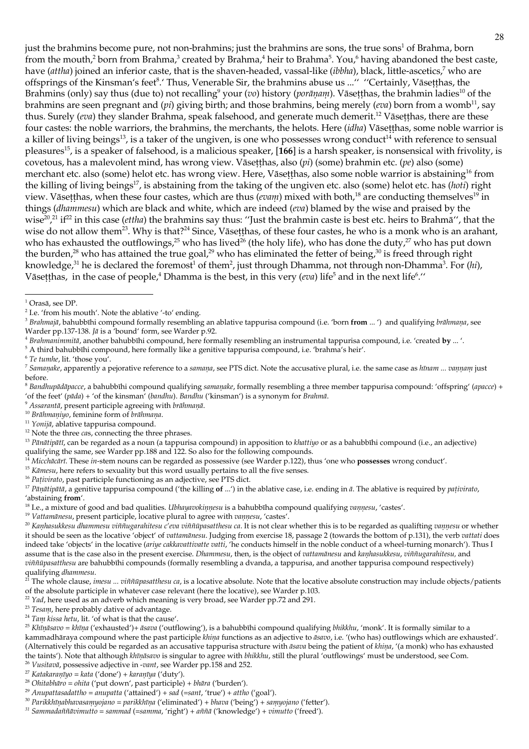just the brahmins become pure, not non-brahmins; just the brahmins are sons, the true sons[1] of Brahma, born from the mouth,[2] born from Brahma,[3] created by Brahma,[4] heir to Brahma[5]. You,[6] having abandoned the best caste, have (*attha*) joined an inferior caste, that is the shaven-headed, vassal-like (*ibbha*), black, little-ascetics,[7] who are offsprings of the Kinsman's feet[8].' Thus, Venerable Sir, the brahmins abuse us ...'' ''Certainly, Vāseṭṭhas, the Brahmins (only) say thus (due to) not recalling[9] your (*vo*) history (*porāṇaṃ*). Vāseṭṭhas, the brahmin ladies[10] of the brahmins are seen pregnant and (*pi*) giving birth; and those brahmins, being merely (*eva*) born from a womb[11], say thus. Surely (*eva*) they slander Brahma, speak falsehood, and generate much demerit.[12] Vāseṭṭhas, there are these four castes: the noble warriors, the brahmins, the merchants, the helots. Here (*idha*) Vāseṭṭhas, some noble warrior is a killer of living beings[13], is a taker of the ungiven, is one who possesses wrong conduct[14] with reference to sensual pleasures[15], is a speaker of falsehood, is a malicious speaker, [**166**] is a harsh speaker, is nonsensical with frivolity, is covetous, has a malevolent mind, has wrong view. Vāseṭṭhas, also (*pi*) (some) brahmin etc. (*pe*) also (some) merchant etc. also (some) helot etc. has wrong view. Here, Vāseṭṭhas, also some noble warrior is abstaining[16] from the killing of living beings[17], is abstaining from the taking of the ungiven etc. also (some) helot etc. has (*hoti*) right view. Vāseṭṭhas, when these four castes, which are thus (*evaṃ*) mixed with both,[18] are conducting themselves[19] in things (*dhammesu*) which are black and white, which are indeed (*eva*) blamed by the wise and praised by the wise[20],[21] if[22] in this case (*ettha*) the brahmins say thus: ''Just the brahmin caste is best etc. heirs to Brahmā'', that the wise do not allow them[23]. Why is that?[24] Since, Vāseṭṭhas, of these four castes, he who is a monk who is an arahant, who has exhausted the outflowings,[25] who has lived[26] (the holy life), who has done the duty,[27] who has put down the burden,[28] who has attained the true goal,[29] who has eliminated the fetter of being,[30] is freed through right knowledge,[31] he is declared the foremost[1] of them[2], just through Dhamma, not through non-Dhamma[3]. For (*hi*), Vāseṭṭhas, in the case of people,[4] Dhamma is the best, in this very (*eva*) life[5] and in the next life[6].''

---

[1] Orasā, see DP.

[2] I.e. 'from his mouth'. Note the ablative '-to' ending.

[3] *Brahmajā*, bahubbīhi compound formally resembling an ablative tappurisa compound (i.e. 'born **from** ... ') and qualifying *brāhmaṇa*, see Warder pp.137-138. *Jā* is a 'bound' form, see Warder p.92.

[4] *Brahmanimmitā*, another bahubbīhi compound, here formally resembling an instrumental tappurisa compound, i.e. 'created **by** ... '.

[5] A third bahubbīhi compound, here formally like a genitive tappurisa compound, i.e. 'brahma's heir'.

[6] *Te tumhe*, lit. 'those you'.

[7] *Samaṇake*, apparently a pejorative reference to a *samaṇa*, see PTS dict. Note the accusative plural, i.e. the same case as *hīnam ... vaṇṇaṃ* just before.

[8] *Bandhupādāpacce*, a bahubbīhi compound qualifying *samaṇake*, formally resembling a three member tappurisa compound: 'offspring' (*apacce*) + 'of the feet' (*pāda*) + 'of the kinsman' (*bandhu*). *Bandhu* ('kinsman') is a synonym for *Brahmā*.

[9] *Assarantā*, present participle agreeing with *brāhmaṇā*.

[10] *Brāhmaṇiyo*, feminine form of *brāhmaṇa*.

[11] *Yonijā*, ablative tappurisa compound.

[12] Note the three *ca*s, connecting the three phrases.

[13] *Pāṇātipātī*, can be regarded as a noun (a tappurisa compound) in apposition to *khattiyo* or as a bahubbīhi compound (i.e., an adjective) qualifying the same, see Warder pp.188 and 122. So also for the following compounds.

[14] *Micchācārī*. These *in*-stem nouns can be regarded as possessive (see Warder p.122), thus 'one who **possesses** wrong conduct'.

[15] *Kāmesu*, here refers to sexuality but this word usually pertains to all the five senses.

[16] *Paṭivirato*, past participle functioning as an adjective, see PTS dict.

[17] *Pāṇātipātā*, a genitive tappurisa compound ('the killing **of** ...') in the ablative case, i.e. ending in *ā*. The ablative is required by *paṭivirato*, 'abstaining **from**'.

[18] I.e., a mixture of good and bad qualities. *Ubhayavokiṇṇesu* is a bahubbīha compound qualifying *vaṇṇesu*, 'castes'.

[19] *Vattamānesu*, present participle, locative plural to agree with *vaṇṇesu*, 'castes'.

[20] *Kaṇhasukkesu dhammesu viññugarahitesu c'eva viññūpasatthesu ca*. It is not clear whether this is to be regarded as qualifting *vaṇṇesu* or whether it should be seen as the locative 'object' of *vattamānesu*. Judging from exercise 18, passage 2 (towards the bottom of p.131), the verb *vattati* does indeed take 'objects' in the locative (*ariye cakkavattivatte vatti*, 'he conducts himself in the noble conduct of a wheel-turning monarch'). Thus I assume that is the case also in the present exercise. *Dhammesu*, then, is the object of *vattamānesu* and *kaṇhasukkesu*, *viññugarahitesu*, and *viññūpasatthesu* are bahubbīhi compounds (formally resembling a dvanda, a tappurisa, and another tappurisa compound respectively) qualifying *dhammesu*.

[21] The whole clause, *imesu ... viññūpasatthesu ca*, is a locative absolute. Note that the locative absolute construction may include objects/patients of the absolute participle in whatever case relevant (here the locative), see Warder p.103.

[22] *Yad*, here used as an adverb which meaning is very broad, see Warder pp.72 and 291.

[23] *Tesaṃ*, here probably dative of advantage.

[24] *Taṃ kissa hetu*, lit. 'of what is that the cause'.

[25] *Khīṇāsavo* = *khīṇa* ('exhausted')+ *āsava* ('outflowing'), is a bahubbīhi compound qualifying *bhikkhu*, 'monk'. It is formally similar to a kammadhāraya compound where the past participle *khiṇa* functions as an adjective to *āsavo*, i.e. '(who has) outflowings which are exhausted'. (Alternatively this could be regarded as an accusative tappurisa structure with *āsava* being the patient of *khiṇa*, '(a monk) who has exhausted the taints'). Note that although *khīṇāsavo* is singular to agree with *bhikkhu*, still the plural 'outflowings' must be understood, see Com.

[26] *Vusitavā*, possessive adjective in *-vant*, see Warder pp.158 and 252.

[27] *Katakaraṇīyo* = *kata* ('done') + *karaṇīya* ('duty').

[28] *Ohitabhāro* = *ohita* ('put down', past participle) + *bhāra* ('burden').

[29] *Anupattasadattho* = *anupatta* ('attained') + *sad* (=*sant*, 'true') + *attho* ('goal').

[30] *Parikkhīṇabhavasaṃyojano* = *parikkhīṇa* ('eliminated') + *bhava* ('being') + *saṃyojano* ('fetter').

[31] *Sammadaññāvimutto* = *sammad* (=*samma*, 'right') + *aññā* ('knowledge') + *vimutto* ('freed').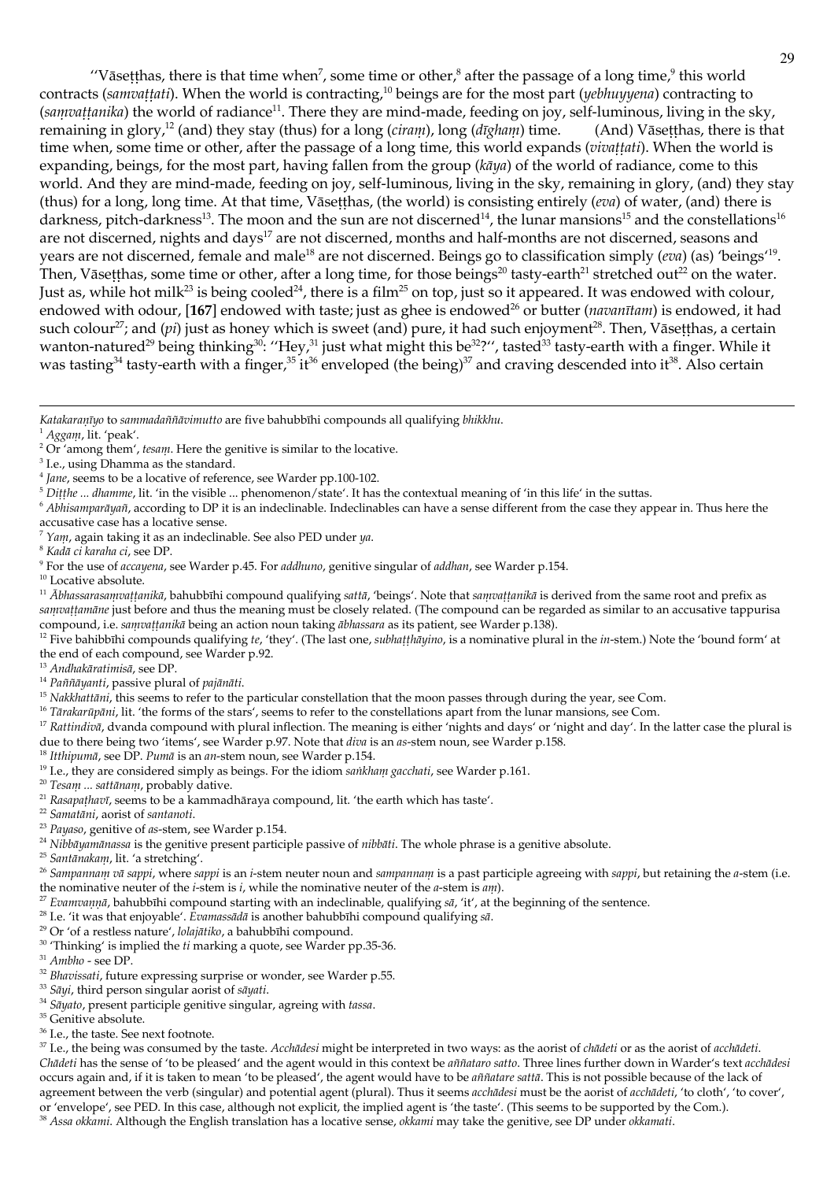"Vāseṭṭhas, there is that time when[7], some time or other,[8] after the passage of a long time,[9] this world contracts (*saṃvaṭṭati*). When the world is contracting,[10] beings are for the most part (*yebhuyyena*) contracting to (*saṃvaṭṭanika*) the world of radiance[11]. There they are mind-made, feeding on joy, self-luminous, living in the sky, remaining in glory,[12] (and) they stay (thus) for a long (*ciraṃ*), long (*dīghaṃ*) time. (And) Vāseṭṭhas, there is that time when, some time or other, after the passage of a long time, this world expands (*vivaṭṭati*). When the world is expanding, beings, for the most part, having fallen from the group (*kāya*) of the world of radiance, come to this world. And they are mind-made, feeding on joy, self-luminous, living in the sky, remaining in glory, (and) they stay (thus) for a long, long time. At that time, Vāseṭṭhas, (the world) is consisting entirely (*eva*) of water, (and) there is darkness, pitch-darkness[13]. The moon and the sun are not discerned[14], the lunar mansions[15] and the constellations[16] are not discerned, nights and days[17] are not discerned, months and half-months are not discerned, seasons and years are not discerned, female and male[18] are not discerned. Beings go to classification simply (*eva*) (as) 'beings'[19]. Then, Vāseṭṭhas, some time or other, after a long time, for those beings[20] tasty-earth[21] stretched out[22] on the water. Just as, while hot milk[23] is being cooled[24], there is a film[25] on top, just so it appeared. It was endowed with colour, endowed with odour, [**167**] endowed with taste; just as ghee is endowed[26] or butter (*navanītam*) is endowed, it had such colour[27]; and (*pi*) just as honey which is sweet (and) pure, it had such enjoyment[28]. Then, Vāseṭṭhas, a certain wanton-natured[29] being thinking[30]: "Hey,[31] just what might this be[32]?", tasted[33] tasty-earth with a finger. While it was tasting[34] tasty-earth with a finger,[35] it[36] enveloped (the being)[37] and craving descended into it[38]. Also certain

---

*Katakaraṇīyo* to *sammadaññāvimutto* are five bahubbīhi compounds all qualifying *bhikkhu*.

[1] *Aggaṃ*, lit. 'peak'.

[2] Or 'among them', *tesaṃ*. Here the genitive is similar to the locative.

[3] I.e., using Dhamma as the standard.

[4] *Jane*, seems to be a locative of reference, see Warder pp.100-102.

[5] *Diṭṭhe ... dhamme*, lit. 'in the visible ... phenomenon/state'. It has the contextual meaning of 'in this life' in the suttas.

[6] *Abhisamparāyañ*, according to DP it is an indeclinable. Indeclinables can have a sense different from the case they appear in. Thus here the accusative case has a locative sense.

[7] *Yaṃ*, again taking it as an indeclinable. See also PED under *ya*.

[8] *Kadā ci karaha ci*, see DP.

[9] For the use of *accayena*, see Warder p.45. For *addhuno*, genitive singular of *addhan*, see Warder p.154.

[10] Locative absolute.

[11] *Ābhassarasaṃvaṭṭanikā*, bahubbīhi compound qualifying *sattā*, 'beings'. Note that *saṃvaṭṭanikā* is derived from the same root and prefix as *saṃvaṭṭamāne* just before and thus the meaning must be closely related. (The compound can be regarded as similar to an accusative tappurisa compound, i.e. *saṃvaṭṭanikā* being an action noun taking *ābhassara* as its patient, see Warder p.138).

[12] Five bahibbīhi compounds qualifying *te*, 'they'. (The last one, *subhaṭṭhāyino*, is a nominative plural in the *in*-stem.) Note the 'bound form' at the end of each compound, see Warder p.92.

[13] *Andhakāratimisā*, see DP.

[14] *Paññāyanti*, passive plural of *pajānāti*.

[15] *Nakkhattāni*, this seems to refer to the particular constellation that the moon passes through during the year, see Com.

[16] *Tārakarūpāni*, lit. 'the forms of the stars', seems to refer to the constellations apart from the lunar mansions, see Com.

[17] *Rattindivā*, dvanda compound with plural inflection. The meaning is either 'nights and days' or 'night and day'. In the latter case the plural is due to there being two 'items', see Warder p.97. Note that *diva* is an *as*-stem noun, see Warder p.158.

[18] *Itthipumā*, see DP. *Pumā* is an *an*-stem noun, see Warder p.154.

[19] I.e., they are considered simply as beings. For the idiom *saṅkhaṃ gacchati*, see Warder p.161.

[20] *Tesaṃ ... sattānaṃ*, probably dative.

[21] *Rasapaṭhavī*, seems to be a kammadhāraya compound, lit. 'the earth which has taste'.

[22] *Samatāni*, aorist of *santanoti*.

[23] *Payaso*, genitive of *as*-stem, see Warder p.154.

[24] *Nibbāyamānassa* is the genitive present participle passive of *nibbāti*. The whole phrase is a genitive absolute.

[25] *Santānakaṃ*, lit. 'a stretching'.

[26] *Sampannaṃ vā sappi*, where *sappi* is an *i*-stem neuter noun and *sampannaṃ* is a past participle agreeing with *sappi*, but retaining the *a*-stem (i.e. the nominative neuter of the *i*-stem is *i*, while the nominative neuter of the *a*-stem is *aṃ*).

[27] *Evamvaṇṇā*, bahubbīhi compound starting with an indeclinable, qualifying *sā*, 'it', at the beginning of the sentence.

[28] I.e. 'it was that enjoyable'. *Evamassādā* is another bahubbīhi compound qualifying *sā*.

[29] Or 'of a restless nature', *lolajātiko*, a bahubbīhi compound.

[30] 'Thinking' is implied the *ti* marking a quote, see Warder pp.35-36.

[31] *Ambho* - see DP.

[32] *Bhavissati*, future expressing surprise or wonder, see Warder p.55.

[33] *Sāyi*, third person singular aorist of *sāyati*.

[34] *Sāyato*, present participle genitive singular, agreeing with *tassa*.

[35] Genitive absolute.

[36] I.e., the taste. See next footnote.

[37] I.e., the being was consumed by the taste. *Acchādesi* might be interpreted in two ways: as the aorist of *chādeti* or as the aorist of *acchādeti*. *Chādeti* has the sense of 'to be pleased' and the agent would in this context be *aññataro satto*. Three lines further down in Warder's text *acchādesi* occurs again and, if it is taken to mean 'to be pleased', the agent would have to be *aññatare sattā*. This is not possible because of the lack of agreement between the verb (singular) and potential agent (plural). Thus it seems *acchādesi* must be the aorist of *acchādeti*, 'to cloth', 'to cover', or 'envelope', see PED. In this case, although not explicit, the implied agent is 'the taste'. (This seems to be supported by the Com.).

[38] *Assa okkami*. Although the English translation has a locative sense, *okkami* may take the genitive, see DP under *okkamati*.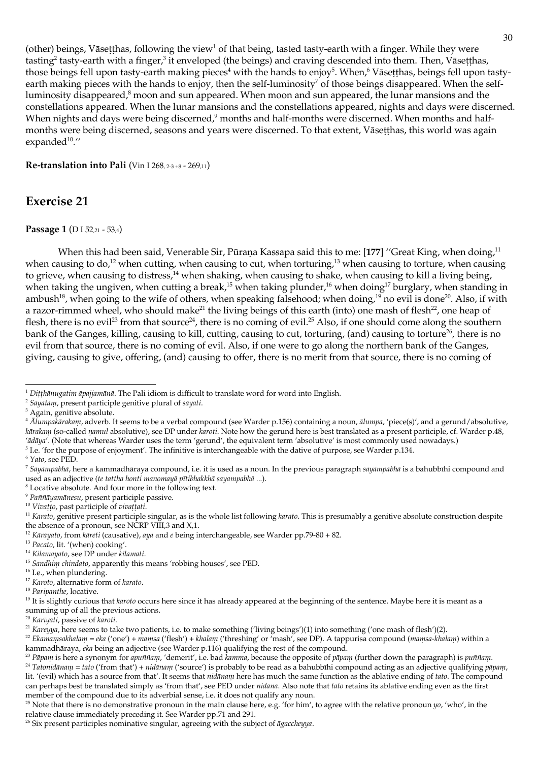(other) beings, Vāseṭṭhas, following the view[1] of that being, tasted tasty-earth with a finger. While they were tasting[2] tasty-earth with a finger,[3] it enveloped (the beings) and craving descended into them. Then, Vāseṭṭhas, those beings fell upon tasty-earth making pieces[4] with the hands to enjoy[5]. When,[6] Vāseṭṭhas, beings fell upon tasty-earth making pieces with the hands to enjoy, then the self-luminosity[7] of those beings disappeared. When the self-luminosity disappeared,[8] moon and sun appeared. When moon and sun appeared, the lunar mansions and the constellations appeared. When the lunar mansions and the constellations appeared, nights and days were discerned. When nights and days were being discerned,[9] months and half-months were discerned. When months and half-months were being discerned, seasons and years were discerned. To that extent, Vāseṭṭhas, this world was again expanded[10].''

**Re-translation into Pali** (Vin I 268,2-3 +8 - 269,11)

## Exercise 21

**Passage 1** (D I 52,21 - 53,4)

When this had been said, Venerable Sir, Pūraṇa Kassapa said this to me: [**177**] ''Great King, when doing,[11] when causing to do,[12] when cutting, when causing to cut, when torturing,[13] when causing to torture, when causing to grieve, when causing to distress,[14] when shaking, when causing to shake, when causing to kill a living being, when taking the ungiven, when cutting a break,[15] when taking plunder,[16] when doing[17] burglary, when standing in ambush[18], when going to the wife of others, when speaking falsehood; when doing,[19] no evil is done[20]. Also, if with a razor-rimmed wheel, who should make[21] the living beings of this earth (into) one mash of flesh[22], one heap of flesh, there is no evil[23] from that source[24], there is no coming of evil.[25] Also, if one should come along the southern bank of the Ganges, killing, causing to kill, cutting, causing to cut, torturing, (and) causing to torture[26], there is no evil from that source, there is no coming of evil. Also, if one were to go along the northern bank of the Ganges, giving, causing to give, offering, (and) causing to offer, there is no merit from that source, there is no coming of

---

[1] *Diṭṭhānugatim āpajjamānā*. The Pali idiom is difficult to translate word for word into English.

[2] *Sāyataṃ*, present participle genitive plural of *sāyati*.

[3] Again, genitive absolute.

[4] *Ālumpakārakaṃ*, adverb. It seems to be a verbal compound (see Warder p.156) containing a noun, *ālumpa*, 'piece(s)', and a gerund/absolutive, *kārakaṃ* (so-called *ṇamul* absolutive), see DP under *karoti*. Note how the gerund here is best translated as a present participle, cf. Warder p.48, '*ādāya*'. (Note that whereas Warder uses the term 'gerund', the equivalent term 'absolutive' is most commonly used nowadays.)

[5] I.e. 'for the purpose of enjoyment'. The infinitive is interchangeable with the dative of purpose, see Warder p.134.

[6] *Yato*, see PED.

[7] *Sayampabhā*, here a kammadhāraya compound, i.e. it is used as a noun. In the previous paragraph *sayampabhā* is a bahubbīhi compound and used as an adjective (*te tattha honti manomayā pītibhakkhā sayampabhā ...*).

[8] Locative absolute. And four more in the following text.

[9] *Paññāyamānesu*, present participle passive.

[10] *Vivaṭṭo*, past participle of *vivaṭṭati*.

[11] *Karato*, genitive present participle singular, as is the whole list following *karato*. This is presumably a genitive absolute construction despite the absence of a pronoun, see NCRP VIII,3 and X,1.

[12] *Kārayato*, from *kāreti* (causative), *aya* and *e* being interchangeable, see Warder pp.79-80 + 82.

[13] *Pacato*, lit. '(when) cooking'.

[14] *Kilamayato*, see DP under *kilamati*.

[15] *Sandhiṃ chindato*, apparently this means 'robbing houses', see PED.

[16] I.e., when plundering.

[17] *Karoto*, alternative form of *karato*.

[18] *Paripanthe*, locative.

[19] It is slightly curious that *karoto* occurs here since it has already appeared at the beginning of the sentence. Maybe here it is meant as a summing up of all the previous actions.

[20] *Karīyati*, passive of *karoti*.

[21] *Kareyya*, here seems to take two patients, i.e. to make something ('living beings')(1) into something ('one mash of flesh')(2).

[22] *Ekamaṃsakhalaṃ* = *eka* ('one') + *maṃsa* ('flesh') + *khalaṃ* ('threshing' or 'mash', see DP). A tappurisa compound (*maṃsa-khalaṃ*) within a kammadhāraya, *eka* being an adjective (see Warder p.116) qualifying the rest of the compound.

[23] *Pāpaṃ* is here a synonym for *apuññaṃ*, 'demerit', i.e. bad *kamma*, because the opposite of *pāpaṃ* (further down the paragraph) is *puññaṃ*.

[24] *Tatonidānaṃ* = *tato* ('from that') + *nidānaṃ* ('source') is probably to be read as a bahubbīhi compound acting as an adjective qualifying *pāpaṃ*, lit. '(evil) which has a source from that'. It seems that *nidānaṃ* here has much the same function as the ablative ending of *tato*. The compound can perhaps best be translated simply as 'from that', see PED under *nidāna*. Also note that *tato* retains its ablative ending even as the first member of the compound due to its adverbial sense, i.e. it does not qualify any noun.

[25] Note that there is no demonstrative pronoun in the main clause here, e.g. 'for him', to agree with the relative pronoun *yo*, 'who', in the relative clause immediately preceding it. See Warder pp.71 and 291.

[26] Six present participles nominative singular, agreeing with the subject of *āgaccheyya*.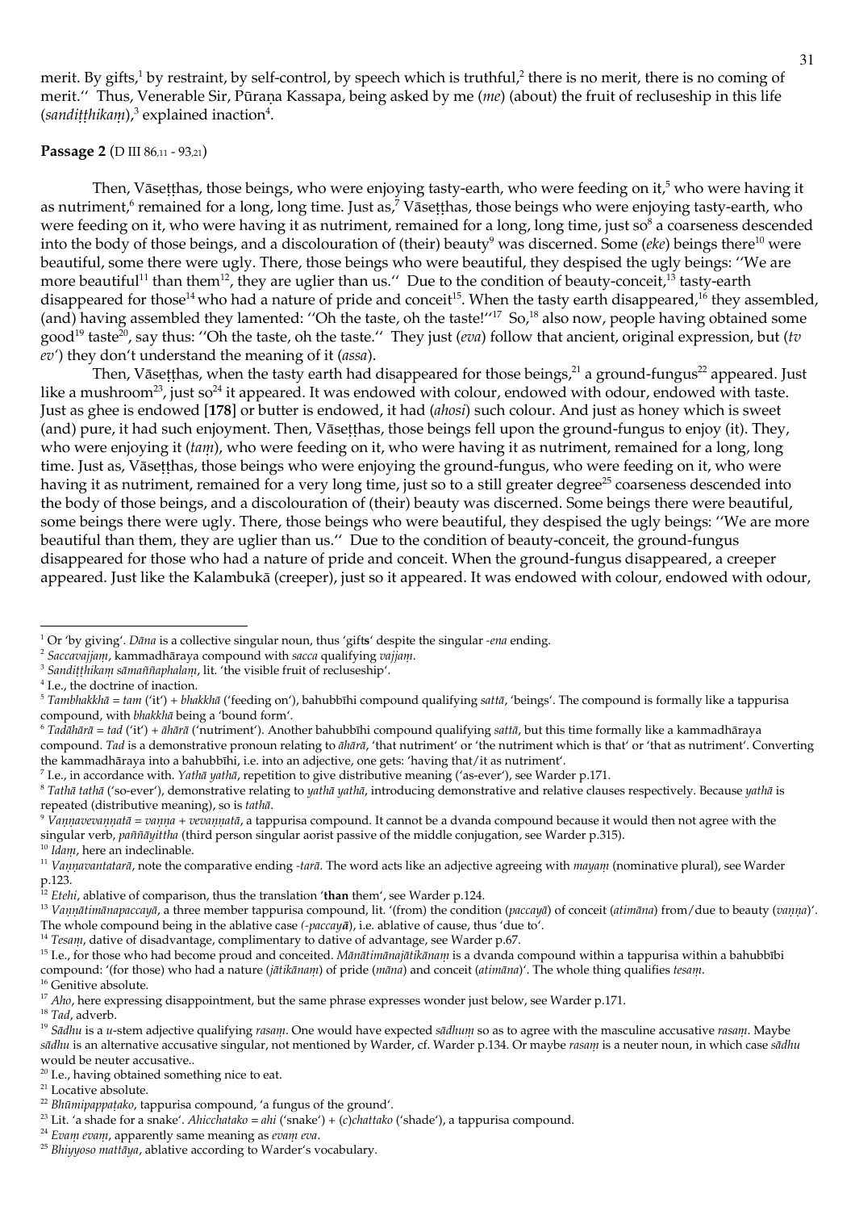merit. By gifts,[1] by restraint, by self-control, by speech which is truthful,[2] there is no merit, there is no coming of merit.'' Thus, Venerable Sir, Pūraṇa Kassapa, being asked by me (*me*) (about) the fruit of recluseship in this life (*sandiṭṭhikaṃ*),[3] explained inaction[4].

**Passage 2** (D III 86,11 - 93,21)

Then, Vāseṭṭhas, those beings, who were enjoying tasty-earth, who were feeding on it,[5] who were having it as nutriment,[6] remained for a long, long time. Just as,[7] Vāseṭṭhas, those beings who were enjoying tasty-earth, who were feeding on it, who were having it as nutriment, remained for a long, long time, just so[8] a coarseness descended into the body of those beings, and a discolouration of (their) beauty[9] was discerned. Some (*eke*) beings there[10] were beautiful, some there were ugly. There, those beings who were beautiful, they despised the ugly beings: ''We are more beautiful[11] than them[12], they are uglier than us.'' Due to the condition of beauty-conceit,[13] tasty-earth disappeared for those[14] who had a nature of pride and conceit[15]. When the tasty earth disappeared,[16] they assembled, (and) having assembled they lamented: ''Oh the taste, oh the taste!''[17] So,[18] also now, people having obtained some good[19] taste[20], say thus: ''Oh the taste, oh the taste.'' They just (*eva*) follow that ancient, original expression, but (*tv ev'*) they don't understand the meaning of it (*assa*).

Then, Vāseṭṭhas, when the tasty earth had disappeared for those beings,[21] a ground-fungus[22] appeared. Just like a mushroom[23], just so[24] it appeared. It was endowed with colour, endowed with odour, endowed with taste. Just as ghee is endowed [**178**] or butter is endowed, it had (*ahosi*) such colour. And just as honey which is sweet (and) pure, it had such enjoyment. Then, Vāseṭṭhas, those beings fell upon the ground-fungus to enjoy (it). They, who were enjoying it (*taṃ*), who were feeding on it, who were having it as nutriment, remained for a long, long time. Just as, Vāseṭṭhas, those beings who were enjoying the ground-fungus, who were feeding on it, who were having it as nutriment, remained for a very long time, just so to a still greater degree[25] coarseness descended into the body of those beings, and a discolouration of (their) beauty was discerned. Some beings there were beautiful, some beings there were ugly. There, those beings who were beautiful, they despised the ugly beings: ''We are more beautiful than them, they are uglier than us.'' Due to the condition of beauty-conceit, the ground-fungus disappeared for those who had a nature of pride and conceit. When the ground-fungus disappeared, a creeper appeared. Just like the Kalambukā (creeper), just so it appeared. It was endowed with colour, endowed with odour,

---

[1] Or 'by giving'. *Dāna* is a collective singular noun, thus 'gift**s**' despite the singular *-ena* ending.

[2] *Saccavajjaṃ*, kammadhāraya compound with *sacca* qualifying *vajjaṃ*.

[3] *Sandiṭṭhikaṃ sāmaññaphalaṃ*, lit. 'the visible fruit of recluseship'.

[4] I.e., the doctrine of inaction.

[5] *Tambhakkhā* = *tam* ('it') + *bhakkhā* ('feeding on'), bahubbīhi compound qualifying *sattā*, 'beings'. The compound is formally like a tappurisa compound, with *bhakkhā* being a 'bound form'.

[6] *Tadāhārā* = *tad* ('it') + *āhārā* ('nutriment'). Another bahubbīhi compound qualifying *sattā*, but this time formally like a kammadhāraya compound. *Tad* is a demonstrative pronoun relating to *āhārā*, 'that nutriment' or 'the nutriment which is that' or 'that as nutriment'. Converting the kammadhāraya into a bahubbīhi, i.e. into an adjective, one gets: 'having that/it as nutriment'.

[7] I.e., in accordance with. *Yathā yathā*, repetition to give distributive meaning ('as-ever'), see Warder p.171.

[8] *Tathā tathā* ('so-ever'), demonstrative relating to *yathā yathā*, introducing demonstrative and relative clauses respectively. Because *yathā* is repeated (distributive meaning), so is *tathā*.

[9] *Vaṇṇavevaṇṇatā* = *vaṇṇa* + *vevaṇṇatā*, a tappurisa compound. It cannot be a dvanda compound because it would then not agree with the singular verb, *paññāyittha* (third person singular aorist passive of the middle conjugation, see Warder p.315).

[10] *Idaṃ*, here an indeclinable.

[11] *Vaṇṇavantatarā*, note the comparative ending *-tarā*. The word acts like an adjective agreeing with *mayaṃ* (nominative plural), see Warder p.123.

[12] *Etehi*, ablative of comparison, thus the translation '**than** them', see Warder p.124.

[13] *Vaṇṇātimānapaccayā*, a three member tappurisa compound, lit. '(from) the condition (*paccayā*) of conceit (*atimāna*) from/due to beauty (*vaṇṇa*)'. The whole compound being in the ablative case *(-paccay**ā**)*, i.e. ablative of cause, thus 'due to'.

[14] *Tesaṃ*, dative of disadvantage, complimentary to dative of advantage, see Warder p.67.

[15] I.e., for those who had become proud and conceited. *Mānātimānajātikānaṃ* is a dvanda compound within a tappurisa within a bahubbīhi compound: '(for those) who had a nature (*jātikānaṃ*) of pride (*māna*) and conceit (*atimāna*)'. The whole thing qualifies *tesaṃ*.

[16] Genitive absolute.

[17] *Aho*, here expressing disappointment, but the same phrase expresses wonder just below, see Warder p.171.

[18] *Tad*, adverb.

[19] *Sādhu* is a *u*-stem adjective qualifying *rasaṃ*. One would have expected *sādhuṃ* so as to agree with the masculine accusative *rasaṃ*. Maybe *sādhu* is an alternative accusative singular, not mentioned by Warder, cf. Warder p.134. Or maybe *rasaṃ* is a neuter noun, in which case *sādhu* would be neuter accusative..

[20] I.e., having obtained something nice to eat.

[21] Locative absolute.

[22] *Bhūmipappaṭako*, tappurisa compound, 'a fungus of the ground'.

[23] Lit. 'a shade for a snake'. *Ahicchatako* = *ahi* ('snake') + *(c)chattako* ('shade'), a tappurisa compound.

[24] *Evaṃ evaṃ*, apparently same meaning as *evaṃ eva*.

[25] *Bhiyyoso mattāya*, ablative according to Warder's vocabulary.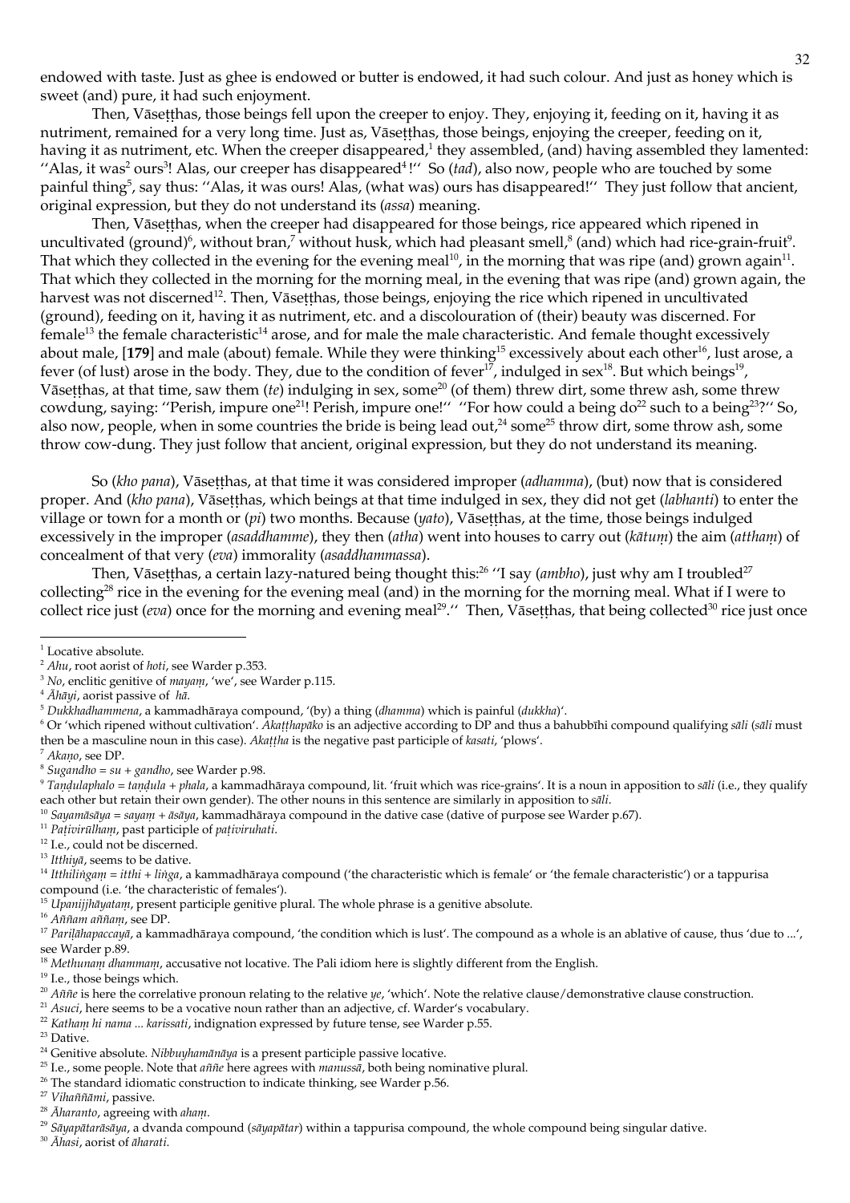endowed with taste. Just as ghee is endowed or butter is endowed, it had such colour. And just as honey which is sweet (and) pure, it had such enjoyment.

Then, Vāseṭṭhas, those beings fell upon the creeper to enjoy. They, enjoying it, feeding on it, having it as nutriment, remained for a very long time. Just as, Vāseṭṭhas, those beings, enjoying the creeper, feeding on it, having it as nutriment, etc. When the creeper disappeared,[1] they assembled, (and) having assembled they lamented: ''Alas, it was[2] ours[3]! Alas, our creeper has disappeared[4]!'' So (*tad*), also now, people who are touched by some painful thing[5], say thus: ''Alas, it was ours! Alas, (what was) ours has disappeared!'' They just follow that ancient, original expression, but they do not understand its (*assa*) meaning.

Then, Vāseṭṭhas, when the creeper had disappeared for those beings, rice appeared which ripened in uncultivated (ground)[6], without bran,[7] without husk, which had pleasant smell,[8] (and) which had rice-grain-fruit[9]. That which they collected in the evening for the evening meal[10], in the morning that was ripe (and) grown again[11]. That which they collected in the morning for the morning meal, in the evening that was ripe (and) grown again, the harvest was not discerned[12]. Then, Vāseṭṭhas, those beings, enjoying the rice which ripened in uncultivated (ground), feeding on it, having it as nutriment, etc. and a discolouration of (their) beauty was discerned. For female[13] the female characteristic[14] arose, and for male the male characteristic. And female thought excessively about male, [**179**] and male (about) female. While they were thinking[15] excessively about each other[16], lust arose, a fever (of lust) arose in the body. They, due to the condition of fever[17], indulged in sex[18]. But which beings[19], Vāseṭṭhas, at that time, saw them (*te*) indulging in sex, some[20] (of them) threw dirt, some threw ash, some threw cowdung, saying: ''Perish, impure one[21]! Perish, impure one!'' ''For how could a being do[22] such to a being[23]?'' So, also now, people, when in some countries the bride is being lead out,[24] some[25] throw dirt, some throw ash, some throw cow-dung. They just follow that ancient, original expression, but they do not understand its meaning.

So (*kho pana*), Vāseṭṭhas, at that time it was considered improper (*adhamma*), (but) now that is considered proper. And (*kho pana*), Vāseṭṭhas, which beings at that time indulged in sex, they did not get (*labhanti*) to enter the village or town for a month or (*pi*) two months. Because (*yato*), Vāseṭṭhas, at the time, those beings indulged excessively in the improper (*asaddhamme*), they then (*atha*) went into houses to carry out (*kātuṃ*) the aim (*atthaṃ*) of concealment of that very (*eva*) immorality (*asaddhammassa*).

Then, Vāseṭṭhas, a certain lazy-natured being thought this:[26] ''I say (*ambho*), just why am I troubled[27] collecting[28] rice in the evening for the evening meal (and) in the morning for the morning meal. What if I were to collect rice just (*eva*) once for the morning and evening meal[29].'' Then, Vāseṭṭhas, that being collected[30] rice just once

---

[1] Locative absolute.

[2] *Ahu*, root aorist of *hoti*, see Warder p.353.

[3] *No*, enclitic genitive of *mayaṃ*, 'we', see Warder p.115.

[4] *Āhāyi*, aorist passive of *hā*.

[5] *Dukkhadhammena*, a kammadhāraya compound, '(by) a thing (*dhamma*) which is painful (*dukkha*)'.

[6] Or 'which ripened without cultivation'. *Akaṭṭhapāko* is an adjective according to DP and thus a bahubbīhi compound qualifying *sāli* (*sāli* must then be a masculine noun in this case). *Akaṭṭha* is the negative past participle of *kasati*, 'plows'.

[7] *Akaṇo*, see DP.

[8] *Sugandho = su + gandho*, see Warder p.98.

[9] *Taṇḍulaphalo = taṇḍula + phala*, a kammadhāraya compound, lit. 'fruit which was rice-grains'. It is a noun in apposition to *sāli* (i.e., they qualify each other but retain their own gender). The other nouns in this sentence are similarly in apposition to *sāli*.

[10] *Sayamāsāya = sayaṃ + āsāya*, kammadhāraya compound in the dative case (dative of purpose see Warder p.67).

[11] *Paṭivirūḷhaṃ*, past participle of *paṭiviruhati*.

[12] I.e., could not be discerned.

[13] *Itthiyā*, seems to be dative.

[14] *Itthiliṅgaṃ = itthi + liṅga*, a kammadhāraya compound ('the characteristic which is female' or 'the female characteristic') or a tappurisa compound (i.e. 'the characteristic of females').

[15] *Upanijjhāyataṃ*, present participle genitive plural. The whole phrase is a genitive absolute.

[16] *Aññam aññaṃ*, see DP.

[17] *Pariḷāhapaccayā*, a kammadhāraya compound, 'the condition which is lust'. The compound as a whole is an ablative of cause, thus 'due to ...', see Warder p.89.

[18] *Methunaṃ dhammaṃ*, accusative not locative. The Pali idiom here is slightly different from the English.

[19] I.e., those beings which.

[20] *Aññe* is here the correlative pronoun relating to the relative *ye*, 'which'. Note the relative clause/demonstrative clause construction.

[21] *Asuci*, here seems to be a vocative noun rather than an adjective, cf. Warder's vocabulary.

[22] *Kathaṃ hi nama ... karissati*, indignation expressed by future tense, see Warder p.55.

[23] Dative.

[24] Genitive absolute. *Nibbuyhamānāya* is a present participle passive locative.

[25] I.e., some people. Note that *aññe* here agrees with *manussā*, both being nominative plural.

[26] The standard idiomatic construction to indicate thinking, see Warder p.56.

[27] *Vihaññāmi*, passive.

[28] *Āharanto*, agreeing with *ahaṃ*.

[29] *Sāyapātarāsāya*, a dvanda compound (*sāyapātar*) within a tappurisa compound, the whole compound being singular dative.

[30] *Āhasi*, aorist of *āharati*.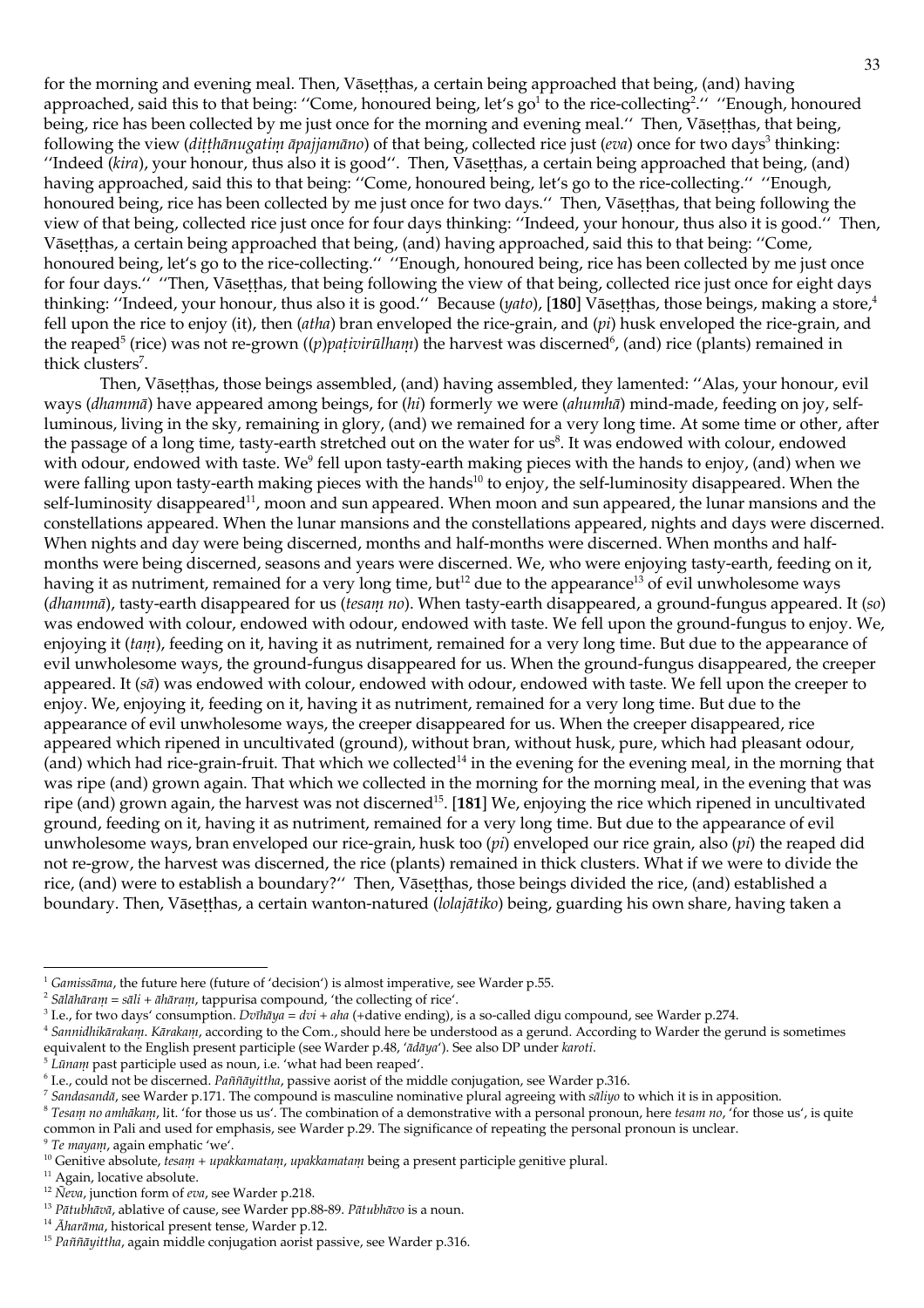for the morning and evening meal. Then, Vāseṭṭhas, a certain being approached that being, (and) having approached, said this to that being: ''Come, honoured being, let's go[1] to the rice-collecting[2].'' ''Enough, honoured being, rice has been collected by me just once for the morning and evening meal.'' Then, Vāseṭṭhas, that being, following the view (*diṭṭhānugatiṃ āpajjamāno*) of that being, collected rice just (*eva*) once for two days[3] thinking: ''Indeed (*kira*), your honour, thus also it is good''. Then, Vāseṭṭhas, a certain being approached that being, (and) having approached, said this to that being: ''Come, honoured being, let's go to the rice-collecting.'' ''Enough, honoured being, rice has been collected by me just once for two days.'' Then, Vāseṭṭhas, that being following the view of that being, collected rice just once for four days thinking: ''Indeed, your honour, thus also it is good.'' Then, Vāseṭṭhas, a certain being approached that being, (and) having approached, said this to that being: ''Come, honoured being, let's go to the rice-collecting.'' ''Enough, honoured being, rice has been collected by me just once for four days.'' ''Then, Vāseṭṭhas, that being following the view of that being, collected rice just once for eight days thinking: ''Indeed, your honour, thus also it is good.'' Because (*yato*), **[180]** Vāseṭṭhas, those beings, making a store,[4] fell upon the rice to enjoy (it), then (*atha*) bran enveloped the rice-grain, and (*pi*) husk enveloped the rice-grain, and the reaped[5] (rice) was not re-grown ((*p*)*paṭivirūlhaṃ*) the harvest was discerned[6], (and) rice (plants) remained in thick clusters[7].

Then, Vāseṭṭhas, those beings assembled, (and) having assembled, they lamented: ''Alas, your honour, evil ways (*dhammā*) have appeared among beings, for (*hi*) formerly we were (*ahumhā*) mind-made, feeding on joy, self-luminous, living in the sky, remaining in glory, (and) we remained for a very long time. At some time or other, after the passage of a long time, tasty-earth stretched out on the water for us[8]. It was endowed with colour, endowed with odour, endowed with taste. We[9] fell upon tasty-earth making pieces with the hands to enjoy, (and) when we were falling upon tasty-earth making pieces with the hands[10] to enjoy, the self-luminosity disappeared. When the self-luminosity disappeared[11], moon and sun appeared. When moon and sun appeared, the lunar mansions and the constellations appeared. When the lunar mansions and the constellations appeared, nights and days were discerned. When nights and day were being discerned, months and half-months were discerned. When months and half-months were being discerned, seasons and years were discerned. We, who were enjoying tasty-earth, feeding on it, having it as nutriment, remained for a very long time, but[12] due to the appearance[13] of evil unwholesome ways (*dhammā*), tasty-earth disappeared for us (*tesaṃ no*). When tasty-earth disappeared, a ground-fungus appeared. It (*so*) was endowed with colour, endowed with odour, endowed with taste. We fell upon the ground-fungus to enjoy. We, enjoying it (*taṃ*), feeding on it, having it as nutriment, remained for a very long time. But due to the appearance of evil unwholesome ways, the ground-fungus disappeared for us. When the ground-fungus disappeared, the creeper appeared. It (*sā*) was endowed with colour, endowed with odour, endowed with taste. We fell upon the creeper to enjoy. We, enjoying it, feeding on it, having it as nutriment, remained for a very long time. But due to the appearance of evil unwholesome ways, the creeper disappeared for us. When the creeper disappeared, rice appeared which ripened in uncultivated (ground), without bran, without husk, pure, which had pleasant odour, (and) which had rice-grain-fruit. That which we collected[14] in the evening for the evening meal, in the morning that was ripe (and) grown again. That which we collected in the morning for the morning meal, in the evening that was ripe (and) grown again, the harvest was not discerned[15]. **[181]** We, enjoying the rice which ripened in uncultivated ground, feeding on it, having it as nutriment, remained for a very long time. But due to the appearance of evil unwholesome ways, bran enveloped our rice-grain, husk too (*pi*) enveloped our rice grain, also (*pi*) the reaped did not re-grow, the harvest was discerned, the rice (plants) remained in thick clusters. What if we were to divide the rice, (and) were to establish a boundary?'' Then, Vāseṭṭhas, those beings divided the rice, (and) established a boundary. Then, Vāseṭṭhas, a certain wanton-natured (*lolajātiko*) being, guarding his own share, having taken a

---

[1] *Gamissāma*, the future here (future of 'decision') is almost imperative, see Warder p.55.

[2] *Sālāhāraṃ* = *sāli* + *āhāraṃ*, tappurisa compound, 'the collecting of rice'.

[3] I.e., for two days' consumption. *Dvīhāya* = *dvi* + *aha* (+dative ending), is a so-called digu compound, see Warder p.274.

[4] *Sannidhikārakaṃ*. *Kārakaṃ*, according to the Com., should here be understood as a gerund. According to Warder the gerund is sometimes equivalent to the English present participle (see Warder p.48, '*ādāya*'). See also DP under *karoti*.

[5] *Lūnaṃ* past participle used as noun, i.e. 'what had been reaped'.

[6] I.e., could not be discerned. *Paññāyittha*, passive aorist of the middle conjugation, see Warder p.316.

[7] *Sandasandā*, see Warder p.171. The compound is masculine nominative plural agreeing with *sāliyo* to which it is in apposition.

[8] *Tesaṃ no amhākaṃ*, lit. 'for those us us'. The combination of a demonstrative with a personal pronoun, here *tesam no*, 'for those us', is quite common in Pali and used for emphasis, see Warder p.29. The significance of repeating the personal pronoun is unclear.

[9] *Te mayaṃ*, again emphatic 'we'.

[10] Genitive absolute, *tesaṃ* + *upakkamataṃ*, *upakkamataṃ* being a present participle genitive plural.

[11] Again, locative absolute.

[12] *Ñeva*, junction form of *eva*, see Warder p.218.

[13] *Pātubhāvā*, ablative of cause, see Warder pp.88-89. *Pātubhāvo* is a noun.

[14] *Āharāma*, historical present tense, Warder p.12.

[15] *Paññāyittha*, again middle conjugation aorist passive, see Warder p.316.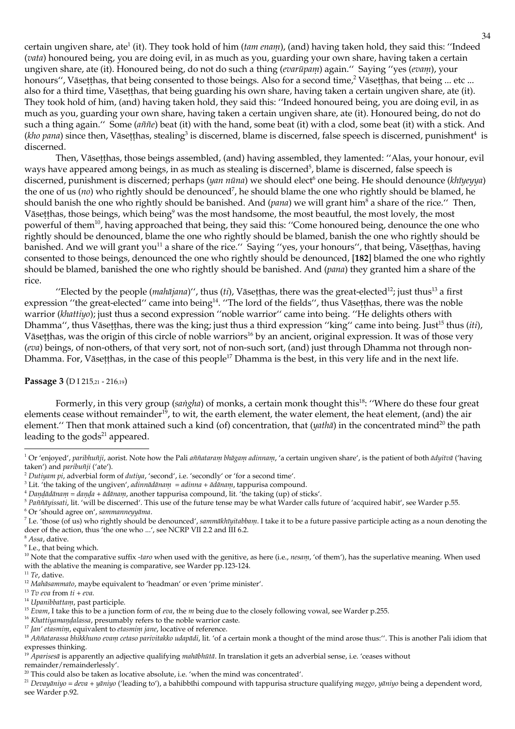certain ungiven share, ate[1] (it). They took hold of him (*tam enaṃ*), (and) having taken hold, they said this: ''Indeed (*vata*) honoured being, you are doing evil, in as much as you, guarding your own share, having taken a certain ungiven share, ate (it). Honoured being, do not do such a thing (*evarūpaṃ*) again.'' Saying ''yes (*evaṃ*), your honours'', Vāseṭṭhas, that being consented to those beings. Also for a second time,[2] Vāseṭṭhas, that being ... etc ... also for a third time, Vāseṭṭhas, that being guarding his own share, having taken a certain ungiven share, ate (it). They took hold of him, (and) having taken hold, they said this: ''Indeed honoured being, you are doing evil, in as much as you, guarding your own share, having taken a certain ungiven share, ate (it). Honoured being, do not do such a thing again.'' Some (*aññe*) beat (it) with the hand, some beat (it) with a clod, some beat (it) with a stick. And (*kho pana*) since then, Vāseṭṭhas, stealing[3] is discerned, blame is discerned, false speech is discerned, punishment[4] is discerned.

Then, Vāseṭṭhas, those beings assembled, (and) having assembled, they lamented: ''Alas, your honour, evil ways have appeared among beings, in as much as stealing is discerned[5], blame is discerned, false speech is discerned, punishment is discerned; perhaps (*yan nūna*) we should elect[6] one being. He should denounce (*khīyeyya*) the one of us (*no*) who rightly should be denounced[7], he should blame the one who rightly should be blamed, he should banish the one who rightly should be banished. And (*pana*) we will grant him[8] a share of the rice.'' Then, Vāseṭṭhas, those beings, which being[9] was the most handsome, the most beautiful, the most lovely, the most powerful of them[10], having approached that being, they said this: ''Come honoured being, denounce the one who rightly should be denounced, blame the one who rightly should be blamed, banish the one who rightly should be banished. And we will grant you[11] a share of the rice.'' Saying ''yes, your honours'', that being, Vāseṭṭhas, having consented to those beings, denounced the one who rightly should be denounced, [**182**] blamed the one who rightly should be blamed, banished the one who rightly should be banished. And (*pana*) they granted him a share of the rice.

''Elected by the people (*mahājana*)'', thus (*ti*), Vāseṭṭhas, there was the great-elected[12]; just thus[13] a first expression ''the great-elected'' came into being[14]. ''The lord of the fields'', thus Vāseṭṭhas, there was the noble warrior (*khattiyo*); just thus a second expression ''noble warrior'' came into being. ''He delights others with Dhamma'', thus Vāseṭṭhas, there was the king; just thus a third expression ''king'' came into being. Just[15] thus (*iti*), Vāseṭṭhas, was the origin of this circle of noble warriors[16] by an ancient, original expression. It was of those very (*eva*) beings, of non-others, of that very sort, not of non-such sort, (and) just through Dhamma not through non-Dhamma. For, Vāseṭṭhas, in the case of this people[17] Dhamma is the best, in this very life and in the next life.

**Passage 3** (D I 215,21 - 216,19)

Formerly, in this very group (*saṅgha*) of monks, a certain monk thought this[18]: ''Where do these four great elements cease without remainder[19], to wit, the earth element, the water element, the heat element, (and) the air element.'' Then that monk attained such a kind (of) concentration, that (*yathā*) in the concentrated mind[20] the path leading to the gods[21] appeared.

---

[1] Or 'enjoyed', *paribhuñji*, aorist. Note how the Pali *aññataraṃ bhāgaṃ adinnaṃ*, 'a certain ungiven share', is the patient of both *ādiyitvā* ('having taken') and *paribuñji* ('ate').

[2] *Dutiyam pi*, adverbial form of *dutiya*, 'second', i.e. 'secondly' or 'for a second time'.

[3] Lit. 'the taking of the ungiven', *adinnādānaṃ* = *adinna* + *ādānaṃ*, tappurisa compound.

[4] *Daṇḍādānaṃ* = *daṇḍa* + *ādānaṃ*, another tappurisa compound, lit. 'the taking (up) of sticks'.

[5] *Paññāyissati*, lit. 'will be discerned'. This use of the future tense may be what Warder calls future of 'acquired habit', see Warder p.55.

[6] Or 'should agree on', *sammanneyyāma*.

[7] I.e. 'those (of us) who rightly should be denounced', *sammākhīyitabbaṃ*. I take it to be a future passive participle acting as a noun denoting the doer of the action, thus 'the one who ...', see NCRP VII 2.2 and III 6.2.

[8] *Assa*, dative.

[9] I.e., that being which.

[10] Note that the comparative suffix *-taro* when used with the genitive, as here (i.e., *nesaṃ*, 'of them'), has the superlative meaning. When used with the ablative the meaning is comparative, see Warder pp.123-124.

[11] *Te*, dative.

[12] *Mahāsammato*, maybe equivalent to 'headman' or even 'prime minister'.

[13] *Tv eva* from *ti* + *eva*.

[14] *Upanibbattaṃ*, past participle.

[15] *Evam*, I take this to be a junction form of *eva*, the *m* being due to the closely following vowal, see Warder p.255.

[16] *Khattiyamaṇḍalassa*, presumably refers to the noble warrior caste.

[17] *Jan' etasmiṃ*, equivalent to *etasmiṃ jane*, locative of reference.

[18] *Aññatarassa bhikkhuno evaṃ cetaso parivitakko udapādi*, lit. 'of a certain monk a thought of the mind arose thus:''. This is another Pali idiom that expresses thinking.

[19] *Aparisesā* is apparently an adjective qualifying *mahābhūtā*. In translation it gets an adverbial sense, i.e. 'ceases without remainder/remainderlessly'.

[20] This could also be taken as locative absolute, i.e. 'when the mind was concentrated'.

[21] *Devayāniyo* = *deva* + *yāniyo* ('leading to'), a bahibbīhi compound with tappurisa structure qualifying *maggo*, *yāniyo* being a dependent word, see Warder p.92.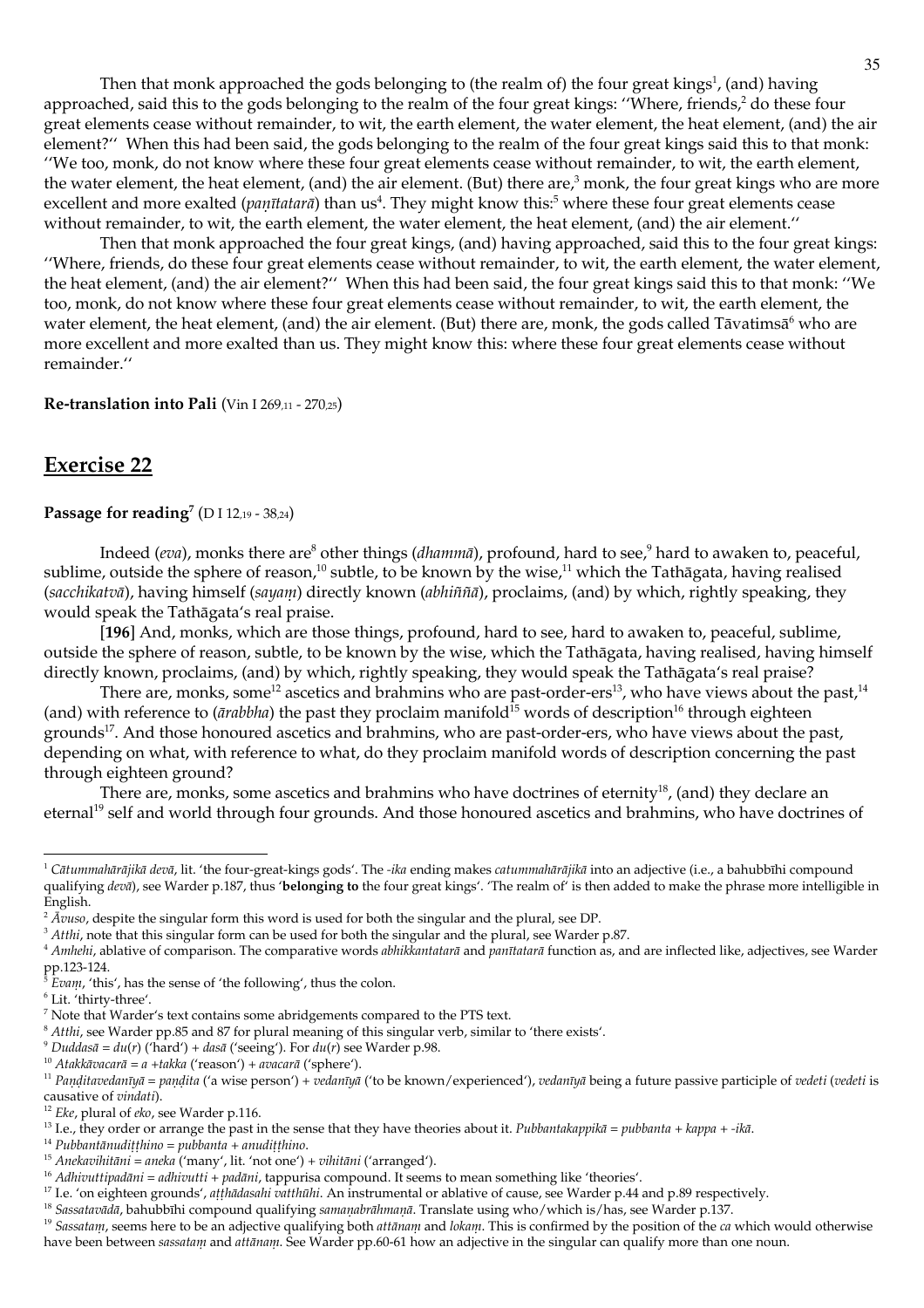Then that monk approached the gods belonging to (the realm of) the four great kings[1], (and) having approached, said this to the gods belonging to the realm of the four great kings: ''Where, friends,[2] do these four great elements cease without remainder, to wit, the earth element, the water element, the heat element, (and) the air element?'' When this had been said, the gods belonging to the realm of the four great kings said this to that monk: ''We too, monk, do not know where these four great elements cease without remainder, to wit, the earth element, the water element, the heat element, (and) the air element. (But) there are,[3] monk, the four great kings who are more excellent and more exalted (*paṇītatarā*) than us[4]. They might know this:[5] where these four great elements cease without remainder, to wit, the earth element, the water element, the heat element, (and) the air element.''

Then that monk approached the four great kings, (and) having approached, said this to the four great kings: ''Where, friends, do these four great elements cease without remainder, to wit, the earth element, the water element, the heat element, (and) the air element?'' When this had been said, the four great kings said this to that monk: ''We too, monk, do not know where these four great elements cease without remainder, to wit, the earth element, the water element, the heat element, (and) the air element. (But) there are, monk, the gods called Tāvatiṃsā[6] who are more excellent and more exalted than us. They might know this: where these four great elements cease without remainder.''

**Re-translation into Pali** (Vin I 269,11 - 270,25)

## Exercise 22

**Passage for reading**[7] (D I 12,19 - 38,24)

Indeed (*eva*), monks there are[8] other things (*dhammā*), profound, hard to see,[9] hard to awaken to, peaceful, sublime, outside the sphere of reason,[10] subtle, to be known by the wise,[11] which the Tathāgata, having realised (*sacchikatvā*), having himself (*sayaṃ*) directly known (*abhiññā*), proclaims, (and) by which, rightly speaking, they would speak the Tathāgata's real praise.

[**196**] And, monks, which are those things, profound, hard to see, hard to awaken to, peaceful, sublime, outside the sphere of reason, subtle, to be known by the wise, which the Tathāgata, having realised, having himself directly known, proclaims, (and) by which, rightly speaking, they would speak the Tathāgata's real praise?

There are, monks, some[12] ascetics and brahmins who are past-order-ers[13], who have views about the past,[14] (and) with reference to (*ārabbha*) the past they proclaim manifold[15] words of description[16] through eighteen grounds[17]. And those honoured ascetics and brahmins, who are past-order-ers, who have views about the past, depending on what, with reference to what, do they proclaim manifold words of description concerning the past through eighteen ground?

There are, monks, some ascetics and brahmins who have doctrines of eternity[18], (and) they declare an eternal[19] self and world through four grounds. And those honoured ascetics and brahmins, who have doctrines of

---

[1] *Cātummahārājikā devā*, lit. 'the four-great-kings gods'. The *-ika* ending makes *catummahārājikā* into an adjective (i.e., a bahubbīhi compound qualifying *devā*), see Warder p.187, thus '**belonging to** the four great kings'. 'The realm of' is then added to make the phrase more intelligible in English.

[2] *Āvuso*, despite the singular form this word is used for both the singular and the plural, see DP.

[3] *Atthi*, note that this singular form can be used for both the singular and the plural, see Warder p.87.

[4] *Amhehi*, ablative of comparison. The comparative words *abhikkantatarā* and *paṇītatarā* function as, and are inflected like, adjectives, see Warder pp.123-124.

[5] *Evaṃ*, 'this', has the sense of 'the following', thus the colon.

[6] Lit. 'thirty-three'.

[7] Note that Warder's text contains some abridgements compared to the PTS text.

[8] *Atthi*, see Warder pp.85 and 87 for plural meaning of this singular verb, similar to 'there exists'.

[9] *Duddasā* = *du*(*r*) ('hard') + *dasā* ('seeing'). For *du*(*r*) see Warder p.98.

[10] *Atakkāvacarā* = *a* +*takka* ('reason') + *avacarā* ('sphere').

[11] *Paṇḍitavedanīyā* = *paṇḍita* ('a wise person') + *vedanīyā* ('to be known/experienced'), *vedanīyā* being a future passive participle of *vedeti* (*vedeti* is causative of *vindati*).

[12] *Eke*, plural of *eko*, see Warder p.116.

[13] I.e., they order or arrange the past in the sense that they have theories about it. *Pubbantakappikā* = *pubbanta* + *kappa* + *-ikā*.

[14] *Pubbantānudiṭṭhino* = *pubbanta* + *anudiṭṭhino*.

[15] *Anekavihitāni* = *aneka* ('many', lit. 'not one') + *vihitāni* ('arranged').

[16] *Adhivuttipadāni* = *adhivutti* + *padāni*, tappurisa compound. It seems to mean something like 'theories'.

[17] I.e. 'on eighteen grounds', *aṭṭhādasahi vatthūhi*. An instrumental or ablative of cause, see Warder p.44 and p.89 respectively.

[18] *Sassatavādā*, bahubbīhi compound qualifying *samaṇabrāhmaṇā*. Translate using who/which is/has, see Warder p.137.

[19] *Sassataṃ*, seems here to be an adjective qualifying both *attānaṃ* and *lokaṃ*. This is confirmed by the position of the *ca* which would otherwise have been between *sassataṃ* and *attānaṃ*. See Warder pp.60-61 how an adjective in the singular can qualify more than one noun.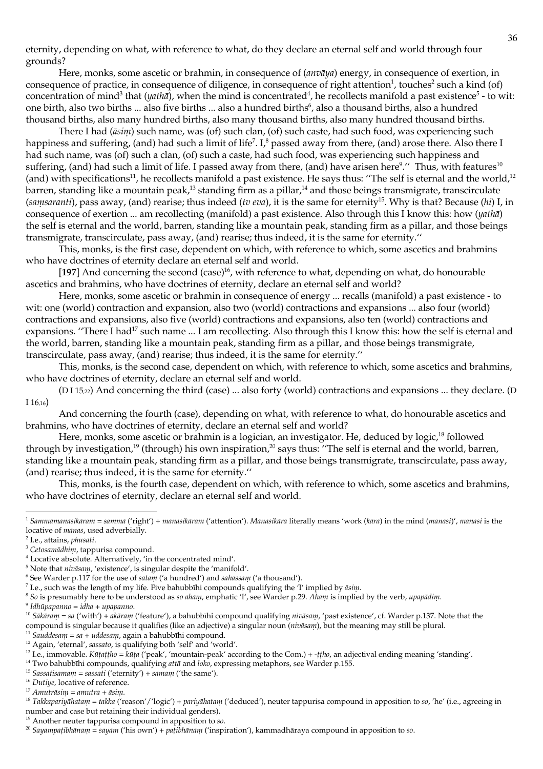eternity, depending on what, with reference to what, do they declare an eternal self and world through four grounds?

Here, monks, some ascetic or brahmin, in consequence of (*anvāya*) energy, in consequence of exertion, in consequence of practice, in consequence of diligence, in consequence of right attention[1], touches[2] such a kind (of) concentration of mind[3] that (*yathā*), when the mind is concentrated[4], he recollects manifold a past existence[5] - to wit: one birth, also two births ... also five births ... also a hundred births[6], also a thousand births, also a hundred thousand births, also many hundred births, also many thousand births, also many hundred thousand births.

There I had (*āsiṃ*) such name, was (of) such clan, (of) such caste, had such food, was experiencing such happiness and suffering, (and) had such a limit of life[7]. I,[8] passed away from there, (and) arose there. Also there I had such name, was (of) such a clan, (of) such a caste, had such food, was experiencing such happiness and suffering, (and) had such a limit of life. I passed away from there, (and) have arisen here[9].'' Thus, with features[10] (and) with specifications[11], he recollects manifold a past existence. He says thus: ''The self is eternal and the world,[12] barren, standing like a mountain peak,[13] standing firm as a pillar,[14] and those beings transmigrate, transcirculate (*saṃsaranti*), pass away, (and) rearise; thus indeed (*tv eva*), it is the same for eternity[15]. Why is that? Because (*hi*) I, in consequence of exertion ... am recollecting (manifold) a past existence. Also through this I know this: how (*yathā*) the self is eternal and the world, barren, standing like a mountain peak, standing firm as a pillar, and those beings transmigrate, transcirculate, pass away, (and) rearise; thus indeed, it is the same for eternity.''

This, monks, is the first case, dependent on which, with reference to which, some ascetics and brahmins who have doctrines of eternity declare an eternal self and world.

[**197**] And concerning the second (case)[16], with reference to what, depending on what, do honourable ascetics and brahmins, who have doctrines of eternity, declare an eternal self and world?

Here, monks, some ascetic or brahmin in consequence of energy ... recalls (manifold) a past existence - to wit: one (world) contraction and expansion, also two (world) contractions and expansions ... also four (world) contractions and expansions, also five (world) contractions and expansions, also ten (world) contractions and expansions. ''There I had[17] such name ... I am recollecting. Also through this I know this: how the self is eternal and the world, barren, standing like a mountain peak, standing firm as a pillar, and those beings transmigrate, transcirculate, pass away, (and) rearise; thus indeed, it is the same for eternity.''

This, monks, is the second case, dependent on which, with reference to which, some ascetics and brahmins, who have doctrines of eternity, declare an eternal self and world.

(D I 15,22) And concerning the third (case) ... also forty (world) contractions and expansions ... they declare. (D I 16,16)

And concerning the fourth (case), depending on what, with reference to what, do honourable ascetics and brahmins, who have doctrines of eternity, declare an eternal self and world?

Here, monks, some ascetic or brahmin is a logician, an investigator. He, deduced by logic,[18] followed through by investigation,[19] (through) his own inspiration,[20] says thus: ''The self is eternal and the world, barren, standing like a mountain peak, standing firm as a pillar, and those beings transmigrate, transcirculate, pass away, (and) rearise; thus indeed, it is the same for eternity.''

This, monks, is the fourth case, dependent on which, with reference to which, some ascetics and brahmins, who have doctrines of eternity, declare an eternal self and world.

---

[1] *Sammāmanasikāram* = *sammā* ('right') + *manasikāram* ('attention'). *Manasikāra* literally means 'work (*kāra*) in the mind (*manasi*)', *manasi* is the locative of *manas*, used adverbially.

[2] I.e., attains, *phusati*.

[3] *Cetosamādhiṃ*, tappurisa compound.

[4] Locative absolute. Alternatively, 'in the concentrated mind'.

[5] Note that *nivāsaṃ*, 'existence', is singular despite the 'manifold'.

[6] See Warder p.117 for the use of *sataṃ* ('a hundred') and *sahassaṃ* ('a thousand').

[7] I.e., such was the length of my life. Five bahubbīhi compounds qualifying the 'I' implied by *āsiṃ*.

[8] *So* is presumably here to be understood as *so ahaṃ*, emphatic 'I', see Warder p.29. *Ahaṃ* is implied by the verb, *upapādiṃ*.

[9] *Idhūpapanno* = *idha* + *upapanno*.

[10] *Sākāraṃ* = *sa* ('with') + *akāraṃ* ('feature'), a bahubbīhi compound qualifying *nivāsaṃ*, 'past existence', cf. Warder p.137. Note that the compound is singular because it qualifies (like an adjective) a singular noun (*nivāsaṃ*), but the meaning may still be plural.

[11] *Sauddesaṃ* = *sa* + *uddesaṃ*, again a bahubbīhi compound.

[12] Again, 'eternal', *sassato*, is qualifying both 'self' and 'world'.

[13] I.e., immovable. *Kūṭaṭṭho* = *kūṭa* ('peak', 'mountain-peak' according to the Com.) + -*ṭṭho*, an adjectival ending meaning 'standing'.

[14] Two bahubbīhi compounds, qualifying *attā* and *loko*, expressing metaphors, see Warder p.155.

[15] *Sassatisamaṃ* = *sassati* ('eternity') + *samaṃ* ('the same').

[16] *Dutiye,* locative of reference.

[17] *Amutrāsiṃ* = *amutra* + *āsiṃ*.

[18] *Takkapariyāhataṃ* = *takka* ('reason'/'logic') + *pariyāhataṃ* ('deduced'), neuter tappurisa compound in apposition to *so*, 'he' (i.e., agreeing in number and case but retaining their individual genders).

[19] Another neuter tappurisa compound in apposition to *so*.

[20] *Sayampaṭibhānaṃ* = *sayam* ('his own') + *paṭibhānaṃ* ('inspiration'), kammadhāraya compound in apposition to *so*.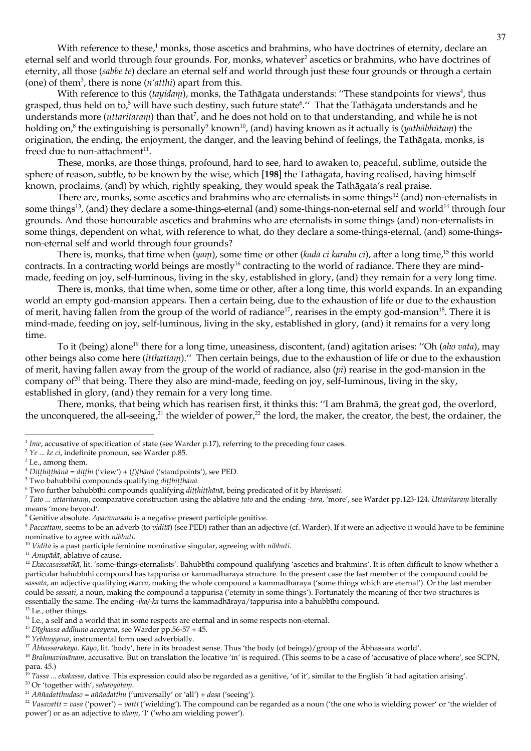With reference to these,[1] monks, those ascetics and brahmins, who have doctrines of eternity, declare an eternal self and world through four grounds. For, monks, whatever[2] ascetics or brahmins, who have doctrines of eternity, all those (*sabbe te*) declare an eternal self and world through just these four grounds or through a certain (one) of them[3], there is none (*n'atthi*) apart from this.

With reference to this (*tayidaṃ*), monks, the Tathāgata understands: ''These standpoints for views[4], thus grasped, thus held on to,[5] will have such destiny, such future state[6].'' That the Tathāgata understands and he understands more (*uttaritaraṃ*) than that[7], and he does not hold on to that understanding, and while he is not holding on,[8] the extinguishing is personally[9] known[10], (and) having known as it actually is (*yathābhūtaṃ*) the origination, the ending, the enjoyment, the danger, and the leaving behind of feelings, the Tathāgata, monks, is freed due to non-attachment[11].

These, monks, are those things, profound, hard to see, hard to awaken to, peaceful, sublime, outside the sphere of reason, subtle, to be known by the wise, which [**198**] the Tathāgata, having realised, having himself known, proclaims, (and) by which, rightly speaking, they would speak the Tathāgata's real praise.

There are, monks, some ascetics and brahmins who are eternalists in some things[12] (and) non-eternalists in some things[13], (and) they declare a some-things-eternal (and) some-things-non-eternal self and world[14] through four grounds. And those honourable ascetics and brahmins who are eternalists in some things (and) non-eternalists in some things, dependent on what, with reference to what, do they declare a some-things-eternal, (and) some-things-non-eternal self and world through four grounds?

There is, monks, that time when (*yaṃ*), some time or other (*kadā ci karaha ci*), after a long time,[15] this world contracts. In a contracting world beings are mostly[16] contracting to the world of radiance. There they are mind-made, feeding on joy, self-luminous, living in the sky, established in glory, (and) they remain for a very long time.

There is, monks, that time when, some time or other, after a long time, this world expands. In an expanding world an empty god-mansion appears. Then a certain being, due to the exhaustion of life or due to the exhaustion of merit, having fallen from the group of the world of radiance[17], rearises in the empty god-mansion[18]. There it is mind-made, feeding on joy, self-luminous, living in the sky, established in glory, (and) it remains for a very long time.

To it (being) alone[19] there for a long time, uneasiness, discontent, (and) agitation arises: ''Oh (*aho vata*), may other beings also come here (*itthattaṃ*).'' Then certain beings, due to the exhaustion of life or due to the exhaustion of merit, having fallen away from the group of the world of radiance, also (*pi*) rearise in the god-mansion in the company of[20] that being. There they also are mind-made, feeding on joy, self-luminous, living in the sky, established in glory, (and) they remain for a very long time.

There, monks, that being which has rearisen first, it thinks this: ''I am Brahmā, the great god, the overlord, the unconquered, the all-seeing,[21] the wielder of power,[22] the lord, the maker, the creator, the best, the ordainer, the

---

[1] *Ime*, accusative of specification of state (see Warder p.17), referring to the preceding four cases.
[2] *Ye ... ke ci*, indefinite pronoun, see Warder p.85.
[3] I.e., among them.
[4] *Diṭṭhiṭṭhānā* = *diṭṭhi* ('view') + (*ṭ*)*ṭhānā* ('standpoints'), see PED.
[5] Two bahubbīhi compounds qualifying *diṭṭhiṭṭhānā*.
[6] Two further bahubbīhi compounds qualifying *diṭṭhiṭṭhānā*, being predicated of it by *bhavissati*.
[7] *Tato ... uttaritaraṃ*, comparative construction using the ablative *tato* and the ending *-tara*, 'more', see Warder pp.123-124. *Uttaritaraṃ* literally means 'more beyond'.
[8] Genitive absolute. *Aparāmasato* is a negative present participle genitive.
[9] *Paccattaṃ*, seems to be an adverb (to *viditā*) (see PED) rather than an adjective (cf. Warder). If it were an adjective it would have to be feminine nominative to agree with *nibbuti*.
[10] *Viditā* is a past participle feminine nominative singular, agreeing with *nibbuti*.
[11] *Anupādā*, ablative of cause.
[12] *Ekaccasassatikā*, lit. 'some-things-eternalists'. Bahubbīhi compound qualifying 'ascetics and brahmins'. It is often difficult to know whether a particular bahubbīhi compound has tappurisa or kammadhāraya structure. In the present case the last member of the compound could be *sassata*, an adjective qualifying *ekacca*, making the whole compound a kammadhāraya ('some things which are eternal'). Or the last member could be *sassati*, a noun, making the compound a tappurisa ('eternity in some things'). Fortunately the meaning of ther two structures is essentially the same. The ending *-ika/-ka* turns the kammadhāraya/tappurisa into a bahubbīhi compound.
[13] I.e., other things.
[14] I.e., a self and a world that in some respects are eternal and in some respects non-eternal.
[15] *Dīghassa addhuno accayena*, see Warder pp.56-57 + 45.
[16] *Yebhuyyena*, instrumental form used adverbially.
[17] *Ābhassarakāyo*. *Kāyo*, lit. 'body', here in its broadest sense. Thus 'the body (of beings)/group of the Ābhassara world'.
[18] *Brahmavimānaṃ*, accusative. But on translation the locative 'in' is required. (This seems to be a case of 'accusative of place where', see SCPN, para. 45.)
[19] *Tassa ... ekakassa*, dative. This expression could also be regarded as a genitive, 'of it', similar to the English 'it had agitation arising'.
[20] Or 'together with', *sahavyataṃ*.
[21] *Aññadatthudaso* = *aññadatthu* ('universally' or 'all') + *dasa* ('seeing').
[22] *Vasavattī* = *vasa* ('power') + *vattī* ('wielding'). The compound can be regarded as a noun ('the one who is wielding power' or 'the wielder of power') or as an adjective to *ahaṃ*, 'I' ('who am wielding power').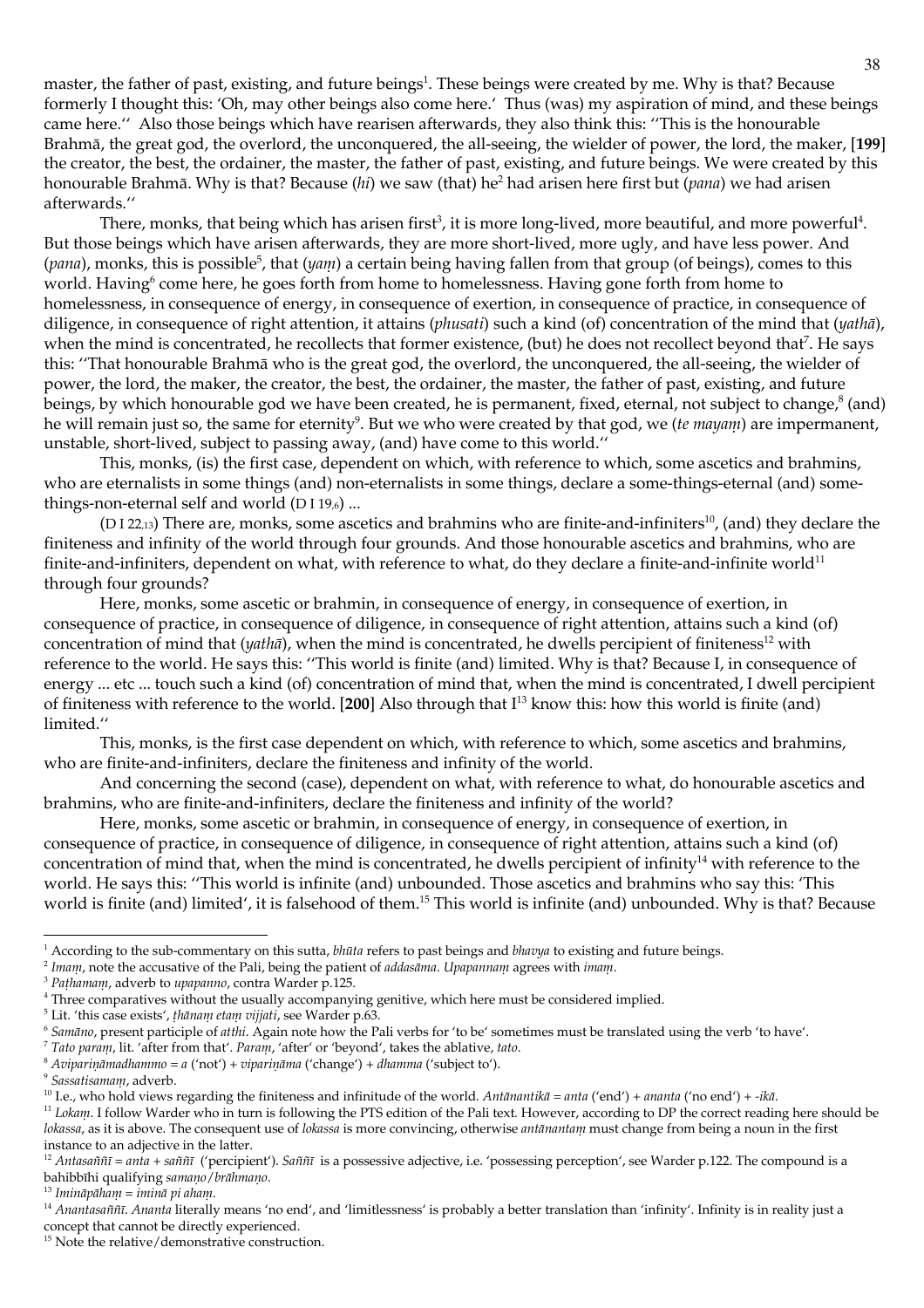master, the father of past, existing, and future beings[1]. These beings were created by me. Why is that? Because formerly I thought this: 'Oh, may other beings also come here.' Thus (was) my aspiration of mind, and these beings came here.'' Also those beings which have rearisen afterwards, they also think this: ''This is the honourable Brahmā, the great god, the overlord, the unconquered, the all-seeing, the wielder of power, the lord, the maker, **[199]** the creator, the best, the ordainer, the master, the father of past, existing, and future beings. We were created by this honourable Brahmā. Why is that? Because (*hi*) we saw (that) he[2] had arisen here first but (*pana*) we had arisen afterwards.''

There, monks, that being which has arisen first[3], it is more long-lived, more beautiful, and more powerful[4]. But those beings which have arisen afterwards, they are more short-lived, more ugly, and have less power. And (*pana*), monks, this is possible[5], that (*yaṃ*) a certain being having fallen from that group (of beings), comes to this world. Having[6] come here, he goes forth from home to homelessness. Having gone forth from home to homelessness, in consequence of energy, in consequence of exertion, in consequence of practice, in consequence of diligence, in consequence of right attention, it attains (*phusati*) such a kind (of) concentration of the mind that (*yathā*), when the mind is concentrated, he recollects that former existence, (but) he does not recollect beyond that[7]. He says this: ''That honourable Brahmā who is the great god, the overlord, the unconquered, the all-seeing, the wielder of power, the lord, the maker, the creator, the best, the ordainer, the master, the father of past, existing, and future beings, by which honourable god we have been created, he is permanent, fixed, eternal, not subject to change,[8] (and) he will remain just so, the same for eternity[9]. But we who were created by that god, we (*te mayaṃ*) are impermanent, unstable, short-lived, subject to passing away, (and) have come to this world.''

This, monks, (is) the first case, dependent on which, with reference to which, some ascetics and brahmins, who are eternalists in some things (and) non-eternalists in some things, declare a some-things-eternal (and) some-things-non-eternal self and world (D I 19,6) ...

(D I 22,13) There are, monks, some ascetics and brahmins who are finite-and-infiniters[10], (and) they declare the finiteness and infinity of the world through four grounds. And those honourable ascetics and brahmins, who are finite-and-infiniters, dependent on what, with reference to what, do they declare a finite-and-infinite world[11] through four grounds?

Here, monks, some ascetic or brahmin, in consequence of energy, in consequence of exertion, in consequence of practice, in consequence of diligence, in consequence of right attention, attains such a kind (of) concentration of mind that (*yathā*), when the mind is concentrated, he dwells percipient of finiteness[12] with reference to the world. He says this: ''This world is finite (and) limited. Why is that? Because I, in consequence of energy ... etc ... touch such a kind (of) concentration of mind that, when the mind is concentrated, I dwell percipient of finiteness with reference to the world. **[200]** Also through that I[13] know this: how this world is finite (and) limited.''

This, monks, is the first case dependent on which, with reference to which, some ascetics and brahmins, who are finite-and-infiniters, declare the finiteness and infinity of the world.

And concerning the second (case), dependent on what, with reference to what, do honourable ascetics and brahmins, who are finite-and-infiniters, declare the finiteness and infinity of the world?

Here, monks, some ascetic or brahmin, in consequence of energy, in consequence of exertion, in consequence of practice, in consequence of diligence, in consequence of right attention, attains such a kind (of) concentration of mind that, when the mind is concentrated, he dwells percipient of infinity[14] with reference to the world. He says this: ''This world is infinite (and) unbounded. Those ascetics and brahmins who say this: 'This world is finite (and) limited', it is falsehood of them.[15] This world is infinite (and) unbounded. Why is that? Because

---

[1] According to the sub-commentary on this sutta, *bhūta* refers to past beings and *bhavya* to existing and future beings.

[2] *Imaṃ*, note the accusative of the Pali, being the patient of *addasāma*. *Upapannaṃ* agrees with *imaṃ*.

[3] *Paṭhamaṃ*, adverb to *upapanno*, contra Warder p.125.

[4] Three comparatives without the usually accompanying genitive, which here must be considered implied.

[5] Lit. 'this case exists', *ṭhānaṃ etaṃ vijjati*, see Warder p.63.

[6] *Samāno*, present participle of *atthi*. Again note how the Pali verbs for 'to be' sometimes must be translated using the verb 'to have'.

[7] *Tato paraṃ*, lit. 'after from that'. *Paraṃ*, 'after' or 'beyond', takes the ablative, *tato*.

[8] *Avipariṇāmadhammo* = *a* ('not') + *vipariṇāma* ('change') + *dhamma* ('subject to').

[9] *Sassatisamaṃ*, adverb.

[10] I.e., who hold views regarding the finiteness and infinitude of the world. *Antānantikā* = *anta* ('end') + *ananta* ('no end') + *-ikā*.

[11] *Lokaṃ*. I follow Warder who in turn is following the PTS edition of the Pali text. However, according to DP the correct reading here should be *lokassa*, as it is above. The consequent use of *lokassa* is more convincing, otherwise *antānantaṃ* must change from being a noun in the first instance to an adjective in the latter.

[12] *Antasaññī* = *anta* + *saññī* ('percipient'). *Saññī* is a possessive adjective, i.e. 'possessing perception', see Warder p.122. The compound is a bahibbīhi qualifying *samaṇo/brāhmaṇo*.

[13] *Imināpāhaṃ* = *iminā pi ahaṃ*.

[14] *Anantasaññī*. *Ananta* literally means 'no end', and 'limitlessness' is probably a better translation than 'infinity'. Infinity is in reality just a concept that cannot be directly experienced.

[15] Note the relative/demonstrative construction.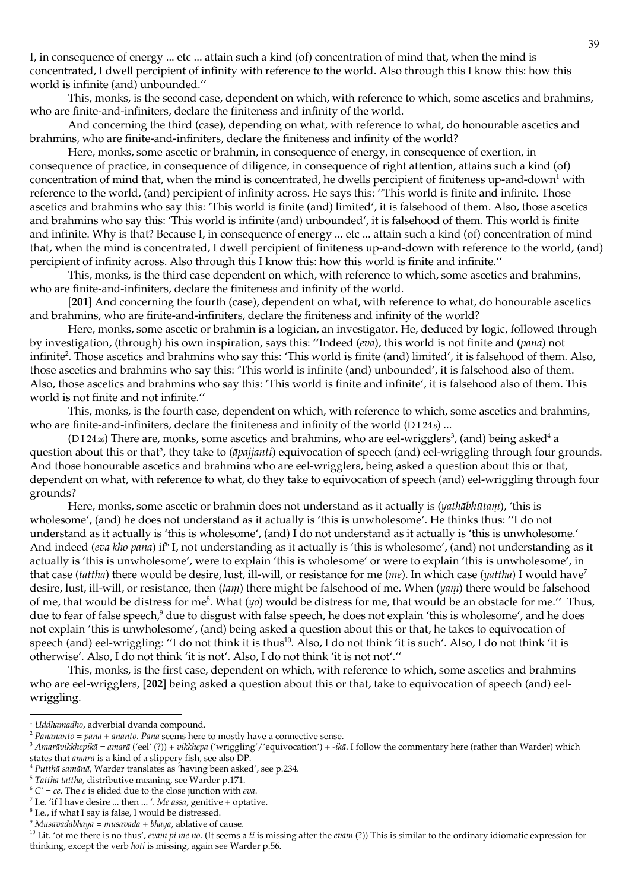I, in consequence of energy ... etc ... attain such a kind (of) concentration of mind that, when the mind is concentrated, I dwell percipient of infinity with reference to the world. Also through this I know this: how this world is infinite (and) unbounded.''

This, monks, is the second case, dependent on which, with reference to which, some ascetics and brahmins, who are finite-and-infiniters, declare the finiteness and infinity of the world.

And concerning the third (case), depending on what, with reference to what, do honourable ascetics and brahmins, who are finite-and-infiniters, declare the finiteness and infinity of the world?

Here, monks, some ascetic or brahmin, in consequence of energy, in consequence of exertion, in consequence of practice, in consequence of diligence, in consequence of right attention, attains such a kind (of) concentration of mind that, when the mind is concentrated, he dwells percipient of finiteness up-and-down[1] with reference to the world, (and) percipient of infinity across. He says this: ''This world is finite and infinite. Those ascetics and brahmins who say this: 'This world is finite (and) limited', it is falsehood of them. Also, those ascetics and brahmins who say this: 'This world is infinite (and) unbounded', it is falsehood of them. This world is finite and infinite. Why is that? Because I, in consequence of energy ... etc ... attain such a kind (of) concentration of mind that, when the mind is concentrated, I dwell percipient of finiteness up-and-down with reference to the world, (and) percipient of infinity across. Also through this I know this: how this world is finite and infinite.''

This, monks, is the third case dependent on which, with reference to which, some ascetics and brahmins, who are finite-and-infiniters, declare the finiteness and infinity of the world.

[**201**] And concerning the fourth (case), dependent on what, with reference to what, do honourable ascetics and brahmins, who are finite-and-infiniters, declare the finiteness and infinity of the world?

Here, monks, some ascetic or brahmin is a logician, an investigator. He, deduced by logic, followed through by investigation, (through) his own inspiration, says this: ''Indeed (*eva*), this world is not finite and (*pana*) not infinite[2]. Those ascetics and brahmins who say this: 'This world is finite (and) limited', it is falsehood of them. Also, those ascetics and brahmins who say this: 'This world is infinite (and) unbounded', it is falsehood also of them. Also, those ascetics and brahmins who say this: 'This world is finite and infinite', it is falsehood also of them. This world is not finite and not infinite.''

This, monks, is the fourth case, dependent on which, with reference to which, some ascetics and brahmins, who are finite-and-infiniters, declare the finiteness and infinity of the world (D I 24,8) ...

(D I 24,26) There are, monks, some ascetics and brahmins, who are eel-wrigglers[3], (and) being asked[4] a question about this or that[5], they take to (*āpajjanti*) equivocation of speech (and) eel-wriggling through four grounds. And those honourable ascetics and brahmins who are eel-wrigglers, being asked a question about this or that, dependent on what, with reference to what, do they take to equivocation of speech (and) eel-wriggling through four grounds?

Here, monks, some ascetic or brahmin does not understand as it actually is (*yathābhūtaṃ*), 'this is wholesome', (and) he does not understand as it actually is 'this is unwholesome'. He thinks thus: ''I do not understand as it actually is 'this is wholesome', (and) I do not understand as it actually is 'this is unwholesome.' And indeed (*eva kho pana*) if[6] I, not understanding as it actually is 'this is wholesome', (and) not understanding as it actually is 'this is unwholesome', were to explain 'this is wholesome' or were to explain 'this is unwholesome', in that case (*tattha*) there would be desire, lust, ill-will, or resistance for me (*me*). In which case (*yattha*) I would have[7] desire, lust, ill-will, or resistance, then (*taṃ*) there might be falsehood of me. When (*yaṃ*) there would be falsehood of me, that would be distress for me[8]. What (*yo*) would be distress for me, that would be an obstacle for me.'' Thus, due to fear of false speech,[9] due to disgust with false speech, he does not explain 'this is wholesome', and he does not explain 'this is unwholesome', (and) being asked a question about this or that, he takes to equivocation of speech (and) eel-wriggling: ''I do not think it is thus[10]. Also, I do not think 'it is such'. Also, I do not think 'it is otherwise'. Also, I do not think 'it is not'. Also, I do not think 'it is not not'.''

This, monks, is the first case, dependent on which, with reference to which, some ascetics and brahmins who are eel-wrigglers, [**202**] being asked a question about this or that, take to equivocation of speech (and) eel-wriggling.

---

[1] *Uddhamadho*, adverbial dvanda compound.

[2] *Panānanto* = *pana* + *ananto*. *Pana* seems here to mostly have a connective sense.

[3] *Amarāvikkhepikā* = *amarā* ('eel' (?)) + *vikkhepa* ('wriggling'/'equivocation') + *-ikā*. I follow the commentary here (rather than Warder) which states that *amarā* is a kind of a slippery fish, see also DP.

[4] *Putthā samānā*, Warder translates as 'having been asked', see p.234.

[5] *Tattha tattha*, distributive meaning, see Warder p.171.

[6] *C'* = *ce*. The *e* is elided due to the close junction with *eva*.

[7] I.e. 'if I have desire ... then ... '. *Me assa*, genitive + optative.

[8] I.e., if what I say is false, I would be distressed.

[9] *Musāvādabhayā* = *musāvāda* + *bhayā*, ablative of cause.

[10] Lit. 'of me there is no thus', *evam pi me no*. (It seems a *ti* is missing after the *evam* (?)) This is similar to the ordinary idiomatic expression for thinking, except the verb *hoti* is missing, again see Warder p.56.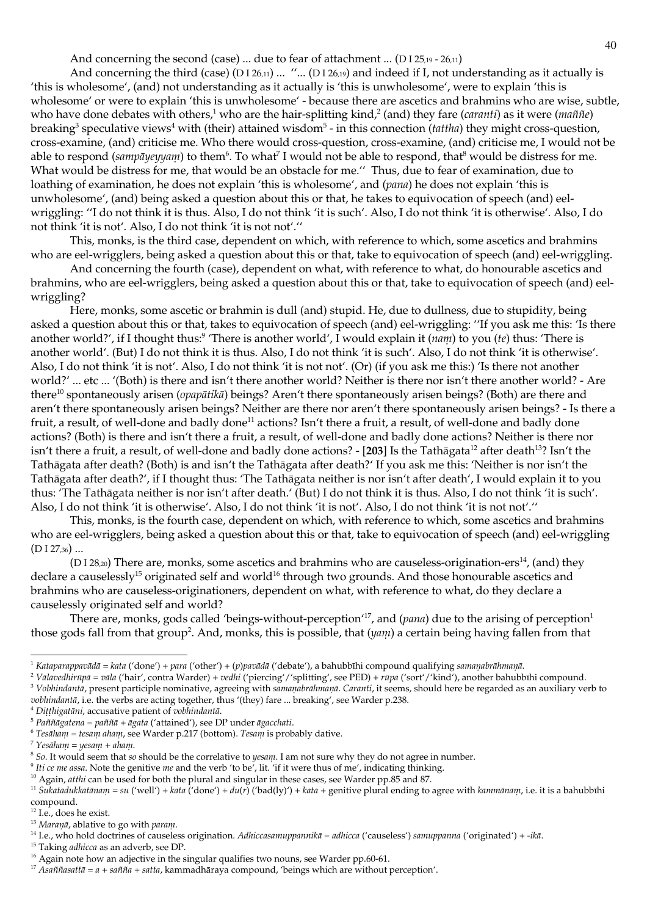And concerning the second (case) ... due to fear of attachment ... (D I 25,19 - 26,11)

And concerning the third (case) (D I 26,11) ... ''... (D I 26,19) and indeed if I, not understanding as it actually is 'this is wholesome', (and) not understanding as it actually is 'this is unwholesome', were to explain 'this is wholesome' or were to explain 'this is unwholesome' - because there are ascetics and brahmins who are wise, subtle, who have done debates with others,[1] who are the hair-splitting kind,[2] (and) they fare (*caranti*) as it were (*maññe*) breaking[3] speculative views[4] with (their) attained wisdom[5] - in this connection (*tattha*) they might cross-question, cross-examine, (and) criticise me. Who there would cross-question, cross-examine, (and) criticise me, I would not be able to respond (*sampāyeyyaṃ*) to them[6]. To what[7] I would not be able to respond, that[8] would be distress for me. What would be distress for me, that would be an obstacle for me.'' Thus, due to fear of examination, due to loathing of examination, he does not explain 'this is wholesome', and (*pana*) he does not explain 'this is unwholesome', (and) being asked a question about this or that, he takes to equivocation of speech (and) eel-wriggling: ''I do not think it is thus. Also, I do not think 'it is such'. Also, I do not think 'it is otherwise'. Also, I do not think 'it is not'. Also, I do not think 'it is not not'.''

This, monks, is the third case, dependent on which, with reference to which, some ascetics and brahmins who are eel-wrigglers, being asked a question about this or that, take to equivocation of speech (and) eel-wriggling.

And concerning the fourth (case), dependent on what, with reference to what, do honourable ascetics and brahmins, who are eel-wrigglers, being asked a question about this or that, take to equivocation of speech (and) eel-wriggling?

Here, monks, some ascetic or brahmin is dull (and) stupid. He, due to dullness, due to stupidity, being asked a question about this or that, takes to equivocation of speech (and) eel-wriggling: ''If you ask me this: 'Is there another world?', if I thought thus:[9] 'There is another world', I would explain it (*naṃ*) to you (*te*) thus: 'There is another world'. (But) I do not think it is thus. Also, I do not think 'it is such'. Also, I do not think 'it is otherwise'. Also, I do not think 'it is not'. Also, I do not think 'it is not not'. (Or) (if you ask me this:) 'Is there not another world?' ... etc ... '(Both) is there and isn't there another world? Neither is there nor isn't there another world? - Are there[10] spontaneously arisen (*opapātikā*) beings? Aren't there spontaneously arisen beings? (Both) are there and aren't there spontaneously arisen beings? Neither are there nor aren't there spontaneously arisen beings? - Is there a fruit, a result, of well-done and badly done[11] actions? Isn't there a fruit, a result, of well-done and badly done actions? (Both) is there and isn't there a fruit, a result, of well-done and badly done actions? Neither is there nor isn't there a fruit, a result, of well-done and badly done actions? - **[203]** Is the Tathāgata[12] after death[13]? Isn't the Tathāgata after death? (Both) is and isn't the Tathāgata after death?' If you ask me this: 'Neither is nor isn't the Tathāgata after death?', if I thought thus: 'The Tathāgata neither is nor isn't after death', I would explain it to you thus: 'The Tathāgata neither is nor isn't after death.' (But) I do not think it is thus. Also, I do not think 'it is such'. Also, I do not think 'it is otherwise'. Also, I do not think 'it is not'. Also, I do not think 'it is not not'.''

This, monks, is the fourth case, dependent on which, with reference to which, some ascetics and brahmins who are eel-wrigglers, being asked a question about this or that, take to equivocation of speech (and) eel-wriggling (D I 27,36) ...

(D I 28,20) There are, monks, some ascetics and brahmins who are causeless-origination-ers[14], (and) they declare a causelessly[15] originated self and world[16] through two grounds. And those honourable ascetics and brahmins who are causeless-originationers, dependent on what, with reference to what, do they declare a causelessly originated self and world?

There are, monks, gods called 'beings-without-perception'[17], and (*pana*) due to the arising of perception[1] those gods fall from that group[2]. And, monks, this is possible, that (*yaṃ*) a certain being having fallen from that

---

[1] *Kataparappavādā* = *kata* ('done') + *para* ('other') + (*p*)*pavādā* ('debate'), a bahubbīhi compound qualifying *samaṇabrāhmaṇā*.

[2] *Vālavedhirūpā* = *vāla* ('hair', contra Warder) + *vedhi* ('piercing'/'splitting', see PED) + *rūpa* ('sort'/'kind'), another bahubbīhi compound.

[3] *Vobhindantā*, present participle nominative, agreeing with *samaṇabrāhmaṇā*. *Caranti*, it seems, should here be regarded as an auxiliary verb to *vobhindantā*, i.e. the verbs are acting together, thus '(they) fare ... breaking', see Warder p.238.

[4] *Diṭṭhigatāni*, accusative patient of *vobhindantā*.

[5] *Paññāgatena* = *paññā* + *āgata* ('attained'), see DP under *āgacchati*.

[6] *Tesāhaṃ* = *tesaṃ ahaṃ*, see Warder p.217 (bottom). *Tesaṃ* is probably dative.

[7] *Yesāhaṃ* = *yesaṃ* + *ahaṃ*.

[8] *So*. It would seem that *so* should be the correlative to *yesaṃ*. I am not sure why they do not agree in number.

[9] *Iti ce me assa*. Note the genitive *me* and the verb 'to be', lit. 'if it were thus of me', indicating thinking.

[10] Again, *atthi* can be used for both the plural and singular in these cases, see Warder pp.85 and 87.

[11] *Sukatadukkatānaṃ* = *su* ('well') + *kata* ('done') + *du*(*r*) ('bad(ly)') + *kata* + genitive plural ending to agree with *kammānaṃ*, i.e. it is a bahubbīhi compound.

[12] I.e., does he exist.

[13] *Maraṇā*, ablative to go with *paraṃ*.

[14] I.e., who hold doctrines of causeless origination. *Adhiccasamuppannikā* = *adhicca* ('causeless') *samuppanna* ('originated') + *-ikā*.

[15] Taking *adhicca* as an adverb, see DP.

[16] Again note how an adjective in the singular qualifies two nouns, see Warder pp.60-61.

[17] *Asaññasattā* = *a* + *sañña* + *satta*, kammadhāraya compound, 'beings which are without perception'.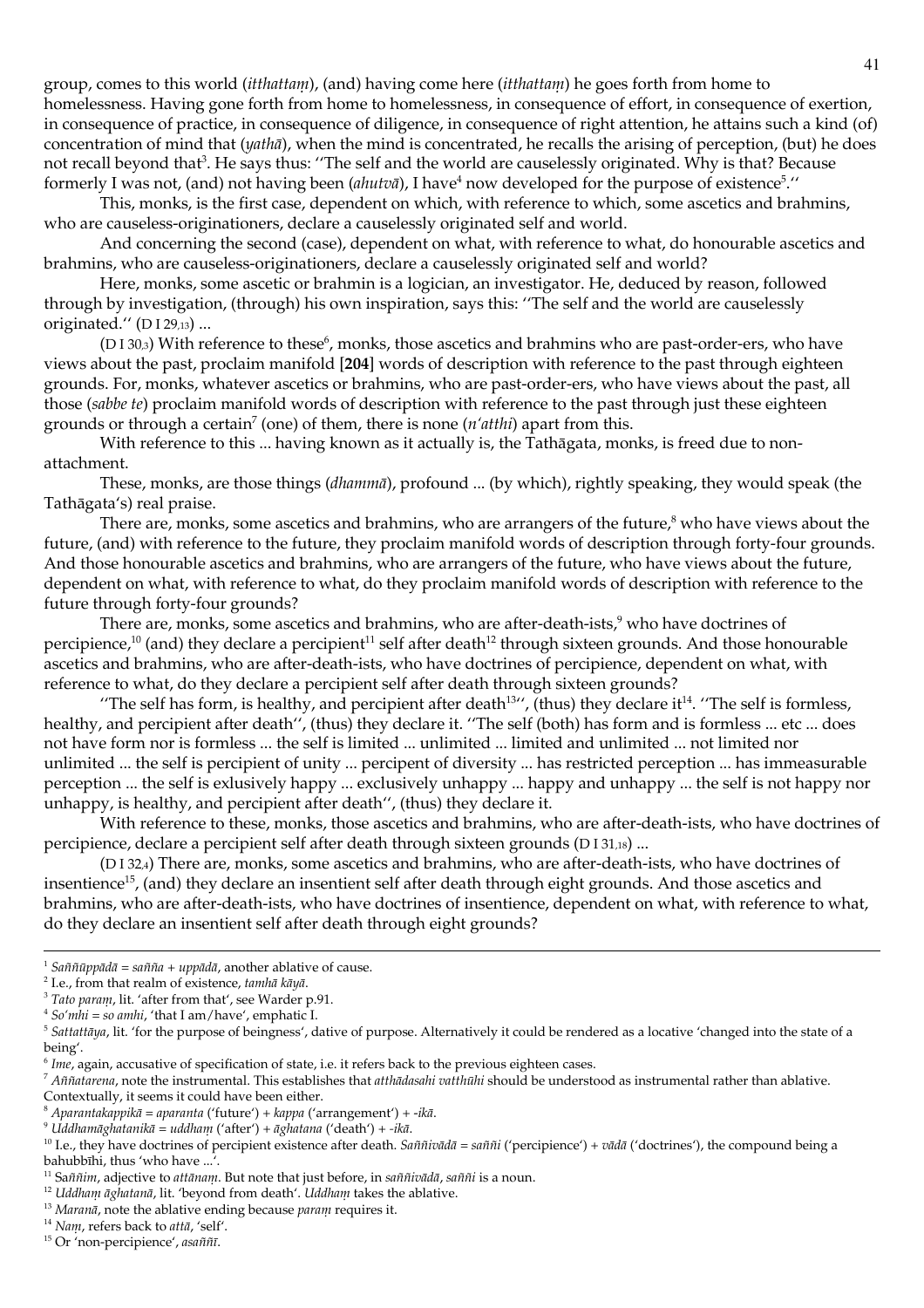group, comes to this world (*itthattaṃ*), (and) having come here (*itthattaṃ*) he goes forth from home to homelessness. Having gone forth from home to homelessness, in consequence of effort, in consequence of exertion, in consequence of practice, in consequence of diligence, in consequence of right attention, he attains such a kind (of) concentration of mind that (*yathā*), when the mind is concentrated, he recalls the arising of perception, (but) he does not recall beyond that[3]. He says thus: ''The self and the world are causelessly originated. Why is that? Because formerly I was not, (and) not having been (*ahutvā*), I have[4] now developed for the purpose of existence[5].''

This, monks, is the first case, dependent on which, with reference to which, some ascetics and brahmins, who are causeless-originationers, declare a causelessly originated self and world.

And concerning the second (case), dependent on what, with reference to what, do honourable ascetics and brahmins, who are causeless-originationers, declare a causelessly originated self and world?

Here, monks, some ascetic or brahmin is a logician, an investigator. He, deduced by reason, followed through by investigation, (through) his own inspiration, says this: ''The self and the world are causelessly originated.'' (D I 29,13) ...

(D I 30,3) With reference to these[6], monks, those ascetics and brahmins who are past-order-ers, who have views about the past, proclaim manifold [**204**] words of description with reference to the past through eighteen grounds. For, monks, whatever ascetics or brahmins, who are past-order-ers, who have views about the past, all those (*sabbe te*) proclaim manifold words of description with reference to the past through just these eighteen grounds or through a certain[7] (one) of them, there is none (*n'atthi*) apart from this.

With reference to this ... having known as it actually is, the Tathāgata, monks, is freed due to non-attachment.

These, monks, are those things (*dhammā*), profound ... (by which), rightly speaking, they would speak (the Tathāgata's) real praise.

There are, monks, some ascetics and brahmins, who are arrangers of the future,[8] who have views about the future, (and) with reference to the future, they proclaim manifold words of description through forty-four grounds. And those honourable ascetics and brahmins, who are arrangers of the future, who have views about the future, dependent on what, with reference to what, do they proclaim manifold words of description with reference to the future through forty-four grounds?

There are, monks, some ascetics and brahmins, who are after-death-ists,[9] who have doctrines of percipience,[10] (and) they declare a percipient[11] self after death[12] through sixteen grounds. And those honourable ascetics and brahmins, who are after-death-ists, who have doctrines of percipience, dependent on what, with reference to what, do they declare a percipient self after death through sixteen grounds?

''The self has form, is healthy, and percipient after death[13]'', (thus) they declare it[14]. ''The self is formless, healthy, and percipient after death'', (thus) they declare it. ''The self (both) has form and is formless ... etc ... does not have form nor is formless ... the self is limited ... unlimited ... limited and unlimited ... not limited nor unlimited ... the self is percipient of unity ... percipient of diversity ... has restricted perception ... has immeasurable perception ... the self is exlusively happy ... exclusively unhappy ... happy and unhappy ... the self is not happy nor unhappy, is healthy, and percipient after death'', (thus) they declare it.

With reference to these, monks, those ascetics and brahmins, who are after-death-ists, who have doctrines of percipience, declare a percipient self after death through sixteen grounds (D I 31,18) ...

(D I 32,4) There are, monks, some ascetics and brahmins, who are after-death-ists, who have doctrines of insentience[15], (and) they declare an insentient self after death through eight grounds. And those ascetics and brahmins, who are after-death-ists, who have doctrines of insentience, dependent on what, with reference to what, do they declare an insentient self after death through eight grounds?

---

[1] *Saññuppādā = sañña + uppādā*, another ablative of cause.
[2] I.e., from that realm of existence, *tamhā kāyā*.
[3] *Tato paraṃ*, lit. 'after from that', see Warder p.91.
[4] *So'mhi = so amhi*, 'that I am/have', emphatic I.
[5] *Sattattāya*, lit. 'for the purpose of beingness', dative of purpose. Alternatively it could be rendered as a locative 'changed into the state of a being'.
[6] *Ime*, again, accusative of specification of state, i.e. it refers back to the previous eighteen cases.
[7] *Aññatarena*, note the instrumental. This establishes that *atthādasahi vatthūhi* should be understood as instrumental rather than ablative. Contextually, it seems it could have been either.
[8] *Aparantakappikā = aparanta* ('future') + *kappa* ('arrangement') + *-ikā*.
[9] *Uddhamāghatanikā = uddhaṃ* ('after') + *āghatana* ('death') + *-ikā*.
[10] I.e., they have doctrines of percipient existence after death. *Saññivādā = saññi* ('percipience') + *vādā* ('doctrines'), the compound being a bahubbīhi, thus 'who have ...'.
[11] Saññim, adjective to *attānaṃ*. But note that just before, in *saññivādā*, *saññi* is a noun.
[12] *Uddhaṃ āghatanā*, lit. 'beyond from death'. *Uddhaṃ* takes the ablative.
[13] *Maranā*, note the ablative ending because *paraṃ* requires it.
[14] *Naṃ*, refers back to *attā*, 'self'.
[15] Or 'non-percipience', *asaññī*.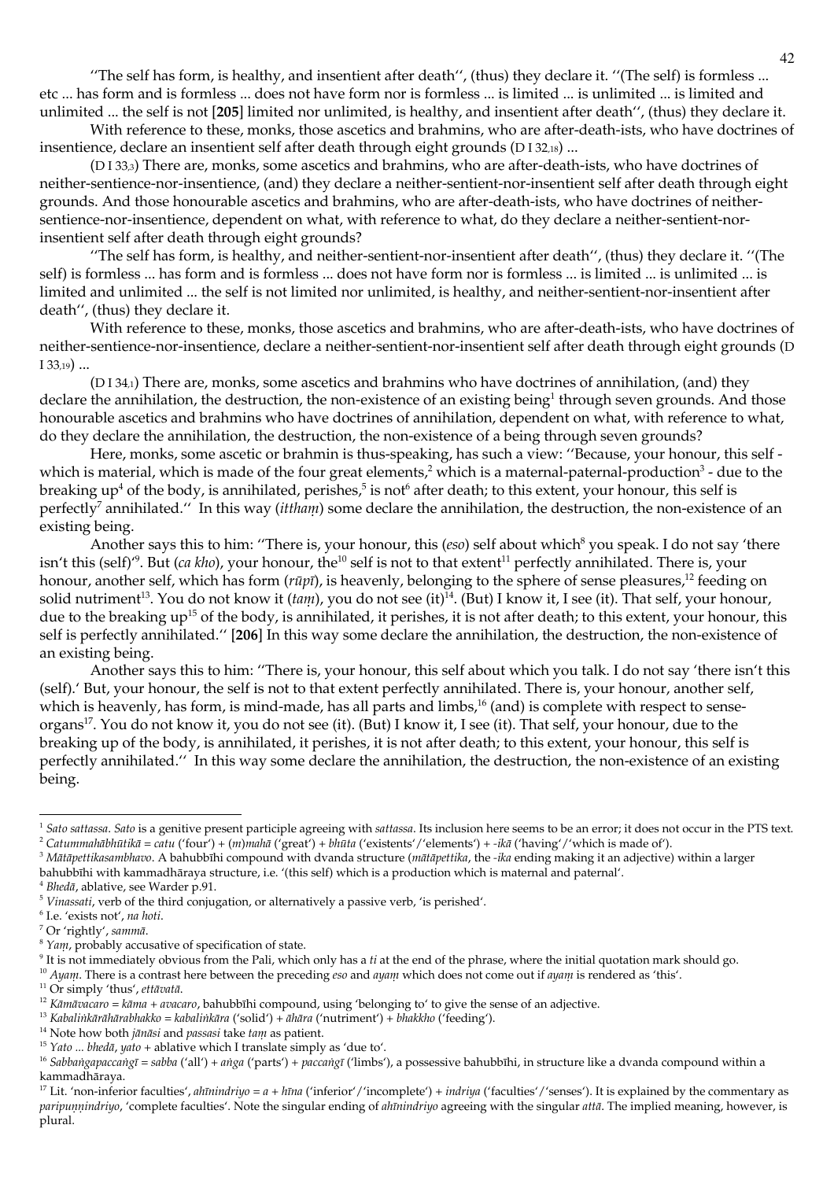''The self has form, is healthy, and insentient after death'', (thus) they declare it. ''(The self) is formless ... etc ... has form and is formless ... does not have form nor is formless ... is limited ... is unlimited ... is limited and unlimited ... the self is not [**205**] limited nor unlimited, is healthy, and insentient after death'', (thus) they declare it.

With reference to these, monks, those ascetics and brahmins, who are after-death-ists, who have doctrines of insentience, declare an insentient self after death through eight grounds (D I 32,18) ...

(D I 33,3) There are, monks, some ascetics and brahmins, who are after-death-ists, who have doctrines of neither-sentience-nor-insentience, (and) they declare a neither-sentient-nor-insentient self after death through eight grounds. And those honourable ascetics and brahmins, who are after-death-ists, who have doctrines of neither-sentience-nor-insentience, dependent on what, with reference to what, do they declare a neither-sentient-nor-insentient self after death through eight grounds?

''The self has form, is healthy, and neither-sentient-nor-insentient after death'', (thus) they declare it. ''(The self) is formless ... has form and is formless ... does not have form nor is formless ... is limited ... is unlimited ... is limited and unlimited ... the self is not limited nor unlimited, is healthy, and neither-sentient-nor-insentient after death'', (thus) they declare it.

With reference to these, monks, those ascetics and brahmins, who are after-death-ists, who have doctrines of neither-sentience-nor-insentience, declare a neither-sentient-nor-insentient self after death through eight grounds (D I 33,19) ...

(D I 34,1) There are, monks, some ascetics and brahmins who have doctrines of annihilation, (and) they declare the annihilation, the destruction, the non-existence of an existing being[1] through seven grounds. And those honourable ascetics and brahmins who have doctrines of annihilation, dependent on what, with reference to what, do they declare the annihilation, the destruction, the non-existence of a being through seven grounds?

Here, monks, some ascetic or brahmin is thus-speaking, has such a view: ''Because, your honour, this self - which is material, which is made of the four great elements,[2] which is a maternal-paternal-production[3] - due to the breaking up[4] of the body, is annihilated, perishes,[5] is not[6] after death; to this extent, your honour, this self is perfectly[7] annihilated.'' In this way (*ittham̩*) some declare the annihilation, the destruction, the non-existence of an existing being.

Another says this to him: ''There is, your honour, this (*eso*) self about which[8] you speak. I do not say 'there isn't this (self)'[9]. But (*ca kho*), your honour, the[10] self is not to that extent[11] perfectly annihilated. There is, your honour, another self, which has form (*rūpī*), is heavenly, belonging to the sphere of sense pleasures,[12] feeding on solid nutriment[13]. You do not know it (*tam̩*), you do not see (it)[14]. (But) I know it, I see (it). That self, your honour, due to the breaking up[15] of the body, is annihilated, it perishes, it is not after death; to this extent, your honour, this self is perfectly annihilated.'' [**206**] In this way some declare the annihilation, the destruction, the non-existence of an existing being.

Another says this to him: ''There is, your honour, this self about which you talk. I do not say 'there isn't this (self).' But, your honour, the self is not to that extent perfectly annihilated. There is, your honour, another self, which is heavenly, has form, is mind-made, has all parts and limbs,[16] (and) is complete with respect to sense-organs[17]. You do not know it, you do not see (it). (But) I know it, I see (it). That self, your honour, due to the breaking up of the body, is annihilated, it perishes, it is not after death; to this extent, your honour, this self is perfectly annihilated.'' In this way some declare the annihilation, the destruction, the non-existence of an existing being.

---

[1] *Sato sattassa*. *Sato* is a genitive present participle agreeing with *sattassa*. Its inclusion here seems to be an error; it does not occur in the PTS text.

[2] *Catummahābhūtikā* = *catu* ('four') + (*m*)*mahā* ('great') + *bhūta* ('existents'/'elements') + *-ikā* ('having'/'which is made of').

[3] *Mātāpettikasambhavo*. A bahubbīhi compound with dvanda structure (*mātāpettika*, the *-ika* ending making it an adjective) within a larger bahubbīhi with kammadhāraya structure, i.e. '(this self) which is a production which is maternal and paternal'.

[4] *Bhedā*, ablative, see Warder p.91.

[5] *Vinassati*, verb of the third conjugation, or alternatively a passive verb, 'is perished'.

[6] I.e. 'exists not', *na hoti*.

[7] Or 'rightly', *sammā*.

[8] *Yam̩*, probably accusative of specification of state.

[9] It is not immediately obvious from the Pali, which only has a *ti* at the end of the phrase, where the initial quotation mark should go.

[10] *Ayam̩*. There is a contrast here between the preceding *eso* and *ayam̩* which does not come out if *ayam̩* is rendered as 'this'.

[11] Or simply 'thus', *ettāvatā*.

[12] *Kāmāvacaro* = *kāma* + *avacaro*, bahubbīhi compound, using 'belonging to' to give the sense of an adjective.

[13] *Kabaliṅkārāhārabhakkho* = *kabaliṅkāra* ('solid') + *āhāra* ('nutriment') + *bhakkho* ('feeding').

[14] Note how both *jānāsi* and *passasi* take *tam̩* as patient.

[15] *Yato ... bhedā*, *yato* + ablative which I translate simply as 'due to'.

[16] *Sabbaṅgapaccaṅgī* = *sabba* ('all') + *aṅga* ('parts') + *paccaṅgī* ('limbs'), a possessive bahubbīhi, in structure like a dvanda compound within a kammadhāraya.

[17] Lit. 'non-inferior faculties', *ahīnindriyo* = *a* + *hīna* ('inferior'/'incomplete') + *indriya* ('faculties'/'senses'). It is explained by the commentary as *paripuṇṇindriyo*, 'complete faculties'. Note the singular ending of *ahīnindriyo* agreeing with the singular *attā*. The implied meaning, however, is plural.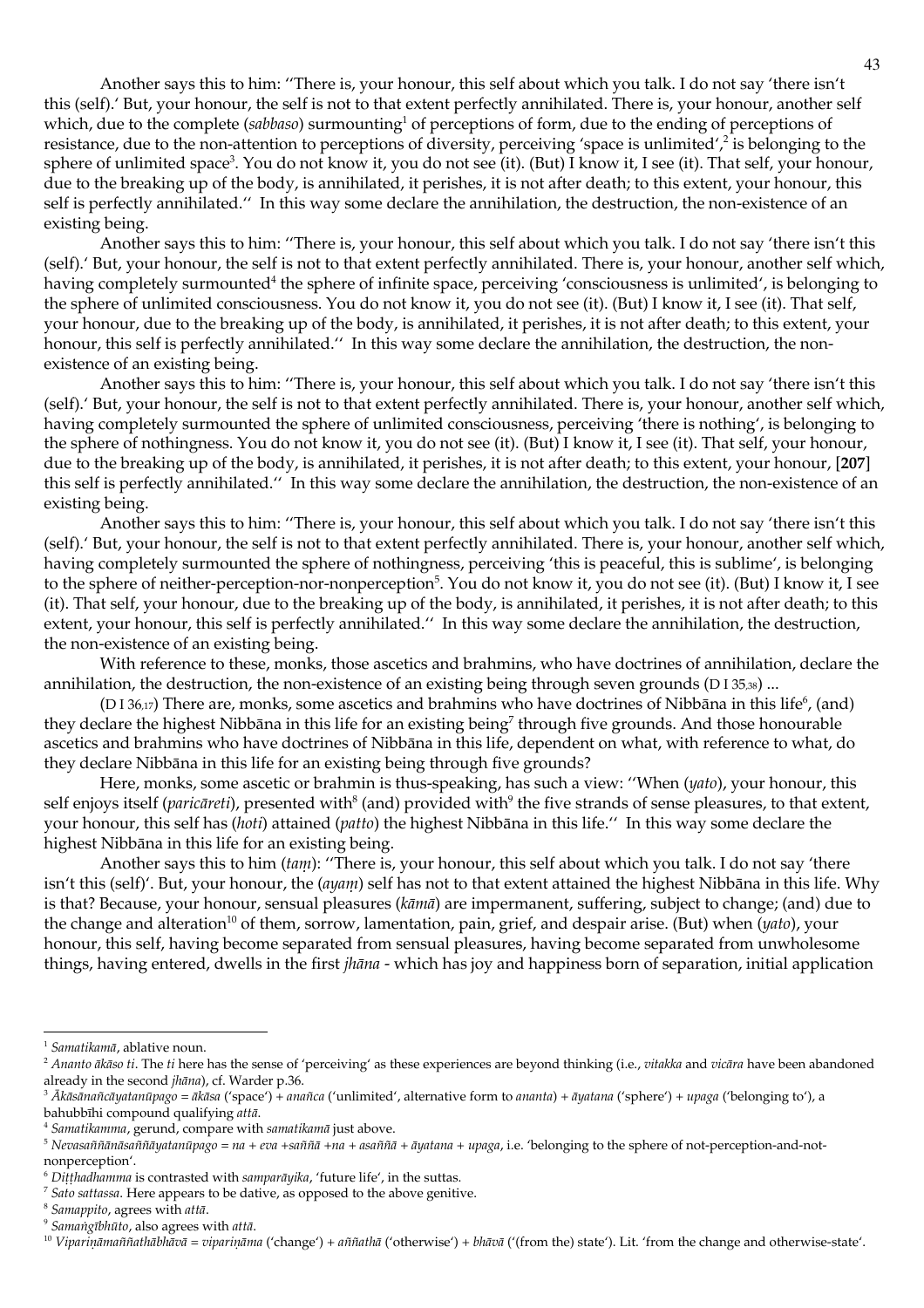Another says this to him: ''There is, your honour, this self about which you talk. I do not say 'there isn't this (self).' But, your honour, the self is not to that extent perfectly annihilated. There is, your honour, another self which, due to the complete (*sabbaso*) surmounting[1] of perceptions of form, due to the ending of perceptions of resistance, due to the non-attention to perceptions of diversity, perceiving 'space is unlimited',[2] is belonging to the sphere of unlimited space[3]. You do not know it, you do not see (it). (But) I know it, I see (it). That self, your honour, due to the breaking up of the body, is annihilated, it perishes, it is not after death; to this extent, your honour, this self is perfectly annihilated.'' In this way some declare the annihilation, the destruction, the non-existence of an existing being.

Another says this to him: ''There is, your honour, this self about which you talk. I do not say 'there isn't this (self).' But, your honour, the self is not to that extent perfectly annihilated. There is, your honour, another self which, having completely surmounted[4] the sphere of infinite space, perceiving 'consciousness is unlimited', is belonging to the sphere of unlimited consciousness. You do not know it, you do not see (it). (But) I know it, I see (it). That self, your honour, due to the breaking up of the body, is annihilated, it perishes, it is not after death; to this extent, your honour, this self is perfectly annihilated.'' In this way some declare the annihilation, the destruction, the non-existence of an existing being.

Another says this to him: ''There is, your honour, this self about which you talk. I do not say 'there isn't this (self).' But, your honour, the self is not to that extent perfectly annihilated. There is, your honour, another self which, having completely surmounted the sphere of unlimited consciousness, perceiving 'there is nothing', is belonging to the sphere of nothingness. You do not know it, you do not see (it). (But) I know it, I see (it). That self, your honour, due to the breaking up of the body, is annihilated, it perishes, it is not after death; to this extent, your honour, [**207**] this self is perfectly annihilated.'' In this way some declare the annihilation, the destruction, the non-existence of an existing being.

Another says this to him: ''There is, your honour, this self about which you talk. I do not say 'there isn't this (self).' But, your honour, the self is not to that extent perfectly annihilated. There is, your honour, another self which, having completely surmounted the sphere of nothingness, perceiving 'this is peaceful, this is sublime', is belonging to the sphere of neither-perception-nor-nonperception[5]. You do not know it, you do not see (it). (But) I know it, I see (it). That self, your honour, due to the breaking up of the body, is annihilated, it perishes, it is not after death; to this extent, your honour, this self is perfectly annihilated.'' In this way some declare the annihilation, the destruction, the non-existence of an existing being.

With reference to these, monks, those ascetics and brahmins, who have doctrines of annihilation, declare the annihilation, the destruction, the non-existence of an existing being through seven grounds (D I 35,38) ...

(D I 36,17) There are, monks, some ascetics and brahmins who have doctrines of Nibbāna in this life[6], (and) they declare the highest Nibbāna in this life for an existing being[7] through five grounds. And those honourable ascetics and brahmins who have doctrines of Nibbāna in this life, dependent on what, with reference to what, do they declare Nibbāna in this life for an existing being through five grounds?

Here, monks, some ascetic or brahmin is thus-speaking, has such a view: ''When (*yato*), your honour, this self enjoys itself (*paricāreti*), presented with[8] (and) provided with[9] the five strands of sense pleasures, to that extent, your honour, this self has (*hoti*) attained (*patto*) the highest Nibbāna in this life.'' In this way some declare the highest Nibbāna in this life for an existing being.

Another says this to him (*taṃ*): ''There is, your honour, this self about which you talk. I do not say 'there isn't this (self)'. But, your honour, the (*ayaṃ*) self has not to that extent attained the highest Nibbāna in this life. Why is that? Because, your honour, sensual pleasures (*kāmā*) are impermanent, suffering, subject to change; (and) due to the change and alteration[10] of them, sorrow, lamentation, pain, grief, and despair arise. (But) when (*yato*), your honour, this self, having become separated from sensual pleasures, having become separated from unwholesome things, having entered, dwells in the first *jhāna* - which has joy and happiness born of separation, initial application

---

[1] *Samatikamā*, ablative noun.

[2] *Ananto ākāso ti*. The *ti* here has the sense of 'perceiving' as these experiences are beyond thinking (i.e., *vitakka* and *vicāra* have been abandoned already in the second *jhāna*), cf. Warder p.36.

[3] *Ākāsānañcāyatanūpago* = *ākāsa* ('space') + *anañca* ('unlimited', alternative form to *ananta*) + *āyatana* ('sphere') + *upaga* ('belonging to'), a bahubbīhi compound qualifying *attā*.

[4] *Samatikamma*, gerund, compare with *samatikamā* just above.

[5] *Nevasaññānāsaññāyatanūpago* = *na* + *eva* +*saññā* +*na* + *asaññā* + *āyatana* + *upaga*, i.e. 'belonging to the sphere of not-perception-and-not-nonperception'.

[6] *Diṭṭhadhamma* is contrasted with *samparāyika*, 'future life', in the suttas.

[7] *Sato sattassa*. Here appears to be dative, as opposed to the above genitive.

[8] *Samappito*, agrees with *attā*.

[9] *Samaṅgībhūto*, also agrees with *attā*.

[10] *Vipariṇāmaññathābhāvā* = *vipariṇāma* ('change') + *aññathā* ('otherwise') + *bhāvā* ('(from the) state'). Lit. 'from the change and otherwise-state'.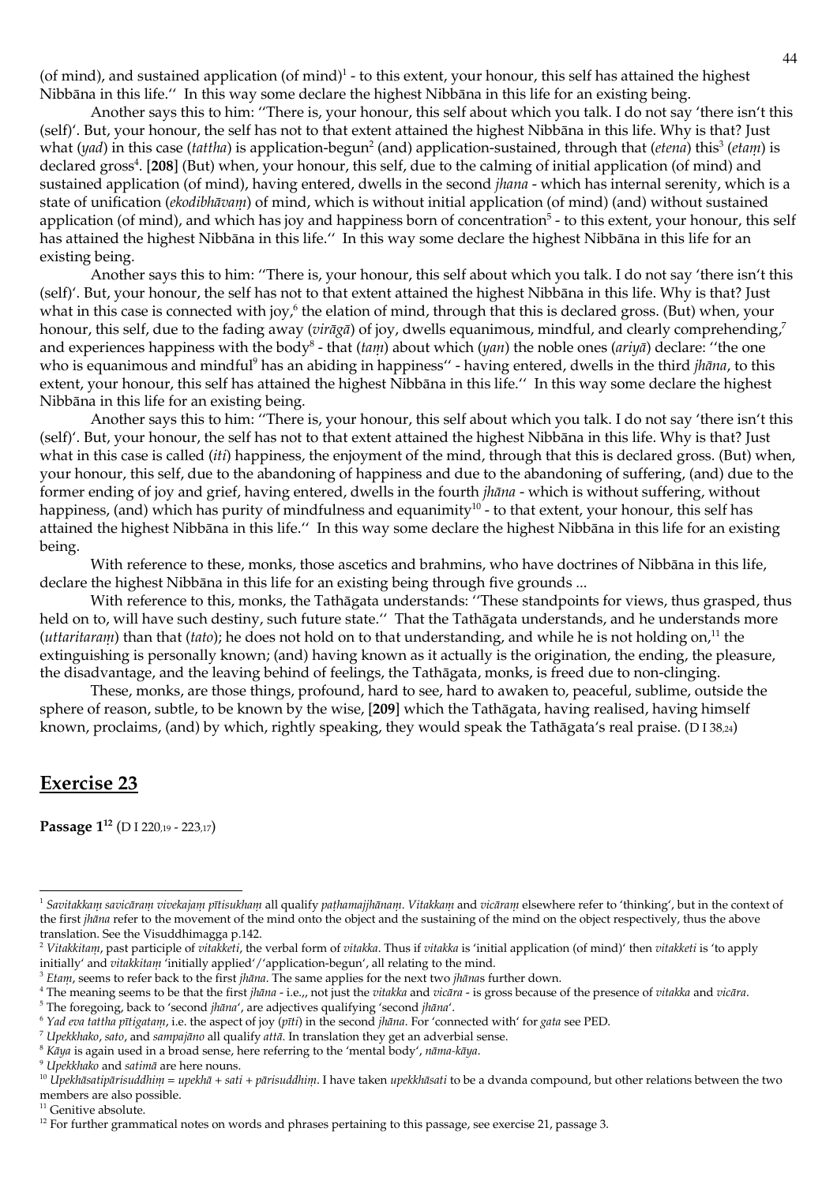(of mind), and sustained application (of mind)[1] - to this extent, your honour, this self has attained the highest Nibbāna in this life.'' In this way some declare the highest Nibbāna in this life for an existing being.

Another says this to him: ''There is, your honour, this self about which you talk. I do not say 'there isn't this (self)'. But, your honour, the self has not to that extent attained the highest Nibbāna in this life. Why is that? Just what (*yad*) in this case (*tattha*) is application-begun[2] (and) application-sustained, through that (*etena*) this[3] (*etaṃ*) is declared gross[4]. [**208**] (But) when, your honour, this self, due to the calming of initial application (of mind) and sustained application (of mind), having entered, dwells in the second *jhana* - which has internal serenity, which is a state of unification (*ekodibhāvaṃ*) of mind, which is without initial application (of mind) (and) without sustained application (of mind), and which has joy and happiness born of concentration[5] - to this extent, your honour, this self has attained the highest Nibbāna in this life.'' In this way some declare the highest Nibbāna in this life for an existing being.

Another says this to him: ''There is, your honour, this self about which you talk. I do not say 'there isn't this (self)'. But, your honour, the self has not to that extent attained the highest Nibbāna in this life. Why is that? Just what in this case is connected with joy,[6] the elation of mind, through that this is declared gross. (But) when, your honour, this self, due to the fading away (*virāgā*) of joy, dwells equanimous, mindful, and clearly comprehending,[7] and experiences happiness with the body[8] - that (*taṃ*) about which (*yan*) the noble ones (*ariyā*) declare: ''the one who is equanimous and mindful[9] has an abiding in happiness'' - having entered, dwells in the third *jhāna*, to this extent, your honour, this self has attained the highest Nibbāna in this life.'' In this way some declare the highest Nibbāna in this life for an existing being.

Another says this to him: ''There is, your honour, this self about which you talk. I do not say 'there isn't this (self)'. But, your honour, the self has not to that extent attained the highest Nibbāna in this life. Why is that? Just what in this case is called (*iti*) happiness, the enjoyment of the mind, through that this is declared gross. (But) when, your honour, this self, due to the abandoning of happiness and due to the abandoning of suffering, (and) due to the former ending of joy and grief, having entered, dwells in the fourth *jhāna* - which is without suffering, without happiness, (and) which has purity of mindfulness and equanimity[10] - to that extent, your honour, this self has attained the highest Nibbāna in this life.'' In this way some declare the highest Nibbāna in this life for an existing being.

With reference to these, monks, those ascetics and brahmins, who have doctrines of Nibbāna in this life, declare the highest Nibbāna in this life for an existing being through five grounds ...

With reference to this, monks, the Tathāgata understands: ''These standpoints for views, thus grasped, thus held on to, will have such destiny, such future state.'' That the Tathāgata understands, and he understands more (*uttaritaraṃ*) than that (*tato*); he does not hold on to that understanding, and while he is not holding on,[11] the extinguishing is personally known; (and) having known as it actually is the origination, the ending, the pleasure, the disadvantage, and the leaving behind of feelings, the Tathāgata, monks, is freed due to non-clinging.

These, monks, are those things, profound, hard to see, hard to awaken to, peaceful, sublime, outside the sphere of reason, subtle, to be known by the wise, [**209**] which the Tathāgata, having realised, having himself known, proclaims, (and) by which, rightly speaking, they would speak the Tathāgata's real praise. (D I 38,24)

## Exercise 23

**Passage 1**[12] (D I 220,19 - 223,17)

---

[1] *Savitakkaṃ savicāraṃ vivekajaṃ pītisukhaṃ* all qualify *paṭhamajjhānaṃ*. *Vitakkaṃ* and *vicāraṃ* elsewhere refer to 'thinking', but in the context of the first *jhāna* refer to the movement of the mind onto the object and the sustaining of the mind on the object respectively, thus the above translation. See the Visuddhimagga p.142.

[2] *Vitakkitaṃ*, past participle of *vitakketi*, the verbal form of *vitakka*. Thus if *vitakka* is 'initial application (of mind)' then *vitakketi* is 'to apply initially' and *vitakkitaṃ* 'initially applied'/'application-begun', all relating to the mind.

[3] *Etaṃ*, seems to refer back to the first *jhāna*. The same applies for the next two *jhāna*s further down.

[4] The meaning seems to be that the first *jhāna* - i.e.,, not just the *vitakka* and *vicāra* - is gross because of the presence of *vitakka* and *vicāra*.

[5] The foregoing, back to 'second *jhāna*', are adjectives qualifying 'second *jhāna*'.

[6] *Yad eva tattha pītigataṃ*, i.e. the aspect of joy (*pīti*) in the second *jhāna*. For 'connected with' for *gata* see PED.

[7] *Upekkhako*, *sato*, and *sampajāno* all qualify *attā*. In translation they get an adverbial sense.

[8] *Kāya* is again used in a broad sense, here referring to the 'mental body', *nāma-kāya*.

[9] *Upekkhako* and *satimā* are here nouns.

[10] *Upekhāsatipārisuddhiṃ* = *upekhā* + *sati* + *pārisuddhiṃ*. I have taken *upekkhāsati* to be a dvanda compound, but other relations between the two members are also possible.

[11] Genitive absolute.

[12] For further grammatical notes on words and phrases pertaining to this passage, see exercise 21, passage 3.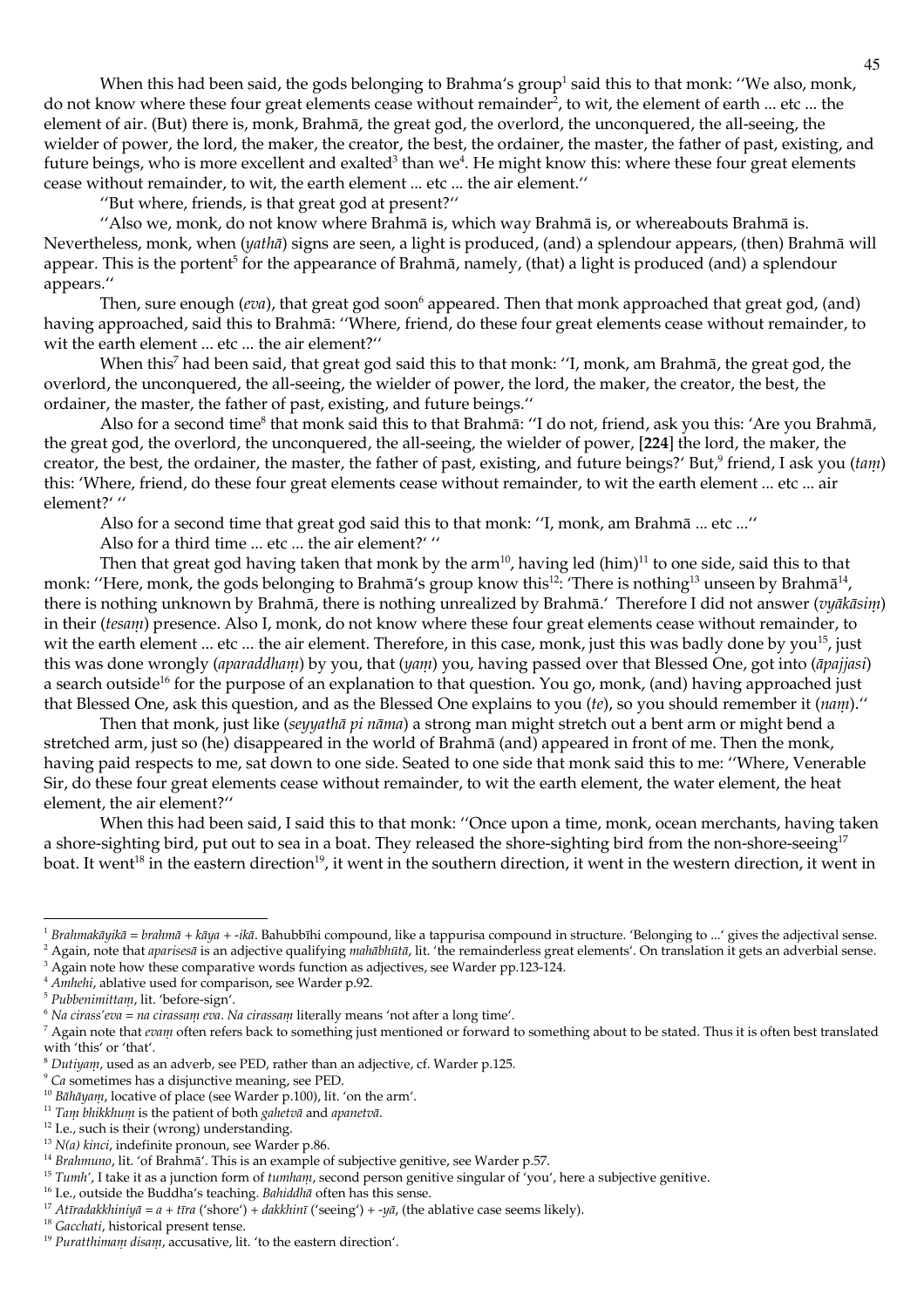When this had been said, the gods belonging to Brahma's group[1] said this to that monk: ''We also, monk, do not know where these four great elements cease without remainder[2], to wit, the element of earth ... etc ... the element of air. (But) there is, monk, Brahmā, the great god, the overlord, the unconquered, the all-seeing, the wielder of power, the lord, the maker, the creator, the best, the ordainer, the master, the father of past, existing, and future beings, who is more excellent and exalted[3] than we[4]. He might know this: where these four great elements cease without remainder, to wit, the earth element ... etc ... the air element.''

''But where, friends, is that great god at present?''

''Also we, monk, do not know where Brahmā is, which way Brahmā is, or whereabouts Brahmā is. Nevertheless, monk, when (*yathā*) signs are seen, a light is produced, (and) a splendour appears, (then) Brahmā will appear. This is the portent[5] for the appearance of Brahmā, namely, (that) a light is produced (and) a splendour appears.''

Then, sure enough (*eva*), that great god soon[6] appeared. Then that monk approached that great god, (and) having approached, said this to Brahmā: ''Where, friend, do these four great elements cease without remainder, to wit the earth element ... etc ... the air element?''

When this[7] had been said, that great god said this to that monk: ''I, monk, am Brahmā, the great god, the overlord, the unconquered, the all-seeing, the wielder of power, the lord, the maker, the creator, the best, the ordainer, the master, the father of past, existing, and future beings.''

Also for a second time[8] that monk said this to that Brahmā: ''I do not, friend, ask you this: 'Are you Brahmā, the great god, the overlord, the unconquered, the all-seeing, the wielder of power, **[224]** the lord, the maker, the creator, the best, the ordainer, the master, the father of past, existing, and future beings?' But,[9] friend, I ask you (*taṃ*) this: 'Where, friend, do these four great elements cease without remainder, to wit the earth element ... etc ... air element?' ''

Also for a second time that great god said this to that monk: ''I, monk, am Brahmā ... etc ...''

Also for a third time ... etc ... the air element?' ''

Then that great god having taken that monk by the arm[10], having led (him)[11] to one side, said this to that monk: ''Here, monk, the gods belonging to Brahmā's group know this[12]: 'There is nothing[13] unseen by Brahmā[14], there is nothing unknown by Brahmā, there is nothing unrealized by Brahmā.' Therefore I did not answer (*vyākāsiṃ*) in their (*tesaṃ*) presence. Also I, monk, do not know where these four great elements cease without remainder, to wit the earth element ... etc ... the air element. Therefore, in this case, monk, just this was badly done by you[15], just this was done wrongly (*aparaddhaṃ*) by you, that (*yaṃ*) you, having passed over that Blessed One, got into (*āpajjasi*) a search outside[16] for the purpose of an explanation to that question. You go, monk, (and) having approached just that Blessed One, ask this question, and as the Blessed One explains to you (*te*), so you should remember it (*naṃ*).''

Then that monk, just like (*seyyathā pi nāma*) a strong man might stretch out a bent arm or might bend a stretched arm, just so (he) disappeared in the world of Brahmā (and) appeared in front of me. Then the monk, having paid respects to me, sat down to one side. Seated to one side that monk said this to me: ''Where, Venerable Sir, do these four great elements cease without remainder, to wit the earth element, the water element, the heat element, the air element?''

When this had been said, I said this to that monk: ''Once upon a time, monk, ocean merchants, having taken a shore-sighting bird, put out to sea in a boat. They released the shore-sighting bird from the non-shore-seeing[17] boat. It went[18] in the eastern direction[19], it went in the southern direction, it went in the western direction, it went in

---

[1] *Brahmakāyikā* = *brahmā* + *kāya* + -*ikā*. Bahubbīhi compound, like a tappurisa compound in structure. 'Belonging to ...' gives the adjectival sense.

[2] Again, note that *aparisesā* is an adjective qualifying *mahābhūtā*, lit. 'the remainderless great elements'. On translation it gets an adverbial sense.

[3] Again note how these comparative words function as adjectives, see Warder pp.123-124.

[4] *Amhehi*, ablative used for comparison, see Warder p.92.

[5] *Pubbenimittaṃ*, lit. 'before-sign'.

[6] *Na cirass'eva* = *na cirassaṃ eva*. *Na cirassaṃ* literally means 'not after a long time'.

[7] Again note that *evaṃ* often refers back to something just mentioned or forward to something about to be stated. Thus it is often best translated with 'this' or 'that'.

[8] *Dutiyaṃ*, used as an adverb, see PED, rather than an adjective, cf. Warder p.125.

[9] *Ca* sometimes has a disjunctive meaning, see PED.

[10] *Bāhāyaṃ*, locative of place (see Warder p.100), lit. 'on the arm'.

[11] *Taṃ bhikkhuṃ* is the patient of both *gahetvā* and *apanetvā*.

[12] I.e., such is their (wrong) understanding.

[13] *N(a) kinci*, indefinite pronoun, see Warder p.86.

[14] *Brahmuno*, lit. 'of Brahmā'. This is an example of subjective genitive, see Warder p.57.

[15] *Tumh'*, I take it as a junction form of *tumhaṃ*, second person genitive singular of 'you', here a subjective genitive.

[16] I.e., outside the Buddha's teaching. *Bahiddhā* often has this sense.

[17] *Atīradakkhiniyā* = *a* + *tīra* ('shore') + *dakkhinī* ('seeing') + -*yā*, (the ablative case seems likely).

[18] *Gacchati*, historical present tense.

[19] *Puratthimaṃ disaṃ*, accusative, lit. 'to the eastern direction'.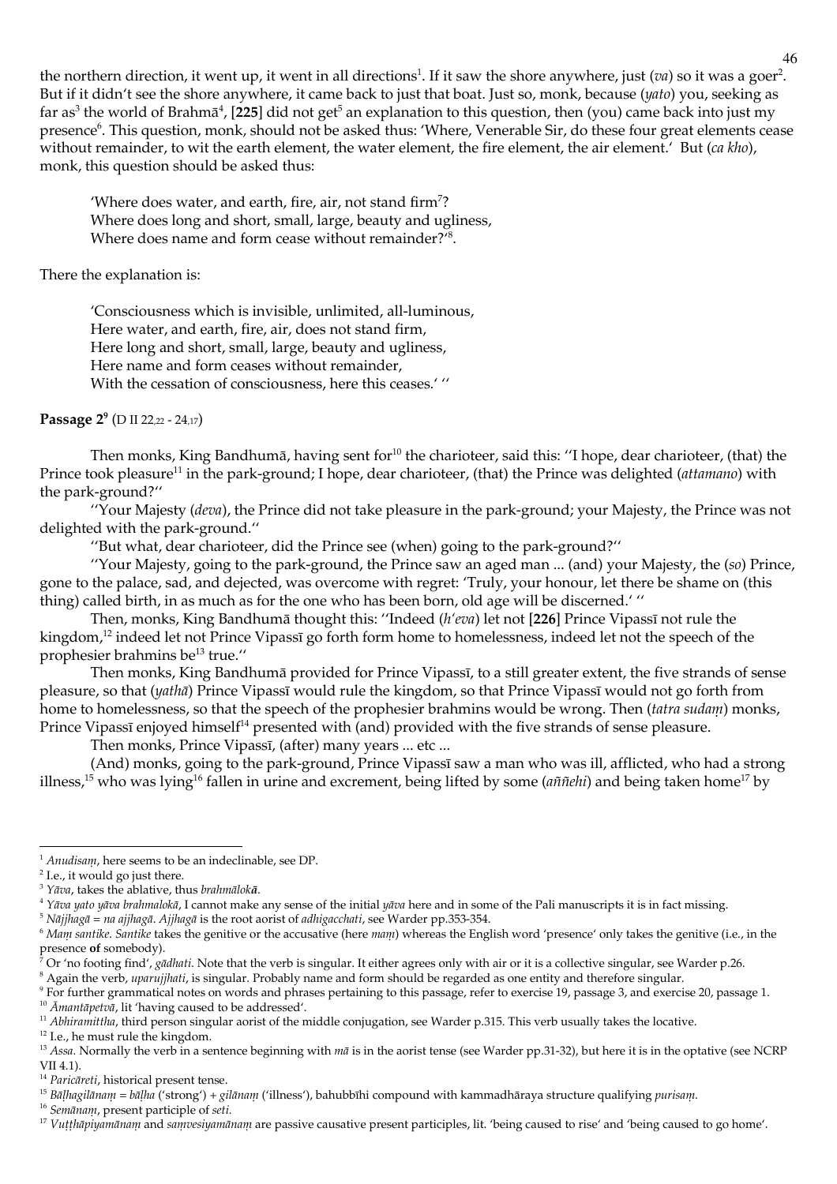the northern direction, it went up, it went in all directions[1]. If it saw the shore anywhere, just (*va*) so it was a goer[2]. But if it didn't see the shore anywhere, it came back to just that boat. Just so, monk, because (*yato*) you, seeking as far as[3] the world of Brahmā[4], [**225**] did not get[5] an explanation to this question, then (you) came back into just my presence[6]. This question, monk, should not be asked thus: 'Where, Venerable Sir, do these four great elements cease without remainder, to wit the earth element, the water element, the fire element, the air element.' But (*ca kho*), monk, this question should be asked thus:

> 'Where does water, and earth, fire, air, not stand firm[7]?
> Where does long and short, small, large, beauty and ugliness,
> Where does name and form cease without remainder?'[8].

There the explanation is:

> 'Consciousness which is invisible, unlimited, all-luminous,
> Here water, and earth, fire, air, does not stand firm,
> Here long and short, small, large, beauty and ugliness,
> Here name and form ceases without remainder,
> With the cessation of consciousness, here this ceases.' ''

**Passage 2**[9] (D II 22,22 - 24,17)

Then monks, King Bandhumā, having sent for[10] the charioteer, said this: ''I hope, dear charioteer, (that) the Prince took pleasure[11] in the park-ground; I hope, dear charioteer, (that) the Prince was delighted (*attamano*) with the park-ground?''

''Your Majesty (*deva*), the Prince did not take pleasure in the park-ground; your Majesty, the Prince was not delighted with the park-ground.''

''But what, dear charioteer, did the Prince see (when) going to the park-ground?''

''Your Majesty, going to the park-ground, the Prince saw an aged man ... (and) your Majesty, the (*so*) Prince, gone to the palace, sad, and dejected, was overcome with regret: 'Truly, your honour, let there be shame on (this thing) called birth, in as much as for the one who has been born, old age will be discerned.' ''

Then, monks, King Bandhumā thought this: ''Indeed (*h'eva*) let not [**226**] Prince Vipassī not rule the kingdom,[12] indeed let not Prince Vipassī go forth form home to homelessness, indeed let not the speech of the prophesier brahmins be[13] true.''

Then monks, King Bandhumā provided for Prince Vipassī, to a still greater extent, the five strands of sense pleasure, so that (*yathā*) Prince Vipassī would rule the kingdom, so that Prince Vipassī would not go forth from home to homelessness, so that the speech of the prophesier brahmins would be wrong. Then (*tatra sudaṃ*) monks, Prince Vipassī enjoyed himself[14] presented with (and) provided with the five strands of sense pleasure.

Then monks, Prince Vipassī, (after) many years ... etc ...

(And) monks, going to the park-ground, Prince Vipassī saw a man who was ill, afflicted, who had a strong illness,[15] who was lying[16] fallen in urine and excrement, being lifted by some (*aññehi*) and being taken home[17] by

---

[1] *Anudisaṃ*, here seems to be an indeclinable, see DP.
[2] I.e., it would go just there.
[3] *Yāva*, takes the ablative, thus *brahmālokā*.
[4] *Yāva yato yāva brahmalokā*, I cannot make any sense of the initial *yāva* here and in some of the Pali manuscripts it is in fact missing.
[5] *Nājjhagā* = *na ajjhagā*. *Ajjhagā* is the root aorist of *adhigacchati*, see Warder pp.353-354.
[6] *Maṃ santike*. *Santike* takes the genitive or the accusative (here *maṃ*) whereas the English word 'presence' only takes the genitive (i.e., in the presence **of** somebody).
[7] Or 'no footing find', *gādhati*. Note that the verb is singular. It either agrees only with air or it is a collective singular, see Warder p.26.
[8] Again the verb, *uparujjhati*, is singular. Probably name and form should be regarded as one entity and therefore singular.
[9] For further grammatical notes on words and phrases pertaining to this passage, refer to exercise 19, passage 3, and exercise 20, passage 1.
[10] *Āmantāpetvā*, lit 'having caused to be addressed'.
[11] *Abhiramittha*, third person singular aorist of the middle conjugation, see Warder p.315. This verb usually takes the locative.
[12] I.e., he must rule the kingdom.
[13] *Assa*. Normally the verb in a sentence beginning with *mā* is in the aorist tense (see Warder pp.31-32), but here it is in the optative (see NCRP VII 4.1).
[14] *Paricāreti*, historical present tense.
[15] *Bāḷhagilānaṃ* = *bāḷha* ('strong') + *gilānaṃ* ('illness'), bahubbīhi compound with kammadhāraya structure qualifying *purisaṃ*.
[16] *Semānaṃ*, present participle of *seti*.
[17] *Vuṭṭhāpiyamānaṃ* and *saṃvesiyamānaṃ* are passive causative present participles, lit. 'being caused to rise' and 'being caused to go home'.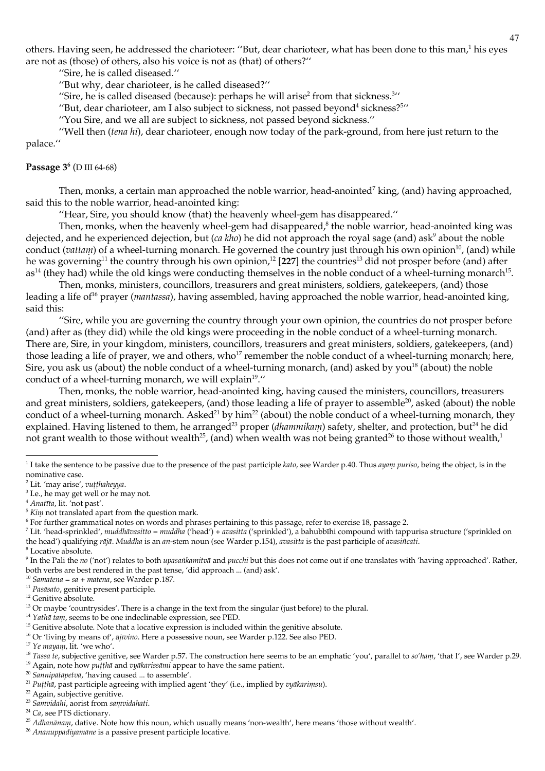others. Having seen, he addressed the charioteer: ''But, dear charioteer, what has been done to this man,[1] his eyes are not as (those) of others, also his voice is not as (that) of others?''

''Sire, he is called diseased.''

''But why, dear charioteer, is he called diseased?''

''Sire, he is called diseased (because): perhaps he will arise[2] from that sickness.[3]''

''But, dear charioteer, am I also subject to sickness, not passed beyond[4] sickness?[5]''

''You Sire, and we all are subject to sickness, not passed beyond sickness.''

''Well then (*tena hi*), dear charioteer, enough now today of the park-ground, from here just return to the palace.''

**Passage 3[6]** (D III 64-68)

Then, monks, a certain man approached the noble warrior, head-anointed[7] king, (and) having approached, said this to the noble warrior, head-anointed king:

''Hear, Sire, you should know (that) the heavenly wheel-gem has disappeared.''

Then, monks, when the heavenly wheel-gem had disappeared,[8] the noble warrior, head-anointed king was dejected, and he experienced dejection, but (*ca kho*) he did not approach the royal sage (and) ask[9] about the noble conduct (*vattaṃ*) of a wheel-turning monarch. He governed the country just through his own opinion[10], (and) while he was governing[11] the country through his own opinion,[12] [**227**] the countries[13] did not prosper before (and) after as[14] (they had) while the old kings were conducting themselves in the noble conduct of a wheel-turning monarch[15].

Then, monks, ministers, councillors, treasurers and great ministers, soldiers, gatekeepers, (and) those leading a life of[16] prayer (*mantassa*), having assembled, having approached the noble warrior, head-anointed king, said this:

''Sire, while you are governing the country through your own opinion, the countries do not prosper before (and) after as (they did) while the old kings were proceeding in the noble conduct of a wheel-turning monarch. There are, Sire, in your kingdom, ministers, councillors, treasurers and great ministers, soldiers, gatekeepers, (and) those leading a life of prayer, we and others, who[17] remember the noble conduct of a wheel-turning monarch; here, Sire, you ask us (about) the noble conduct of a wheel-turning monarch, (and) asked by you[18] (about) the noble conduct of a wheel-turning monarch, we will explain[19].''

Then, monks, the noble warrior, head-anointed king, having caused the ministers, councillors, treasurers and great ministers, soldiers, gatekeepers, (and) those leading a life of prayer to assemble[20], asked (about) the noble conduct of a wheel-turning monarch. Asked[21] by him[22] (about) the noble conduct of a wheel-turning monarch, they explained. Having listened to them, he arranged[23] proper (*dhammikaṃ*) safety, shelter, and protection, but[24] he did not grant wealth to those without wealth[25], (and) when wealth was not being granted[26] to those without wealth,[1]

---

[1] I take the sentence to be passive due to the presence of the past participle *kato*, see Warder p.40. Thus *ayaṃ puriso*, being the object, is in the nominative case.

[2] Lit. 'may arise', *vuṭṭhaheyya*.

[3] I.e., he may get well or he may not.

[4] *Anatīta*, lit. 'not past'.

[5] *Kiṃ* not translated apart from the question mark.

[6] For further grammatical notes on words and phrases pertaining to this passage, refer to exercise 18, passage 2.

[7] Lit. 'head-sprinkled', *muddhāvasitto* = *muddha* ('head') + *avasitta* ('sprinkled'), a bahubbīhi compound with tappurisa structure ('sprinkled on the head') qualifying *rājā*. *Muddha* is an *an*-stem noun (see Warder p.154), *avasitta* is the past participle of *avasiñcati*.

[8] Locative absolute.

[9] In the Pali the *no* ('not') relates to both *upasaṅkamitvā* and *pucchi* but this does not come out if one translates with 'having approached'. Rather, both verbs are best rendered in the past tense, 'did approach ... (and) ask'.

[10] *Samatena* = *sa* + *matena*, see Warder p.187.

[11] *Pasāsato*, genitive present participle.

[12] Genitive absolute.

[13] Or maybe 'countrysides'. There is a change in the text from the singular (just before) to the plural.

[14] *Yathā taṃ*, seems to be one indeclinable expression, see PED.

[15] Genitive absolute. Note that a locative expression is included within the genitive absolute.

[16] Or 'living by means of', *ājīvino*. Here a possessive noun, see Warder p.122. See also PED.

[17] *Ye mayaṃ*, lit. 'we who'.

[18] *Tassa te*, subjective genitive, see Warder p.57. The construction here seems to be an emphatic 'you', parallel to *so'haṃ*, 'that I', see Warder p.29.

[19] Again, note how *puṭṭhā* and *vyākarissāmi* appear to have the same patient.

[20] *Sannipātāpetvā*, 'having caused ... to assemble'.

[21] *Puṭṭhā*, past participle agreeing with implied agent 'they' (i.e., implied by *vyākariṃsu*).

[22] Again, subjective genitive.

[23] *Saṃvidahi*, aorist from *saṃvidahati*.

[24] *Ca*, see PTS dictionary.

[25] *Adhanānaṃ*, dative. Note how this noun, which usually means 'non-wealth', here means 'those without wealth'.

[26] *Ananuppadiyamāne* is a passive present participle locative.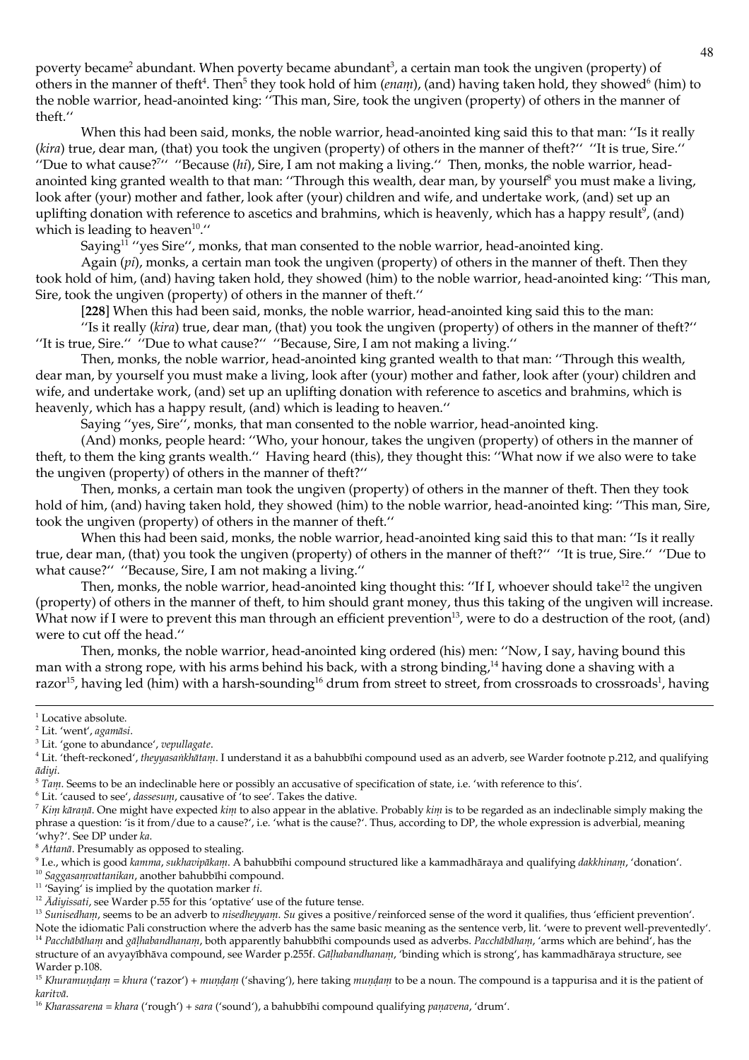poverty became[2] abundant. When poverty became abundant[3], a certain man took the ungiven (property) of others in the manner of theft[4]. Then[5] they took hold of him (*enaṃ*), (and) having taken hold, they showed[6] (him) to the noble warrior, head-anointed king: ''This man, Sire, took the ungiven (property) of others in the manner of theft.''

When this had been said, monks, the noble warrior, head-anointed king said this to that man: ''Is it really (*kira*) true, dear man, (that) you took the ungiven (property) of others in the manner of theft?'' ''It is true, Sire.'' ''Due to what cause?[7]'' ''Because (*hi*), Sire, I am not making a living.'' Then, monks, the noble warrior, head-anointed king granted wealth to that man: ''Through this wealth, dear man, by yourself[8] you must make a living, look after (your) mother and father, look after (your) children and wife, and undertake work, (and) set up an uplifting donation with reference to ascetics and brahmins, which is heavenly, which has a happy result[9], (and) which is leading to heaven[10].''

Saying[11] ''yes Sire'', monks, that man consented to the noble warrior, head-anointed king.

Again (*pi*), monks, a certain man took the ungiven (property) of others in the manner of theft. Then they took hold of him, (and) having taken hold, they showed (him) to the noble warrior, head-anointed king: ''This man, Sire, took the ungiven (property) of others in the manner of theft.''

[**228**] When this had been said, monks, the noble warrior, head-anointed king said this to the man:

''Is it really (*kira*) true, dear man, (that) you took the ungiven (property) of others in the manner of theft?'' ''It is true, Sire.'' ''Due to what cause?'' ''Because, Sire, I am not making a living.''

Then, monks, the noble warrior, head-anointed king granted wealth to that man: ''Through this wealth, dear man, by yourself you must make a living, look after (your) mother and father, look after (your) children and wife, and undertake work, (and) set up an uplifting donation with reference to ascetics and brahmins, which is heavenly, which has a happy result, (and) which is leading to heaven.''

Saying ''yes, Sire'', monks, that man consented to the noble warrior, head-anointed king.

(And) monks, people heard: ''Who, your honour, takes the ungiven (property) of others in the manner of theft, to them the king grants wealth.'' Having heard (this), they thought this: ''What now if we also were to take the ungiven (property) of others in the manner of theft?''

Then, monks, a certain man took the ungiven (property) of others in the manner of theft. Then they took hold of him, (and) having taken hold, they showed (him) to the noble warrior, head-anointed king: ''This man, Sire, took the ungiven (property) of others in the manner of theft.''

When this had been said, monks, the noble warrior, head-anointed king said this to that man: ''Is it really true, dear man, (that) you took the ungiven (property) of others in the manner of theft?'' ''It is true, Sire.'' ''Due to what cause?'' ''Because, Sire, I am not making a living.''

Then, monks, the noble warrior, head-anointed king thought this: ''If I, whoever should take[12] the ungiven (property) of others in the manner of theft, to him should grant money, thus this taking of the ungiven will increase. What now if I were to prevent this man through an efficient prevention[13], were to do a destruction of the root, (and) were to cut off the head.''

Then, monks, the noble warrior, head-anointed king ordered (his) men: ''Now, I say, having bound this man with a strong rope, with his arms behind his back, with a strong binding,[14] having done a shaving with a razor[15], having led (him) with a harsh-sounding[16] drum from street to street, from crossroads to crossroads[1], having

---

[1] Locative absolute.

[2] Lit. 'went', *agamāsi*.

[3] Lit. 'gone to abundance', *vepullagate*.

[4] Lit. 'theft-reckoned', *theyyasaṅkhātaṃ*. I understand it as a bahubbīhi compound used as an adverb, see Warder footnote p.212, and qualifying *ādiyi*.

[5] *Taṃ*. Seems to be an indeclinable here or possibly an accusative of specification of state, i.e. 'with reference to this'.

[6] Lit. 'caused to see', *dassesuṃ*, causative of 'to see'. Takes the dative.

[7] *Kiṃ kāraṇā*. One might have expected *kiṃ* to also appear in the ablative. Probably *kiṃ* is to be regarded as an indeclinable simply making the phrase a question: 'is it from/due to a cause?', i.e. 'what is the cause?'. Thus, according to DP, the whole expression is adverbial, meaning 'why?'. See DP under *ka*.

[8] *Attanā*. Presumably as opposed to stealing.

[9] I.e., which is good *kamma*, *sukhavipākaṃ*. A bahubbīhi compound structured like a kammadhāraya and qualifying *dakkhinaṃ*, 'donation'.

[10] *Saggasaṃvattanikan*, another bahubbīhi compound.

[11] 'Saying' is implied by the quotation marker *ti*.

[12] *Ādiyissati*, see Warder p.55 for this 'optative' use of the future tense.

[13] *Sunisedhaṃ*, seems to be an adverb to *nisedheyyaṃ*. *Su* gives a positive/reinforced sense of the word it qualifies, thus 'efficient prevention'. Note the idiomatic Pali construction where the adverb has the same basic meaning as the sentence verb, lit. 'were to prevent well-preventedly'.

[14] *Pacchābāhaṃ* and *gāḷhabandhanaṃ*, both apparently bahubbīhi compounds used as adverbs. *Pacchābāhaṃ*, 'arms which are behind', has the structure of an avyayībhāva compound, see Warder p.255f. *Gāḷhabandhanaṃ*, 'binding which is strong', has kammadhāraya structure, see Warder p.108.

[15] *Khuramuṇḍaṃ* = *khura* ('razor') + *muṇḍaṃ* ('shaving'), here taking *muṇḍaṃ* to be a noun. The compound is a tappurisa and it is the patient of *karitvā*.

[16] *Kharassarena* = *khara* ('rough') + *sara* ('sound'), a bahubbīhi compound qualifying *paṇavena*, 'drum'.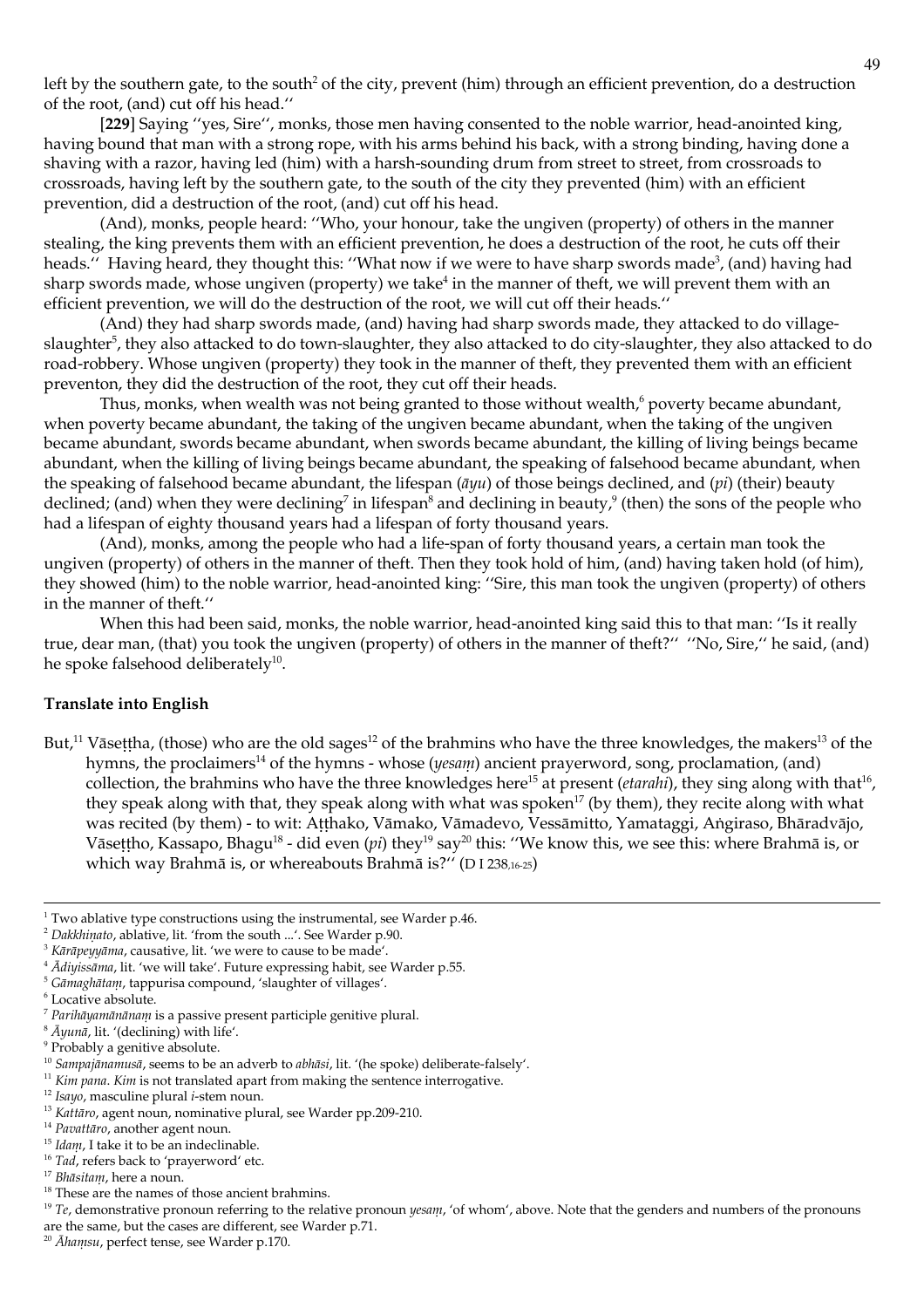left by the southern gate, to the south[2] of the city, prevent (him) through an efficient prevention, do a destruction of the root, (and) cut off his head.''

[**229**] Saying ''yes, Sire'', monks, those men having consented to the noble warrior, head-anointed king, having bound that man with a strong rope, with his arms behind his back, with a strong binding, having done a shaving with a razor, having led (him) with a harsh-sounding drum from street to street, from crossroads to crossroads, having left by the southern gate, to the south of the city they prevented (him) with an efficient prevention, did a destruction of the root, (and) cut off his head.

(And), monks, people heard: ''Who, your honour, take the ungiven (property) of others in the manner stealing, the king prevents them with an efficient prevention, he does a destruction of the root, he cuts off their heads.'' Having heard, they thought this: ''What now if we were to have sharp swords made[3], (and) having had sharp swords made, whose ungiven (property) we take[4] in the manner of theft, we will prevent them with an efficient prevention, we will do the destruction of the root, we will cut off their heads.''

(And) they had sharp swords made, (and) having had sharp swords made, they attacked to do village-slaughter[5], they also attacked to do town-slaughter, they also attacked to do city-slaughter, they also attacked to do road-robbery. Whose ungiven (property) they took in the manner of theft, they prevented them with an efficient preventon, they did the destruction of the root, they cut off their heads.

Thus, monks, when wealth was not being granted to those without wealth,[6] poverty became abundant, when poverty became abundant, the taking of the ungiven became abundant, when the taking of the ungiven became abundant, swords became abundant, when swords became abundant, the killing of living beings became abundant, when the killing of living beings became abundant, the speaking of falsehood became abundant, when the speaking of falsehood became abundant, the lifespan (*āyu*) of those beings declined, and (*pi*) (their) beauty declined; (and) when they were declining[7] in lifespan[8] and declining in beauty,[9] (then) the sons of the people who had a lifespan of eighty thousand years had a lifespan of forty thousand years.

(And), monks, among the people who had a life-span of forty thousand years, a certain man took the ungiven (property) of others in the manner of theft. Then they took hold of him, (and) having taken hold (of him), they showed (him) to the noble warrior, head-anointed king: ''Sire, this man took the ungiven (property) of others in the manner of theft.''

When this had been said, monks, the noble warrior, head-anointed king said this to that man: ''Is it really true, dear man, (that) you took the ungiven (property) of others in the manner of theft?'' ''No, Sire,'' he said, (and) he spoke falsehood deliberately[10].

**Translate into English**

But,[11] Vāseṭṭha, (those) who are the old sages[12] of the brahmins who have the three knowledges, the makers[13] of the hymns, the proclaimers[14] of the hymns - whose (*yesaṃ*) ancient prayerword, song, proclamation, (and) collection, the brahmins who have the three knowledges here[15] at present (*etarahi*), they sing along with that[16], they speak along with that, they speak along with what was spoken[17] (by them), they recite along with what was recited (by them) - to wit: Aṭṭhako, Vāmako, Vāmadevo, Vessāmitto, Yamataggi, Aṅgiraso, Bhāradvājo, Vāseṭṭho, Kassapo, Bhagu[18] - did even (*pi*) they[19] say[20] this: ''We know this, we see this: where Brahmā is, or which way Brahmā is, or whereabouts Brahmā is?'' (D I 238,16-25)

---

[1] Two ablative type constructions using the instrumental, see Warder p.46.
[2] *Dakkhiṇato*, ablative, lit. 'from the south ...'. See Warder p.90.
[3] *Kārāpeyyāma*, causative, lit. 'we were to cause to be made'.
[4] *Ādiyissāma*, lit. 'we will take'. Future expressing habit, see Warder p.55.
[5] *Gāmaghātaṃ*, tappurisa compound, 'slaughter of villages'.
[6] Locative absolute.
[7] *Parihāyamānānaṃ* is a passive present participle genitive plural.
[8] *Āyunā*, lit. '(declining) with life'.
[9] Probably a genitive absolute.
[10] *Sampajānamusā*, seems to be an adverb to *abhāsi*, lit. '(he spoke) deliberate-falsely'.
[11] *Kim pana*. *Kim* is not translated apart from making the sentence interrogative.
[12] *Isayo*, masculine plural *i*-stem noun.
[13] *Kattāro*, agent noun, nominative plural, see Warder pp.209-210.
[14] *Pavattāro*, another agent noun.
[15] *Idaṃ*, I take it to be an indeclinable.
[16] *Tad*, refers back to 'prayerword' etc.
[17] *Bhāsitaṃ*, here a noun.
[18] These are the names of those ancient brahmins.
[19] *Te*, demonstrative pronoun referring to the relative pronoun *yesaṃ*, 'of whom', above. Note that the genders and numbers of the pronouns are the same, but the cases are different, see Warder p.71.
[20] *Āhaṃsu*, perfect tense, see Warder p.170.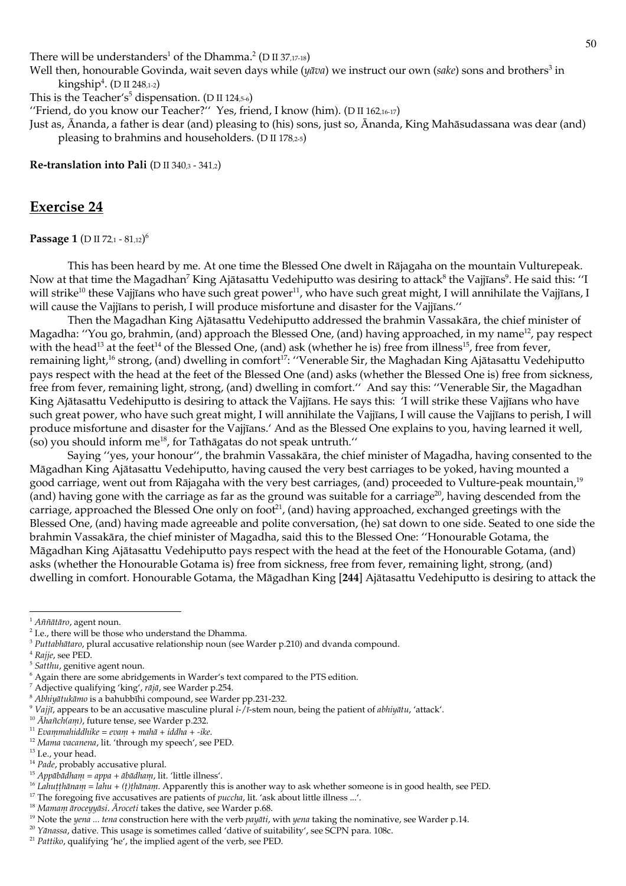There will be understanders[1] of the Dhamma.[2] (D II 37,17-18)

Well then, honourable Govinda, wait seven days while (*yāva*) we instruct our own (*sake*) sons and brothers[3] in kingship[4]. (D II 248,1-2)

This is the Teacher's[5] dispensation. (D II 124,5-6)

"Friend, do you know our Teacher?" Yes, friend, I know (him). (D II 162,16-17)

Just as, Ānanda, a father is dear (and) pleasing to (his) sons, just so, Ānanda, King Mahāsudassana was dear (and) pleasing to brahmins and householders. (D II 178,2-5)

**Re-translation into Pali** (D II 340,3 - 341,2)

## Exercise 24

**Passage 1** (D II 72,1 - 81,12)[6]

This has been heard by me. At one time the Blessed One dwelt in Rājagaha on the mountain Vulturepeak. Now at that time the Magadhan[7] King Ajātasattu Vedehiputto was desiring to attack[8] the Vajjīans[9]. He said this: "I will strike[10] these Vajjīans who have such great power[11], who have such great might, I will annihilate the Vajjīans, I will cause the Vajjīans to perish, I will produce misfortune and disaster for the Vajjīans."

Then the Magadhan King Ajātasattu Vedehiputto addressed the brahmin Vassakāra, the chief minister of Magadha: "You go, brahmin, (and) approach the Blessed One, (and) having approached, in my name[12], pay respect with the head[13] at the feet[14] of the Blessed One, (and) ask (whether he is) free from illness[15], free from fever, remaining light,[16] strong, (and) dwelling in comfort[17]: "Venerable Sir, the Maghadan King Ajātasattu Vedehiputto pays respect with the head at the feet of the Blessed One (and) asks (whether the Blessed One is) free from sickness, free from fever, remaining light, strong, (and) dwelling in comfort." And say this: "Venerable Sir, the Magadhan King Ajātasattu Vedehiputto is desiring to attack the Vajjīans. He says this: 'I will strike these Vajjīans who have such great power, who have such great might, I will annihilate the Vajjīans, I will cause the Vajjīans to perish, I will produce misfortune and disaster for the Vajjīans.' And as the Blessed One explains to you, having learned it well, (so) you should inform me[18], for Tathāgatas do not speak untruth."

Saying "yes, your honour", the brahmin Vassakāra, the chief minister of Magadha, having consented to the Māgadhan King Ajātasattu Vedehiputto, having caused the very best carriages to be yoked, having mounted a good carriage, went out from Rājagaha with the very best carriages, (and) proceeded to Vulture-peak mountain,[19] (and) having gone with the carriage as far as the ground was suitable for a carriage[20], having descended from the carriage, approached the Blessed One only on foot[21], (and) having approached, exchanged greetings with the Blessed One, (and) having made agreeable and polite conversation, (he) sat down to one side. Seated to one side the brahmin Vassakāra, the chief minister of Magadha, said this to the Blessed One: "Honourable Gotama, the Māgadhan King Ajātasattu Vedehiputto pays respect with the head at the feet of the Honourable Gotama, (and) asks (whether the Honourable Gotama is) free from sickness, free from fever, remaining light, strong, (and) dwelling in comfort. Honourable Gotama, the Māgadhan King [244] Ajātasattu Vedehiputto is desiring to attack the

---

[1] *Aññātāro*, agent noun.

[2] I.e., there will be those who understand the Dhamma.

[3] *Puttabhātaro*, plural accusative relationship noun (see Warder p.210) and dvanda compound.

[4] *Rajje*, see PED.

[5] *Satthu*, genitive agent noun.

[6] Again there are some abridgements in Warder's text compared to the PTS edition.

[7] Adjective qualifying 'king', *rājā*, see Warder p.254.

[8] *Abhiyātukāmo* is a bahubbīhi compound, see Warder pp.231-232.

[9] *Vajjī*, appears to be an accusative masculine plural *i-/ī*-stem noun, being the patient of *abhiyātu*, 'attack'.

[10] *Āhañch(aṃ)*, future tense, see Warder p.232.

[11] *Evaṃmahiddhike = evaṃ + mahā + iddha + -ike*.

[12] *Mama vacanena*, lit. 'through my speech', see PED.

[13] I.e., your head.

[14] *Pade*, probably accusative plural.

[15] *Appābādhaṃ = appa + ābādhaṃ*, lit. 'little illness'.

[16] *Lahuṭṭhānaṃ = lahu + (ṭ)ṭhānaṃ*. Apparently this is another way to ask whether someone is in good health, see PED.

[17] The foregoing five accusatives are patients of *puccha*, lit. 'ask about little illness ...'.

[18] *Mamaṃ āroceyyāsi*. *Āroceti* takes the dative, see Warder p.68.

[19] Note the *yena ... tena* construction here with the verb *payāti*, with *yena* taking the nominative, see Warder p.14.

[20] *Yānassa*, dative. This usage is sometimes called 'dative of suitability', see SCPN para. 108c.

[21] *Pattiko*, qualifying 'he', the implied agent of the verb, see PED.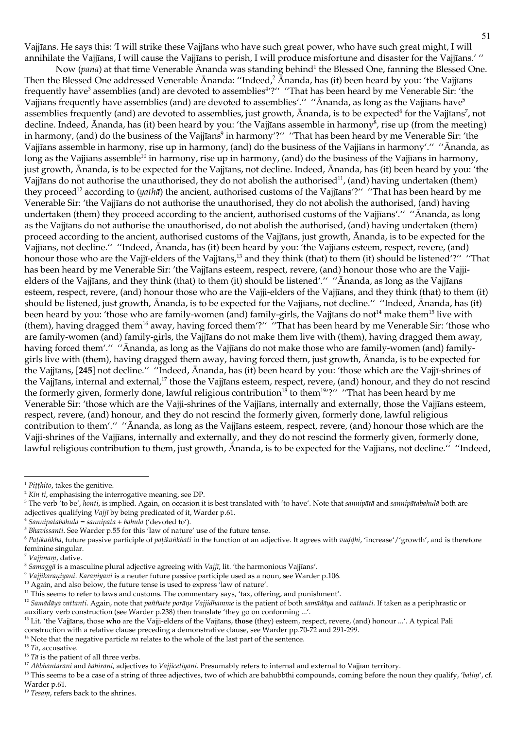Vajjīans. He says this: 'I will strike these Vajjīans who have such great power, who have such great might, I will annihilate the Vajjīans, I will cause the Vajjīans to perish, I will produce misfortune and disaster for the Vajjīans.' ''

Now (*pana*) at that time Venerable Ānanda was standing behind[1] the Blessed One, fanning the Blessed One. Then the Blessed One addressed Venerable Ānanda: ''Indeed,[2] Ānanda, has (it) been heard by you: 'the Vajjīans frequently have[3] assemblies (and) are devoted to assemblies[4]'?'' ''That has been heard by me Venerable Sir: 'the Vajjīans frequently have assemblies (and) are devoted to assemblies'.'' ''Ānanda, as long as the Vajjīans have[5] assemblies frequently (and) are devoted to assemblies, just growth, Ānanda, is to be expected[6] for the Vajjīans[7], not decline. Indeed, Ānanda, has (it) been heard by you: 'the Vajjīans assemble in harmony[8], rise up (from the meeting) in harmony, (and) do the business of the Vajjīans[9] in harmony'?'' ''That has been heard by me Venerable Sir: 'the Vajjīans assemble in harmony, rise up in harmony, (and) do the business of the Vajjīans in harmony'.'' ''Ānanda, as long as the Vajjīans assemble[10] in harmony, rise up in harmony, (and) do the business of the Vajjīans in harmony, just growth, Ānanda, is to be expected for the Vajjīans, not decline. Indeed, Ānanda, has (it) been heard by you: 'the Vajjīans do not authorise the unauthorised, they do not abolish the authorised[11], (and) having undertaken (them) they proceed[12] according to (*yathā*) the ancient, authorised customs of the Vajjīans'?'' ''That has been heard by me Venerable Sir: 'the Vajjīans do not authorise the unauthorised, they do not abolish the authorised, (and) having undertaken (them) they proceed according to the ancient, authorised customs of the Vajjīans'.'' ''Ānanda, as long as the Vajjīans do not authorise the unauthorised, do not abolish the authorised, (and) having undertaken (them) proceed according to the ancient, authorised customs of the Vajjīans, just growth, Ānanda, is to be expected for the Vajjīans, not decline.'' ''Indeed, Ānanda, has (it) been heard by you: 'the Vajjīans esteem, respect, revere, (and) honour those who are the Vajjī-elders of the Vajjīans,[13] and they think (that) to them (it) should be listened'?'' ''That has been heard by me Venerable Sir: 'the Vajjīans esteem, respect, revere, (and) honour those who are the Vajji-elders of the Vajjīans, and they think (that) to them (it) should be listened'.'' ''Ānanda, as long as the Vajjīans esteem, respect, revere, (and) honour those who are the Vajji-elders of the Vajjīans, and they think (that) to them (it) should be listened, just growth, Ānanda, is to be expected for the Vajjīans, not decline.'' ''Indeed, Ānanda, has (it) been heard by you: 'those who are family-women (and) family-girls, the Vajjīans do not[14] make them[15] live with (them), having dragged them[16] away, having forced them'?'' ''That has been heard by me Venerable Sir: 'those who are family-women (and) family-girls, the Vajjīans do not make them live with (them), having dragged them away, having forced them'.'' ''Ānanda, as long as the Vajjīans do not make those who are family-women (and) family-girls live with (them), having dragged them away, having forced them, just growth, Ānanda, is to be expected for the Vajjīans, **[245]** not decline.'' ''Indeed, Ānanda, has (it) been heard by you: 'those which are the Vajjī-shrines of the Vajjīans, internal and external,[17] those the Vajjīans esteem, respect, revere, (and) honour, and they do not rescind the formerly given, formerly done, lawful religious contribution[18] to them[19]'?'' ''That has been heard by me Venerable Sir: 'those which are the Vajji-shrines of the Vajjīans, internally and externally, those the Vajjīans esteem, respect, revere, (and) honour, and they do not rescind the formerly given, formerly done, lawful religious contribution to them'.'' ''Ānanda, as long as the Vajjīans esteem, respect, revere, (and) honour those which are the Vajji-shrines of the Vajjīans, internally and externally, and they do not rescind the formerly given, formerly done, lawful religious contribution to them, just growth, Ānanda, is to be expected for the Vajjīans, not decline.'' ''Indeed,

---

[1] *Piṭṭhito*, takes the genitive.

[2] *Kin ti*, emphasising the interrogative meaning, see DP.

[3] The verb 'to be', *honti*, is implied. Again, on occasion it is best translated with 'to have'. Note that *sannipātā* and *sannipātabahulā* both are adjectives qualifying *Vajjī* by being predicated of it, Warder p.61.

[4] *Sannipātabahulā* = *sannipāta* + *bahulā* ('devoted to').

[5] *Bhavissanti*. See Warder p.55 for this 'law of nature' use of the future tense.

[6] *Pāṭikaṅkhā*, future passive participle of *pāṭikaṅkhati* in the function of an adjective. It agrees with *vuḍḍhi*, 'increase'/'growth', and is therefore feminine singular.

[7] *Vajjīnaṃ*, dative.

[8] *Samaggā* is a masculine plural adjective agreeing with *Vajjī*, lit. 'the harmonious Vajjīans'.

[9] *Vajjikaraṇiyāni*. *Karaṇiyāni* is a neuter future passive participle used as a noun, see Warder p.106.

[10] Again, and also below, the future tense is used to express 'law of nature'.

[11] This seems to refer to laws and customs. The commentary says, 'tax, offering, and punishment'.

[12] *Samādāya vattanti*. Again, note that *paññatte porāṇe Vajjidhamme* is the patient of both *samādāya* and *vattanti*. If taken as a periphrastic or auxiliary verb construction (see Warder p.238) then translate 'they go on conforming ...'.

[13] Lit. 'the Vajjīans, those **who** are the Vajji-elders of the Vajjīans, **those** (they) esteem, respect, revere, (and) honour ...'. A typical Pali construction with a relative clause preceding a demonstrative clause, see Warder pp.70-72 and 291-299.

[14] Note that the negative particle *na* relates to the whole of the last part of the sentence.

[15] *Tā*, accusative.

[16] *Tā* is the patient of all three verbs.

[17] *Abbhantarāni* and *bāhirāni*, adjectives to *Vajjicetiyāni*. Presumably refers to internal and external to Vajjīan territory.

[18] This seems to be a case of a string of three adjectives, two of which are bahubbīhi compounds, coming before the noun they qualify, '*baliṃ*', cf. Warder p.61.

[19] *Tesaṃ*, refers back to the shrines.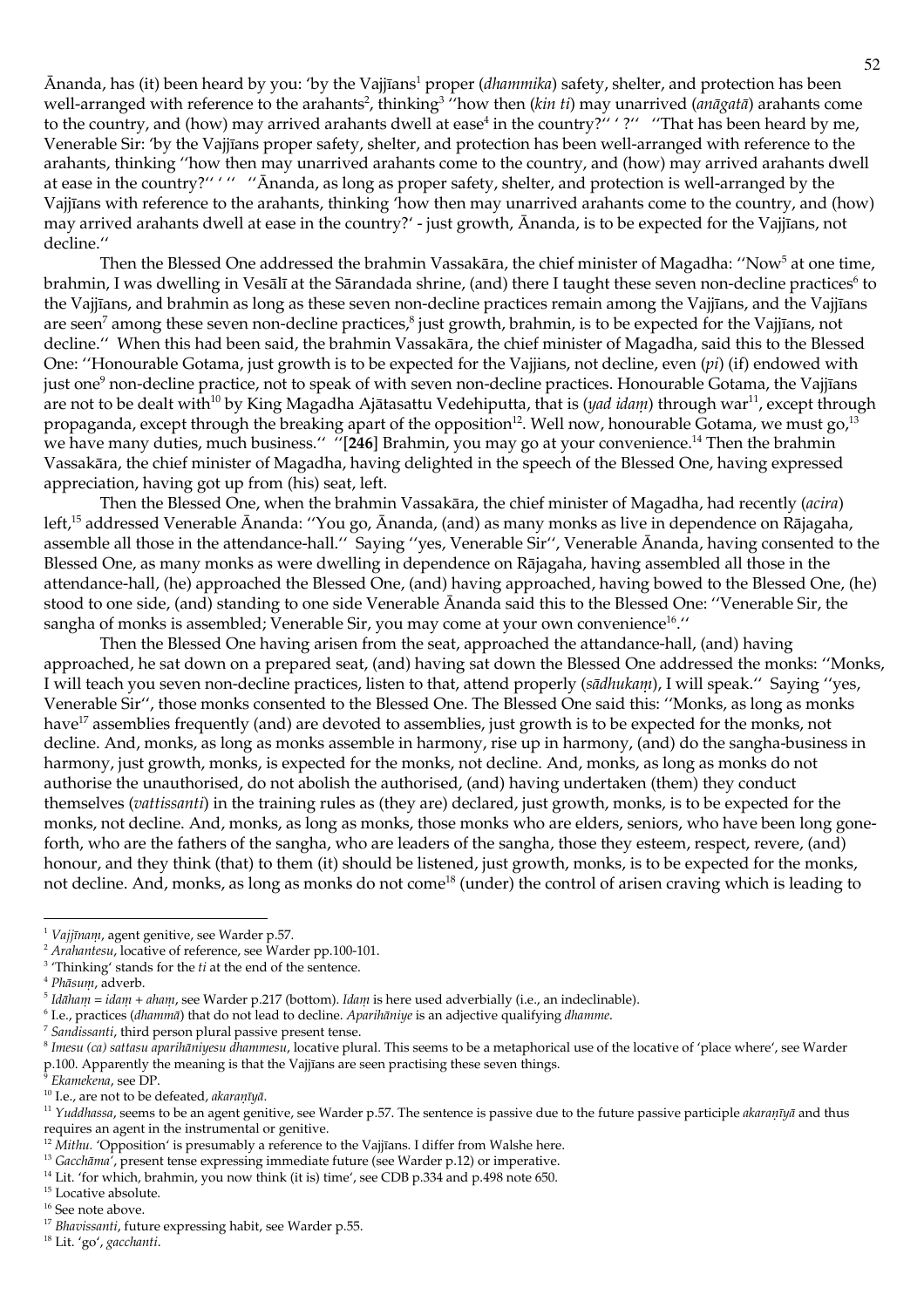Ānanda, has (it) been heard by you: 'by the Vajjīans[1] proper (*dhammika*) safety, shelter, and protection has been well-arranged with reference to the arahants[2], thinking[3] ''how then (*kin ti*) may unarrived (*anāgatā*) arahants come to the country, and (how) may arrived arahants dwell at ease[4] in the country?'' ' ?'' ''That has been heard by me, Venerable Sir: 'by the Vajjīans proper safety, shelter, and protection has been well-arranged with reference to the arahants, thinking ''how then may unarrived arahants come to the country, and (how) may arrived arahants dwell at ease in the country?'' ' '' ''Ānanda, as long as proper safety, shelter, and protection is well-arranged by the Vajjīans with reference to the arahants, thinking 'how then may unarrived arahants come to the country, and (how) may arrived arahants dwell at ease in the country?' - just growth, Ānanda, is to be expected for the Vajjīans, not decline.''

Then the Blessed One addressed the brahmin Vassakāra, the chief minister of Magadha: ''Now[5] at one time, brahmin, I was dwelling in Vesālī at the Sārandada shrine, (and) there I taught these seven non-decline practices[6] to the Vajjīans, and brahmin as long as these seven non-decline practices remain among the Vajjīans, and the Vajjīans are seen[7] among these seven non-decline practices,[8] just growth, brahmin, is to be expected for the Vajjīans, not decline.'' When this had been said, the brahmin Vassakāra, the chief minister of Magadha, said this to the Blessed One: ''Honourable Gotama, just growth is to be expected for the Vajjians, not decline, even (*pi*) (if) endowed with just one[9] non-decline practice, not to speak of with seven non-decline practices. Honourable Gotama, the Vajjīans are not to be dealt with[10] by King Magadha Ajātasattu Vedehiputta, that is (*yad idaṃ*) through war[11], except through propaganda, except through the breaking apart of the opposition[12]. Well now, honourable Gotama, we must go,[13] we have many duties, much business.'' ''**[246]** Brahmin, you may go at your convenience.[14] Then the brahmin Vassakāra, the chief minister of Magadha, having delighted in the speech of the Blessed One, having expressed appreciation, having got up from (his) seat, left.

Then the Blessed One, when the brahmin Vassakāra, the chief minister of Magadha, had recently (*acira*) left,[15] addressed Venerable Ānanda: ''You go, Ānanda, (and) as many monks as live in dependence on Rājagaha, assemble all those in the attendance-hall.'' Saying ''yes, Venerable Sir'', Venerable Ānanda, having consented to the Blessed One, as many monks as were dwelling in dependence on Rājagaha, having assembled all those in the attendance-hall, (he) approached the Blessed One, (and) having approached, having bowed to the Blessed One, (he) stood to one side, (and) standing to one side Venerable Ānanda said this to the Blessed One: ''Venerable Sir, the sangha of monks is assembled; Venerable Sir, you may come at your own convenience[16].''

Then the Blessed One having arisen from the seat, approached the attandance-hall, (and) having approached, he sat down on a prepared seat, (and) having sat down the Blessed One addressed the monks: ''Monks, I will teach you seven non-decline practices, listen to that, attend properly (*sādhukaṃ*), I will speak.'' Saying ''yes, Venerable Sir'', those monks consented to the Blessed One. The Blessed One said this: ''Monks, as long as monks have[17] assemblies frequently (and) are devoted to assemblies, just growth is to be expected for the monks, not decline. And, monks, as long as monks assemble in harmony, rise up in harmony, (and) do the sangha-business in harmony, just growth, monks, is expected for the monks, not decline. And, monks, as long as monks do not authorise the unauthorised, do not abolish the authorised, (and) having undertaken (them) they conduct themselves (*vattissanti*) in the training rules as (they are) declared, just growth, monks, is to be expected for the monks, not decline. And, monks, as long as monks, those monks who are elders, seniors, who have been long gone-forth, who are the fathers of the sangha, who are leaders of the sangha, those they esteem, respect, revere, (and) honour, and they think (that) to them (it) should be listened, just growth, monks, is to be expected for the monks, not decline. And, monks, as long as monks do not come[18] (under) the control of arisen craving which is leading to

---

[1] *Vajjīnaṃ*, agent genitive, see Warder p.57.
[2] *Arahantesu*, locative of reference, see Warder pp.100-101.
[3] 'Thinking' stands for the *ti* at the end of the sentence.
[4] *Phāsuṃ*, adverb.
[5] *Idāhaṃ = idaṃ + ahaṃ*, see Warder p.217 (bottom). *Idaṃ* is here used adverbially (i.e., an indeclinable).
[6] I.e., practices (*dhammā*) that do not lead to decline. *Aparihāniye* is an adjective qualifying *dhamme*.
[7] *Sandissanti*, third person plural passive present tense.
[8] *Imesu (ca) sattasu aparihāniyesu dhammesu*, locative plural. This seems to be a metaphorical use of the locative of 'place where', see Warder p.100. Apparently the meaning is that the Vajjīans are seen practising these seven things.
[9] *Ekamekena*, see DP.
[10] I.e., are not to be defeated, *akaraṇīyā*.
[11] *Yuddhassa*, seems to be an agent genitive, see Warder p.57. The sentence is passive due to the future passive participle *akaraṇīyā* and thus requires an agent in the instrumental or genitive.
[12] *Mithu*. 'Opposition' is presumably a reference to the Vajjīans. I differ from Walshe here.
[13] *Gacchāma*', present tense expressing immediate future (see Warder p.12) or imperative.
[14] Lit. 'for which, brahmin, you now think (it is) time', see CDB p.334 and p.498 note 650.
[15] Locative absolute.
[16] See note above.
[17] *Bhavissanti*, future expressing habit, see Warder p.55.
[18] Lit. 'go', *gacchanti*.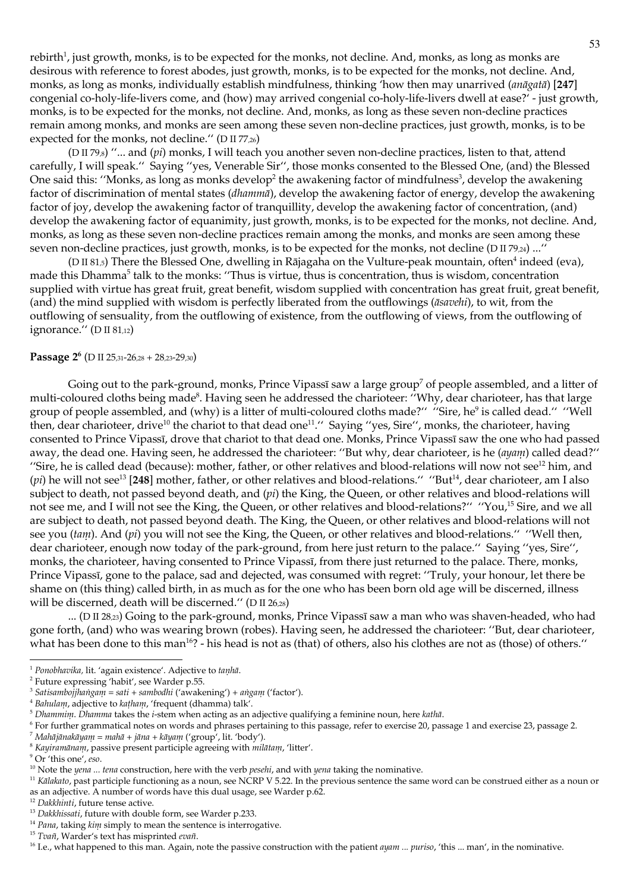rebirth[1], just growth, monks, is to be expected for the monks, not decline. And, monks, as long as monks are desirous with reference to forest abodes, just growth, monks, is to be expected for the monks, not decline. And, monks, as long as monks, individually establish mindfulness, thinking 'how then may unarrived (*anāgatā*) [**247**] congenial co-holy-life-livers come, and (how) may arrived congenial co-holy-life-livers dwell at ease?' - just growth, monks, is to be expected for the monks, not decline. And, monks, as long as these seven non-decline practices remain among monks, and monks are seen among these seven non-decline practices, just growth, monks, is to be expected for the monks, not decline.'' (D II 77,26)

(D II 79,8) ''... and (*pi*) monks, I will teach you another seven non-decline practices, listen to that, attend carefully, I will speak.'' Saying ''yes, Venerable Sir'', those monks consented to the Blessed One, (and) the Blessed One said this: ''Monks, as long as monks develop[2] the awakening factor of mindfulness[3], develop the awakening factor of discrimination of mental states (*dhammā*), develop the awakening factor of energy, develop the awakening factor of joy, develop the awakening factor of tranquillity, develop the awakening factor of concentration, (and) develop the awakening factor of equanimity, just growth, monks, is to be expected for the monks, not decline. And, monks, as long as these seven non-decline practices remain among the monks, and monks are seen among these seven non-decline practices, just growth, monks, is to be expected for the monks, not decline (D II 79,24) ...''

(D II 81,5) There the Blessed One, dwelling in Rājagaha on the Vulture-peak mountain, often[4] indeed (eva), made this Dhamma[5] talk to the monks: ''Thus is virtue, thus is concentration, thus is wisdom, concentration supplied with virtue has great fruit, great benefit, wisdom supplied with concentration has great fruit, great benefit, (and) the mind supplied with wisdom is perfectly liberated from the outflowings (*āsavehi*), to wit, from the outflowing of sensuality, from the outflowing of existence, from the outflowing of views, from the outflowing of ignorance.'' (D II 81,12)

**Passage 2[6]** (D II 25,31-26,28 + 28,23-29,30)

Going out to the park-ground, monks, Prince Vipassī saw a large group[7] of people assembled, and a litter of multi-coloured cloths being made[8]. Having seen he addressed the charioteer: ''Why, dear charioteer, has that large group of people assembled, and (why) is a litter of multi-coloured cloths made?'' ''Sire, he[9] is called dead.'' ''Well then, dear charioteer, drive[10] the chariot to that dead one[11].'' Saying ''yes, Sire'', monks, the charioteer, having consented to Prince Vipassī, drove that chariot to that dead one. Monks, Prince Vipassī saw the one who had passed away, the dead one. Having seen, he addressed the charioteer: ''But why, dear charioteer, is he (*ayaṃ*) called dead?'' ''Sire, he is called dead (because): mother, father, or other relatives and blood-relations will now not see[12] him, and (*pi*) he will not see[13] [**248**] mother, father, or other relatives and blood-relations.'' ''But[14], dear charioteer, am I also subject to death, not passed beyond death, and (*pi*) the King, the Queen, or other relatives and blood-relations will not see me, and I will not see the King, the Queen, or other relatives and blood-relations?'' ''You,[15] Sire, and we all are subject to death, not passed beyond death. The King, the Queen, or other relatives and blood-relations will not see you (*taṃ*). And (*pi*) you will not see the King, the Queen, or other relatives and blood-relations.'' ''Well then, dear charioteer, enough now today of the park-ground, from here just return to the palace.'' Saying ''yes, Sire'', monks, the charioteer, having consented to Prince Vipassī, from there just returned to the palace. There, monks, Prince Vipassī, gone to the palace, sad and dejected, was consumed with regret: ''Truly, your honour, let there be shame on (this thing) called birth, in as much as for the one who has been born old age will be discerned, illness will be discerned, death will be discerned.'' (D II 26,28)

... (D II 28,23) Going to the park-ground, monks, Prince Vipassī saw a man who was shaven-headed, who had gone forth, (and) who was wearing brown (robes). Having seen, he addressed the charioteer: ''But, dear charioteer, what has been done to this man[16]? - his head is not as (that) of others, also his clothes are not as (those) of others.''

---

[1] *Ponobhavika*, lit. 'again existence'. Adjective to *taṇhā*.
[2] Future expressing 'habit', see Warder p.55.
[3] *Satisambojjhaṅgaṃ = sati + sambodhi* ('awakening') + *aṅgaṃ* ('factor').
[4] *Bahulaṃ*, adjective to *kaṭhaṃ*, 'frequent (dhamma) talk'.
[5] *Dhammiṃ*. *Dhamma* takes the *i*-stem when acting as an adjective qualifying a feminine noun, here *kathā*.
[6] For further grammatical notes on words and phrases pertaining to this passage, refer to exercise 20, passage 1 and exercise 23, passage 2.
[7] *Mahājānakāyaṃ = mahā + jāna + kāyaṃ* ('group', lit. 'body').
[8] *Kayiramānaṃ*, passive present participle agreeing with *milātaṃ*, 'litter'.
[9] Or 'this one', *eso*.
[10] Note the *yena ... tena* construction, here with the verb *pesehi*, and with *yena* taking the nominative.
[11] *Kālakato*, past participle functioning as a noun, see NCRP V 5.22. In the previous sentence the same word can be construed either as a noun or as an adjective. A number of words have this dual usage, see Warder p.62.
[12] *Dakkhinti*, future tense active.
[13] *Dakkhissati*, future with double form, see Warder p.233.
[14] *Pana*, taking *kiṃ* simply to mean the sentence is interrogative.
[15] *Tvañ*, Warder's text has misprinted *evañ*.
[16] I.e., what happened to this man. Again, note the passive construction with the patient *ayam ... puriso*, 'this ... man', in the nominative.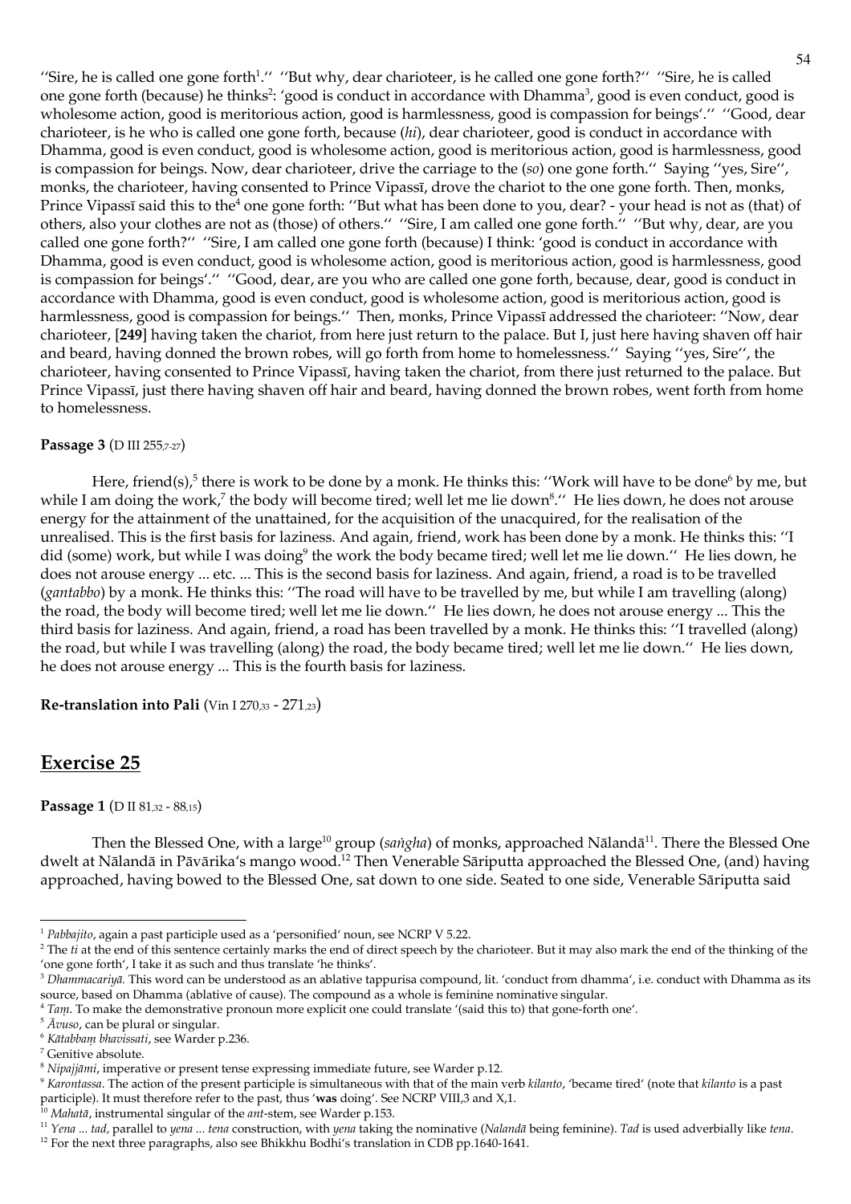''Sire, he is called one gone forth[1].'' ''But why, dear charioteer, is he called one gone forth?'' ''Sire, he is called one gone forth (because) he thinks[2]: 'good is conduct in accordance with Dhamma[3], good is even conduct, good is wholesome action, good is meritorious action, good is harmlessness, good is compassion for beings'.'' ''Good, dear charioteer, is he who is called one gone forth, because (*hi*), dear charioteer, good is conduct in accordance with Dhamma, good is even conduct, good is wholesome action, good is meritorious action, good is harmlessness, good is compassion for beings. Now, dear charioteer, drive the carriage to the (*so*) one gone forth.'' Saying ''yes, Sire'', monks, the charioteer, having consented to Prince Vipassī, drove the chariot to the one gone forth. Then, monks, Prince Vipassī said this to the[4] one gone forth: ''But what has been done to you, dear? - your head is not as (that) of others, also your clothes are not as (those) of others.'' ''Sire, I am called one gone forth.'' ''But why, dear, are you called one gone forth?'' ''Sire, I am called one gone forth (because) I think: 'good is conduct in accordance with Dhamma, good is even conduct, good is wholesome action, good is meritorious action, good is harmlessness, good is compassion for beings'.'' ''Good, dear, are you who are called one gone forth, because, dear, good is conduct in accordance with Dhamma, good is even conduct, good is wholesome action, good is meritorious action, good is harmlessness, good is compassion for beings.'' Then, monks, Prince Vipassī addressed the charioteer: ''Now, dear charioteer, **[249]** having taken the chariot, from here just return to the palace. But I, just here having shaven off hair and beard, having donned the brown robes, will go forth from home to homelessness.'' Saying ''yes, Sire'', the charioteer, having consented to Prince Vipassī, having taken the chariot, from there just returned to the palace. But Prince Vipassī, just there having shaven off hair and beard, having donned the brown robes, went forth from home to homelessness.

**Passage 3** (D III 255,7-27)

Here, friend(s),[5] there is work to be done by a monk. He thinks this: ''Work will have to be done[6] by me, but while I am doing the work,[7] the body will become tired; well let me lie down[8].'' He lies down, he does not arouse energy for the attainment of the unattained, for the acquisition of the unacquired, for the realisation of the unrealised. This is the first basis for laziness. And again, friend, work has been done by a monk. He thinks this: ''I did (some) work, but while I was doing[9] the work the body became tired; well let me lie down.'' He lies down, he does not arouse energy ... etc. ... This is the second basis for laziness. And again, friend, a road is to be travelled (*gantabbo*) by a monk. He thinks this: ''The road will have to be travelled by me, but while I am travelling (along) the road, the body will become tired; well let me lie down.'' He lies down, he does not arouse energy ... This the third basis for laziness. And again, friend, a road has been travelled by a monk. He thinks this: ''I travelled (along) the road, but while I was travelling (along) the road, the body became tired; well let me lie down.'' He lies down, he does not arouse energy ... This is the fourth basis for laziness.

**Re-translation into Pali** (Vin I 270,33 - 271,23)

## Exercise 25

**Passage 1** (D II 81,32 - 88,15)

Then the Blessed One, with a large[10] group (*saṅgha*) of monks, approached Nālandā[11]. There the Blessed One dwelt at Nālandā in Pāvārika's mango wood.[12] Then Venerable Sāriputta approached the Blessed One, (and) having approached, having bowed to the Blessed One, sat down to one side. Seated to one side, Venerable Sāriputta said

---

[1] *Pabbajito*, again a past participle used as a 'personified' noun, see NCRP V 5.22.

[2] The *ti* at the end of this sentence certainly marks the end of direct speech by the charioteer. But it may also mark the end of the thinking of the 'one gone forth', I take it as such and thus translate 'he thinks'.

[3] *Dhammacariyā*. This word can be understood as an ablative tappurisa compound, lit. 'conduct from dhamma', i.e. conduct with Dhamma as its source, based on Dhamma (ablative of cause). The compound as a whole is feminine nominative singular.

[4] *Taṃ*. To make the demonstrative pronoun more explicit one could translate '(said this to) that gone-forth one'.

[5] *Āvuso*, can be plural or singular.

[6] *Kātabbaṃ bhavissati*, see Warder p.236.

[7] Genitive absolute.

[8] *Nipajjāmi*, imperative or present tense expressing immediate future, see Warder p.12.

[9] *Karontassa*. The action of the present participle is simultaneous with that of the main verb *kilanto*, 'became tired' (note that *kilanto* is a past participle). It must therefore refer to the past, thus '**was** doing'. See NCRP VIII,3 and X,1.

[10] *Mahatā*, instrumental singular of the *ant*-stem, see Warder p.153.

[11] *Yena ... tad*, parallel to *yena ... tena* construction, with *yena* taking the nominative (*Nalandā* being feminine). *Tad* is used adverbially like *tena*.

[12] For the next three paragraphs, also see Bhikkhu Bodhi's translation in CDB pp.1640-1641.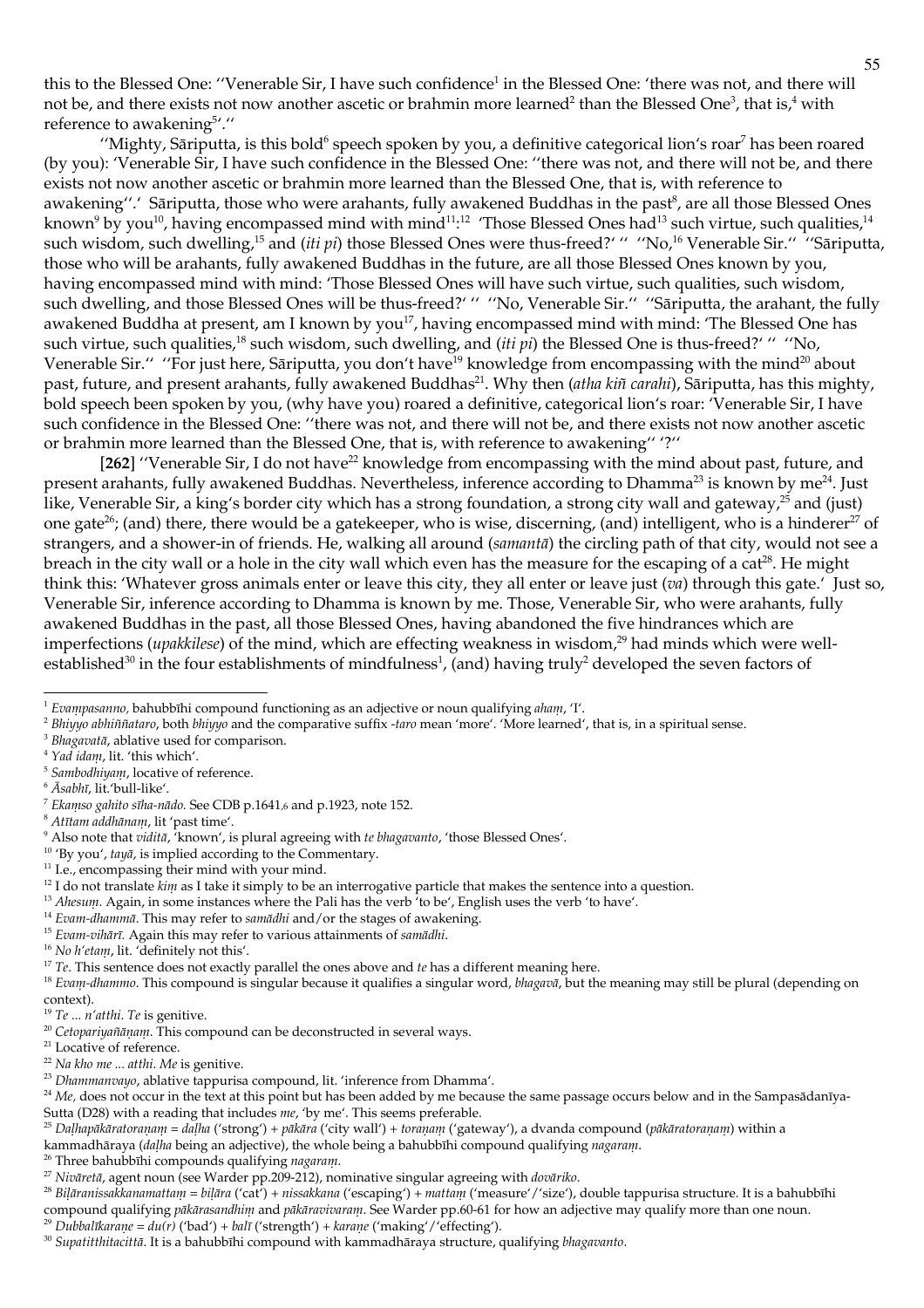this to the Blessed One: ''Venerable Sir, I have such confidence[1] in the Blessed One: 'there was not, and there will not be, and there exists not now another ascetic or brahmin more learned[2] than the Blessed One[3], that is,[4] with reference to awakening[5]'.''

''Mighty, Sāriputta, is this bold[6] speech spoken by you, a definitive categorical lion's roar[7] has been roared (by you): 'Venerable Sir, I have such confidence in the Blessed One: ''there was not, and there will not be, and there exists not now another ascetic or brahmin more learned than the Blessed One, that is, with reference to awakening''.' Sāriputta, those who were arahants, fully awakened Buddhas in the past[8], are all those Blessed Ones known[9] by you[10], having encompassed mind with mind[11]:[12] 'Those Blessed Ones had[13] such virtue, such qualities,[14] such wisdom, such dwelling,[15] and (*iti pi*) those Blessed Ones were thus-freed?' '' ''No,[16] Venerable Sir.'' ''Sāriputta, those who will be arahants, fully awakened Buddhas in the future, are all those Blessed Ones known by you, having encompassed mind with mind: 'Those Blessed Ones will have such virtue, such qualities, such wisdom, such dwelling, and those Blessed Ones will be thus-freed?' '' ''No, Venerable Sir.'' ''Sāriputta, the arahant, the fully awakened Buddha at present, am I known by you[17], having encompassed mind with mind: 'The Blessed One has such virtue, such qualities,[18] such wisdom, such dwelling, and (*iti pi*) the Blessed One is thus-freed?' '' ''No, Venerable Sir.'' ''For just here, Sāriputta, you don't have[19] knowledge from encompassing with the mind[20] about past, future, and present arahants, fully awakened Buddhas[21]. Why then (*atha kiñ carahi*), Sāriputta, has this mighty, bold speech been spoken by you, (why have you) roared a definitive, categorical lion's roar: 'Venerable Sir, I have such confidence in the Blessed One: ''there was not, and there will not be, and there exists not now another ascetic or brahmin more learned than the Blessed One, that is, with reference to awakening'' '?''

**[262]** ''Venerable Sir, I do not have[22] knowledge from encompassing with the mind about past, future, and present arahants, fully awakened Buddhas. Nevertheless, inference according to Dhamma[23] is known by me[24]. Just like, Venerable Sir, a king's border city which has a strong foundation, a strong city wall and gateway,[25] and (just) one gate[26]; (and) there, there would be a gatekeeper, who is wise, discerning, (and) intelligent, who is a hinderer[27] of strangers, and a shower-in of friends. He, walking all around (*samantā*) the circling path of that city, would not see a breach in the city wall or a hole in the city wall which even has the measure for the escaping of a cat[28]. He might think this: 'Whatever gross animals enter or leave this city, they all enter or leave just (*va*) through this gate.' Just so, Venerable Sir, inference according to Dhamma is known by me. Those, Venerable Sir, who were arahants, fully awakened Buddhas in the past, all those Blessed Ones, having abandoned the five hindrances which are imperfections (*upakkilese*) of the mind, which are effecting weakness in wisdom,[29] had minds which were well-established[30] in the four establishments of mindfulness[1], (and) having truly[2] developed the seven factors of

---

[1] *Evaṃpasanno*, bahubbīhi compound functioning as an adjective or noun qualifying *ahaṃ*, 'I'.
[2] *Bhiyyo abhiññataro*, both *bhiyyo* and the comparative suffix *-taro* mean 'more'. 'More learned', that is, in a spiritual sense.
[3] *Bhagavatā*, ablative used for comparison.
[4] *Yad idaṃ*, lit. 'this which'.
[5] *Sambodhiyaṃ*, locative of reference.
[6] *Āsabhī*, lit.'bull-like'.
[7] *Ekaṃso gahito sīha-nādo*. See CDB p.1641,6 and p.1923, note 152.
[8] *Atītam addhānaṃ*, lit 'past time'.
[9] Also note that *viditā*, 'known', is plural agreeing with *te bhagavanto*, 'those Blessed Ones'.
[10] 'By you', *tayā*, is implied according to the Commentary.
[11] I.e., encompassing their mind with your mind.
[12] I do not translate *kiṃ* as I take it simply to be an interrogative particle that makes the sentence into a question.
[13] *Ahesuṃ*. Again, in some instances where the Pali has the verb 'to be', English uses the verb 'to have'.
[14] *Evam-dhammā*. This may refer to *samādhi* and/or the stages of awakening.
[15] *Evam-vihārī.* Again this may refer to various attainments of *samādhi*.
[16] *No h'etaṃ*, lit. 'definitely not this'.
[17] *Te*. This sentence does not exactly parallel the ones above and *te* has a different meaning here.
[18] *Evaṃ-dhammo*. This compound is singular because it qualifies a singular word, *bhagavā*, but the meaning may still be plural (depending on context).
[19] *Te ... n'atthi*. *Te* is genitive.
[20] *Cetopariyañāṇaṃ*. This compound can be deconstructed in several ways.
[21] Locative of reference.
[22] *Na kho me ... atthi*. *Me* is genitive.
[23] *Dhammanvayo*, ablative tappurisa compound, lit. 'inference from Dhamma'.
[24] *Me*, does not occur in the text at this point but has been added by me because the same passage occurs below and in the Sampasādanīya-Sutta (D28) with a reading that includes *me*, 'by me'. This seems preferable.
[25] *Daḷhapākāratoraṇaṃ* = *daḷha* ('strong') + *pākāra* ('city wall') + *toraṇaṃ* ('gateway'), a dvanda compound (*pākāratoraṇaṃ*) within a kammadhāraya (*daḷha* being an adjective), the whole being a bahubbīhi compound qualifying *nagaraṃ*.
[26] Three bahubbīhi compounds qualifying *nagaraṃ*.
[27] *Nivāretā*, agent noun (see Warder pp.209-212), nominative singular agreeing with *dovāriko*.
[28] *Biḷāranissakkanamattaṃ* = *biḷāra* ('cat') + *nissakkana* ('escaping') + *mattaṃ* ('measure'/'size'), double tappurisa structure. It is a bahubbīhi compound qualifying *pākārasandhiṃ* and *pākāravivaraṃ*. See Warder pp.60-61 for how an adjective may qualify more than one noun.
[29] *Dubbalīkaraṇe* = *du(r)* ('bad') + *balī* ('strength') + *karaṇe* ('making'/'effecting').
[30] *Supatiṭṭhitacittā*. It is a bahubbīhi compound with kammadhāraya structure, qualifying *bhagavanto*.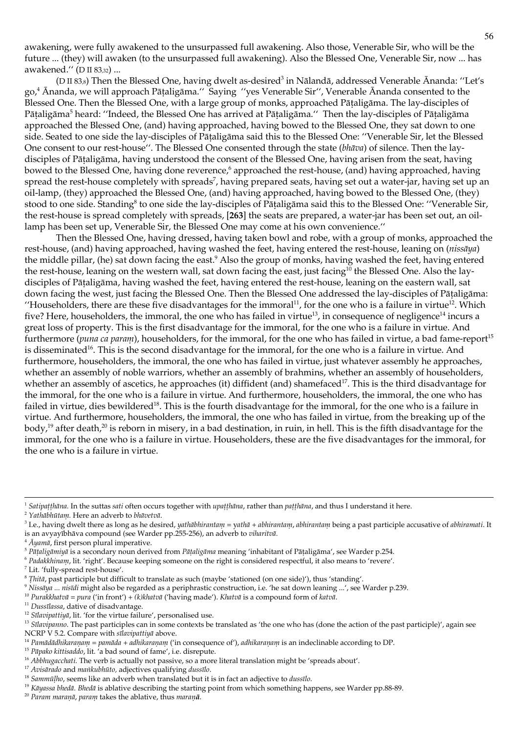awakening, were fully awakened to the unsurpassed full awakening. Also those, Venerable Sir, who will be the future ... (they) will awaken (to the unsurpassed full awakening). Also the Blessed One, Venerable Sir, now ... has awakened.'' (D II 83,32) ...

(D II 83,8) Then the Blessed One, having dwelt as-desired[3] in Nālandā, addressed Venerable Ānanda: ''Let's go,[4] Ānanda, we will approach Pāṭaligāma.'' Saying ''yes Venerable Sir'', Venerable Ānanda consented to the Blessed One. Then the Blessed One, with a large group of monks, approached Pāṭaligāma. The lay-disciples of Pāṭaligāma[5] heard: ''Indeed, the Blessed One has arrived at Pāṭaligāma.'' Then the lay-disciples of Pāṭaligāma approached the Blessed One, (and) having approached, having bowed to the Blessed One, they sat down to one side. Seated to one side the lay-disciples of Pāṭaligāma said this to the Blessed One: ''Venerable Sir, let the Blessed One consent to our rest-house''. The Blessed One consented through the state (*bhāva*) of silence. Then the lay-disciples of Pāṭaligāma, having understood the consent of the Blessed One, having arisen from the seat, having bowed to the Blessed One, having done reverence,[6] approached the rest-house, (and) having approached, having spread the rest-house completely with spreads[7], having prepared seats, having set out a water-jar, having set up an oil-lamp, (they) approached the Blessed One, (and) having approached, having bowed to the Blessed One, (they) stood to one side. Standing[8] to one side the lay-disciples of Pāṭaligāma said this to the Blessed One: ''Venerable Sir, the rest-house is spread completely with spreads, [**263**] the seats are prepared, a water-jar has been set out, an oil-lamp has been set up, Venerable Sir, the Blessed One may come at his own convenience.''

Then the Blessed One, having dressed, having taken bowl and robe, with a group of monks, approached the rest-house, (and) having approached, having washed the feet, having entered the rest-house, leaning on (*nissāya*) the middle pillar, (he) sat down facing the east.[9] Also the group of monks, having washed the feet, having entered the rest-house, leaning on the western wall, sat down facing the east, just facing[10] the Blessed One. Also the lay-disciples of Pāṭaligāma, having washed the feet, having entered the rest-house, leaning on the eastern wall, sat down facing the west, just facing the Blessed One. Then the Blessed One addressed the lay-disciples of Pāṭaligāma: ''Householders, there are these five disadvantages for the immoral[11], for the one who is a failure in virtue[12]. Which five? Here, householders, the immoral, the one who has failed in virtue[13], in consequence of negligence[14] incurs a great loss of property. This is the first disadvantage for the immoral, for the one who is a failure in virtue. And furthermore (*puna ca paraṃ*), householders, for the immoral, for the one who has failed in virtue, a bad fame-report[15] is disseminated[16]. This is the second disadvantage for the immoral, for the one who is a failure in virtue. And furthermore, householders, the immoral, the one who has failed in virtue, just whatever assembly he approaches, whether an assembly of noble warriors, whether an assembly of brahmins, whether an assembly of householders, whether an assembly of ascetics, he approaches (it) diffident (and) shamefaced[17]. This is the third disadvantage for the immoral, for the one who is a failure in virtue. And furthermore, householders, the immoral, the one who has failed in virtue, dies bewildered[18]. This is the fourth disadvantage for the immoral, for the one who is a failure in virtue. And furthermore, householders, the immoral, the one who has failed in virtue, from the breaking up of the body,[19] after death,[20] is reborn in misery, in a bad destination, in ruin, in hell. This is the fifth disadvantage for the immoral, for the one who is a failure in virtue. Householders, these are the five disadvantages for the immoral, for the one who is a failure in virtue.

---

[1] *Satipaṭṭhāna*. In the suttas *sati* often occurs together with *upaṭṭhāna*, rather than *paṭṭhāna*, and thus I understand it here.

[2] *Yathābhūtaṃ*. Here an adverb to *bhāvetvā*.

[3] I.e., having dwelt there as long as he desired, *yathābhirantaṃ* = *yathā* + *abhirantaṃ*, *abhirantaṃ* being a past participle accusative of *abhiramati*. It is an avyayībhāva compound (see Warder pp.255-256), an adverb to *viharitvā*.

[4] *Āyamā*, first person plural imperative.

[5] *Pāṭaligāmiyā* is a secondary noun derived from *Pāṭaligāma* meaning 'inhabitant of Pāṭaligāma', see Warder p.254.

[6] *Padakkhinaṃ*, lit. 'right'. Because keeping someone on the right is considered respectful, it also means to 'revere'.

[7] Lit. 'fully-spread rest-house'.

[8] *Ṭhitā*, past participle but difficult to translate as such (maybe 'stationed (on one side)'), thus 'standing'.

[9] *Nissāya ... nisīdi* might also be regarded as a periphrastic construction, i.e. 'he sat down leaning ...', see Warder p.239.

[10] *Purakkhatvā* = *pura* ('in front') + *(k)khatvā* ('having made'). *Khatvā* is a compound form of *katvā*.

[11] *Dussīlassa*, dative of disadvantage.

[12] *Sīlavipattiyā*, lit. 'for the virtue failure', personalised use.

[13] *Sīlavipanno*. The past participles can in some contexts be translated as 'the one who has (done the action of the past participle)', again see NCRP V 5.2. Compare with *sīlavipattiyā* above.

[14] *Pamādādhikaraṇaṃ* = *pamāda* + *adhikaraṇaṃ* ('in consequence of'), *adhikaraṇaṃ* is an indeclinable according to DP.

[15] *Pāpako kittisaddo*, lit. 'a bad sound of fame', i.e. disrepute.

[16] *Abbhugacchati*. The verb is actually not passive, so a more literal translation might be 'spreads about'.

[17] *Avisārado* and *maṅkubhūto*, adjectives qualifying *dussīlo*.

[18] *Sammūḷho*, seems like an adverb when translated but it is in fact an adjective to *dussīlo*.

[19] *Kāyassa bhedā*. *Bhedā* is ablative describing the starting point from which something happens, see Warder pp.88-89.

[20] *Param maraṇā*, *paraṃ* takes the ablative, thus *maraṇā*.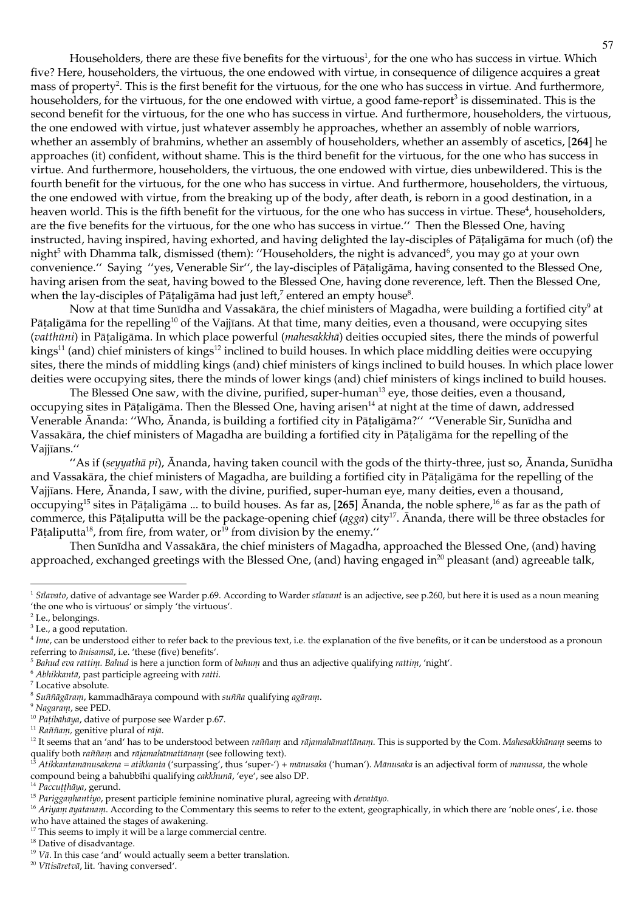Householders, there are these five benefits for the virtuous[1], for the one who has success in virtue. Which five? Here, householders, the virtuous, the one endowed with virtue, in consequence of diligence acquires a great mass of property[2]. This is the first benefit for the virtuous, for the one who has success in virtue. And furthermore, householders, for the virtuous, for the one endowed with virtue, a good fame-report[3] is disseminated. This is the second benefit for the virtuous, for the one who has success in virtue. And furthermore, householders, the virtuous, the one endowed with virtue, just whatever assembly he approaches, whether an assembly of noble warriors, whether an assembly of brahmins, whether an assembly of householders, whether an assembly of ascetics, [**264**] he approaches (it) confident, without shame. This is the third benefit for the virtuous, for the one who has success in virtue. And furthermore, householders, the virtuous, the one endowed with virtue, dies unbewildered. This is the fourth benefit for the virtuous, for the one who has success in virtue. And furthermore, householders, the virtuous, the one endowed with virtue, from the breaking up of the body, after death, is reborn in a good destination, in a heaven world. This is the fifth benefit for the virtuous, for the one who has success in virtue. These[4], householders, are the five benefits for the virtuous, for the one who has success in virtue.'' Then the Blessed One, having instructed, having inspired, having exhorted, and having delighted the lay-disciples of Pāṭaligāma for much (of) the night[5] with Dhamma talk, dismissed (them): ''Householders, the night is advanced[6], you may go at your own convenience.'' Saying ''yes, Venerable Sir'', the lay-disciples of Pāṭaligāma, having consented to the Blessed One, having arisen from the seat, having bowed to the Blessed One, having done reverence, left. Then the Blessed One, when the lay-disciples of Pāṭaligāma had just left,[7] entered an empty house[8].

Now at that time Sunīdha and Vassakāra, the chief ministers of Magadha, were building a fortified city[9] at Pāṭaligāma for the repelling[10] of the Vajjīans. At that time, many deities, even a thousand, were occupying sites (*vatthūni*) in Pāṭaligāma. In which place powerful (*mahesakkhā*) deities occupied sites, there the minds of powerful kings[11] (and) chief ministers of kings[12] inclined to build houses. In which place middling deities were occupying sites, there the minds of middling kings (and) chief ministers of kings inclined to build houses. In which place lower deities were occupying sites, there the minds of lower kings (and) chief ministers of kings inclined to build houses.

The Blessed One saw, with the divine, purified, super-human[13] eye, those deities, even a thousand, occupying sites in Pāṭaligāma. Then the Blessed One, having arisen[14] at night at the time of dawn, addressed Venerable Ānanda: ''Who, Ānanda, is building a fortified city in Pāṭaligāma?'' ''Venerable Sir, Sunīdha and Vassakāra, the chief ministers of Magadha are building a fortified city in Pāṭaligāma for the repelling of the Vajjīans.''

''As if (*seyyathā pi*), Ānanda, having taken council with the gods of the thirty-three, just so, Ānanda, Sunīdha and Vassakāra, the chief ministers of Magadha, are building a fortified city in Pāṭaligāma for the repelling of the Vajjīans. Here, Ānanda, I saw, with the divine, purified, super-human eye, many deities, even a thousand, occupying[15] sites in Pāṭaligāma ... to build houses. As far as, [**265**] Ānanda, the noble sphere,[16] as far as the path of commerce, this Pāṭaliputta will be the package-opening chief (*agga*) city[17]. Ānanda, there will be three obstacles for Pāṭaliputta[18], from fire, from water, or[19] from division by the enemy.''

Then Sunīdha and Vassakāra, the chief ministers of Magadha, approached the Blessed One, (and) having approached, exchanged greetings with the Blessed One, (and) having engaged in[20] pleasant (and) agreeable talk,

---

[1] *Sīlavato*, dative of advantage see Warder p.69. According to Warder *sīlavant* is an adjective, see p.260, but here it is used as a noun meaning 'the one who is virtuous' or simply 'the virtuous'.

[2] I.e., belongings.

[3] I.e., a good reputation.

[4] *Ime*, can be understood either to refer back to the previous text, i.e. the explanation of the five benefits, or it can be understood as a pronoun referring to *ānisaṃsā*, i.e. 'these (five) benefits'.

[5] *Bahud eva rattiṃ*. *Bahud* is here a junction form of *bahuṃ* and thus an adjective qualifying *rattiṃ*, 'night'.

[6] *Abhikkantā*, past participle agreeing with *ratti*.

[7] Locative absolute.

[8] *Suññāgāraṃ*, kammadhāraya compound with *suñña* qualifying *agāraṃ*.

[9] *Nagaraṃ*, see PED.

[10] *Paṭibāhāya*, dative of purpose see Warder p.67.

[11] *Raññaṃ*, genitive plural of *rājā*.

[12] It seems that an 'and' has to be understood between *raññaṃ* and *rājamahāmattānaṃ*. This is supported by the Com. *Mahesakkhānaṃ* seems to qualify both *raññaṃ* and *rājamahāmattānaṃ* (see following text).

[13] *Atikkantamānusakena* = *atikkanta* ('surpassing', thus 'super-') + *mānusaka* ('human'). *Mānusaka* is an adjectival form of *manussa*, the whole compound being a bahubbīhi qualifying *cakkhunā*, 'eye', see also DP.

[14] *Paccuṭṭhāya*, gerund.

[15] *Pariggaṇhantiyo*, present participle feminine nominative plural, agreeing with *devatāyo*.

[16] *Ariyaṃ āyatanaṃ*. According to the Commentary this seems to refer to the extent, geographically, in which there are 'noble ones', i.e. those who have attained the stages of awakening.

[17] This seems to imply it will be a large commercial centre.

[18] Dative of disadvantage.

[19] *Vā*. In this case 'and' would actually seem a better translation.

[20] *Vītisāretvā*, lit. 'having conversed'.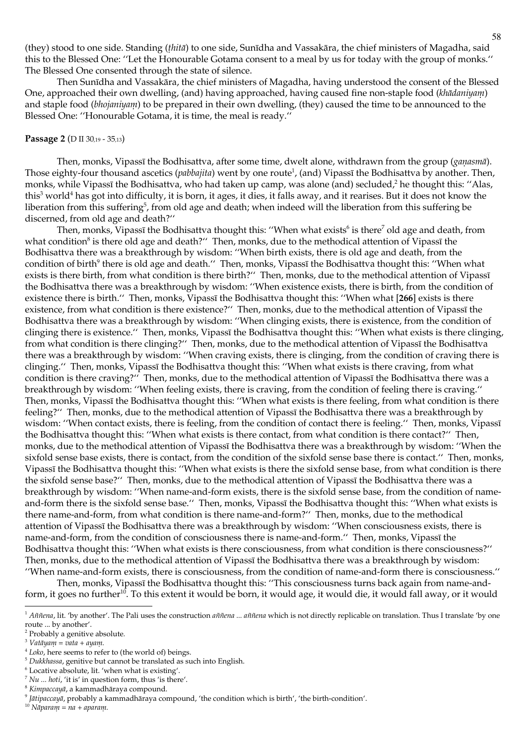(they) stood to one side. Standing (*ṭhitā*) to one side, Sunīdha and Vassakāra, the chief ministers of Magadha, said this to the Blessed One: ''Let the Honourable Gotama consent to a meal by us for today with the group of monks.'' The Blessed One consented through the state of silence.

Then Sunīdha and Vassakāra, the chief ministers of Magadha, having understood the consent of the Blessed One, approached their own dwelling, (and) having approached, having caused fine non-staple food (*khādaniyaṃ*) and staple food (*bhojaniyaṃ*) to be prepared in their own dwelling, (they) caused the time to be announced to the Blessed One: ''Honourable Gotama, it is time, the meal is ready.''

**Passage 2** (D II 30,19 - 35,13)

Then, monks, Vipassī the Bodhisattva, after some time, dwelt alone, withdrawn from the group (*gaṇasmā*). Those eighty-four thousand ascetics (*pabbajita*) went by one route[1], (and) Vipassī the Bodhisattva by another. Then, monks, while Vipassī the Bodhisattva, who had taken up camp, was alone (and) secluded,[2] he thought this: ''Alas, this[3] world[4] has got into difficulty, it is born, it ages, it dies, it falls away, and it rearises. But it does not know the liberation from this suffering[5], from old age and death; when indeed will the liberation from this suffering be discerned, from old age and death?''

Then, monks, Vipassī the Bodhisattva thought this: ''When what exists[6] is there[7] old age and death, from what condition[8] is there old age and death?'' Then, monks, due to the methodical attention of Vipassī the Bodhisattva there was a breakthrough by wisdom: ''When birth exists, there is old age and death, from the condition of birth[9] there is old age and death.'' Then, monks, Vipassī the Bodhisattva thought this: ''When what exists is there birth, from what condition is there birth?'' Then, monks, due to the methodical attention of Vipassī the Bodhisattva there was a breakthrough by wisdom: ''When existence exists, there is birth, from the condition of existence there is birth.'' Then, monks, Vipassī the Bodhisattva thought this: ''When what [**266**] exists is there existence, from what condition is there existence?'' Then, monks, due to the methodical attention of Vipassī the Bodhisattva there was a breakthrough by wisdom: ''When clinging exists, there is existence, from the condition of clinging there is existence.'' Then, monks, Vipassī the Bodhisattva thought this: ''When what exists is there clinging, from what condition is there clinging?'' Then, monks, due to the methodical attention of Vipassī the Bodhisattva there was a breakthrough by wisdom: ''When craving exists, there is clinging, from the condition of craving there is clinging.'' Then, monks, Vipassī the Bodhisattva thought this: ''When what exists is there craving, from what condition is there craving?'' Then, monks, due to the methodical attention of Vipassī the Bodhisattva there was a breakthrough by wisdom: ''When feeling exists, there is craving, from the condition of feeling there is craving.'' Then, monks, Vipassī the Bodhisattva thought this: ''When what exists is there feeling, from what condition is there feeling?'' Then, monks, due to the methodical attention of Vipassī the Bodhisattva there was a breakthrough by wisdom: ''When contact exists, there is feeling, from the condition of contact there is feeling.'' Then, monks, Vipassī the Bodhisattva thought this: ''When what exists is there contact, from what condition is there contact?'' Then, monks, due to the methodical attention of Vipassī the Bodhisattva there was a breakthrough by wisdom: ''When the sixfold sense base exists, there is contact, from the condition of the sixfold sense base there is contact.'' Then, monks, Vipassī the Bodhisattva thought this: ''When what exists is there the sixfold sense base, from what condition is there the sixfold sense base?'' Then, monks, due to the methodical attention of Vipassī the Bodhisattva there was a breakthrough by wisdom: ''When name-and-form exists, there is the sixfold sense base, from the condition of name-and-form there is the sixfold sense base.'' Then, monks, Vipassī the Bodhisattva thought this: ''When what exists is there name-and-form, from what condition is there name-and-form?'' Then, monks, due to the methodical attention of Vipassī the Bodhisattva there was a breakthrough by wisdom: ''When consciousness exists, there is name-and-form, from the condition of consciousness there is name-and-form.'' Then, monks, Vipassī the Bodhisattva thought this: ''When what exists is there consciousness, from what condition is there consciousness?'' Then, monks, due to the methodical attention of Vipassī the Bodhisattva there was a breakthrough by wisdom: ''When name-and-form exists, there is consciousness, from the condition of name-and-form there is consciousness.''

Then, monks, Vipassī the Bodhisattva thought this: ''This consciousness turns back again from name-and-form, it goes no further[10]. To this extent it would be born, it would age, it would die, it would fall away, or it would

---

[1] *Aññena*, lit. 'by another'. The Pali uses the construction *aññena ... aññena* which is not directly replicable on translation. Thus I translate 'by one route ... by another'.

[2] Probably a genitive absolute.

[3] *Vatāyaṃ = vata + ayaṃ*.

[4] *Loko*, here seems to refer to (the world of) beings.

[5] *Dukkhassa*, genitive but cannot be translated as such into English.

[6] Locative absolute, lit. 'when what is existing'.

[7] *Nu ... hoti*, 'it is' in question form, thus 'is there'.

[8] *Kimpaccayā*, a kammadhāraya compound.

[9] *Jātipaccayā*, probably a kammadhāraya compound, 'the condition which is birth', 'the birth-condition'.

[10] *Nāparaṃ = na + aparaṃ*.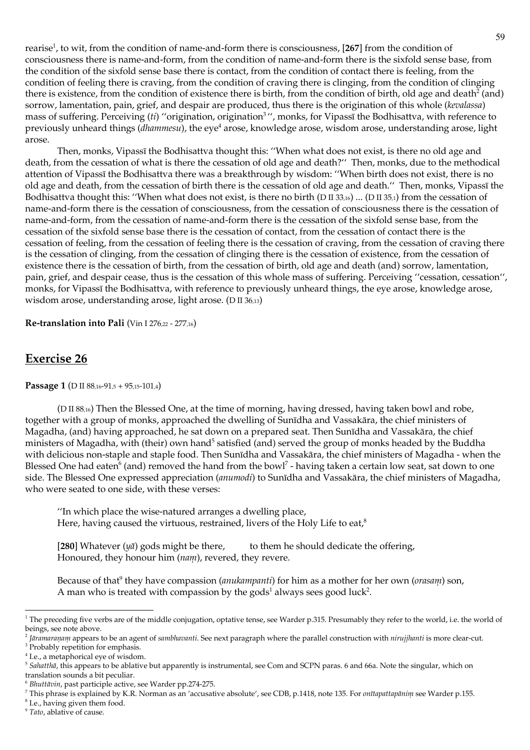rearise[1], to wit, from the condition of name-and-form there is consciousness, [**267**] from the condition of consciousness there is name-and-form, from the condition of name-and-form there is the sixfold sense base, from the condition of the sixfold sense base there is contact, from the condition of contact there is feeling, from the condition of feeling there is craving, from the condition of craving there is clinging, from the condition of clinging there is existence, from the condition of existence there is birth, from the condition of birth, old age and death[2] (and) sorrow, lamentation, pain, grief, and despair are produced, thus there is the origination of this whole (*kevalassa*) mass of suffering. Perceiving (*ti*) ''origination, origination[3]'', monks, for Vipassī the Bodhisattva, with reference to previously unheard things (*dhammesu*), the eye[4] arose, knowledge arose, wisdom arose, understanding arose, light arose.

Then, monks, Vipassī the Bodhisattva thought this: ''When what does not exist, is there no old age and death, from the cessation of what is there the cessation of old age and death?'' Then, monks, due to the methodical attention of Vipassī the Bodhisattva there was a breakthrough by wisdom: ''When birth does not exist, there is no old age and death, from the cessation of birth there is the cessation of old age and death.'' Then, monks, Vipassī the Bodhisattva thought this: ''When what does not exist, is there no birth (D II 33,16) ... (D II 35,1) from the cessation of name-and-form there is the cessation of consciousness, from the cessation of consciousness there is the cessation of name-and-form, from the cessation of name-and-form there is the cessation of the sixfold sense base, from the cessation of the sixfold sense base there is the cessation of contact, from the cessation of contact there is the cessation of feeling, from the cessation of feeling there is the cessation of craving, from the cessation of craving there is the cessation of clinging, from the cessation of clinging there is the cessation of existence, from the cessation of existence there is the cessation of birth, from the cessation of birth, old age and death (and) sorrow, lamentation, pain, grief, and despair cease, thus is the cessation of this whole mass of suffering. Perceiving ''cessation, cessation'', monks, for Vipassī the Bodhisattva, with reference to previously unheard things, the eye arose, knowledge arose, wisdom arose, understanding arose, light arose. (D II 36,13)

**Re-translation into Pali** (Vin I 276,22 - 277,16)

## Exercise 26

**Passage 1** (D II 88,16-91,5 + 95,15-101,4)

(D II 88,16) Then the Blessed One, at the time of morning, having dressed, having taken bowl and robe, together with a group of monks, approached the dwelling of Sunīdha and Vassakāra, the chief ministers of Magadha, (and) having approached, he sat down on a prepared seat. Then Sunīdha and Vassakāra, the chief ministers of Magadha, with (their) own hand[5] satisfied (and) served the group of monks headed by the Buddha with delicious non-staple and staple food. Then Sunīdha and Vassakāra, the chief ministers of Magadha - when the Blessed One had eaten[6] (and) removed the hand from the bowl[7] - having taken a certain low seat, sat down to one side. The Blessed One expressed appreciation (*anumodi*) to Sunīdha and Vassakāra, the chief ministers of Magadha, who were seated to one side, with these verses:

> ''In which place the wise-natured arranges a dwelling place,
> Here, having caused the virtuous, restrained, livers of the Holy Life to eat,[8]
>
> [**280**] Whatever (*yā*) gods might be there, to them he should dedicate the offering,
> Honoured, they honour him (*naṃ*), revered, they revere.
>
> Because of that[9] they have compassion (*anukampanti*) for him as a mother for her own (*orasaṃ*) son,
> A man who is treated with compassion by the gods[1] always sees good luck[2].

---

[1] The preceding five verbs are of the middle conjugation, optative tense, see Warder p.315. Presumably they refer to the world, i.e. the world of beings, see note above.

[2] *Jāramaraṇaṃ* appears to be an agent of *sambhavanti*. See next paragraph where the parallel construction with *nirujjhanti* is more clear-cut.

[3] Probably repetition for emphasis.

[4] I.e., a metaphorical eye of wisdom.

[5] *Sahatthā*, this appears to be ablative but apparently is instrumental, see Com and SCPN paras. 6 and 66a. Note the singular, which on translation sounds a bit peculiar.

[6] *Bhuttāvin*, past participle active, see Warder pp.274-275.

[7] This phrase is explained by K.R. Norman as an 'accusative absolute', see CDB, p.1418, note 135. For *onītapattapāniṃ* see Warder p.155.

[8] I.e., having given them food.

[9] *Tato*, ablative of cause.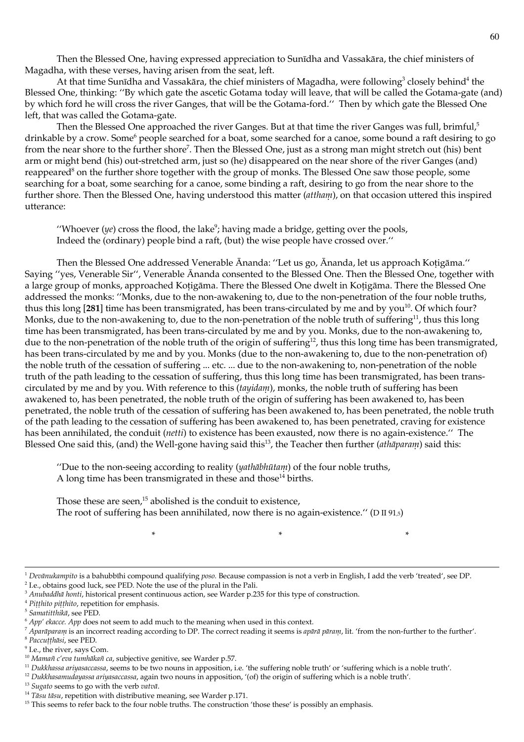Then the Blessed One, having expressed appreciation to Sunīdha and Vassakāra, the chief ministers of Magadha, with these verses, having arisen from the seat, left.

At that time Sunīdha and Vassakāra, the chief ministers of Magadha, were following[3] closely behind[4] the Blessed One, thinking: ''By which gate the ascetic Gotama today will leave, that will be called the Gotama-gate (and) by which ford he will cross the river Ganges, that will be the Gotama-ford.'' Then by which gate the Blessed One left, that was called the Gotama-gate.

Then the Blessed One approached the river Ganges. But at that time the river Ganges was full, brimful,[5] drinkable by a crow. Some[6] people searched for a boat, some searched for a canoe, some bound a raft desiring to go from the near shore to the further shore[7]. Then the Blessed One, just as a strong man might stretch out (his) bent arm or might bend (his) out-stretched arm, just so (he) disappeared on the near shore of the river Ganges (and) reappeared[8] on the further shore together with the group of monks. The Blessed One saw those people, some searching for a boat, some searching for a canoe, some binding a raft, desiring to go from the near shore to the further shore. Then the Blessed One, having understood this matter (*atthaṃ*), on that occasion uttered this inspired utterance:

> ''Whoever (*ye*) cross the flood, the lake[9]; having made a bridge, getting over the pools,
> Indeed the (ordinary) people bind a raft, (but) the wise people have crossed over.''

Then the Blessed One addressed Venerable Ānanda: ''Let us go, Ānanda, let us approach Koṭigāma.'' Saying ''yes, Venerable Sir'', Venerable Ānanda consented to the Blessed One. Then the Blessed One, together with a large group of monks, approached Koṭigāma. There the Blessed One dwelt in Koṭigāma. There the Blessed One addressed the monks: ''Monks, due to the non-awakening to, due to the non-penetration of the four noble truths, thus this long [**281**] time has been transmigrated, has been trans-circulated by me and by you[10]. Of which four? Monks, due to the non-awakening to, due to the non-penetration of the noble truth of suffering[11], thus this long time has been transmigrated, has been trans-circulated by me and by you. Monks, due to the non-awakening to, due to the non-penetration of the noble truth of the origin of suffering[12], thus this long time has been transmigrated, has been trans-circulated by me and by you. Monks (due to the non-awakening to, due to the non-penetration of) the noble truth of the cessation of suffering ... etc. ... due to the non-awakening to, non-penetration of the noble truth of the path leading to the cessation of suffering, thus this long time has been transmigrated, has been trans-circulated by me and by you. With reference to this (*tayidaṃ*), monks, the noble truth of suffering has been awakened to, has been penetrated, the noble truth of the origin of suffering has been awakened to, has been penetrated, the noble truth of the cessation of suffering has been awakened to, has been penetrated, the noble truth of the path leading to the cessation of suffering has been awakened to, has been penetrated, craving for existence has been annihilated, the conduit (*netti*) to existence has been exausted, now there is no again-existence.'' The Blessed One said this, (and) the Well-gone having said this[13], the Teacher then further (*athāparaṃ*) said this:

> ''Due to the non-seeing according to reality (*yathābhūtaṃ*) of the four noble truths,
> A long time has been transmigrated in these and those[14] births.
>
> Those these are seen,[15] abolished is the conduit to existence,
> The root of suffering has been annihilated, now there is no again-existence.'' (D II 91,5)

\* \* \*

---

[1] *Devānukampito* is a bahubbīhi compound qualifying *poso.* Because compassion is not a verb in English, I add the verb 'treated', see DP.

[2] I.e., obtains good luck, see PED. Note the use of the plural in the Pali.

[3] *Anubaddhā honti*, historical present continuous action, see Warder p.235 for this type of construction.

[4] *Piṭṭhito piṭṭhito*, repetition for emphasis.

[5] *Samatitthikā*, see PED.

[6] *App' ekacce. App* does not seem to add much to the meaning when used in this context.

[7] *Aparāparaṃ* is an incorrect reading according to DP. The correct reading it seems is *apārā pāraṃ*, lit. 'from the non-further to the further'.

[8] *Paccuṭṭhāsi*, see PED.

[9] I.e., the river, says Com.

[10] *Mamañ c'eva tumhākañ ca*, subjective genitive, see Warder p.57.

[11] *Dukkhassa ariyasaccassa*, seems to be two nouns in apposition, i.e. 'the suffering noble truth' or 'suffering which is a noble truth'.

[12] *Dukkhasamudayassa ariyasaccassa*, again two nouns in apposition, '(of) the origin of suffering which is a noble truth'.

[13] *Sugato* seems to go with the verb *vatvā*.

[14] *Tāsu tāsu*, repetition with distributive meaning, see Warder p.171.

[15] This seems to refer back to the four noble truths. The construction 'those these' is possibly an emphasis.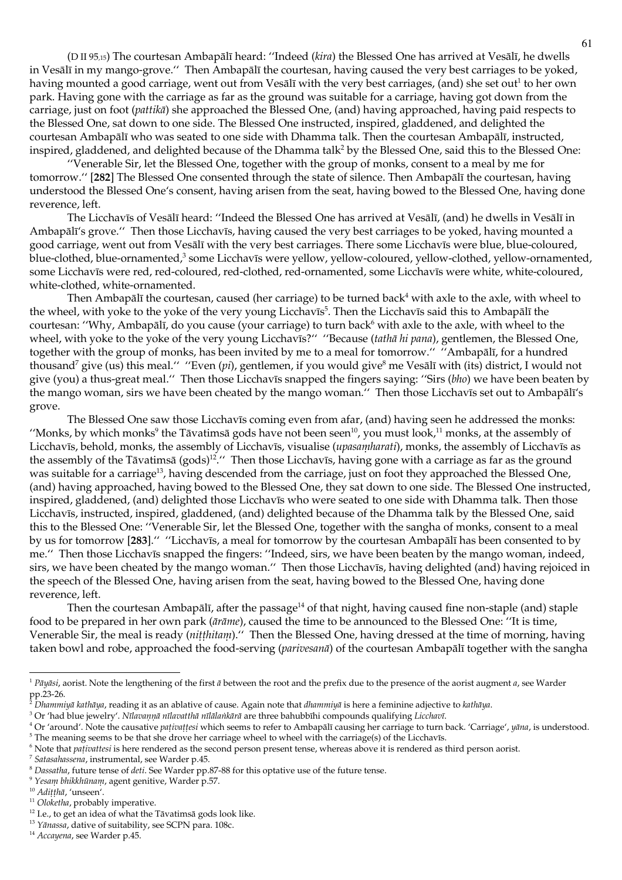(D II 95,15) The courtesan Ambapālī heard: ''Indeed (*kira*) the Blessed One has arrived at Vesālī, he dwells in Vesālī in my mango-grove.'' Then Ambapālī the courtesan, having caused the very best carriages to be yoked, having mounted a good carriage, went out from Vesālī with the very best carriages, (and) she set out[1] to her own park. Having gone with the carriage as far as the ground was suitable for a carriage, having got down from the carriage, just on foot (*pattikā*) she approached the Blessed One, (and) having approached, having paid respects to the Blessed One, sat down to one side. The Blessed One instructed, inspired, gladdened, and delighted the courtesan Ambapālī who was seated to one side with Dhamma talk. Then the courtesan Ambapālī, instructed, inspired, gladdened, and delighted because of the Dhamma talk[2] by the Blessed One, said this to the Blessed One:

''Venerable Sir, let the Blessed One, together with the group of monks, consent to a meal by me for tomorrow.'' [**282**] The Blessed One consented through the state of silence. Then Ambapālī the courtesan, having understood the Blessed One's consent, having arisen from the seat, having bowed to the Blessed One, having done reverence, left.

The Licchavīs of Vesālī heard: ''Indeed the Blessed One has arrived at Vesālī, (and) he dwells in Vesālī in Ambapālī's grove.'' Then those Licchavīs, having caused the very best carriages to be yoked, having mounted a good carriage, went out from Vesālī with the very best carriages. There some Licchavīs were blue, blue-coloured, blue-clothed, blue-ornamented,[3] some Licchavīs were yellow, yellow-coloured, yellow-clothed, yellow-ornamented, some Licchavīs were red, red-coloured, red-clothed, red-ornamented, some Licchavīs were white, white-coloured, white-clothed, white-ornamented.

Then Ambapālī the courtesan, caused (her carriage) to be turned back[4] with axle to the axle, with wheel to the wheel, with yoke to the yoke of the very young Licchavīs[5]. Then the Licchavīs said this to Ambapālī the courtesan: ''Why, Ambapālī, do you cause (your carriage) to turn back[6] with axle to the axle, with wheel to the wheel, with yoke to the yoke of the very young Licchavīs?'' ''Because (*tathā hi pana*), gentlemen, the Blessed One, together with the group of monks, has been invited by me to a meal for tomorrow.'' ''Ambapālī, for a hundred thousand[7] give (us) this meal.'' ''Even (*pi*), gentlemen, if you would give[8] me Vesālī with (its) district, I would not give (you) a thus-great meal.'' Then those Licchavīs snapped the fingers saying: ''Sirs (*bho*) we have been beaten by the mango woman, sirs we have been cheated by the mango woman.'' Then those Licchavīs set out to Ambapālī's grove.

The Blessed One saw those Licchavīs coming even from afar, (and) having seen he addressed the monks: ''Monks, by which monks[9] the Tāvatimsā gods have not been seen[10], you must look,[11] monks, at the assembly of Licchavīs, behold, monks, the assembly of Licchavīs, visualise (*upasaṃharati*), monks, the assembly of Licchavīs as the assembly of the Tāvatimsā (gods)[12].'' Then those Licchavīs, having gone with a carriage as far as the ground was suitable for a carriage[13], having descended from the carriage, just on foot they approached the Blessed One, (and) having approached, having bowed to the Blessed One, they sat down to one side. The Blessed One instructed, inspired, gladdened, (and) delighted those Licchavīs who were seated to one side with Dhamma talk. Then those Licchavīs, instructed, inspired, gladdened, (and) delighted because of the Dhamma talk by the Blessed One, said this to the Blessed One: ''Venerable Sir, let the Blessed One, together with the sangha of monks, consent to a meal by us for tomorrow [**283**].'' ''Licchavīs, a meal for tomorrow by the courtesan Ambapālī has been consented to by me.'' Then those Licchavīs snapped the fingers: ''Indeed, sirs, we have been beaten by the mango woman, indeed, sirs, we have been cheated by the mango woman.'' Then those Licchavīs, having delighted (and) having rejoiced in the speech of the Blessed One, having arisen from the seat, having bowed to the Blessed One, having done reverence, left.

Then the courtesan Ambapālī, after the passage[14] of that night, having caused fine non-staple (and) staple food to be prepared in her own park (*ārāme*), caused the time to be announced to the Blessed One: ''It is time, Venerable Sir, the meal is ready (*niṭṭhitaṃ*).'' Then the Blessed One, having dressed at the time of morning, having taken bowl and robe, approached the food-serving (*parivesanā*) of the courtesan Ambapālī together with the sangha

---

[1] *Pāyāsi*, aorist. Note the lengthening of the first *ā* between the root and the prefix due to the presence of the aorist augment *a*, see Warder pp.23-26.

[2] *Dhammiyā kathāya*, reading it as an ablative of cause. Again note that *dhammiyā* is here a feminine adjective to *kathāya*.

[3] Or 'had blue jewelry'. *Nīlavaṇṇā nīlavatthā nīlālaṅkārā* are three bahubbīhi compounds qualifying *Licchavī*.

[4] Or 'around'. Note the causative *paṭivaṭṭesi* which seems to refer to Ambapālī causing her carriage to turn back. 'Carriage', *yāna*, is understood.

[5] The meaning seems to be that she drove her carriage wheel to wheel with the carriage(s) of the Licchavīs.

[6] Note that *paṭivattesi* is here rendered as the second person present tense, whereas above it is rendered as third person aorist.

[7] *Satasahassena*, instrumental, see Warder p.45.

[8] *Dassatha*, future tense of *deti*. See Warder pp.87-88 for this optative use of the future tense.

[9] *Yesaṃ bhikkhūnaṃ*, agent genitive, Warder p.57.

[10] *Adiṭṭhā*, 'unseen'.

[11] *Oloketha*, probably imperative.

[12] I.e., to get an idea of what the Tāvatimsā gods look like.

[13] *Yānassa*, dative of suitability, see SCPN para. 108c.

[14] *Accayena*, see Warder p.45.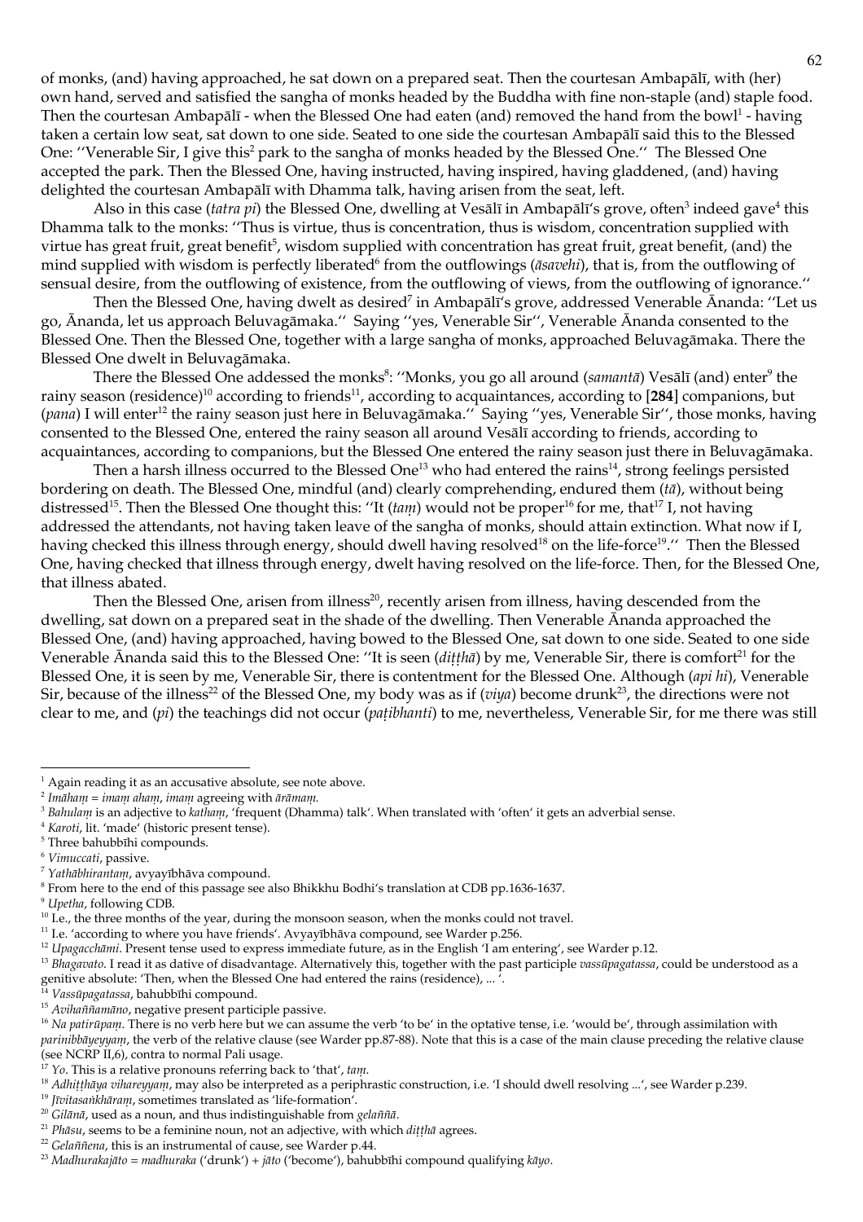of monks, (and) having approached, he sat down on a prepared seat. Then the courtesan Ambapālī, with (her) own hand, served and satisfied the sangha of monks headed by the Buddha with fine non-staple (and) staple food. Then the courtesan Ambapālī - when the Blessed One had eaten (and) removed the hand from the bowl[1] - having taken a certain low seat, sat down to one side. Seated to one side the courtesan Ambapālī said this to the Blessed One: ''Venerable Sir, I give this[2] park to the sangha of monks headed by the Blessed One.'' The Blessed One accepted the park. Then the Blessed One, having instructed, having inspired, having gladdened, (and) having delighted the courtesan Ambapālī with Dhamma talk, having arisen from the seat, left.

Also in this case (*tatra pi*) the Blessed One, dwelling at Vesālī in Ambapālī's grove, often[3] indeed gave[4] this Dhamma talk to the monks: ''Thus is virtue, thus is concentration, thus is wisdom, concentration supplied with virtue has great fruit, great benefit[5], wisdom supplied with concentration has great fruit, great benefit, (and) the mind supplied with wisdom is perfectly liberated[6] from the outflowings (*āsavehi*), that is, from the outflowing of sensual desire, from the outflowing of existence, from the outflowing of views, from the outflowing of ignorance.''

Then the Blessed One, having dwelt as desired[7] in Ambapālī's grove, addressed Venerable Ānanda: ''Let us go, Ānanda, let us approach Beluvagāmaka.'' Saying ''yes, Venerable Sir'', Venerable Ānanda consented to the Blessed One. Then the Blessed One, together with a large sangha of monks, approached Beluvagāmaka. There the Blessed One dwelt in Beluvagāmaka.

There the Blessed One addessed the monks[8]: ''Monks, you go all around (*samantā*) Vesālī (and) enter[9] the rainy season (residence)[10] according to friends[11], according to acquaintances, according to [**284**] companions, but (*pana*) I will enter[12] the rainy season just here in Beluvagāmaka.'' Saying ''yes, Venerable Sir'', those monks, having consented to the Blessed One, entered the rainy season all around Vesālī according to friends, according to acquaintances, according to companions, but the Blessed One entered the rainy season just there in Beluvagāmaka.

Then a harsh illness occurred to the Blessed One[13] who had entered the rains[14], strong feelings persisted bordering on death. The Blessed One, mindful (and) clearly comprehending, endured them (*tā*), without being distressed[15]. Then the Blessed One thought this: ''It (*taṃ*) would not be proper[16] for me, that[17] I, not having addressed the attendants, not having taken leave of the sangha of monks, should attain extinction. What now if I, having checked this illness through energy, should dwell having resolved[18] on the life-force[19].'' Then the Blessed One, having checked that illness through energy, dwelt having resolved on the life-force. Then, for the Blessed One, that illness abated.

Then the Blessed One, arisen from illness[20], recently arisen from illness, having descended from the dwelling, sat down on a prepared seat in the shade of the dwelling. Then Venerable Ānanda approached the Blessed One, (and) having approached, having bowed to the Blessed One, sat down to one side. Seated to one side Venerable Ānanda said this to the Blessed One: ''It is seen (*diṭṭhā*) by me, Venerable Sir, there is comfort[21] for the Blessed One, it is seen by me, Venerable Sir, there is contentment for the Blessed One. Although (*api hi*), Venerable Sir, because of the illness[22] of the Blessed One, my body was as if (*viya*) become drunk[23], the directions were not clear to me, and (*pi*) the teachings did not occur (*paṭibhanti*) to me, nevertheless, Venerable Sir, for me there was still

---

[1] Again reading it as an accusative absolute, see note above.
[2] *Imāhaṃ* = *imaṃ ahaṃ*, *imaṃ* agreeing with *ārāmaṃ*.
[3] *Bahulaṃ* is an adjective to *kathaṃ*, 'frequent (Dhamma) talk'. When translated with 'often' it gets an adverbial sense.
[4] *Karoti*, lit. 'made' (historic present tense).
[5] Three bahubbīhi compounds.
[6] *Vimuccati*, passive.
[7] *Yathābhirantaṃ*, avyayībhāva compound.
[8] From here to the end of this passage see also Bhikkhu Bodhi's translation at CDB pp.1636-1637.
[9] *Upetha*, following CDB.
[10] I.e., the three months of the year, during the monsoon season, when the monks could not travel.
[11] I.e. 'according to where you have friends'. Avyayībhāva compound, see Warder p.256.
[12] *Upagacchāmi*. Present tense used to express immediate future, as in the English 'I am entering', see Warder p.12.
[13] *Bhagavato*. I read it as dative of disadvantage. Alternatively this, together with the past participle *vassūpagatassa*, could be understood as a genitive absolute: 'Then, when the Blessed One had entered the rains (residence), ... '.
[14] *Vassūpagatassa*, bahubbīhi compound.
[15] *Avihaññamāno*, negative present participle passive.
[16] *Na patirūpaṃ*. There is no verb here but we can assume the verb 'to be' in the optative tense, i.e. 'would be', through assimilation with *parinibbāyeyyaṃ*, the verb of the relative clause (see Warder pp.87-88). Note that this is a case of the main clause preceding the relative clause (see NCRP II,6), contra to normal Pali usage.
[17] *Yo*. This is a relative pronouns referring back to 'that', *taṃ*.
[18] *Adhiṭṭhāya vihareyyaṃ*, may also be interpreted as a periphrastic construction, i.e. 'I should dwell resolving ...', see Warder p.239.
[19] *Jīvitasaṅkhāraṃ*, sometimes translated as 'life-formation'.
[20] *Gilānā*, used as a noun, and thus indistinguishable from *gelaññā*.
[21] *Phāsu*, seems to be a feminine noun, not an adjective, with which *diṭṭhā* agrees.
[22] *Gelaññena*, this is an instrumental of cause, see Warder p.44.
[23] *Madhurakajāto* = *madhuraka* ('drunk') + *jāto* ('become'), bahubbīhi compound qualifying *kāyo*.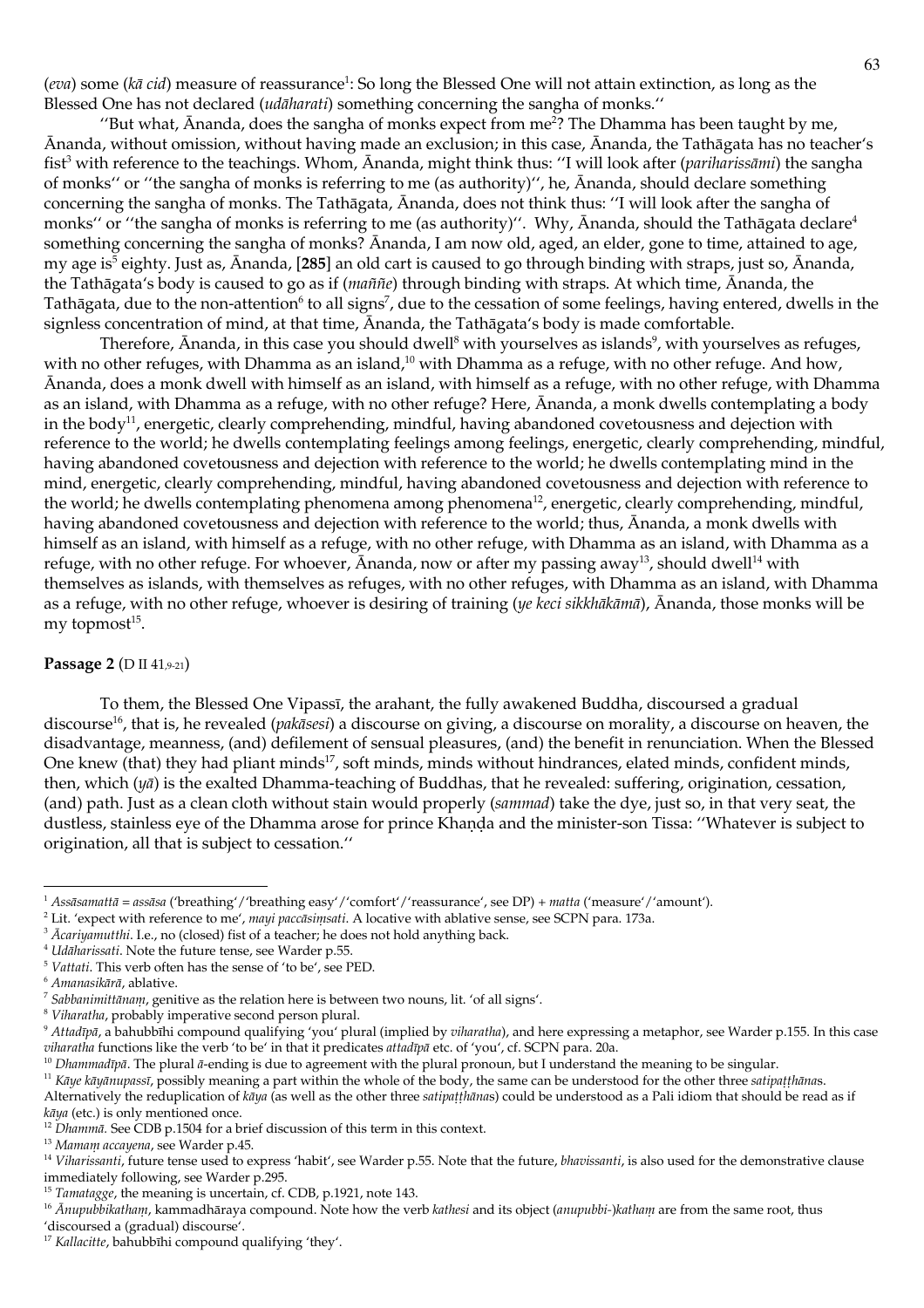(*eva*) some (*kā cid*) measure of reassurance[1]: So long the Blessed One will not attain extinction, as long as the Blessed One has not declared (*udāharati*) something concerning the sangha of monks.''

''But what, Ānanda, does the sangha of monks expect from me[2]? The Dhamma has been taught by me, Ānanda, without omission, without having made an exclusion; in this case, Ānanda, the Tathāgata has no teacher's fist[3] with reference to the teachings. Whom, Ānanda, might think thus: ''I will look after (*pariharissāmi*) the sangha of monks'' or ''the sangha of monks is referring to me (as authority)'', he, Ānanda, should declare something concerning the sangha of monks. The Tathāgata, Ānanda, does not think thus: ''I will look after the sangha of monks'' or ''the sangha of monks is referring to me (as authority)''. Why, Ānanda, should the Tathāgata declare[4] something concerning the sangha of monks? Ānanda, I am now old, aged, an elder, gone to time, attained to age, my age is[5] eighty. Just as, Ānanda, **[285]** an old cart is caused to go through binding with straps, just so, Ānanda, the Tathāgata's body is caused to go as if (*maññe*) through binding with straps. At which time, Ānanda, the Tathāgata, due to the non-attention[6] to all signs[7], due to the cessation of some feelings, having entered, dwells in the signless concentration of mind, at that time, Ānanda, the Tathāgata's body is made comfortable.

Therefore, Ānanda, in this case you should dwell[8] with yourselves as islands[9], with yourselves as refuges, with no other refuges, with Dhamma as an island,[10] with Dhamma as a refuge, with no other refuge. And how, Ānanda, does a monk dwell with himself as an island, with himself as a refuge, with no other refuge, with Dhamma as an island, with Dhamma as a refuge, with no other refuge? Here, Ānanda, a monk dwells contemplating a body in the body[11], energetic, clearly comprehending, mindful, having abandoned covetousness and dejection with reference to the world; he dwells contemplating feelings among feelings, energetic, clearly comprehending, mindful, having abandoned covetousness and dejection with reference to the world; he dwells contemplating mind in the mind, energetic, clearly comprehending, mindful, having abandoned covetousness and dejection with reference to the world; he dwells contemplating phenomena among phenomena[12], energetic, clearly comprehending, mindful, having abandoned covetousness and dejection with reference to the world; thus, Ānanda, a monk dwells with himself as an island, with himself as a refuge, with no other refuge, with Dhamma as an island, with Dhamma as a refuge, with no other refuge. For whoever, Ānanda, now or after my passing away[13], should dwell[14] with themselves as islands, with themselves as refuges, with no other refuges, with Dhamma as an island, with Dhamma as a refuge, with no other refuge, whoever is desiring of training (*ye keci sikkhākāmā*), Ānanda, those monks will be my topmost[15].

**Passage 2** (D II 41,9-21)

To them, the Blessed One Vipassī, the arahant, the fully awakened Buddha, discoursed a gradual discourse[16], that is, he revealed (*pakāsesi*) a discourse on giving, a discourse on morality, a discourse on heaven, the disadvantage, meanness, (and) defilement of sensual pleasures, (and) the benefit in renunciation. When the Blessed One knew (that) they had pliant minds[17], soft minds, minds without hindrances, elated minds, confident minds, then, which (*yā*) is the exalted Dhamma-teaching of Buddhas, that he revealed: suffering, origination, cessation, (and) path. Just as a clean cloth without stain would properly (*sammad*) take the dye, just so, in that very seat, the dustless, stainless eye of the Dhamma arose for prince Khaṇḍa and the minister-son Tissa: ''Whatever is subject to origination, all that is subject to cessation.''

---

[1] *Assāsamattā* = *assāsa* ('breathing'/'breathing easy'/'comfort'/'reassurance', see DP) + *matta* ('measure'/'amount').

[2] Lit. 'expect with reference to me', *mayi paccāsiṃsati*. A locative with ablative sense, see SCPN para. 173a.

[3] *Ācariyamuṭṭhi*. I.e., no (closed) fist of a teacher; he does not hold anything back.

[4] *Udāharissati*. Note the future tense, see Warder p.55.

[5] *Vattati*. This verb often has the sense of 'to be', see PED.

[6] *Amanasikārā*, ablative.

[7] *Sabbanimittānaṃ*, genitive as the relation here is between two nouns, lit. 'of all signs'.

[8] *Viharatha*, probably imperative second person plural.

[9] *Attadīpā*, a bahubbīhi compound qualifying 'you' plural (implied by *viharatha*), and here expressing a metaphor, see Warder p.155. In this case *viharatha* functions like the verb 'to be' in that it predicates *attadīpā* etc. of 'you', cf. SCPN para. 20a.

[10] *Dhammadīpā*. The plural *ā*-ending is due to agreement with the plural pronoun, but I understand the meaning to be singular.

[11] *Kāye kāyānupassī*, possibly meaning a part within the whole of the body, the same can be understood for the other three *satipaṭṭhāna*s. Alternatively the reduplication of *kāya* (as well as the other three *satipaṭṭhāna*s) could be understood as a Pali idiom that should be read as if *kāya* (etc.) is only mentioned once.

[12] *Dhammā*. See CDB p.1504 for a brief discussion of this term in this context.

[13] *Mamaṃ accayena*, see Warder p.45.

[14] *Viharissanti*, future tense used to express 'habit', see Warder p.55. Note that the future, *bhavissanti*, is also used for the demonstrative clause immediately following, see Warder p.295.

[15] *Tamatagge*, the meaning is uncertain, cf. CDB, p.1921, note 143.

[16] *Ānupubbikathaṃ*, kammadhāraya compound. Note how the verb *kathesi* and its object (*anupubbi-*)*kathaṃ* are from the same root, thus 'discoursed a (gradual) discourse'.

[17] *Kallacitte*, bahubbīhi compound qualifying 'they'.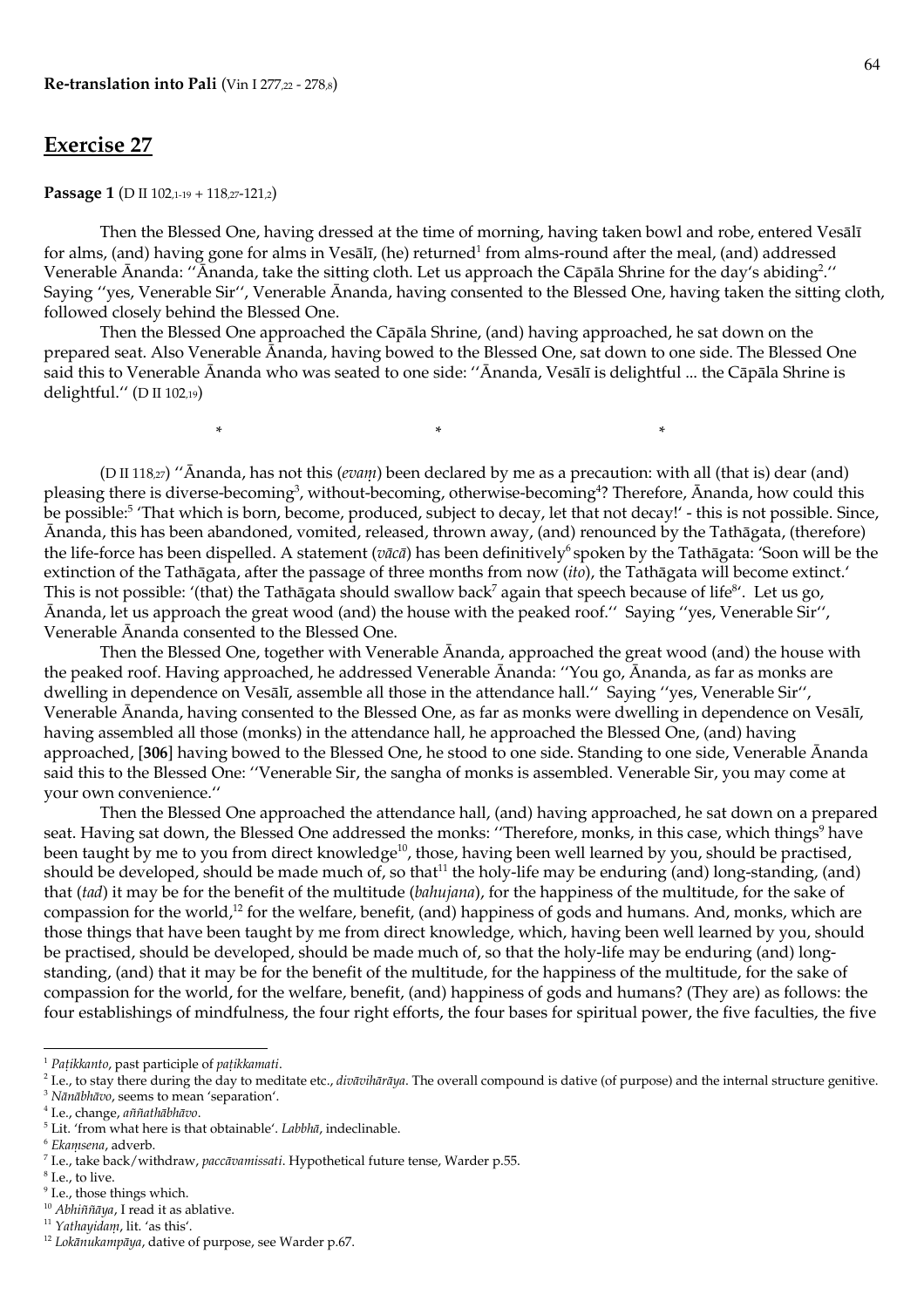**Re-translation into Pali** (Vin I 277,22 - 278,8)

## Exercise 27

**Passage 1** (D II 102,1-19 + 118,27-121,2)

Then the Blessed One, having dressed at the time of morning, having taken bowl and robe, entered Vesālī for alms, (and) having gone for alms in Vesālī, (he) returned[1] from alms-round after the meal, (and) addressed Venerable Ānanda: ''Ānanda, take the sitting cloth. Let us approach the Cāpāla Shrine for the day's abiding[2].'' Saying ''yes, Venerable Sir'', Venerable Ānanda, having consented to the Blessed One, having taken the sitting cloth, followed closely behind the Blessed One.

Then the Blessed One approached the Cāpāla Shrine, (and) having approached, he sat down on the prepared seat. Also Venerable Ānanda, having bowed to the Blessed One, sat down to one side. The Blessed One said this to Venerable Ānanda who was seated to one side: ''Ānanda, Vesālī is delightful ... the Cāpāla Shrine is delightful.'' (D II 102,19)

\* \* \*

(D II 118,27) ''Ānanda, has not this (*evaṃ*) been declared by me as a precaution: with all (that is) dear (and) pleasing there is diverse-becoming[3], without-becoming, otherwise-becoming[4]? Therefore, Ānanda, how could this be possible:[5] 'That which is born, become, produced, subject to decay, let that not decay!' - this is not possible. Since, Ānanda, this has been abandoned, vomited, released, thrown away, (and) renounced by the Tathāgata, (therefore) the life-force has been dispelled. A statement (*vācā*) has been definitively[6] spoken by the Tathāgata: 'Soon will be the extinction of the Tathāgata, after the passage of three months from now (*ito*), the Tathāgata will become extinct.' This is not possible: '(that) the Tathāgata should swallow back[7] again that speech because of life[8]'. Let us go, Ānanda, let us approach the great wood (and) the house with the peaked roof.'' Saying ''yes, Venerable Sir'', Venerable Ānanda consented to the Blessed One.

Then the Blessed One, together with Venerable Ānanda, approached the great wood (and) the house with the peaked roof. Having approached, he addressed Venerable Ānanda: ''You go, Ānanda, as far as monks are dwelling in dependence on Vesālī, assemble all those in the attendance hall.'' Saying ''yes, Venerable Sir'', Venerable Ānanda, having consented to the Blessed One, as far as monks were dwelling in dependence on Vesālī, having assembled all those (monks) in the attendance hall, he approached the Blessed One, (and) having approached, [**306**] having bowed to the Blessed One, he stood to one side. Standing to one side, Venerable Ānanda said this to the Blessed One: ''Venerable Sir, the sangha of monks is assembled. Venerable Sir, you may come at your own convenience.''

Then the Blessed One approached the attendance hall, (and) having approached, he sat down on a prepared seat. Having sat down, the Blessed One addressed the monks: ''Therefore, monks, in this case, which things[9] have been taught by me to you from direct knowledge[10], those, having been well learned by you, should be practised, should be developed, should be made much of, so that[11] the holy-life may be enduring (and) long-standing, (and) that (*tad*) it may be for the benefit of the multitude (*bahujana*), for the happiness of the multitude, for the sake of compassion for the world,[12] for the welfare, benefit, (and) happiness of gods and humans. And, monks, which are those things that have been taught by me from direct knowledge, which, having been well learned by you, should be practised, should be developed, should be made much of, so that the holy-life may be enduring (and) long-standing, (and) that it may be for the benefit of the multitude, for the happiness of the multitude, for the sake of compassion for the world, for the welfare, benefit, (and) happiness of gods and humans? (They are) as follows: the four establishings of mindfulness, the four right efforts, the four bases for spiritual power, the five faculties, the five

---

[1] *Paṭikkanto*, past participle of *paṭikkamati*.
[2] I.e., to stay there during the day to meditate etc., *divāvihārāya*. The overall compound is dative (of purpose) and the internal structure genitive.
[3] *Nānābhāvo*, seems to mean 'separation'.
[4] I.e., change, *aññathābhāvo*.
[5] Lit. 'from what here is that obtainable'. *Labbhā*, indeclinable.
[6] *Ekaṃsena*, adverb.
[7] I.e., take back/withdraw, *paccāvamissati*. Hypothetical future tense, Warder p.55.
[8] I.e., to live.
[9] I.e., those things which.
[10] *Abhiññāya*, I read it as ablative.
[11] *Yathayidaṃ*, lit. 'as this'.
[12] *Lokānukampāya*, dative of purpose, see Warder p.67.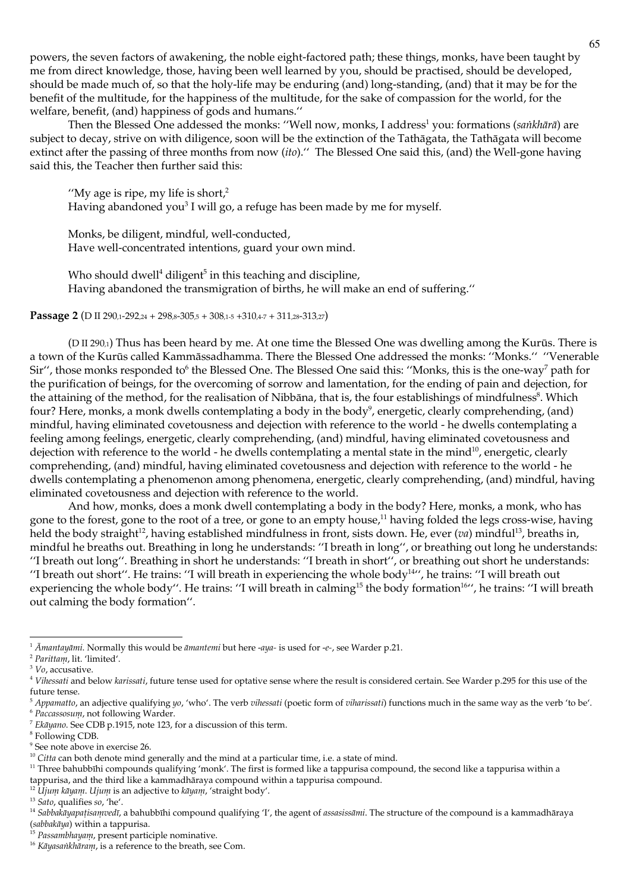powers, the seven factors of awakening, the noble eight-factored path; these things, monks, have been taught by me from direct knowledge, those, having been well learned by you, should be practised, should be developed, should be made much of, so that the holy-life may be enduring (and) long-standing, (and) that it may be for the benefit of the multitude, for the happiness of the multitude, for the sake of compassion for the world, for the welfare, benefit, (and) happiness of gods and humans.''

Then the Blessed One addessed the monks: ''Well now, monks, I address[1] you: formations (*saṅkhārā*) are subject to decay, strive on with diligence, soon will be the extinction of the Tathāgata, the Tathāgata will become extinct after the passing of three months from now (*ito*).'' The Blessed One said this, (and) the Well-gone having said this, the Teacher then further said this:

> ''My age is ripe, my life is short,[2]
> Having abandoned you[3] I will go, a refuge has been made by me for myself.
>
> Monks, be diligent, mindful, well-conducted,
> Have well-concentrated intentions, guard your own mind.
>
> Who should dwell[4] diligent[5] in this teaching and discipline,
> Having abandoned the transmigration of births, he will make an end of suffering.''

**Passage 2** (D II 290,1-292,24 + 298,8-305,5 + 308,1-5 +310,4-7 + 311,28-313,27)

(D II 290,1) Thus has been heard by me. At one time the Blessed One was dwelling among the Kurūs. There is a town of the Kurūs called Kammāssadhamma. There the Blessed One addressed the monks: ''Monks.'' ''Venerable Sir'', those monks responded to[6] the Blessed One. The Blessed One said this: ''Monks, this is the one-way[7] path for the purification of beings, for the overcoming of sorrow and lamentation, for the ending of pain and dejection, for the attaining of the method, for the realisation of Nibbāna, that is, the four establishings of mindfulness[8]. Which four? Here, monks, a monk dwells contemplating a body in the body[9], energetic, clearly comprehending, (and) mindful, having eliminated covetousness and dejection with reference to the world - he dwells contemplating a feeling among feelings, energetic, clearly comprehending, (and) mindful, having eliminated covetousness and dejection with reference to the world - he dwells contemplating a mental state in the mind[10], energetic, clearly comprehending, (and) mindful, having eliminated covetousness and dejection with reference to the world - he dwells contemplating a phenomenon among phenomena, energetic, clearly comprehending, (and) mindful, having eliminated covetousness and dejection with reference to the world.

And how, monks, does a monk dwell contemplating a body in the body? Here, monks, a monk, who has gone to the forest, gone to the root of a tree, or gone to an empty house,[11] having folded the legs cross-wise, having held the body straight[12], having established mindfulness in front, sists down. He, ever (*va*) mindful[13], breaths in, mindful he breaths out. Breathing in long he understands: ''I breath in long'', or breathing out long he understands: ''I breath out long''. Breathing in short he understands: ''I breath in short'', or breathing out short he understands: ''I breath out short''. He trains: ''I will breath in experiencing the whole body[14]'', he trains: ''I will breath out experiencing the whole body''. He trains: ''I will breath in calming[15] the body formation[16]'', he trains: ''I will breath out calming the body formation''.

---

[1] *Āmantayāmi*. Normally this would be *āmantemi* but here *-aya-* is used for *-e-*, see Warder p.21.
[2] *Parittaṃ*, lit. 'limited'.
[3] *Vo*, accusative.
[4] *Vihessati* and below *karissati*, future tense used for optative sense where the result is considered certain. See Warder p.295 for this use of the future tense.
[5] *Appamatto*, an adjective qualifying *yo*, 'who'. The verb *vihessati* (poetic form of *viharissati*) functions much in the same way as the verb 'to be'.
[6] *Paccassosuṃ*, not following Warder.
[7] *Ekāyano*. See CDB p.1915, note 123, for a discussion of this term.
[8] Following CDB.
[9] See note above in exercise 26.
[10] *Citta* can both denote mind generally and the mind at a particular time, i.e. a state of mind.
[11] Three bahubbīhi compounds qualifying 'monk'. The first is formed like a tappurisa compound, the second like a tappurisa within a tappurisa, and the third like a kammadhāraya compound within a tappurisa compound.
[12] *Ujuṃ kāyaṃ*. *Ujuṃ* is an adjective to *kāyaṃ*, 'straight body'.
[13] *Sato*, qualifies *so*, 'he'.
[14] *Sabbakāyapaṭisaṃvedī*, a bahubbīhi compound qualifying 'I', the agent of *assasissāmi*. The structure of the compound is a kammadhāraya (*sabbakāya*) within a tappurisa.
[15] *Passambhayaṃ*, present participle nominative.
[16] *Kāyasaṅkhāraṃ*, is a reference to the breath, see Com.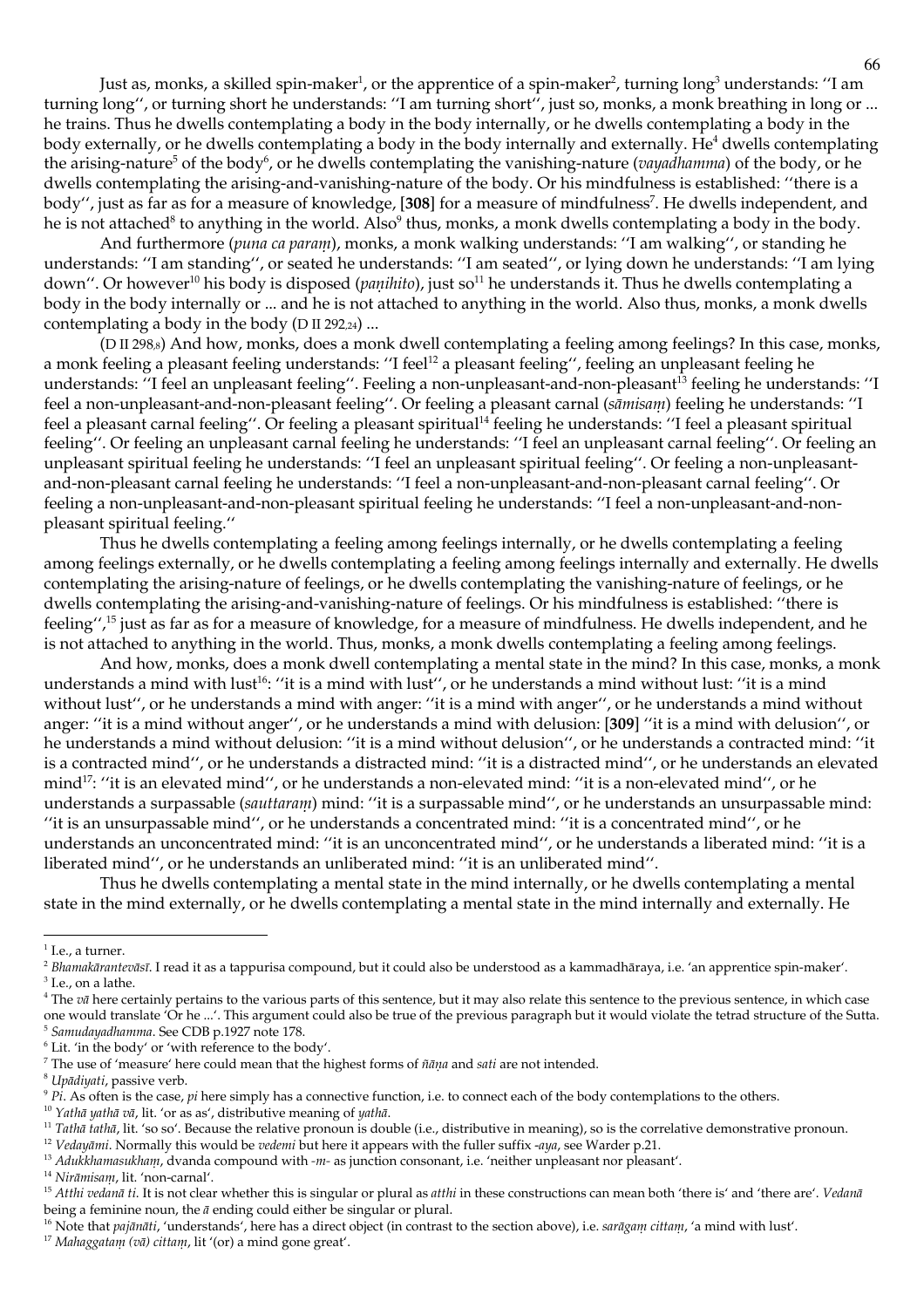Just as, monks, a skilled spin-maker[1], or the apprentice of a spin-maker[2], turning long[3] understands: ''I am turning long'', or turning short he understands: ''I am turning short'', just so, monks, a monk breathing in long or ... he trains. Thus he dwells contemplating a body in the body internally, or he dwells contemplating a body in the body externally, or he dwells contemplating a body in the body internally and externally. He[4] dwells contemplating the arising-nature[5] of the body[6], or he dwells contemplating the vanishing-nature (*vayadhamma*) of the body, or he dwells contemplating the arising-and-vanishing-nature of the body. Or his mindfulness is established: ''there is a body'', just as far as for a measure of knowledge, [**308**] for a measure of mindfulness[7]. He dwells independent, and he is not attached[8] to anything in the world. Also[9] thus, monks, a monk dwells contemplating a body in the body.

And furthermore (*puna ca paraṃ*), monks, a monk walking understands: ''I am walking'', or standing he understands: ''I am standing'', or seated he understands: ''I am seated'', or lying down he understands: ''I am lying down''. Or however[10] his body is disposed (*paṇihito*), just so[11] he understands it. Thus he dwells contemplating a body in the body internally or ... and he is not attached to anything in the world. Also thus, monks, a monk dwells contemplating a body in the body (D II 292,24) ...

(D II 298,8) And how, monks, does a monk dwell contemplating a feeling among feelings? In this case, monks, a monk feeling a pleasant feeling understands: ''I feel[12] a pleasant feeling'', feeling an unpleasant feeling he understands: ''I feel an unpleasant feeling''. Feeling a non-unpleasant-and-non-pleasant[13] feeling he understands: ''I feel a non-unpleasant-and-non-pleasant feeling''. Or feeling a pleasant carnal (*sāmisaṃ*) feeling he understands: ''I feel a pleasant carnal feeling''. Or feeling a pleasant spiritual[14] feeling he understands: ''I feel a pleasant spiritual feeling''. Or feeling an unpleasant carnal feeling he understands: ''I feel an unpleasant carnal feeling''. Or feeling an unpleasant spiritual feeling he understands: ''I feel an unpleasant spiritual feeling''. Or feeling a non-unpleasant-and-non-pleasant carnal feeling he understands: ''I feel a non-unpleasant-and-non-pleasant carnal feeling''. Or feeling a non-unpleasant-and-non-pleasant spiritual feeling he understands: ''I feel a non-unpleasant-and-non-pleasant spiritual feeling.''

Thus he dwells contemplating a feeling among feelings internally, or he dwells contemplating a feeling among feelings externally, or he dwells contemplating a feeling among feelings internally and externally. He dwells contemplating the arising-nature of feelings, or he dwells contemplating the vanishing-nature of feelings, or he dwells contemplating the arising-and-vanishing-nature of feelings. Or his mindfulness is established: ''there is feeling'',[15] just as far as for a measure of knowledge, for a measure of mindfulness. He dwells independent, and he is not attached to anything in the world. Thus, monks, a monk dwells contemplating a feeling among feelings.

And how, monks, does a monk dwell contemplating a mental state in the mind? In this case, monks, a monk understands a mind with lust[16]: ''it is a mind with lust'', or he understands a mind without lust: ''it is a mind without lust'', or he understands a mind with anger: ''it is a mind with anger'', or he understands a mind without anger: ''it is a mind without anger'', or he understands a mind with delusion: [**309**] ''it is a mind with delusion'', or he understands a mind without delusion: ''it is a mind without delusion'', or he understands a contracted mind: ''it is a contracted mind'', or he understands a distracted mind: ''it is a distracted mind'', or he understands an elevated mind[17]: ''it is an elevated mind'', or he understands a non-elevated mind: ''it is a non-elevated mind'', or he understands a surpassable (*sauttaraṃ*) mind: ''it is a surpassable mind'', or he understands an unsurpassable mind: ''it is an unsurpassable mind'', or he understands a concentrated mind: ''it is a concentrated mind'', or he understands an unconcentrated mind: ''it is an unconcentrated mind'', or he understands a liberated mind: ''it is a liberated mind'', or he understands an unliberated mind: ''it is an unliberated mind''.

Thus he dwells contemplating a mental state in the mind internally, or he dwells contemplating a mental state in the mind externally, or he dwells contemplating a mental state in the mind internally and externally. He

---

[1] I.e., a turner.

[2] *Bhamakārantevāsī*. I read it as a tappurisa compound, but it could also be understood as a kammadhāraya, i.e. 'an apprentice spin-maker'.

[3] I.e., on a lathe.

[4] The *vā* here certainly pertains to the various parts of this sentence, but it may also relate this sentence to the previous sentence, in which case one would translate 'Or he ...'. This argument could also be true of the previous paragraph but it would violate the tetrad structure of the Sutta.

[5] *Samudayadhamma*. See CDB p.1927 note 178.

[6] Lit. 'in the body' or 'with reference to the body'.

[7] The use of 'measure' here could mean that the highest forms of *ñāṇa* and *sati* are not intended.

[8] *Upādiyati*, passive verb.

[9] *Pi*. As often is the case, *pi* here simply has a connective function, i.e. to connect each of the body contemplations to the others.

[10] *Yathā yathā vā*, lit. 'or as as', distributive meaning of *yathā*.

[11] *Tathā tathā*, lit. 'so so'. Because the relative pronoun is double (i.e., distributive in meaning), so is the correlative demonstrative pronoun.

[12] *Vedayāmi*. Normally this would be *vedemi* but here it appears with the fuller suffix *-aya*, see Warder p.21.

[13] *Adukkhamasukhaṃ*, dvanda compound with *-m-* as junction consonant, i.e. 'neither unpleasant nor pleasant'.

[14] *Nirāmisaṃ*, lit. 'non-carnal'.

[15] *Atthi vedanā ti*. It is not clear whether this is singular or plural as *atthi* in these constructions can mean both 'there is' and 'there are'. *Vedanā* being a feminine noun, the *ā* ending could either be singular or plural.

[16] Note that *pajānāti*, 'understands', here has a direct object (in contrast to the section above), i.e. *sarāgaṃ cittaṃ*, 'a mind with lust'.

[17] *Mahaggataṃ (vā) cittaṃ*, lit '(or) a mind gone great'.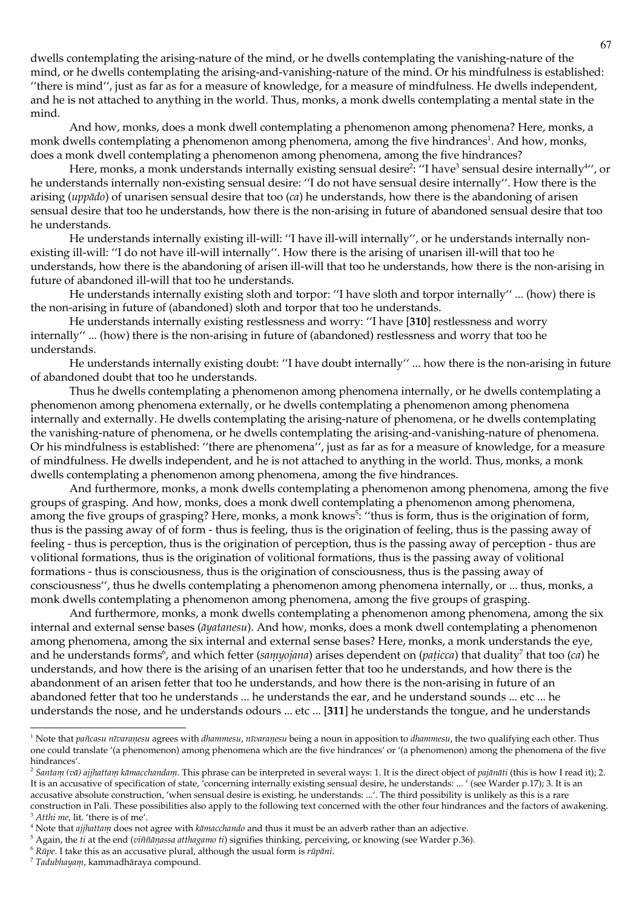dwells contemplating the arising-nature of the mind, or he dwells contemplating the vanishing-nature of the mind, or he dwells contemplating the arising-and-vanishing-nature of the mind. Or his mindfulness is established: ''there is mind'', just as far as for a measure of knowledge, for a measure of mindfulness. He dwells independent, and he is not attached to anything in the world. Thus, monks, a monk dwells contemplating a mental state in the mind.

And how, monks, does a monk dwell contemplating a phenomenon among phenomena? Here, monks, a monk dwells contemplating a phenomenon among phenomena, among the five hindrances[1]. And how, monks, does a monk dwell contemplating a phenomenon among phenomena, among the five hindrances?

Here, monks, a monk understands internally existing sensual desire[2]: ''I have[3] sensual desire internally[4]'', or he understands internally non-existing sensual desire: ''I do not have sensual desire internally''. How there is the arising (*uppādo*) of unarisen sensual desire that too (*ca*) he understands, how there is the abandoning of arisen sensual desire that too he understands, how there is the non-arising in future of abandoned sensual desire that too he understands.

He understands internally existing ill-will: ''I have ill-will internally'', or he understands internally non-existing ill-will: ''I do not have ill-will internally''. How there is the arising of unarisen ill-will that too he understands, how there is the abandoning of arisen ill-will that too he understands, how there is the non-arising in future of abandoned ill-will that too he understands.

He understands internally existing sloth and torpor: ''I have sloth and torpor internally'' ... (how) there is the non-arising in future of (abandoned) sloth and torpor that too he understands.

He understands internally existing restlessness and worry: ''I have [**310**] restlessness and worry internally'' ... (how) there is the non-arising in future of (abandoned) restlessness and worry that too he understands.

He understands internally existing doubt: ''I have doubt internally'' ... how there is the non-arising in future of abandoned doubt that too he understands.

Thus he dwells contemplating a phenomenon among phenomena internally, or he dwells contemplating a phenomenon among phenomena externally, or he dwells contemplating a phenomenon among phenomena internally and externally. He dwells contemplating the arising-nature of phenomena, or he dwells contemplating the vanishing-nature of phenomena, or he dwells contemplating the arising-and-vanishing-nature of phenomena. Or his mindfulness is established: ''there are phenomena'', just as far as for a measure of knowledge, for a measure of mindfulness. He dwells independent, and he is not attached to anything in the world. Thus, monks, a monk dwells contemplating a phenomenon among phenomena, among the five hindrances.

And furthermore, monks, a monk dwells contemplating a phenomenon among phenomena, among the five groups of grasping. And how, monks, does a monk dwell contemplating a phenomenon among phenomena, among the five groups of grasping? Here, monks, a monk knows[5]: ''thus is form, thus is the origination of form, thus is the passing away of of form - thus is feeling, thus is the origination of feeling, thus is the passing away of feeling - thus is perception, thus is the origination of perception, thus is the passing away of perception - thus are volitional formations, thus is the origination of volitional formations, thus is the passing away of volitional formations - thus is consciousness, thus is the origination of consciousness, thus is the passing away of consciousness'', thus he dwells contemplating a phenomenon among phenomena internally, or ... thus, monks, a monk dwells contemplating a phenomenon among phenomena, among the five groups of grasping.

And furthermore, monks, a monk dwells contemplating a phenomenon among phenomena, among the six internal and external sense bases (*āyatanesu*). And how, monks, does a monk dwell contemplating a phenomenon among phenomena, among the six internal and external sense bases? Here, monks, a monk understands the eye, and he understands forms[6], and which fetter (*saṃyojana*) arises dependent on (*paṭicca*) that duality[7] that too (*ca*) he understands, and how there is the arising of an unarisen fetter that too he understands, and how there is the abandonment of an arisen fetter that too he understands, and how there is the non-arising in future of an abandoned fetter that too he understands ... he understands the ear, and he understand sounds ... etc ... he understands the nose, and he understands odours ... etc ... [**311**] he understands the tongue, and he understands

---

[1] Note that *pañcasu nīvaraṇesu* agrees with *dhammesu*, *nīvaraṇesu* being a noun in apposition to *dhammesu*, the two qualifying each other. Thus one could translate '(a phenomenon) among phenomena which are the five hindrances' or '(a phenomenon) among the phenomena of the five hindrances'.

[2] *Santaṃ (vā) ajjhattaṃ kāmacchandaṃ*. This phrase can be interpreted in several ways: 1. It is the direct object of *pajānāti* (this is how I read it); 2. It is an accusative of specification of state, 'concerning internally existing sensual desire, he understands: ... ' (see Warder p.17); 3. It is an accusative absolute construction, 'when sensual desire is existing, he understands: ...'. The third possibility is unlikely as this is a rare construction in Pali. These possibilities also apply to the following text concerned with the other four hindrances and the factors of awakening.

[3] *Atthi me*, lit. 'there is of me'.

[4] Note that *ajjhattaṃ* does not agree with *kāmacchando* and thus it must be an adverb rather than an adjective.

[5] Again, the *ti* at the end (*viññāṇassa atthagamo ti*) signifies thinking, perceiving, or knowing (see Warder p.36).

[6] *Rūpe*. I take this as an accusative plural, although the usual form is *rūpāni*.

[7] *Tadubhayaṃ*, kammadhāraya compound.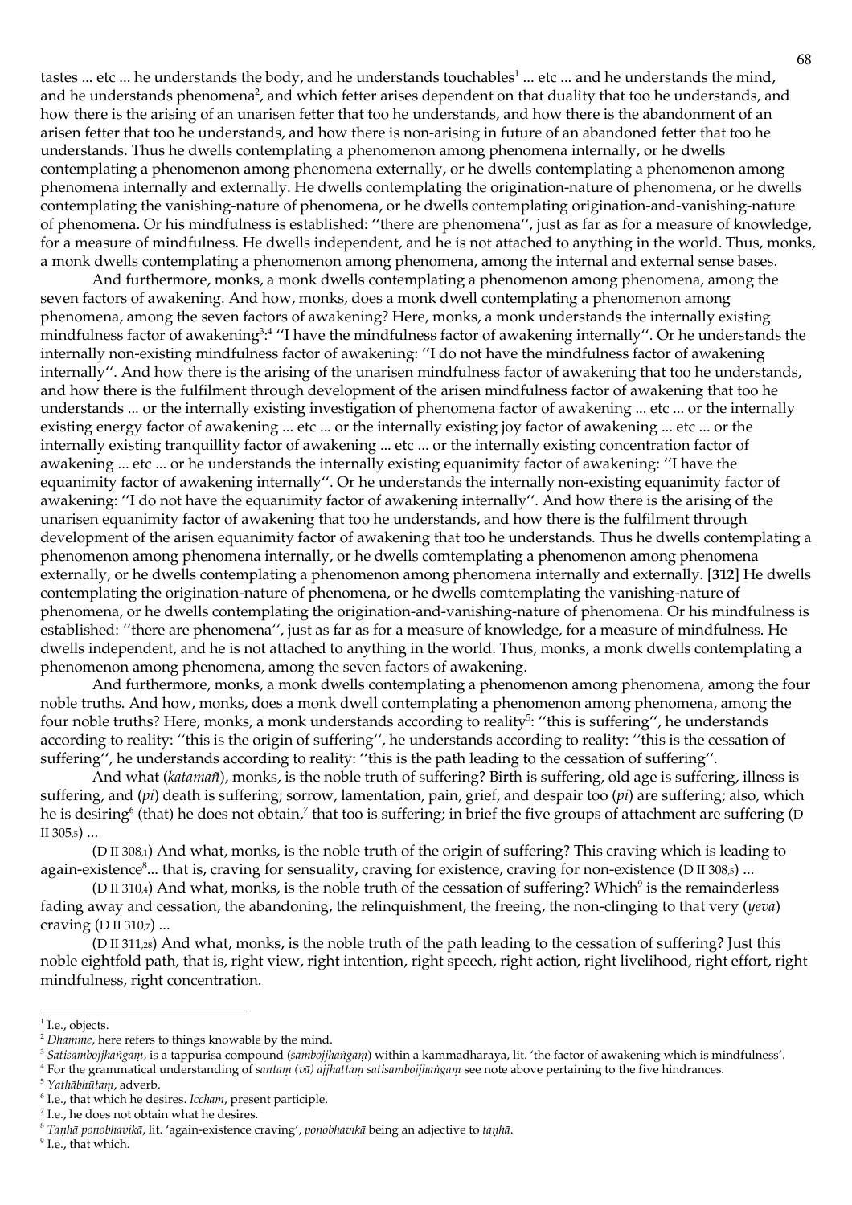tastes ... etc ... he understands the body, and he understands touchables[1] ... etc ... and he understands the mind, and he understands phenomena[2], and which fetter arises dependent on that duality that too he understands, and how there is the arising of an unarisen fetter that too he understands, and how there is the abandonment of an arisen fetter that too he understands, and how there is non-arising in future of an abandoned fetter that too he understands. Thus he dwells contemplating a phenomenon among phenomena internally, or he dwells contemplating a phenomenon among phenomena externally, or he dwells contemplating a phenomenon among phenomena internally and externally. He dwells contemplating the origination-nature of phenomena, or he dwells contemplating the vanishing-nature of phenomena, or he dwells contemplating origination-and-vanishing-nature of phenomena. Or his mindfulness is established: ''there are phenomena'', just as far as for a measure of knowledge, for a measure of mindfulness. He dwells independent, and he is not attached to anything in the world. Thus, monks, a monk dwells contemplating a phenomenon among phenomena, among the internal and external sense bases.

And furthermore, monks, a monk dwells contemplating a phenomenon among phenomena, among the seven factors of awakening. And how, monks, does a monk dwell contemplating a phenomenon among phenomena, among the seven factors of awakening? Here, monks, a monk understands the internally existing mindfulness factor of awakening[3]:[4] ''I have the mindfulness factor of awakening internally''. Or he understands the internally non-existing mindfulness factor of awakening: ''I do not have the mindfulness factor of awakening internally''. And how there is the arising of the unarisen mindfulness factor of awakening that too he understands, and how there is the fulfilment through development of the arisen mindfulness factor of awakening that too he understands ... or the internally existing investigation of phenomena factor of awakening ... etc ... or the internally existing energy factor of awakening ... etc ... or the internally existing joy factor of awakening ... etc ... or the internally existing tranquillity factor of awakening ... etc ... or the internally existing concentration factor of awakening ... etc ... or he understands the internally existing equanimity factor of awakening: ''I have the equanimity factor of awakening internally''. Or he understands the internally non-existing equanimity factor of awakening: ''I do not have the equanimity factor of awakening internally''. And how there is the arising of the unarisen equanimity factor of awakening that too he understands, and how there is the fulfilment through development of the arisen equanimity factor of awakening that too he understands. Thus he dwells contemplating a phenomenon among phenomena internally, or he dwells comtemplating a phenomenon among phenomena externally, or he dwells contemplating a phenomenon among phenomena internally and externally. [**312**] He dwells contemplating the origination-nature of phenomena, or he dwells comtemplating the vanishing-nature of phenomena, or he dwells contemplating the origination-and-vanishing-nature of phenomena. Or his mindfulness is established: ''there are phenomena'', just as far as for a measure of knowledge, for a measure of mindfulness. He dwells independent, and he is not attached to anything in the world. Thus, monks, a monk dwells contemplating a phenomenon among phenomena, among the seven factors of awakening.

And furthermore, monks, a monk dwells contemplating a phenomenon among phenomena, among the four noble truths. And how, monks, does a monk dwell contemplating a phenomenon among phenomena, among the four noble truths? Here, monks, a monk understands according to reality[5]: ''this is suffering'', he understands according to reality: ''this is the origin of suffering'', he understands according to reality: ''this is the cessation of suffering'', he understands according to reality: ''this is the path leading to the cessation of suffering''.

And what (*katamañ*), monks, is the noble truth of suffering? Birth is suffering, old age is suffering, illness is suffering, and (*pi*) death is suffering; sorrow, lamentation, pain, grief, and despair too (*pi*) are suffering; also, which he is desiring[6] (that) he does not obtain,[7] that too is suffering; in brief the five groups of attachment are suffering (D II 305,5) ...

(D II 308,1) And what, monks, is the noble truth of the origin of suffering? This craving which is leading to again-existence[8]... that is, craving for sensuality, craving for existence, craving for non-existence (D II 308,5) ...

(D II 310,4) And what, monks, is the noble truth of the cessation of suffering? Which[9] is the remainderless fading away and cessation, the abandoning, the relinquishment, the freeing, the non-clinging to that very (*yeva*) craving (D II 310,7) ...

(D II 311,28) And what, monks, is the noble truth of the path leading to the cessation of suffering? Just this noble eightfold path, that is, right view, right intention, right speech, right action, right livelihood, right effort, right mindfulness, right concentration.

---

[1] I.e., objects.

[2] *Dhamme*, here refers to things knowable by the mind.

[3] *Satisambojjhaṅgaṃ*, is a tappurisa compound (*sambojjhaṅgaṃ*) within a kammadhāraya, lit. 'the factor of awakening which is mindfulness'.

[4] For the grammatical understanding of *santaṃ (vā) ajjhattaṃ satisambojjhaṅgaṃ* see note above pertaining to the five hindrances.

[5] *Yathābhūtaṃ*, adverb.

[6] I.e., that which he desires. *Icchaṃ*, present participle.

[7] I.e., he does not obtain what he desires.

[8] *Taṇhā ponobhavikā*, lit. 'again-existence craving', *ponobhavikā* being an adjective to *taṇhā*.

[9] I.e., that which.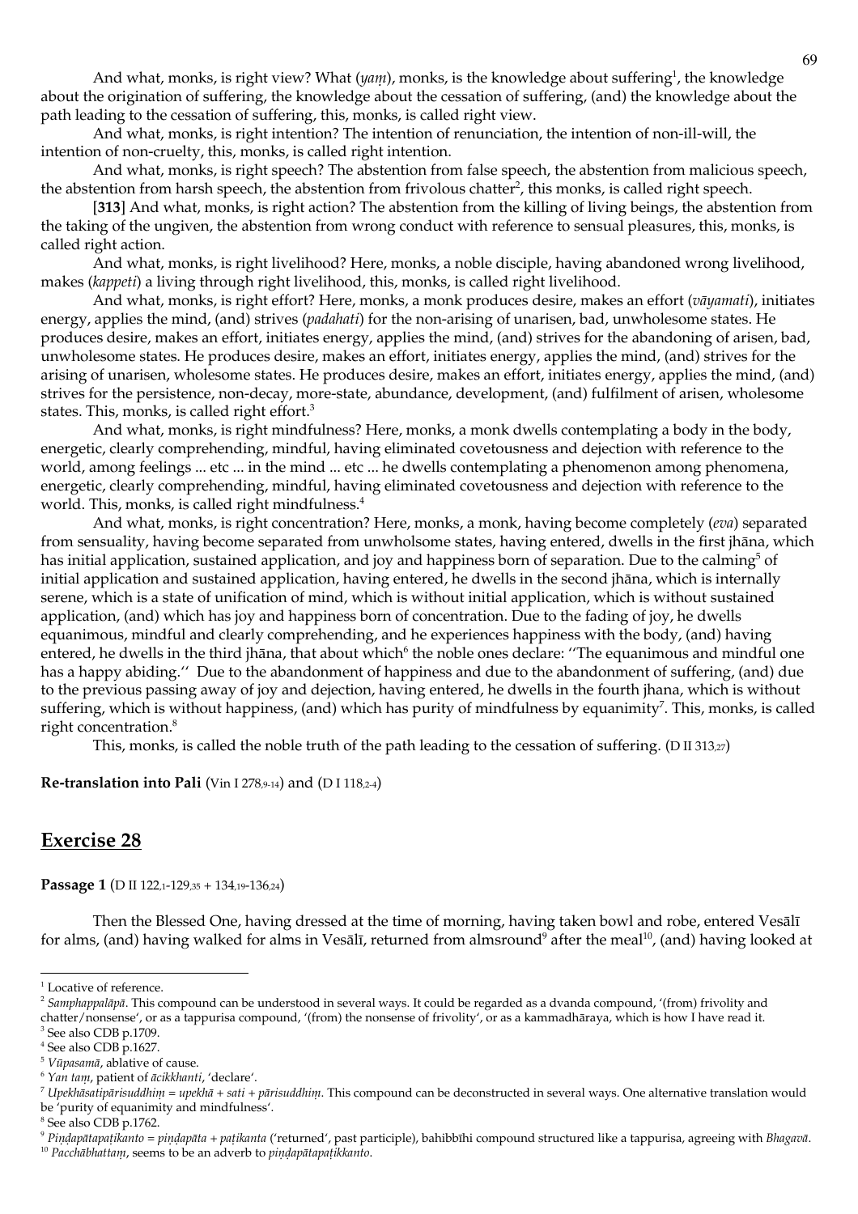And what, monks, is right view? What (*yaṃ*), monks, is the knowledge about suffering[1], the knowledge about the origination of suffering, the knowledge about the cessation of suffering, (and) the knowledge about the path leading to the cessation of suffering, this, monks, is called right view.

And what, monks, is right intention? The intention of renunciation, the intention of non-ill-will, the intention of non-cruelty, this, monks, is called right intention.

And what, monks, is right speech? The abstention from false speech, the abstention from malicious speech, the abstention from harsh speech, the abstention from frivolous chatter[2], this monks, is called right speech.

[**313**] And what, monks, is right action? The abstention from the killing of living beings, the abstention from the taking of the ungiven, the abstention from wrong conduct with reference to sensual pleasures, this, monks, is called right action.

And what, monks, is right livelihood? Here, monks, a noble disciple, having abandoned wrong livelihood, makes (*kappeti*) a living through right livelihood, this, monks, is called right livelihood.

And what, monks, is right effort? Here, monks, a monk produces desire, makes an effort (*vāyamati*), initiates energy, applies the mind, (and) strives (*padahati*) for the non-arising of unarisen, bad, unwholesome states. He produces desire, makes an effort, initiates energy, applies the mind, (and) strives for the abandoning of arisen, bad, unwholesome states. He produces desire, makes an effort, initiates energy, applies the mind, (and) strives for the arising of unarisen, wholesome states. He produces desire, makes an effort, initiates energy, applies the mind, (and) strives for the persistence, non-decay, more-state, abundance, development, (and) fulfilment of arisen, wholesome states. This, monks, is called right effort.[3]

And what, monks, is right mindfulness? Here, monks, a monk dwells contemplating a body in the body, energetic, clearly comprehending, mindful, having eliminated covetousness and dejection with reference to the world, among feelings ... etc ... in the mind ... etc ... he dwells contemplating a phenomenon among phenomena, energetic, clearly comprehending, mindful, having eliminated covetousness and dejection with reference to the world. This, monks, is called right mindfulness.[4]

And what, monks, is right concentration? Here, monks, a monk, having become completely (*eva*) separated from sensuality, having become separated from unwholsome states, having entered, dwells in the first jhāna, which has initial application, sustained application, and joy and happiness born of separation. Due to the calming[5] of initial application and sustained application, having entered, he dwells in the second jhāna, which is internally serene, which is a state of unification of mind, which is without initial application, which is without sustained application, (and) which has joy and happiness born of concentration. Due to the fading of joy, he dwells equanimous, mindful and clearly comprehending, and he experiences happiness with the body, (and) having entered, he dwells in the third jhāna, that about which[6] the noble ones declare: ''The equanimous and mindful one has a happy abiding.'' Due to the abandonment of happiness and due to the abandonment of suffering, (and) due to the previous passing away of joy and dejection, having entered, he dwells in the fourth jhana, which is without suffering, which is without happiness, (and) which has purity of mindfulness by equanimity[7]. This, monks, is called right concentration.[8]

This, monks, is called the noble truth of the path leading to the cessation of suffering. (D II 313,27)

**Re-translation into Pali** (Vin I 278,9-14) and (D I 118,2-4)

## Exercise 28

**Passage 1** (D II 122,1-129,35 + 134,19-136,24)

Then the Blessed One, having dressed at the time of morning, having taken bowl and robe, entered Vesālī for alms, (and) having walked for alms in Vesālī, returned from almsround[9] after the meal[10], (and) having looked at

---

[1] Locative of reference.

[2] *Samphappalāpā*. This compound can be understood in several ways. It could be regarded as a dvanda compound, '(from) frivolity and chatter/nonsense', or as a tappurisa compound, '(from) the nonsense of frivolity', or as a kammadhāraya, which is how I have read it.

[3] See also CDB p.1709.

[4] See also CDB p.1627.

[5] *Vūpasamā*, ablative of cause.

[6] *Yan taṃ*, patient of *ācikkhanti*, 'declare'.

[7] *Upekhāsatipārisuddhiṃ* = *upekhā* + *sati* + *pārisuddhiṃ*. This compound can be deconstructed in several ways. One alternative translation would be 'purity of equanimity and mindfulness'.

[8] See also CDB p.1762.

[9] *Piṇḍapātapaṭikanto* = *piṇḍapāta* + *paṭikanta* ('returned', past participle), bahibbīhi compound structured like a tappurisa, agreeing with *Bhagavā*.

[10] *Pacchābhattaṃ*, seems to be an adverb to *piṇḍapātapaṭikkanto*.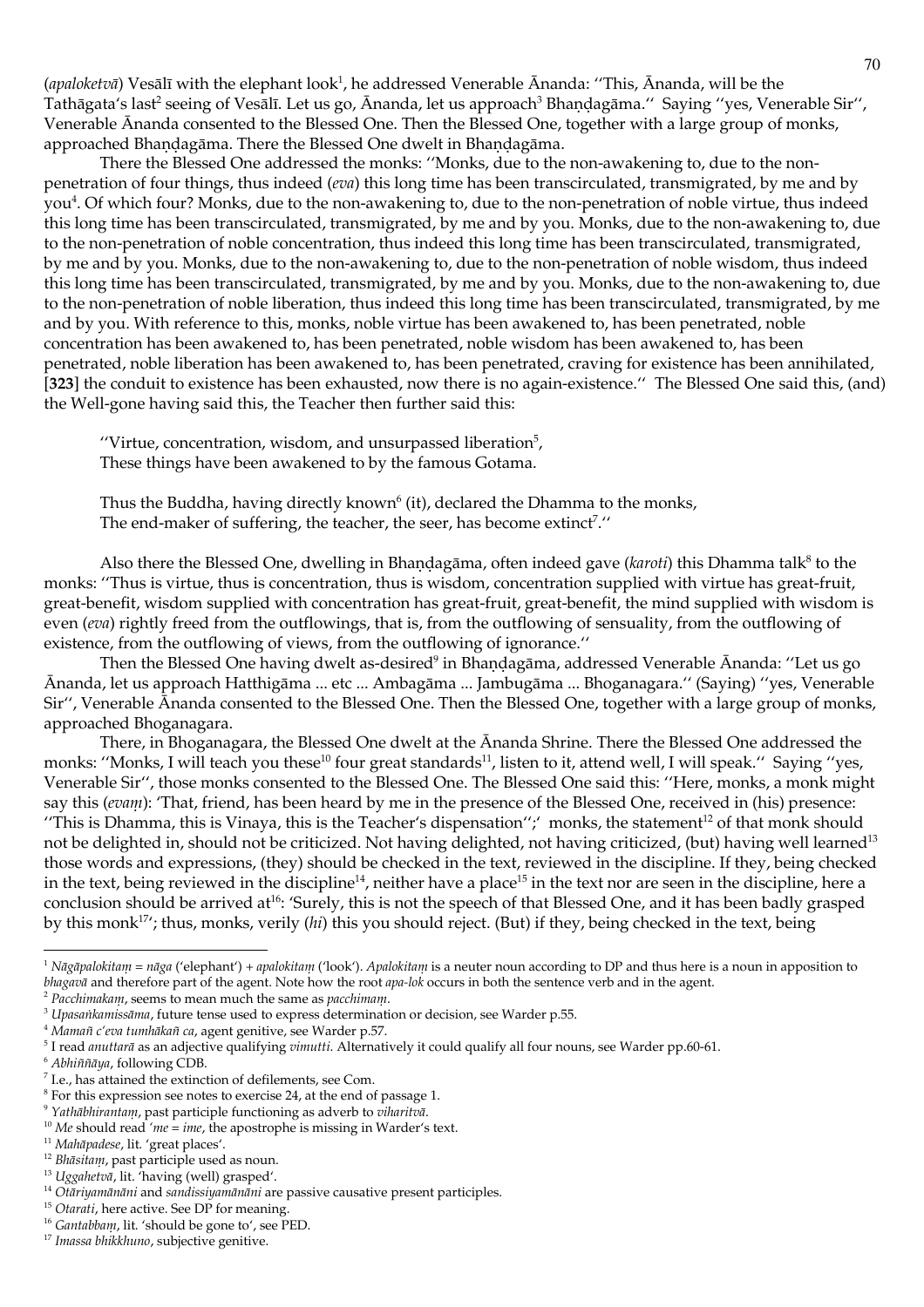(*apaloketvā*) Vesālī with the elephant look[1], he addressed Venerable Ānanda: ''This, Ānanda, will be the Tathāgata's last[2] seeing of Vesālī. Let us go, Ānanda, let us approach[3] Bhaṇḍagāma.'' Saying ''yes, Venerable Sir'', Venerable Ānanda consented to the Blessed One. Then the Blessed One, together with a large group of monks, approached Bhaṇḍagāma. There the Blessed One dwelt in Bhaṇḍagāma.

There the Blessed One addressed the monks: ''Monks, due to the non-awakening to, due to the non-penetration of four things, thus indeed (*eva*) this long time has been transcirculated, transmigrated, by me and by you[4]. Of which four? Monks, due to the non-awakening to, due to the non-penetration of noble virtue, thus indeed this long time has been transcirculated, transmigrated, by me and by you. Monks, due to the non-awakening to, due to the non-penetration of noble concentration, thus indeed this long time has been transcirculated, transmigrated, by me and by you. Monks, due to the non-awakening to, due to the non-penetration of noble wisdom, thus indeed this long time has been transcirculated, transmigrated, by me and by you. Monks, due to the non-awakening to, due to the non-penetration of noble liberation, thus indeed this long time has been transcirculated, transmigrated, by me and by you. With reference to this, monks, noble virtue has been awakened to, has been penetrated, noble concentration has been awakened to, has been penetrated, noble wisdom has been awakened to, has been penetrated, noble liberation has been awakened to, has been penetrated, craving for existence has been annihilated, [**323**] the conduit to existence has been exhausted, now there is no again-existence.'' The Blessed One said this, (and) the Well-gone having said this, the Teacher then further said this:

> ''Virtue, concentration, wisdom, and unsurpassed liberation[5],
> These things have been awakened to by the famous Gotama.
>
> Thus the Buddha, having directly known[6] (it), declared the Dhamma to the monks,
> The end-maker of suffering, the teacher, the seer, has become extinct[7].''

Also there the Blessed One, dwelling in Bhaṇḍagāma, often indeed gave (*karoti*) this Dhamma talk[8] to the monks: ''Thus is virtue, thus is concentration, thus is wisdom, concentration supplied with virtue has great-fruit, great-benefit, wisdom supplied with concentration has great-fruit, great-benefit, the mind supplied with wisdom is even (*eva*) rightly freed from the outflowings, that is, from the outflowing of sensuality, from the outflowing of existence, from the outflowing of views, from the outflowing of ignorance.''

Then the Blessed One having dwelt as-desired[9] in Bhaṇḍagāma, addressed Venerable Ānanda: ''Let us go Ānanda, let us approach Hatthigāma ... etc ... Ambagāma ... Jambugāma ... Bhoganagara.'' (Saying) ''yes, Venerable Sir'', Venerable Ānanda consented to the Blessed One. Then the Blessed One, together with a large group of monks, approached Bhoganagara.

There, in Bhoganagara, the Blessed One dwelt at the Ānanda Shrine. There the Blessed One addressed the monks: ''Monks, I will teach you these[10] four great standards[11], listen to it, attend well, I will speak.'' Saying ''yes, Venerable Sir'', those monks consented to the Blessed One. The Blessed One said this: ''Here, monks, a monk might say this (*evaṃ*): 'That, friend, has been heard by me in the presence of the Blessed One, received in (his) presence: ''This is Dhamma, this is Vinaya, this is the Teacher's dispensation'';' monks, the statement[12] of that monk should not be delighted in, should not be criticized. Not having delighted, not having criticized, (but) having well learned[13] those words and expressions, (they) should be checked in the text, reviewed in the discipline. If they, being checked in the text, being reviewed in the discipline[14], neither have a place[15] in the text nor are seen in the discipline, here a conclusion should be arrived at[16]: 'Surely, this is not the speech of that Blessed One, and it has been badly grasped by this monk[17]'; thus, monks, verily (*hi*) this you should reject. (But) if they, being checked in the text, being

---

[1] *Nāgāpalokitaṃ* = *nāga* ('elephant') + *apalokitaṃ* ('look'). *Apalokitaṃ* is a neuter noun according to DP and thus here is a noun in apposition to *bhagavā* and therefore part of the agent. Note how the root *apa-lok* occurs in both the sentence verb and in the agent.

[2] *Pacchimakaṃ*, seems to mean much the same as *pacchimaṃ*.

[3] *Upasaṅkamissāma*, future tense used to express determination or decision, see Warder p.55.

[4] *Mamañ c'eva tumhākañ ca*, agent genitive, see Warder p.57.

[5] I read *anuttarā* as an adjective qualifying *vimutti*. Alternatively it could qualify all four nouns, see Warder pp.60-61.

[6] *Abhiññāya*, following CDB.

[7] I.e., has attained the extinction of defilements, see Com.

[8] For this expression see notes to exercise 24, at the end of passage 1.

[9] *Yathābhirantaṃ*, past participle functioning as adverb to *viharitvā*.

[10] *Me* should read *'me* = *ime*, the apostrophe is missing in Warder's text.

[11] *Mahāpadese*, lit. 'great places'.

[12] *Bhāsitaṃ*, past participle used as noun.

[13] *Uggahetvā*, lit. 'having (well) grasped'.

[14] *Otāriyamānāni* and *sandissiyamānāni* are passive causative present participles.

[15] *Otarati*, here active. See DP for meaning.

[16] *Gantabbaṃ*, lit. 'should be gone to', see PED.

[17] *Imassa bhikkhuno*, subjective genitive.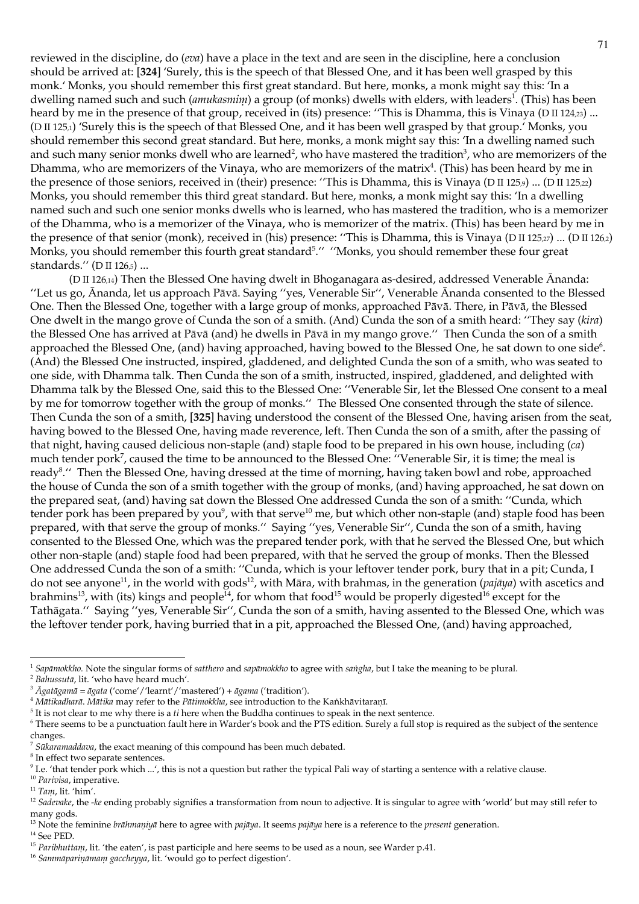reviewed in the discipline, do (*eva*) have a place in the text and are seen in the discipline, here a conclusion should be arrived at: **[324]** 'Surely, this is the speech of that Blessed One, and it has been well grasped by this monk.' Monks, you should remember this first great standard. But here, monks, a monk might say this: 'In a dwelling named such and such (*amukasmiṃ*) a group (of monks) dwells with elders, with leaders[1]. (This) has been heard by me in the presence of that group, received in (its) presence: ''This is Dhamma, this is Vinaya (D II 124,23) ... (D II 125,1) 'Surely this is the speech of that Blessed One, and it has been well grasped by that group.' Monks, you should remember this second great standard. But here, monks, a monk might say this: 'In a dwelling named such and such many senior monks dwell who are learned[2], who have mastered the tradition[3], who are memorizers of the Dhamma, who are memorizers of the Vinaya, who are memorizers of the matrix[4]. (This) has been heard by me in the presence of those seniors, received in (their) presence: ''This is Dhamma, this is Vinaya (D II 125,9) ... (D II 125,22) Monks, you should remember this third great standard. But here, monks, a monk might say this: 'In a dwelling named such and such one senior monks dwells who is learned, who has mastered the tradition, who is a memorizer of the Dhamma, who is a memorizer of the Vinaya, who is memorizer of the matrix. (This) has been heard by me in the presence of that senior (monk), received in (his) presence: ''This is Dhamma, this is Vinaya (D II 125,27) ... (D II 126,2) Monks, you should remember this fourth great standard[5].'' ''Monks, you should remember these four great standards.'' (D II 126,5) ...

(D II 126,14) Then the Blessed One having dwelt in Bhoganagara as-desired, addressed Venerable Ānanda: ''Let us go, Ānanda, let us approach Pāvā. Saying ''yes, Venerable Sir'', Venerable Ānanda consented to the Blessed One. Then the Blessed One, together with a large group of monks, approached Pāvā. There, in Pāvā, the Blessed One dwelt in the mango grove of Cunda the son of a smith. (And) Cunda the son of a smith heard: ''They say (*kira*) the Blessed One has arrived at Pāvā (and) he dwells in Pāvā in my mango grove.'' Then Cunda the son of a smith approached the Blessed One, (and) having approached, having bowed to the Blessed One, he sat down to one side[6]. (And) the Blessed One instructed, inspired, gladdened, and delighted Cunda the son of a smith, who was seated to one side, with Dhamma talk. Then Cunda the son of a smith, instructed, inspired, gladdened, and delighted with Dhamma talk by the Blessed One, said this to the Blessed One: ''Venerable Sir, let the Blessed One consent to a meal by me for tomorrow together with the group of monks.'' The Blessed One consented through the state of silence. Then Cunda the son of a smith, **[325]** having understood the consent of the Blessed One, having arisen from the seat, having bowed to the Blessed One, having made reverence, left. Then Cunda the son of a smith, after the passing of that night, having caused delicious non-staple (and) staple food to be prepared in his own house, including (*ca*) much tender pork[7], caused the time to be announced to the Blessed One: ''Venerable Sir, it is time; the meal is ready[8].'' Then the Blessed One, having dressed at the time of morning, having taken bowl and robe, approached the house of Cunda the son of a smith together with the group of monks, (and) having approached, he sat down on the prepared seat, (and) having sat down the Blessed One addressed Cunda the son of a smith: ''Cunda, which tender pork has been prepared by you[9], with that serve[10] me, but which other non-staple (and) staple food has been prepared, with that serve the group of monks.'' Saying ''yes, Venerable Sir'', Cunda the son of a smith, having consented to the Blessed One, which was the prepared tender pork, with that he served the Blessed One, but which other non-staple (and) staple food had been prepared, with that he served the group of monks. Then the Blessed One addressed Cunda the son of a smith: ''Cunda, which is your leftover tender pork, bury that in a pit; Cunda, I do not see anyone[11], in the world with gods[12], with Māra, with brahmas, in the generation (*pajāya*) with ascetics and brahmins[13], with (its) kings and people[14], for whom that food[15] would be properly digested[16] except for the Tathāgata.'' Saying ''yes, Venerable Sir'', Cunda the son of a smith, having assented to the Blessed One, which was the leftover tender pork, having burried that in a pit, approached the Blessed One, (and) having approached,

---

[1] *Sapāmokkho.* Note the singular forms of *satthero* and *sapāmokkho* to agree with *saṅgha*, but I take the meaning to be plural.

[2] *Bahussutā*, lit. 'who have heard much'.

[3] *Āgatāgamā* = *āgata* ('come'/'learnt'/'mastered') + *āgama* ('tradition').

[4] *Mātikadharā*. *Mātika* may refer to the *Pātimokkha*, see introduction to the Kaṅkhāvitaraṇī.

[5] It is not clear to me why there is a *ti* here when the Buddha continues to speak in the next sentence.

[6] There seems to be a punctuation fault here in Warder's book and the PTS edition. Surely a full stop is required as the subject of the sentence changes.

[7] *Sūkaramaddava*, the exact meaning of this compound has been much debated.

[8] In effect two separate sentences.

[9] I.e. 'that tender pork which ...', this is not a question but rather the typical Pali way of starting a sentence with a relative clause.

[10] *Parivisa*, imperative.

[11] *Taṃ*, lit. 'him'.

[12] *Sadevake*, the *-ke* ending probably signifies a transformation from noun to adjective. It is singular to agree with 'world' but may still refer to many gods.

[13] Note the feminine *brāhmaṇiyā* here to agree with *pajāya*. It seems *pajāya* here is a reference to the *present* generation.

[14] See PED.

[15] *Paribhuttaṃ*, lit. 'the eaten', is past participle and here seems to be used as a noun, see Warder p.41.

[16] *Sammāpariṇāmaṃ gaccheyya*, lit. 'would go to perfect digestion'.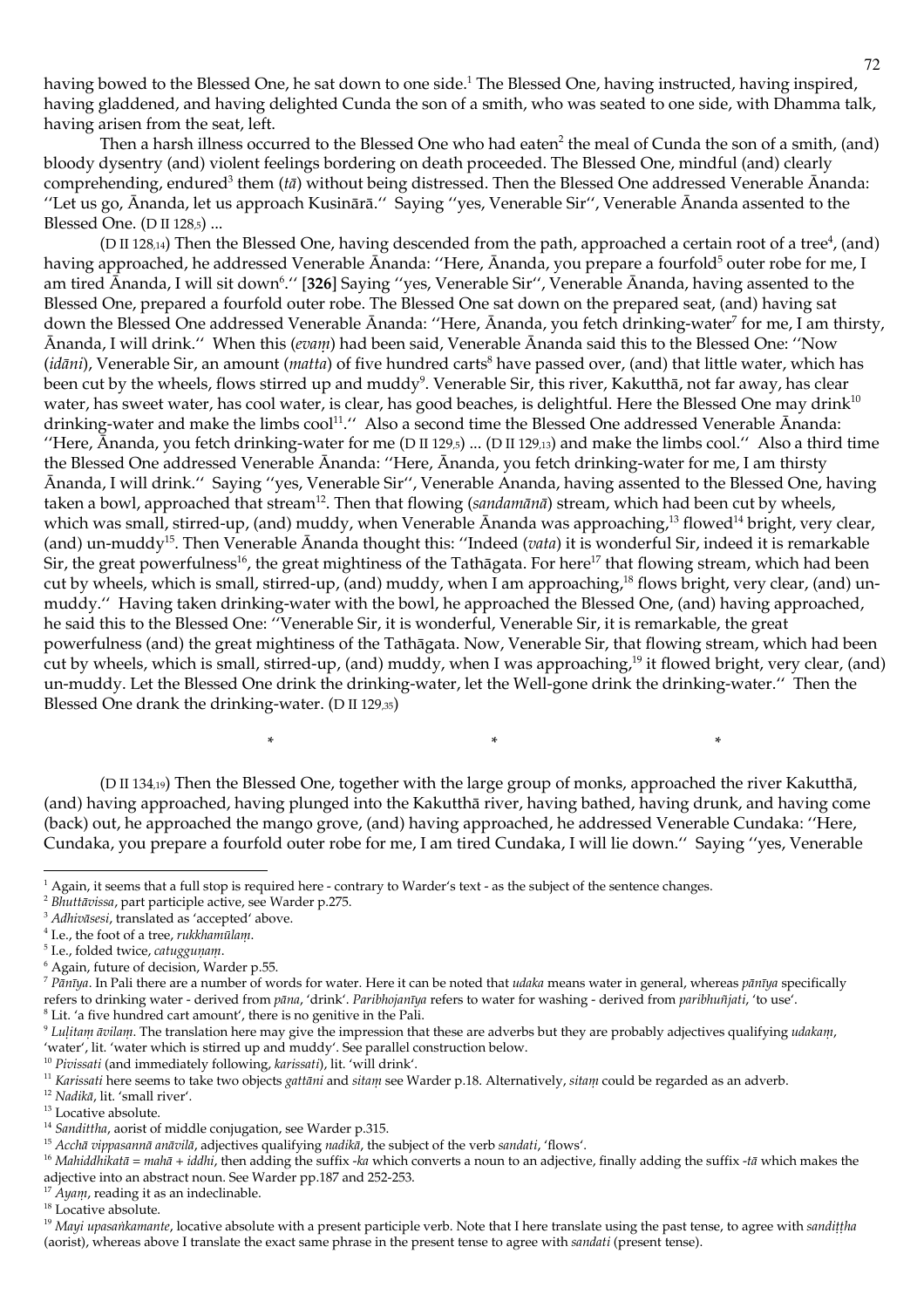having bowed to the Blessed One, he sat down to one side.[1] The Blessed One, having instructed, having inspired, having gladdened, and having delighted Cunda the son of a smith, who was seated to one side, with Dhamma talk, having arisen from the seat, left.

Then a harsh illness occurred to the Blessed One who had eaten[2] the meal of Cunda the son of a smith, (and) bloody dysentry (and) violent feelings bordering on death proceeded. The Blessed One, mindful (and) clearly comprehending, endured[3] them (*tā*) without being distressed. Then the Blessed One addressed Venerable Ānanda: ''Let us go, Ānanda, let us approach Kusinārā.'' Saying ''yes, Venerable Sir'', Venerable Ānanda assented to the Blessed One. (D II 128,5) ...

(D II 128,14) Then the Blessed One, having descended from the path, approached a certain root of a tree[4], (and) having approached, he addressed Venerable Ānanda: ''Here, Ānanda, you prepare a fourfold[5] outer robe for me, I am tired Ānanda, I will sit down[6].'' [**326**] Saying ''yes, Venerable Sir'', Venerable Ānanda, having assented to the Blessed One, prepared a fourfold outer robe. The Blessed One sat down on the prepared seat, (and) having sat down the Blessed One addressed Venerable Ānanda: ''Here, Ānanda, you fetch drinking-water[7] for me, I am thirsty, Ānanda, I will drink.'' When this (*evaṃ*) had been said, Venerable Ānanda said this to the Blessed One: ''Now (*idāni*), Venerable Sir, an amount (*matta*) of five hundred carts[8] have passed over, (and) that little water, which has been cut by the wheels, flows stirred up and muddy[9]. Venerable Sir, this river, Kakutthā, not far away, has clear water, has sweet water, has cool water, is clear, has good beaches, is delightful. Here the Blessed One may drink[10] drinking-water and make the limbs cool[11].'' Also a second time the Blessed One addressed Venerable Ānanda: ''Here, Ānanda, you fetch drinking-water for me (D II 129,5) ... (D II 129,13) and make the limbs cool.'' Also a third time the Blessed One addressed Venerable Ānanda: ''Here, Ānanda, you fetch drinking-water for me, I am thirsty Ānanda, I will drink.'' Saying ''yes, Venerable Sir'', Venerable Ananda, having assented to the Blessed One, having taken a bowl, approached that stream[12]. Then that flowing (*sandamānā*) stream, which had been cut by wheels, which was small, stirred-up, (and) muddy, when Venerable Ānanda was approaching,[13] flowed[14] bright, very clear, (and) un-muddy[15]. Venerable Ānanda thought this: ''Indeed (*vata*) it is wonderful Sir, indeed it is remarkable Sir, the great powerfulness[16], the great mightiness of the Tathāgata. For here[17] that flowing stream, which had been cut by wheels, which is small, stirred-up, (and) muddy, when I am approaching,[18] flows bright, very clear, (and) un-muddy.'' Having taken drinking-water with the bowl, he approached the Blessed One, (and) having approached, he said this to the Blessed One: ''Venerable Sir, it is wonderful, Venerable Sir, it is remarkable, the great powerfulness (and) the great mightiness of the Tathāgata. Now, Venerable Sir, that flowing stream, which had been cut by wheels, which is small, stirred-up, (and) muddy, when I was approaching,[19] it flowed bright, very clear, (and) un-muddy. Let the Blessed One drink the drinking-water, let the Well-gone drink the drinking-water.'' Then the Blessed One drank the drinking-water. (D II 129,35)

\* \* \*

(D II 134,19) Then the Blessed One, together with the large group of monks, approached the river Kakutthā, (and) having approached, having plunged into the Kakutthā river, having bathed, having drunk, and having come (back) out, he approached the mango grove, (and) having approached, he addressed Venerable Cundaka: ''Here, Cundaka, you prepare a fourfold outer robe for me, I am tired Cundaka, I will lie down.'' Saying ''yes, Venerable

---

[1] Again, it seems that a full stop is required here - contrary to Warder's text - as the subject of the sentence changes.

[2] *Bhuttāvissa*, part participle active, see Warder p.275.

[3] *Adhivāsesi*, translated as 'accepted' above.

[4] I.e., the foot of a tree, *rukkhamūlaṃ*.

[5] I.e., folded twice, *catugguṇaṃ*.

[6] Again, future of decision, Warder p.55.

[7] *Pānīya*. In Pali there are a number of words for water. Here it can be noted that *udaka* means water in general, whereas *pānīya* specifically refers to drinking water - derived from *pāna*, 'drink'. *Paribhojanīya* refers to water for washing - derived from *paribhuñjati*, 'to use'.

[8] Lit. 'a five hundred cart amount', there is no genitive in the Pali.

[9] *Luḷitaṃ āvilaṃ*. The translation here may give the impression that these are adverbs but they are probably adjectives qualifying *udakaṃ*, 'water', lit. 'water which is stirred up and muddy'. See parallel construction below.

[10] *Pivissati* (and immediately following, *karissati*), lit. 'will drink'.

[11] *Karissati* here seems to take two objects *gattāni* and *sitaṃ* see Warder p.18. Alternatively, *sitaṃ* could be regarded as an adverb.

[12] *Nadikā*, lit. 'small river'.

[13] Locative absolute.

[14] *Sandittha*, aorist of middle conjugation, see Warder p.315.

[15] *Acchā vippasannā anāvilā*, adjectives qualifying *nadikā*, the subject of the verb *sandati*, 'flows'.

[16] *Mahiddhikatā* = *mahā* + *iddhi*, then adding the suffix *-ka* which converts a noun to an adjective, finally adding the suffix *-tā* which makes the adjective into an abstract noun. See Warder pp.187 and 252-253.

[17] *Ayaṃ*, reading it as an indeclinable.

[18] Locative absolute.

[19] *Mayi upasaṅkamante*, locative absolute with a present participle verb. Note that I here translate using the past tense, to agree with *sandiṭṭha* (aorist), whereas above I translate the exact same phrase in the present tense to agree with *sandati* (present tense).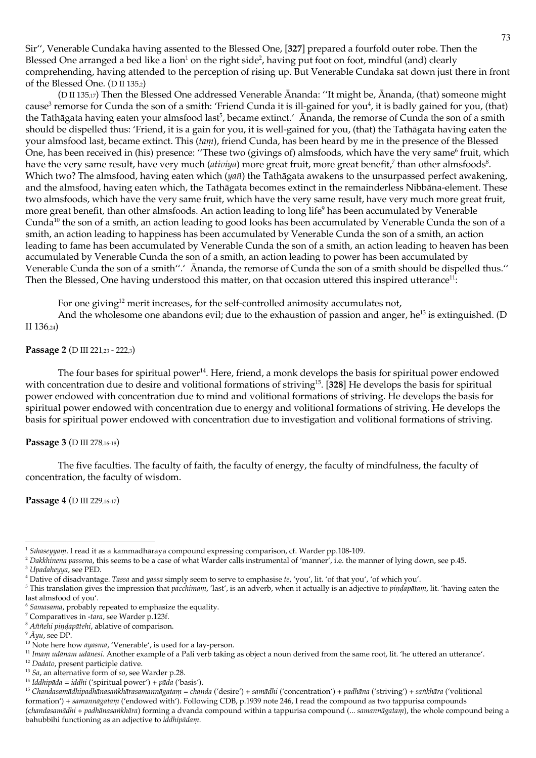Sir'', Venerable Cundaka having assented to the Blessed One, [**327**] prepared a fourfold outer robe. Then the Blessed One arranged a bed like a lion[1] on the right side[2], having put foot on foot, mindful (and) clearly comprehending, having attended to the perception of rising up. But Venerable Cundaka sat down just there in front of the Blessed One. (D II 135,2)

(D II 135,17) Then the Blessed One addressed Venerable Ānanda: ''It might be, Ānanda, (that) someone might cause[3] remorse for Cunda the son of a smith: 'Friend Cunda it is ill-gained for you[4], it is badly gained for you, (that) the Tathāgata having eaten your almsfood last[5], became extinct.' Ānanda, the remorse of Cunda the son of a smith should be dispelled thus: 'Friend, it is a gain for you, it is well-gained for you, (that) the Tathāgata having eaten the your almsfood last, became extinct. This (*taṃ*), friend Cunda, has been heard by me in the presence of the Blessed One, has been received in (his) presence: ''These two (givings of) almsfoods, which have the very same[6] fruit, which have the very same result, have very much (*ativiya*) more great fruit, more great benefit,[7] than other almsfoods[8]. Which two? The almsfood, having eaten which (*yañ*) the Tathāgata awakens to the unsurpassed perfect awakening, and the almsfood, having eaten which, the Tathāgata becomes extinct in the remainderless Nibbāna-element. These two almsfoods, which have the very same fruit, which have the very same result, have very much more great fruit, more great benefit, than other almsfoods. An action leading to long life[9] has been accumulated by Venerable Cunda[10] the son of a smith, an action leading to good looks has been accumulated by Venerable Cunda the son of a smith, an action leading to happiness has been accumulated by Venerable Cunda the son of a smith, an action leading to fame has been accumulated by Venerable Cunda the son of a smith, an action leading to heaven has been accumulated by Venerable Cunda the son of a smith, an action leading to power has been accumulated by Venerable Cunda the son of a smith''.' Ānanda, the remorse of Cunda the son of a smith should be dispelled thus.'' Then the Blessed, One having understood this matter, on that occasion uttered this inspired utterance[11]:

For one giving[12] merit increases, for the self-controlled animosity accumulates not,
And the wholesome one abandons evil; due to the exhaustion of passion and anger, he[13] is extinguished. (D II 136,24)

**Passage 2** (D III 221,23 - 222,3)

The four bases for spiritual power[14]. Here, friend, a monk develops the basis for spiritual power endowed with concentration due to desire and volitional formations of striving[15]. [**328**] He develops the basis for spiritual power endowed with concentration due to mind and volitional formations of striving. He develops the basis for spiritual power endowed with concentration due to energy and volitional formations of striving. He develops the basis for spiritual power endowed with concentration due to investigation and volitional formations of striving.

**Passage 3** (D III 278,16-18)

The five faculties. The faculty of faith, the faculty of energy, the faculty of mindfulness, the faculty of concentration, the faculty of wisdom.

**Passage 4** (D III 229,16-17)

---

[1] *Sīhaseyyaṃ*. I read it as a kammadhāraya compound expressing comparison, cf. Warder pp.108-109.
[2] *Dakkhinena passena*, this seems to be a case of what Warder calls instrumental of 'manner', i.e. the manner of lying down, see p.45.
[3] *Upadaheyya*, see PED.
[4] Dative of disadvantage. *Tassa* and *yassa* simply seem to serve to emphasise *te*, 'you', lit. 'of that you', 'of which you'.
[5] This translation gives the impression that *pacchimaṃ*, 'last', is an adverb, when it actually is an adjective to *piṇḍapātaṃ*, lit. 'having eaten the last almsfood of you'.
[6] *Samasama*, probably repeated to emphasize the equality.
[7] Comparatives in *-tara*, see Warder p.123f.
[8] *Aññehi piṇḍapātehi*, ablative of comparison.
[9] *Āyu*, see DP.
[10] Note here how *āyasmā*, 'Venerable', is used for a lay-person.
[11] *Imaṃ udānam udānesi*. Another example of a Pali verb taking as object a noun derived from the same root, lit. 'he uttered an utterance'.
[12] *Dadato*, present participle dative.
[13] *Sa*, an alternative form of *so*, see Warder p.28.
[14] *Iddhipāda* = *iddhi* ('spiritual power') + *pāda* ('basis').
[15] *Chandasamādhipadhānasaṅkhārasamannāgataṃ* = *chanda* ('desire') + *samādhi* ('concentration') + *padhāna* ('striving') + *saṅkhāra* ('volitional formation') + *samannāgataṃ* ('endowed with'). Following CDB, p.1939 note 246, I read the compound as two tappurisa compounds (*chandasamādhi* + *padhānasaṅkhāra*) forming a dvanda compound within a tappurisa compound (... *samannāgataṃ*), the whole compound being a bahubbīhi functioning as an adjective to *iddhipādaṃ*.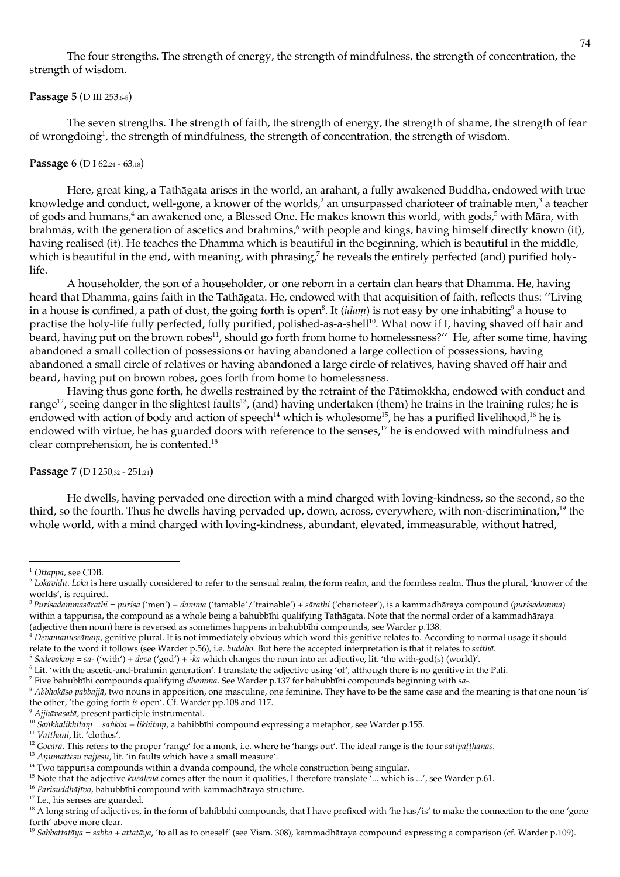The four strengths. The strength of energy, the strength of mindfulness, the strength of concentration, the strength of wisdom.

**Passage 5** (D III 253,6-8)

The seven strengths. The strength of faith, the strength of energy, the strength of shame, the strength of fear of wrongdoing[1], the strength of mindfulness, the strength of concentration, the strength of wisdom.

**Passage 6** (D I 62,24 - 63,18)

Here, great king, a Tathāgata arises in the world, an arahant, a fully awakened Buddha, endowed with true knowledge and conduct, well-gone, a knower of the worlds,[2] an unsurpassed charioteer of trainable men,[3] a teacher of gods and humans,[4] an awakened one, a Blessed One. He makes known this world, with gods,[5] with Māra, with brahmās, with the generation of ascetics and brahmins,[6] with people and kings, having himself directly known (it), having realised (it). He teaches the Dhamma which is beautiful in the beginning, which is beautiful in the middle, which is beautiful in the end, with meaning, with phrasing,[7] he reveals the entirely perfected (and) purified holy-life.

A householder, the son of a householder, or one reborn in a certain clan hears that Dhamma. He, having heard that Dhamma, gains faith in the Tathāgata. He, endowed with that acquisition of faith, reflects thus: "Living in a house is confined, a path of dust, the going forth is open[8]. It (*idaṃ*) is not easy by one inhabiting[9] a house to practise the holy-life fully perfected, fully purified, polished-as-a-shell[10]. What now if I, having shaved off hair and beard, having put on the brown robes[11], should go forth from home to homelessness?" He, after some time, having abandoned a small collection of possessions or having abandoned a large collection of possessions, having abandoned a small circle of relatives or having abandoned a large circle of relatives, having shaved off hair and beard, having put on brown robes, goes forth from home to homelessness.

Having thus gone forth, he dwells restrained by the retraint of the Pātimokkha, endowed with conduct and range[12], seeing danger in the slightest faults[13], (and) having undertaken (them) he trains in the training rules; he is endowed with action of body and action of speech[14] which is wholesome[15], he has a purified livelihood,[16] he is endowed with virtue, he has guarded doors with reference to the senses,[17] he is endowed with mindfulness and clear comprehension, he is contented.[18]

**Passage 7** (D I 250,32 - 251,21)

He dwells, having pervaded one direction with a mind charged with loving-kindness, so the second, so the third, so the fourth. Thus he dwells having pervaded up, down, across, everywhere, with non-discrimination,[19] the whole world, with a mind charged with loving-kindness, abundant, elevated, immeasurable, without hatred,

---

[1] *Ottappa*, see CDB.

[2] *Lokavidū*. *Loka* is here usually considered to refer to the sensual realm, the form realm, and the formless realm. Thus the plural, 'knower of the world**s**', is required.

[3] *Purisadammasārathi* = *purisa* ('men') + *damma* ('tamable'/'trainable') + *sārathi* ('charioteer'), is a kammadhāraya compound (*purisadamma*) within a tappurisa, the compound as a whole being a bahubbīhi qualifying Tathāgata. Note that the normal order of a kammadhāraya (adjective then noun) here is reversed as sometimes happens in bahubbīhi compounds, see Warder p.138.

[4] *Devamanussānaṃ*, genitive plural. It is not immediately obvious which word this genitive relates to. According to normal usage it should relate to the word it follows (see Warder p.56), i.e. *buddho*. But here the accepted interpretation is that it relates to *satthā*.

[5] *Sadevakaṃ* = *sa-* ('with') + *deva* ('god') + *-ka* which changes the noun into an adjective, lit. 'the with-god(s) (world)'.

[6] Lit. 'with the ascetic-and-brahmin generation'. I translate the adjective using 'of', although there is no genitive in the Pali.

[7] Five bahubbīhi compounds qualifying *dhamma*. See Warder p.137 for bahubbīhi compounds beginning with *sa-*.

[8] *Abbhokāso pabbajjā*, two nouns in apposition, one masculine, one feminine. They have to be the same case and the meaning is that one noun 'is' the other, 'the going forth *is* open'. Cf. Warder pp.108 and 117.

[9] *Ajjhāvasatā*, present participle instrumental.

[10] *Saṅkhalikhitaṃ* = *saṅkha* + *likhitaṃ*, a bahibbīhi compound expressing a metaphor, see Warder p.155.

[11] *Vatthāni*, lit. 'clothes'.

[12] *Gocara*. This refers to the proper 'range' for a monk, i.e. where he 'hangs out'. The ideal range is the four *satipaṭṭhānās*.

[13] *Aṇumattesu vajjesu*, lit. 'in faults which have a small measure'.

[14] Two tappurisa compounds within a dvanda compound, the whole construction being singular.

[15] Note that the adjective *kusalena* comes after the noun it qualifies, I therefore translate '... which is ...', see Warder p.61.

[16] *Parisuddhājīvo*, bahubbīhi compound with kammadhāraya structure.

[17] I.e., his senses are guarded.

[18] A long string of adjectives, in the form of bahibbīhi compounds, that I have prefixed with 'he has/is' to make the connection to the one 'gone forth' above more clear.

[19] *Sabbattatāya* = *sabba* + *attatāya*, 'to all as to oneself' (see Vism. 308), kammadhāraya compound expressing a comparison (cf. Warder p.109).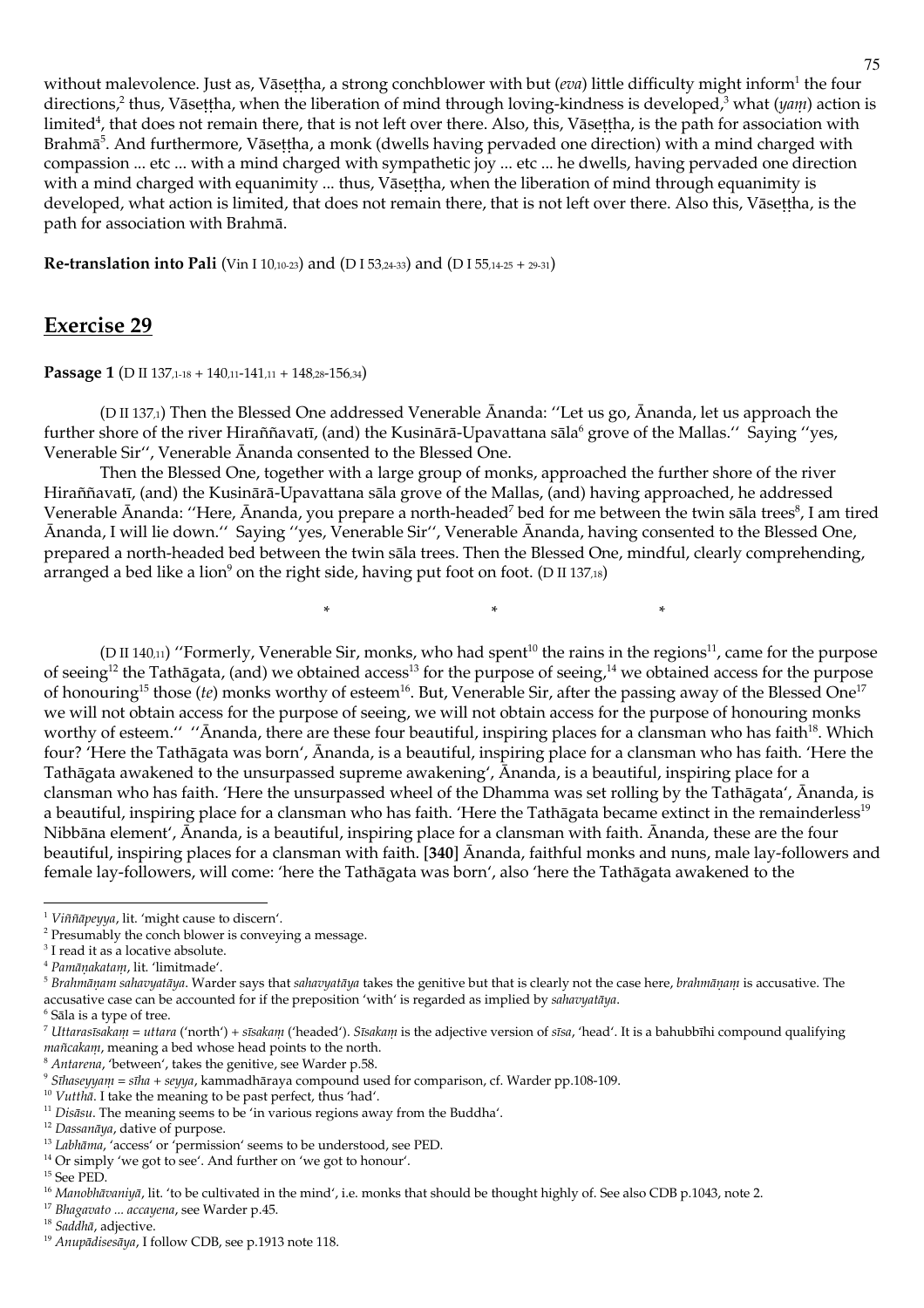without malevolence. Just as, Vāseṭṭha, a strong conchblower with but (*eva*) little difficulty might inform[1] the four directions,[2] thus, Vāseṭṭha, when the liberation of mind through loving-kindness is developed,[3] what (*yaṃ*) action is limited[4], that does not remain there, that is not left over there. Also, this, Vāseṭṭha, is the path for association with Brahmā[5]. And furthermore, Vāseṭṭha, a monk (dwells having pervaded one direction) with a mind charged with compassion ... etc ... with a mind charged with sympathetic joy ... etc ... he dwells, having pervaded one direction with a mind charged with equanimity ... thus, Vāseṭṭha, when the liberation of mind through equanimity is developed, what action is limited, that does not remain there, that is not left over there. Also this, Vāseṭṭha, is the path for association with Brahmā.

**Re-translation into Pali** (Vin I 10,10-23) and (D I 53,24-33) and (D I 55,14-25 + 29-31)

## Exercise 29

**Passage 1** (D II 137,1-18 + 140,11-141,11 + 148,28-156,34)

(D II 137,1) Then the Blessed One addressed Venerable Ānanda: ''Let us go, Ānanda, let us approach the further shore of the river Hiraññavatī, (and) the Kusinārā-Upavattana sāla[6] grove of the Mallas.'' Saying ''yes, Venerable Sir'', Venerable Ānanda consented to the Blessed One.

Then the Blessed One, together with a large group of monks, approached the further shore of the river Hiraññavatī, (and) the Kusinārā-Upavattana sāla grove of the Mallas, (and) having approached, he addressed Venerable Ānanda: ''Here, Ānanda, you prepare a north-headed[7] bed for me between the twin sāla trees[8], I am tired Ānanda, I will lie down.'' Saying ''yes, Venerable Sir'', Venerable Ānanda, having consented to the Blessed One, prepared a north-headed bed between the twin sāla trees. Then the Blessed One, mindful, clearly comprehending, arranged a bed like a lion[9] on the right side, having put foot on foot. (D II 137,18)

\* \* \*

(D II 140,11) ''Formerly, Venerable Sir, monks, who had spent[10] the rains in the regions[11], came for the purpose of seeing[12] the Tathāgata, (and) we obtained access[13] for the purpose of seeing,[14] we obtained access for the purpose of honouring[15] those (*te*) monks worthy of esteem[16]. But, Venerable Sir, after the passing away of the Blessed One[17] we will not obtain access for the purpose of seeing, we will not obtain access for the purpose of honouring monks worthy of esteem.'' ''Ānanda, there are these four beautiful, inspiring places for a clansman who has faith[18]. Which four? 'Here the Tathāgata was born', Ānanda, is a beautiful, inspiring place for a clansman who has faith. 'Here the Tathāgata awakened to the unsurpassed supreme awakening', Ānanda, is a beautiful, inspiring place for a clansman who has faith. 'Here the unsurpassed wheel of the Dhamma was set rolling by the Tathāgata', Ānanda, is a beautiful, inspiring place for a clansman who has faith. 'Here the Tathāgata became extinct in the remainderless[19] Nibbāna element', Ānanda, is a beautiful, inspiring place for a clansman with faith. Ānanda, these are the four beautiful, inspiring places for a clansman with faith. **[340]** Ānanda, faithful monks and nuns, male lay-followers and female lay-followers, will come: 'here the Tathāgata was born', also 'here the Tathāgata awakened to the

---

[1] *Viññāpeyya*, lit. 'might cause to discern'.
[2] Presumably the conch blower is conveying a message.
[3] I read it as a locative absolute.
[4] *Pamāṇakataṃ*, lit. 'limitmade'.
[5] *Brahmānaṃ sahavyatāya*. Warder says that *sahavyatāya* takes the genitive but that is clearly not the case here, *brahmāṇaṃ* is accusative. The accusative case can be accounted for if the preposition 'with' is regarded as implied by *sahavyatāya*.
[6] Sāla is a type of tree.
[7] *Uttarasīsakaṃ* = *uttara* ('north') + *sīsakaṃ* ('headed'). *Sīsakaṃ* is the adjective version of *sīsa*, 'head'. It is a bahubbīhi compound qualifying *mañcakaṃ*, meaning a bed whose head points to the north.
[8] *Antarena*, 'between', takes the genitive, see Warder p.58.
[9] *Sīhaseyyaṃ* = *sīha* + *seyya*, kammadhāraya compound used for comparison, cf. Warder pp.108-109.
[10] *Vutthā*. I take the meaning to be past perfect, thus 'had'.
[11] *Disāsu*. The meaning seems to be 'in various regions away from the Buddha'.
[12] *Dassanāya*, dative of purpose.
[13] *Labhāma*, 'access' or 'permission' seems to be understood, see PED.
[14] Or simply 'we got to see'. And further on 'we got to honour'.
[15] See PED.
[16] *Manobhāvaniyā*, lit. 'to be cultivated in the mind', i.e. monks that should be thought highly of. See also CDB p.1043, note 2.
[17] *Bhagavato ... accayena*, see Warder p.45.
[18] *Saddhā*, adjective.
[19] *Anupādisesāya*, I follow CDB, see p.1913 note 118.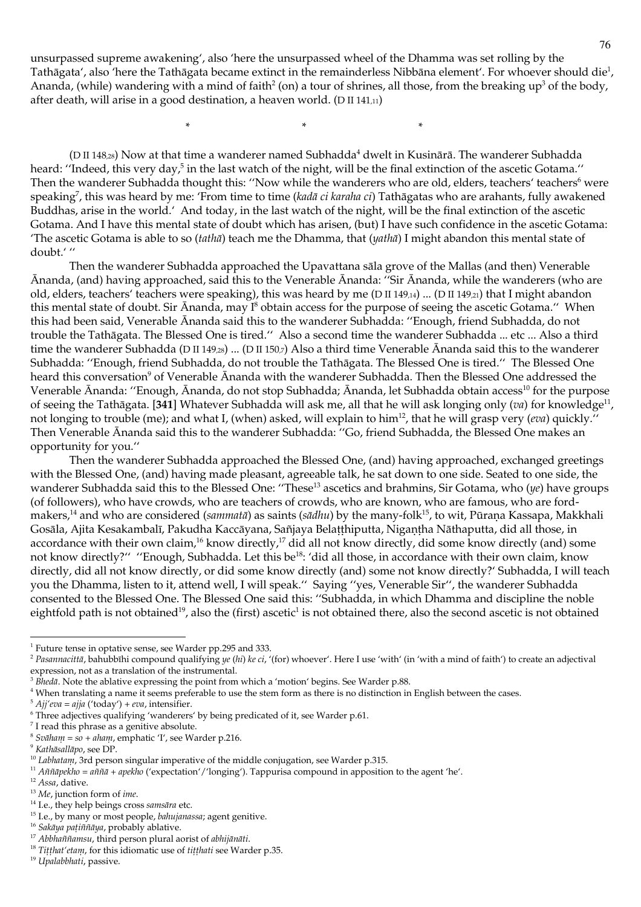unsurpassed supreme awakening', also 'here the unsurpassed wheel of the Dhamma was set rolling by the Tathāgata', also 'here the Tathāgata became extinct in the remainderless Nibbāna element'. For whoever should die[1], Ananda, (while) wandering with a mind of faith[2] (on) a tour of shrines, all those, from the breaking up[3] of the body, after death, will arise in a good destination, a heaven world. (D II 141,11)

\* \* \*

(D II 148,28) Now at that time a wanderer named Subhadda[4] dwelt in Kusinārā. The wanderer Subhadda heard: "Indeed, this very day,[5] in the last watch of the night, will be the final extinction of the ascetic Gotama." Then the wanderer Subhadda thought this: "Now while the wanderers who are old, elders, teachers' teachers[6] were speaking[7], this was heard by me: 'From time to time (*kadā ci karaha ci*) Tathāgatas who are arahants, fully awakened Buddhas, arise in the world.' And today, in the last watch of the night, will be the final extinction of the ascetic Gotama. And I have this mental state of doubt which has arisen, (but) I have such confidence in the ascetic Gotama: 'The ascetic Gotama is able to so (*tathā*) teach me the Dhamma, that (*yathā*) I might abandon this mental state of doubt.' "

Then the wanderer Subhadda approached the Upavattana sāla grove of the Mallas (and then) Venerable Ānanda, (and) having approached, said this to the Venerable Ānanda: "Sir Ānanda, while the wanderers (who are old, elders, teachers' teachers were speaking), this was heard by me (D II 149,14) ... (D II 149,21) that I might abandon this mental state of doubt. Sir Ānanda, may I[8] obtain access for the purpose of seeing the ascetic Gotama." When this had been said, Venerable Ānanda said this to the wanderer Subhadda: "Enough, friend Subhadda, do not trouble the Tathāgata. The Blessed One is tired." Also a second time the wanderer Subhadda ... etc ... Also a third time the wanderer Subhadda (D II 149,28) ... (D II 150,7) Also a third time Venerable Ānanda said this to the wanderer Subhadda: "Enough, friend Subhadda, do not trouble the Tathāgata. The Blessed One is tired." The Blessed One heard this conversation[9] of Venerable Ānanda with the wanderer Subhadda. Then the Blessed One addressed the Venerable Ānanda: "Enough, Ānanda, do not stop Subhadda; Ānanda, let Subhadda obtain access[10] for the purpose of seeing the Tathāgata. [**341**] Whatever Subhadda will ask me, all that he will ask longing only (*va*) for knowledge[11], not longing to trouble (me); and what I, (when) asked, will explain to him[12], that he will grasp very (*eva*) quickly." Then Venerable Ānanda said this to the wanderer Subhadda: "Go, friend Subhadda, the Blessed One makes an opportunity for you."

Then the wanderer Subhadda approached the Blessed One, (and) having approached, exchanged greetings with the Blessed One, (and) having made pleasant, agreeable talk, he sat down to one side. Seated to one side, the wanderer Subhadda said this to the Blessed One: "These[13] ascetics and brahmins, Sir Gotama, who (*ye*) have groups (of followers), who have crowds, who are teachers of crowds, who are known, who are famous, who are ford-makers,[14] and who are considered (*sammatā*) as saints (*sādhu*) by the many-folk[15], to wit, Pūraṇa Kassapa, Makkhali Gosāla, Ajita Kesakambalī, Pakudha Kaccāyana, Sañjaya Belaṭṭhiputta, Nigaṇṭha Nāthaputta, did all those, in accordance with their own claim,[16] know directly,[17] did all not know directly, did some know directly (and) some not know directly?" "Enough, Subhadda. Let this be[18]: 'did all those, in accordance with their own claim, know directly, did all not know directly, or did some know directly (and) some not know directly?' Subhadda, I will teach you the Dhamma, listen to it, attend well, I will speak." Saying "yes, Venerable Sir", the wanderer Subhadda consented to the Blessed One. The Blessed One said this: "Subhadda, in which Dhamma and discipline the noble eightfold path is not obtained[19], also the (first) ascetic[1] is not obtained there, also the second ascetic is not obtained

---

[1] Future tense in optative sense, see Warder pp.295 and 333.
[2] *Pasannacittā*, bahubbīhi compound qualifying *ye* (*hi*) *ke ci*, '(for) whoever'. Here I use 'with' (in 'with a mind of faith') to create an adjectival expression, not as a translation of the instrumental.
[3] *Bhedā*. Note the ablative expressing the point from which a 'motion' begins. See Warder p.88.
[4] When translating a name it seems preferable to use the stem form as there is no distinction in English between the cases.
[5] *Ajj'eva* = *ajja* ('today') + *eva*, intensifier.
[6] Three adjectives qualifying 'wanderers' by being predicated of it, see Warder p.61.
[7] I read this phrase as a genitive absolute.
[8] *Svāhaṃ* = *so* + *ahaṃ*, emphatic 'I', see Warder p.216.
[9] *Kathāsallāpo*, see DP.
[10] *Labhataṃ*, 3rd person singular imperative of the middle conjugation, see Warder p.315.
[11] *Aññāpekho* = *aññā* + *apekho* ('expectation'/'longing'). Tappurisa compound in apposition to the agent 'he'.
[12] *Assa*, dative.
[13] *Me*, junction form of *ime*.
[14] I.e., they help beings cross *samsāra* etc.
[15] I.e., by many or most people, *bahujanassa*; agent genitive.
[16] *Sakāya paṭiññāya*, probably ablative.
[17] *Abbhaññamsu*, third person plural aorist of *abhijānāti*.
[18] *Tiṭṭhat'etaṃ*, for this idiomatic use of *tiṭṭhati* see Warder p.35.
[19] *Upalabbhati*, passive.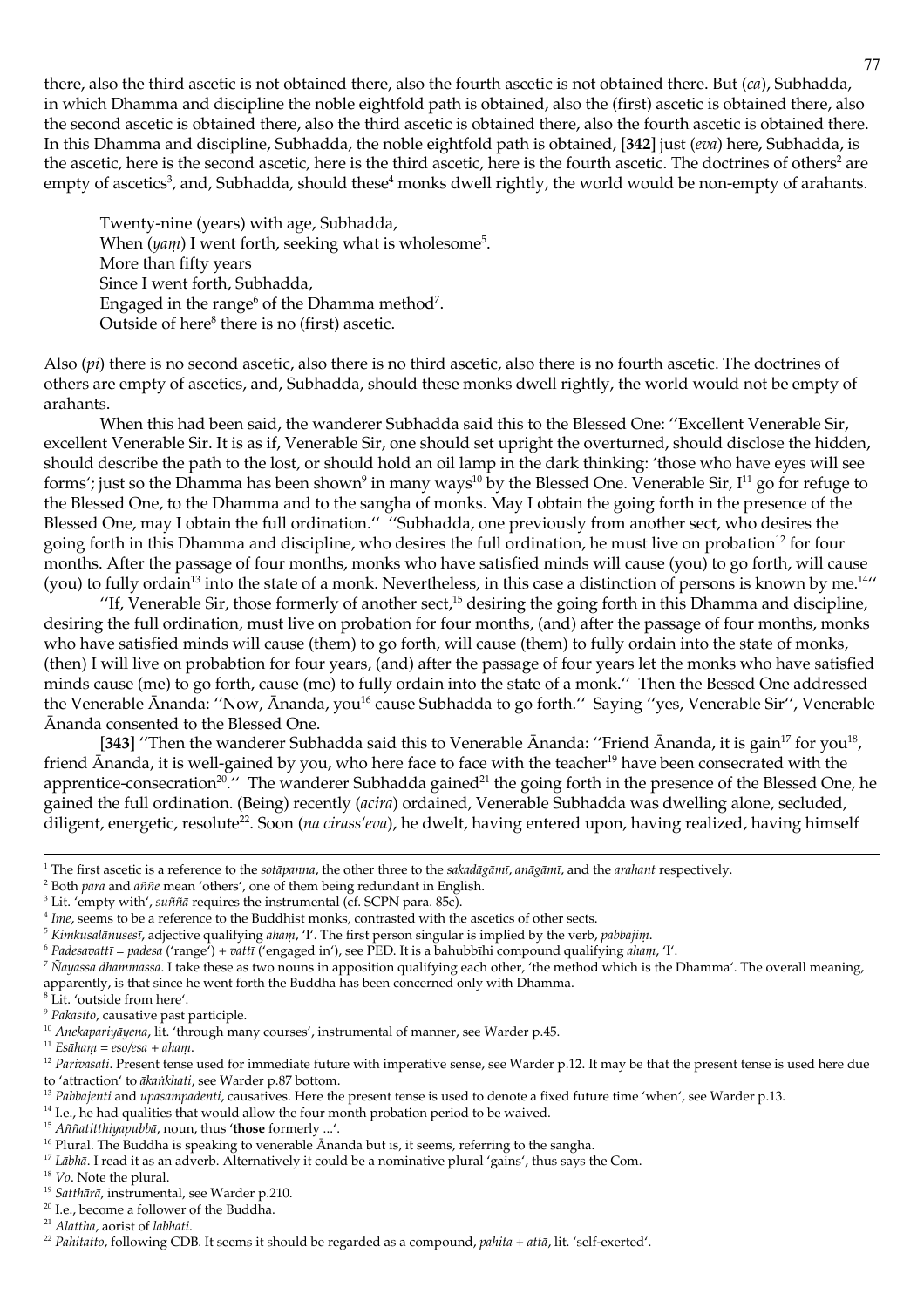there, also the third ascetic is not obtained there, also the fourth ascetic is not obtained there. But (*ca*), Subhadda, in which Dhamma and discipline the noble eightfold path is obtained, also the (first) ascetic is obtained there, also the second ascetic is obtained there, also the third ascetic is obtained there, also the fourth ascetic is obtained there. In this Dhamma and discipline, Subhadda, the noble eightfold path is obtained, [**342**] just (*eva*) here, Subhadda, is the ascetic, here is the second ascetic, here is the third ascetic, here is the fourth ascetic. The doctrines of others[2] are empty of ascetics[3], and, Subhadda, should these[4] monks dwell rightly, the world would be non-empty of arahants.

> Twenty-nine (years) with age, Subhadda,
> When (*yaṃ*) I went forth, seeking what is wholesome[5].
> More than fifty years
> Since I went forth, Subhadda,
> Engaged in the range[6] of the Dhamma method[7].
> Outside of here[8] there is no (first) ascetic.

Also (*pi*) there is no second ascetic, also there is no third ascetic, also there is no fourth ascetic. The doctrines of others are empty of ascetics, and, Subhadda, should these monks dwell rightly, the world would not be empty of arahants.

When this had been said, the wanderer Subhadda said this to the Blessed One: ''Excellent Venerable Sir, excellent Venerable Sir. It is as if, Venerable Sir, one should set upright the overturned, should disclose the hidden, should describe the path to the lost, or should hold an oil lamp in the dark thinking: 'those who have eyes will see forms'; just so the Dhamma has been shown[9] in many ways[10] by the Blessed One. Venerable Sir, I[11] go for refuge to the Blessed One, to the Dhamma and to the sangha of monks. May I obtain the going forth in the presence of the Blessed One, may I obtain the full ordination.'' ''Subhadda, one previously from another sect, who desires the going forth in this Dhamma and discipline, who desires the full ordination, he must live on probation[12] for four months. After the passage of four months, monks who have satisfied minds will cause (you) to go forth, will cause (you) to fully ordain[13] into the state of a monk. Nevertheless, in this case a distinction of persons is known by me.[14]''

''If, Venerable Sir, those formerly of another sect,[15] desiring the going forth in this Dhamma and discipline, desiring the full ordination, must live on probation for four months, (and) after the passage of four months, monks who have satisfied minds will cause (them) to go forth, will cause (them) to fully ordain into the state of monks, (then) I will live on probabtion for four years, (and) after the passage of four years let the monks who have satisfied minds cause (me) to go forth, cause (me) to fully ordain into the state of a monk.'' Then the Bessed One addressed the Venerable Ānanda: ''Now, Ānanda, you[16] cause Subhadda to go forth.'' Saying ''yes, Venerable Sir'', Venerable Ānanda consented to the Blessed One.

[**343**] ''Then the wanderer Subhadda said this to Venerable Ānanda: ''Friend Ānanda, it is gain[17] for you[18], friend Ānanda, it is well-gained by you, who here face to face with the teacher[19] have been consecrated with the apprentice-consecration[20].'' The wanderer Subhadda gained[21] the going forth in the presence of the Blessed One, he gained the full ordination. (Being) recently (*acira*) ordained, Venerable Subhadda was dwelling alone, secluded, diligent, energetic, resolute[22]. Soon (*na cirass'eva*), he dwelt, having entered upon, having realized, having himself

---

[1] The first ascetic is a reference to the *sotāpanna*, the other three to the *sakadāgāmī*, *anāgāmī*, and the *arahant* respectively.
[2] Both *para* and *aññe* mean 'others', one of them being redundant in English.
[3] Lit. 'empty with', *suññā* requires the instrumental (cf. SCPN para. 85c).
[4] *Ime*, seems to be a reference to the Buddhist monks, contrasted with the ascetics of other sects.
[5] *Kimkusalānusesī*, adjective qualifying *ahaṃ*, 'I'. The first person singular is implied by the verb, *pabbajiṃ*.
[6] *Padesavattī* = *padesa* ('range') + *vattī* ('engaged in'), see PED. It is a bahubbīhi compound qualifying *ahaṃ*, 'I'.
[7] *Ñāyassa dhammassa*. I take these as two nouns in apposition qualifying each other, 'the method which is the Dhamma'. The overall meaning, apparently, is that since he went forth the Buddha has been concerned only with Dhamma.
[8] Lit. 'outside from here'.
[9] *Pakāsito*, causative past participle.
[10] *Anekapariyāyena*, lit. 'through many courses', instrumental of manner, see Warder p.45.
[11] *Esāhaṃ* = *eso/esa* + *ahaṃ*.
[12] *Parivasati*. Present tense used for immediate future with imperative sense, see Warder p.12. It may be that the present tense is used here due to 'attraction' to *ākaṅkhati*, see Warder p.87 bottom.
[13] *Pabbājenti* and *upasampādenti*, causatives. Here the present tense is used to denote a fixed future time 'when', see Warder p.13.
[14] I.e., he had qualities that would allow the four month probation period to be waived.
[15] *Aññatitthiyapubbā*, noun, thus '**those** formerly ...'.
[16] Plural. The Buddha is speaking to venerable Ānanda but is, it seems, referring to the sangha.
[17] *Lābhā*. I read it as an adverb. Alternatively it could be a nominative plural 'gains', thus says the Com.
[18] *Vo*. Note the plural.
[19] *Satthārā*, instrumental, see Warder p.210.
[20] I.e., become a follower of the Buddha.
[21] *Alattha*, aorist of *labhati*.
[22] *Pahitatto*, following CDB. It seems it should be regarded as a compound, *pahita* + *attā*, lit. 'self-exerted'.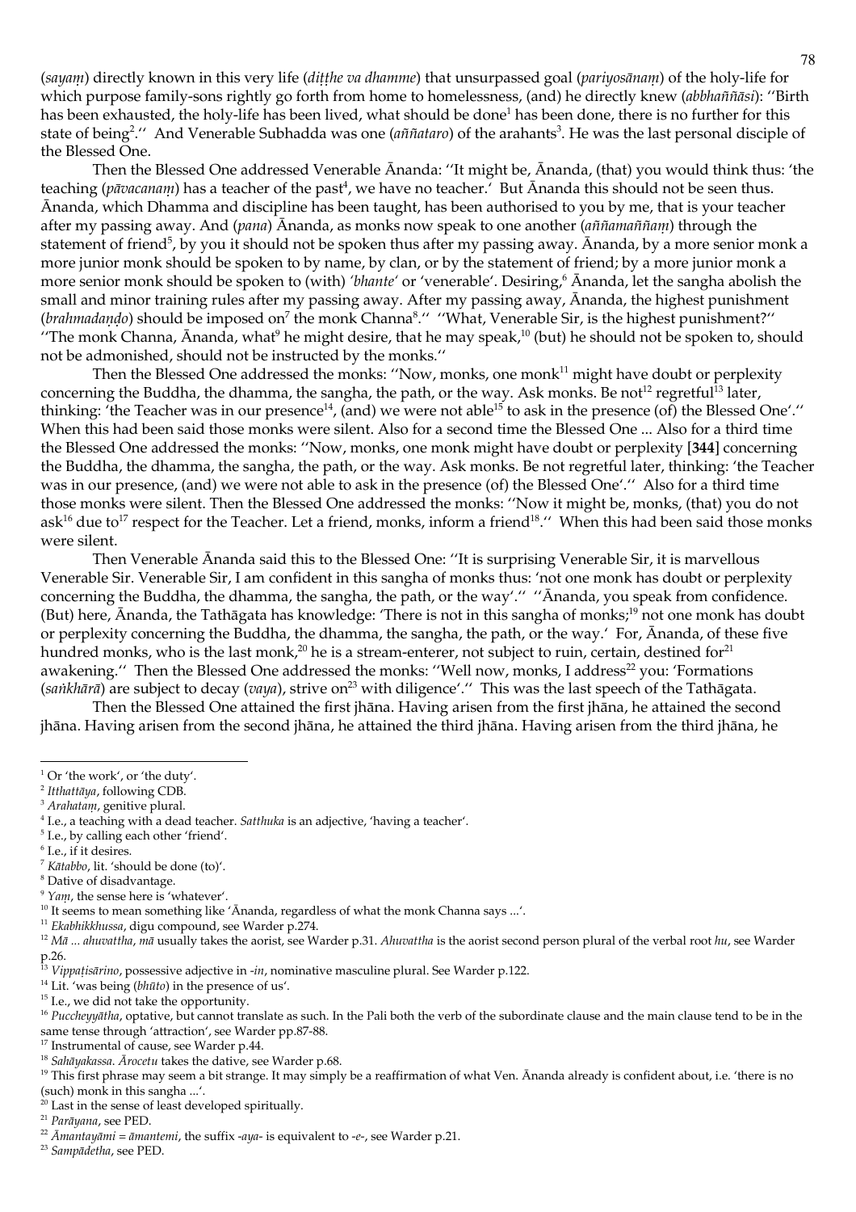(*sayaṃ*) directly known in this very life (*diṭṭhe va dhamme*) that unsurpassed goal (*pariyosānaṃ*) of the holy-life for which purpose family-sons rightly go forth from home to homelessness, (and) he directly knew (*abbhaññāsi*): ''Birth has been exhausted, the holy-life has been lived, what should be done[1] has been done, there is no further for this state of being[2].'' And Venerable Subhadda was one (*aññataro*) of the arahants[3]. He was the last personal disciple of the Blessed One.

Then the Blessed One addressed Venerable Ānanda: ''It might be, Ānanda, (that) you would think thus: 'the teaching (*pāvacanaṃ*) has a teacher of the past[4], we have no teacher.' But Ānanda this should not be seen thus. Ānanda, which Dhamma and discipline has been taught, has been authorised to you by me, that is your teacher after my passing away. And (*pana*) Ānanda, as monks now speak to one another (*aññamaññaṃ*) through the statement of friend[5], by you it should not be spoken thus after my passing away. Ānanda, by a more senior monk a more junior monk should be spoken to by name, by clan, or by the statement of friend; by a more junior monk a more senior monk should be spoken to (with) *'bhante'* or 'venerable'. Desiring,[6] Ānanda, let the sangha abolish the small and minor training rules after my passing away. After my passing away, Ānanda, the highest punishment (*brahmadaṇḍo*) should be imposed on[7] the monk Channa[8].'' ''What, Venerable Sir, is the highest punishment?'' ''The monk Channa, Ānanda, what[9] he might desire, that he may speak,[10] (but) he should not be spoken to, should not be admonished, should not be instructed by the monks.''

Then the Blessed One addressed the monks: ''Now, monks, one monk[11] might have doubt or perplexity concerning the Buddha, the dhamma, the sangha, the path, or the way. Ask monks. Be not[12] regretful[13] later, thinking: 'the Teacher was in our presence[14], (and) we were not able[15] to ask in the presence (of) the Blessed One'.'' When this had been said those monks were silent. Also for a second time the Blessed One ... Also for a third time the Blessed One addressed the monks: ''Now, monks, one monk might have doubt or perplexity [**344**] concerning the Buddha, the dhamma, the sangha, the path, or the way. Ask monks. Be not regretful later, thinking: 'the Teacher was in our presence, (and) we were not able to ask in the presence (of) the Blessed One'.'' Also for a third time those monks were silent. Then the Blessed One addressed the monks: ''Now it might be, monks, (that) you do not ask[16] due to[17] respect for the Teacher. Let a friend, monks, inform a friend[18].'' When this had been said those monks were silent.

Then Venerable Ānanda said this to the Blessed One: ''It is surprising Venerable Sir, it is marvellous Venerable Sir. Venerable Sir, I am confident in this sangha of monks thus: 'not one monk has doubt or perplexity concerning the Buddha, the dhamma, the sangha, the path, or the way'.'' ''Ānanda, you speak from confidence. (But) here, Ānanda, the Tathāgata has knowledge: 'There is not in this sangha of monks;[19] not one monk has doubt or perplexity concerning the Buddha, the dhamma, the sangha, the path, or the way.' For, Ānanda, of these five hundred monks, who is the last monk,[20] he is a stream-enterer, not subject to ruin, certain, destined for[21] awakening.'' Then the Blessed One addressed the monks: ''Well now, monks, I address[22] you: 'Formations (*saṅkhārā*) are subject to decay (*vaya*), strive on[23] with diligence'.'' This was the last speech of the Tathāgata.

Then the Blessed One attained the first jhāna. Having arisen from the first jhāna, he attained the second jhāna. Having arisen from the second jhāna, he attained the third jhāna. Having arisen from the third jhāna, he

---

[1] Or 'the work', or 'the duty'.
[2] *Itthattāya*, following CDB.
[3] *Arahataṃ*, genitive plural.
[4] I.e., a teaching with a dead teacher. *Satthuka* is an adjective, 'having a teacher'.
[5] I.e., by calling each other 'friend'.
[6] I.e., if it desires.
[7] *Kātabbo*, lit. 'should be done (to)'.
[8] Dative of disadvantage.
[9] *Yaṃ*, the sense here is 'whatever'.
[10] It seems to mean something like 'Ānanda, regardless of what the monk Channa says ...'.
[11] *Ekabhikkhussa*, digu compound, see Warder p.274.
[12] *Mā ... ahuvattha*, *mā* usually takes the aorist, see Warder p.31. *Ahuvattha* is the aorist second person plural of the verbal root *hu*, see Warder p.26.
[13] *Vippaṭisārino*, possessive adjective in *-in*, nominative masculine plural. See Warder p.122.
[14] Lit. 'was being (*bhūto*) in the presence of us'.
[15] I.e., we did not take the opportunity.
[16] *Puccheyyātha*, optative, but cannot translate as such. In the Pali both the verb of the subordinate clause and the main clause tend to be in the same tense through 'attraction', see Warder pp.87-88.
[17] Instrumental of cause, see Warder p.44.
[18] *Sahāyakassa*. *Ārocetu* takes the dative, see Warder p.68.
[19] This first phrase may seem a bit strange. It may simply be a reaffirmation of what Ven. Ānanda already is confident about, i.e. 'there is no (such) monk in this sangha ...'.
[20] Last in the sense of least developed spiritually.
[21] *Parāyana*, see PED.
[22] *Āmantayāmi* = *āmantemi*, the suffix *-aya-* is equivalent to *-e-*, see Warder p.21.
[23] *Sampādetha*, see PED.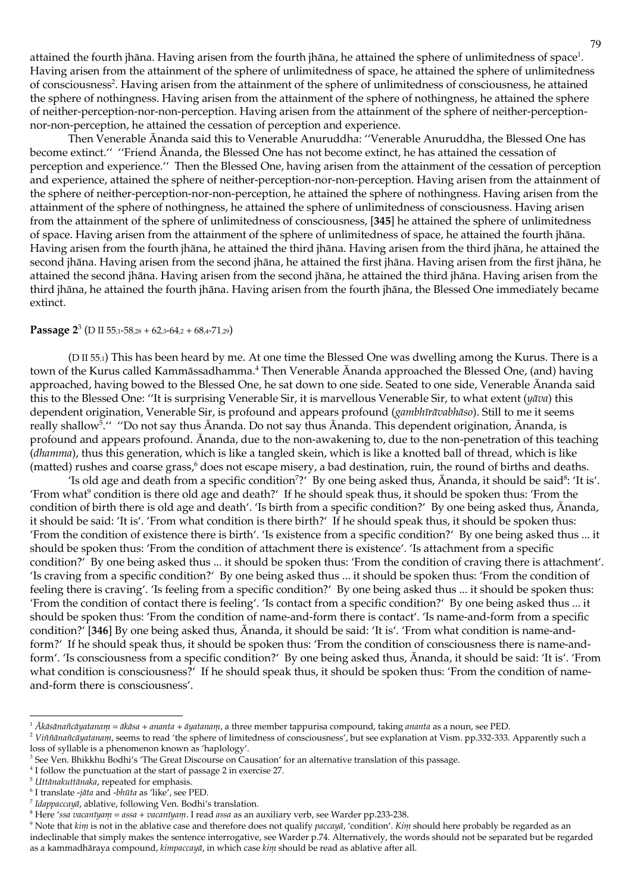attained the fourth jhāna. Having arisen from the fourth jhāna, he attained the sphere of unlimitedness of space[1]. Having arisen from the attainment of the sphere of unlimitedness of space, he attained the sphere of unlimitedness of consciousness[2]. Having arisen from the attainment of the sphere of unlimitedness of consciousness, he attained the sphere of nothingness. Having arisen from the attainment of the sphere of nothingness, he attained the sphere of neither-perception-nor-non-perception. Having arisen from the attainment of the sphere of neither-perception-nor-non-perception, he attained the cessation of perception and experience.

Then Venerable Ānanda said this to Venerable Anuruddha: ''Venerable Anuruddha, the Blessed One has become extinct.'' ''Friend Ānanda, the Blessed One has not become extinct, he has attained the cessation of perception and experience.'' Then the Blessed One, having arisen from the attainment of the cessation of perception and experience, attained the sphere of neither-perception-nor-non-perception. Having arisen from the attainment of the sphere of neither-perception-nor-non-perception, he attained the sphere of nothingness. Having arisen from the attainment of the sphere of nothingness, he attained the sphere of unlimitedness of consciousness. Having arisen from the attainment of the sphere of unlimitedness of consciousness, [**345**] he attained the sphere of unlimitedness of space. Having arisen from the attainment of the sphere of unlimitedness of space, he attained the fourth jhāna. Having arisen from the fourth jhāna, he attained the third jhāna. Having arisen from the third jhāna, he attained the second jhāna. Having arisen from the second jhāna, he attained the first jhāna. Having arisen from the first jhāna, he attained the second jhāna. Having arisen from the second jhāna, he attained the third jhāna. Having arisen from the third jhāna, he attained the fourth jhāna. Having arisen from the fourth jhāna, the Blessed One immediately became extinct.

**Passage 2**[3] (D II 55,1-58,28 + 62,3-64,2 + 68,4-71,29)

(D II 55,1) This has been heard by me. At one time the Blessed One was dwelling among the Kurus. There is a town of the Kurus called Kammāssadhamma.[4] Then Venerable Ānanda approached the Blessed One, (and) having approached, having bowed to the Blessed One, he sat down to one side. Seated to one side, Venerable Ānanda said this to the Blessed One: ''It is surprising Venerable Sir, it is marvellous Venerable Sir, to what extent (*yāva*) this dependent origination, Venerable Sir, is profound and appears profound (*gambhīrāvabhāso*). Still to me it seems really shallow[5].'' ''Do not say thus Ānanda. Do not say thus Ānanda. This dependent origination, Ānanda, is profound and appears profound. Ānanda, due to the non-awakening to, due to the non-penetration of this teaching (*dhamma*), thus this generation, which is like a tangled skein, which is like a knotted ball of thread, which is like (matted) rushes and coarse grass,[6] does not escape misery, a bad destination, ruin, the round of births and deaths.

'Is old age and death from a specific condition[7]?' By one being asked thus, Ānanda, it should be said[8]: 'It is'. 'From what[9] condition is there old age and death?' If he should speak thus, it should be spoken thus: 'From the condition of birth there is old age and death'. 'Is birth from a specific condition?' By one being asked thus, Ānanda, it should be said: 'It is'. 'From what condition is there birth?' If he should speak thus, it should be spoken thus: 'From the condition of existence there is birth'. 'Is existence from a specific condition?' By one being asked thus ... it should be spoken thus: 'From the condition of attachment there is existence'. 'Is attachment from a specific condition?' By one being asked thus ... it should be spoken thus: 'From the condition of craving there is attachment'. 'Is craving from a specific condition?' By one being asked thus ... it should be spoken thus: 'From the condition of feeling there is craving'. 'Is feeling from a specific condition?' By one being asked thus ... it should be spoken thus: 'From the condition of contact there is feeling'. 'Is contact from a specific condition?' By one being asked thus ... it should be spoken thus: 'From the condition of name-and-form there is contact'. 'Is name-and-form from a specific condition?' [**346**] By one being asked thus, Ānanda, it should be said: 'It is'. 'From what condition is name-and-form?' If he should speak thus, it should be spoken thus: 'From the condition of consciousness there is name-and-form'. 'Is consciousness from a specific condition?' By one being asked thus, Ānanda, it should be said: 'It is'. 'From what condition is consciousness?' If he should speak thus, it should be spoken thus: 'From the condition of name-and-form there is consciousness'.

---

[1] *Ākāsānañcāyatanaṃ* = *ākāsa* + *ananta* + *āyatanaṃ*, a three member tappurisa compound, taking *ananta* as a noun, see PED.

[2] *Viññānañcāyatanaṃ*, seems to read 'the sphere of limitedness of consciousness', but see explanation at Vism. pp.332-333. Apparently such a loss of syllable is a phenomenon known as 'haplology'.

[3] See Ven. Bhikkhu Bodhi's 'The Great Discourse on Causation' for an alternative translation of this passage.

[4] I follow the punctuation at the start of passage 2 in exercise 27.

[5] *Uttānakuttānaka*, repeated for emphasis.

[6] I translate *-jāta* and *-bhūta* as 'like', see PED.

[7] *Idappaccayā*, ablative, following Ven. Bodhi's translation.

[8] Here '*ssa vacanīyaṃ* = *assa* + *vacanīyaṃ*. I read *assa* as an auxiliary verb, see Warder pp.233-238.

[9] Note that *kiṃ* is not in the ablative case and therefore does not qualify *paccayā*, 'condition'. *Kiṃ* should here probably be regarded as an indeclinable that simply makes the sentence interrogative, see Warder p.74. Alternatively, the words should not be separated but be regarded as a kammadhāraya compound, *kimpaccayā*, in which case *kiṃ* should be read as ablative after all.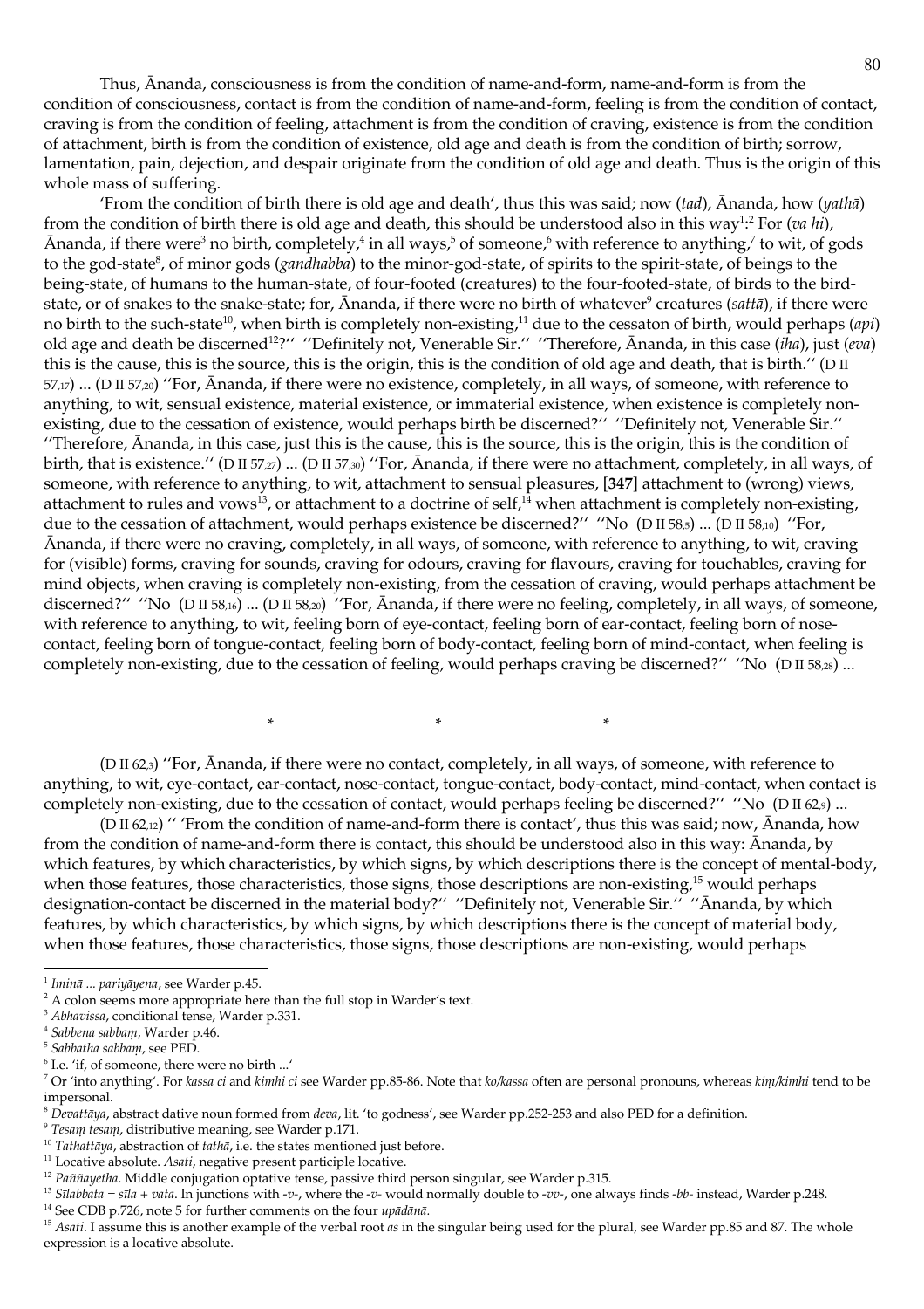Thus, Ānanda, consciousness is from the condition of name-and-form, name-and-form is from the condition of consciousness, contact is from the condition of name-and-form, feeling is from the condition of contact, craving is from the condition of feeling, attachment is from the condition of craving, existence is from the condition of attachment, birth is from the condition of existence, old age and death is from the condition of birth; sorrow, lamentation, pain, dejection, and despair originate from the condition of old age and death. Thus is the origin of this whole mass of suffering.

'From the condition of birth there is old age and death', thus this was said; now (*tad*), Ānanda, how (*yathā*) from the condition of birth there is old age and death, this should be understood also in this way[1]:[2] For (*va hi*), Ānanda, if there were[3] no birth, completely,[4] in all ways,[5] of someone,[6] with reference to anything,[7] to wit, of gods to the god-state[8], of minor gods (*gandhabba*) to the minor-god-state, of spirits to the spirit-state, of beings to the being-state, of humans to the human-state, of four-footed (creatures) to the four-footed-state, of birds to the bird-state, or of snakes to the snake-state; for, Ānanda, if there were no birth of whatever[9] creatures (*sattā*), if there were no birth to the such-state[10], when birth is completely non-existing,[11] due to the cessaton of birth, would perhaps (*api*) old age and death be discerned[12]?'' ''Definitely not, Venerable Sir.'' ''Therefore, Ānanda, in this case (*iha*), just (*eva*) this is the cause, this is the source, this is the origin, this is the condition of old age and death, that is birth.'' (D II 57,17) ... (D II 57,20) ''For, Ānanda, if there were no existence, completely, in all ways, of someone, with reference to anything, to wit, sensual existence, material existence, or immaterial existence, when existence is completely non-existing, due to the cessation of existence, would perhaps birth be discerned?'' ''Definitely not, Venerable Sir.'' ''Therefore, Ānanda, in this case, just this is the cause, this is the source, this is the origin, this is the condition of birth, that is existence.'' (D II 57,27) ... (D II 57,30) ''For, Ānanda, if there were no attachment, completely, in all ways, of someone, with reference to anything, to wit, attachment to sensual pleasures, **[347]** attachment to (wrong) views, attachment to rules and vows[13], or attachment to a doctrine of self,[14] when attachment is completely non-existing, due to the cessation of attachment, would perhaps existence be discerned?'' ''No (D II 58,5) ... (D II 58,10) ''For, Ānanda, if there were no craving, completely, in all ways, of someone, with reference to anything, to wit, craving for (visible) forms, craving for sounds, craving for odours, craving for flavours, craving for touchables, craving for mind objects, when craving is completely non-existing, from the cessation of craving, would perhaps attachment be discerned?'' ''No (D II 58,16) ... (D II 58,20) ''For, Ānanda, if there were no feeling, completely, in all ways, of someone, with reference to anything, to wit, feeling born of eye-contact, feeling born of ear-contact, feeling born of nose-contact, feeling born of tongue-contact, feeling born of body-contact, feeling born of mind-contact, when feeling is completely non-existing, due to the cessation of feeling, would perhaps craving be discerned?'' ''No (D II 58,28) ...

\* \* \*

(D II 62,3) ''For, Ānanda, if there were no contact, completely, in all ways, of someone, with reference to anything, to wit, eye-contact, ear-contact, nose-contact, tongue-contact, body-contact, mind-contact, when contact is completely non-existing, due to the cessation of contact, would perhaps feeling be discerned?'' ''No (D II 62,9) ...

(D II 62,12) '' 'From the condition of name-and-form there is contact', thus this was said; now, Ānanda, how from the condition of name-and-form there is contact, this should be understood also in this way: Ānanda, by which features, by which characteristics, by which signs, by which descriptions there is the concept of mental-body, when those features, those characteristics, those signs, those descriptions are non-existing,[15] would perhaps designation-contact be discerned in the material body?'' ''Definitely not, Venerable Sir.'' ''Ānanda, by which features, by which characteristics, by which signs, by which descriptions there is the concept of material body, when those features, those characteristics, those signs, those descriptions are non-existing, would perhaps

---

[1] *Iminā ... pariyāyena*, see Warder p.45.

[2] A colon seems more appropriate here than the full stop in Warder's text.

[3] *Abhavissa*, conditional tense, Warder p.331.

[4] *Sabbena sabbaṃ*, Warder p.46.

[5] *Sabbathā sabbaṃ*, see PED.

[6] I.e. 'if, of someone, there were no birth ...'

[7] Or 'into anything'. For *kassa ci* and *kimhi ci* see Warder pp.85-86. Note that *ko/kassa* often are personal pronouns, whereas *kiṃ/kimhi* tend to be impersonal.

[8] *Devattāya*, abstract dative noun formed from *deva*, lit. 'to godness', see Warder pp.252-253 and also PED for a definition.

[9] *Tesaṃ tesaṃ*, distributive meaning, see Warder p.171.

[10] *Tathattāya*, abstraction of *tathā*, i.e. the states mentioned just before.

[11] Locative absolute. *Asati*, negative present participle locative.

[12] *Paññāyetha*. Middle conjugation optative tense, passive third person singular, see Warder p.315.

[13] *Sīlabbata* = *sīla* + *vata*. In junctions with *-v-*, where the *-v-* would normally double to *-vv-*, one always finds *-bb-* instead, Warder p.248.

[14] See CDB p.726, note 5 for further comments on the four *upādānā*.

[15] *Asati*. I assume this is another example of the verbal root *as* in the singular being used for the plural, see Warder pp.85 and 87. The whole expression is a locative absolute.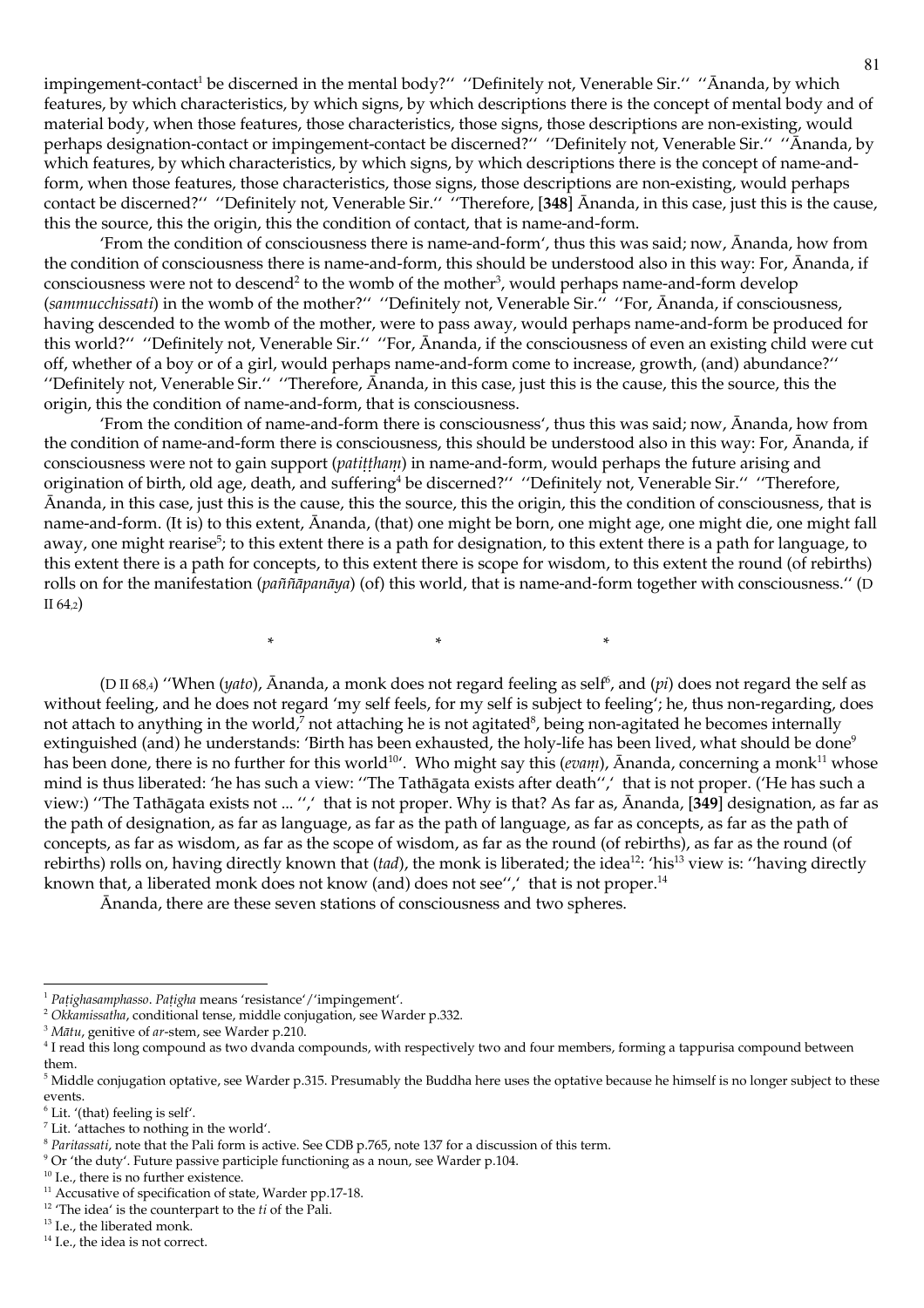impingement-contact[1] be discerned in the mental body?'' ''Definitely not, Venerable Sir.'' ''Ānanda, by which features, by which characteristics, by which signs, by which descriptions there is the concept of mental body and of material body, when those features, those characteristics, those signs, those descriptions are non-existing, would perhaps designation-contact or impingement-contact be discerned?'' ''Definitely not, Venerable Sir.'' ''Ānanda, by which features, by which characteristics, by which signs, by which descriptions there is the concept of name-and-form, when those features, those characteristics, those signs, those descriptions are non-existing, would perhaps contact be discerned?'' ''Definitely not, Venerable Sir.'' ''Therefore, **[348]** Ānanda, in this case, just this is the cause, this the source, this the origin, this the condition of contact, that is name-and-form.

'From the condition of consciousness there is name-and-form', thus this was said; now, Ānanda, how from the condition of consciousness there is name-and-form, this should be understood also in this way: For, Ānanda, if consciousness were not to descend[2] to the womb of the mother[3], would perhaps name-and-form develop (*sammucchissati*) in the womb of the mother?'' ''Definitely not, Venerable Sir.'' ''For, Ānanda, if consciousness, having descended to the womb of the mother, were to pass away, would perhaps name-and-form be produced for this world?'' ''Definitely not, Venerable Sir.'' ''For, Ānanda, if the consciousness of even an existing child were cut off, whether of a boy or of a girl, would perhaps name-and-form come to increase, growth, (and) abundance?'' ''Definitely not, Venerable Sir.'' ''Therefore, Ānanda, in this case, just this is the cause, this the source, this the origin, this the condition of name-and-form, that is consciousness.

'From the condition of name-and-form there is consciousness', thus this was said; now, Ānanda, how from the condition of name-and-form there is consciousness, this should be understood also in this way: For, Ānanda, if consciousness were not to gain support (*patiṭṭhaṃ*) in name-and-form, would perhaps the future arising and origination of birth, old age, death, and suffering[4] be discerned?'' ''Definitely not, Venerable Sir.'' ''Therefore, Ānanda, in this case, just this is the cause, this the source, this the origin, this the condition of consciousness, that is name-and-form. (It is) to this extent, Ānanda, (that) one might be born, one might age, one might die, one might fall away, one might rearise[5]; to this extent there is a path for designation, to this extent there is a path for language, to this extent there is a path for concepts, to this extent there is scope for wisdom, to this extent the round (of rebirths) rolls on for the manifestation (*paññāpanāya*) (of) this world, that is name-and-form together with consciousness.'' (D II 64,2)

\* \* \*

(D II 68,4) ''When (*yato*), Ānanda, a monk does not regard feeling as self[6], and (*pi*) does not regard the self as without feeling, and he does not regard 'my self feels, for my self is subject to feeling'; he, thus non-regarding, does not attach to anything in the world,[7] not attaching he is not agitated[8], being non-agitated he becomes internally extinguished (and) he understands: 'Birth has been exhausted, the holy-life has been lived, what should be done[9] has been done, there is no further for this world[10]'. Who might say this (*evaṃ*), Ānanda, concerning a monk[11] whose mind is thus liberated: 'he has such a view: ''The Tathāgata exists after death'',' that is not proper. ('He has such a view:) ''The Tathāgata exists not ... '',' that is not proper. Why is that? As far as, Ānanda, **[349]** designation, as far as the path of designation, as far as language, as far as the path of language, as far as concepts, as far as the path of concepts, as far as wisdom, as far as the scope of wisdom, as far as the round (of rebirths), as far as the round (of rebirths) rolls on, having directly known that (*tad*), the monk is liberated; the idea[12]: 'his[13] view is: ''having directly known that, a liberated monk does not know (and) does not see'',' that is not proper.[14]

Ānanda, there are these seven stations of consciousness and two spheres.

---

[1] *Paṭighasamphasso*. *Paṭigha* means 'resistance'/'impingement'.
[2] *Okkamissatha*, conditional tense, middle conjugation, see Warder p.332.
[3] *Mātu*, genitive of *ar*-stem, see Warder p.210.
[4] I read this long compound as two dvanda compounds, with respectively two and four members, forming a tappurisa compound between them.
[5] Middle conjugation optative, see Warder p.315. Presumably the Buddha here uses the optative because he himself is no longer subject to these events.
[6] Lit. '(that) feeling is self'.
[7] Lit. 'attaches to nothing in the world'.
[8] *Paritassati*, note that the Pali form is active. See CDB p.765, note 137 for a discussion of this term.
[9] Or 'the duty'. Future passive participle functioning as a noun, see Warder p.104.
[10] I.e., there is no further existence.
[11] Accusative of specification of state, Warder pp.17-18.
[12] 'The idea' is the counterpart to the *ti* of the Pali.
[13] I.e., the liberated monk.
[14] I.e., the idea is not correct.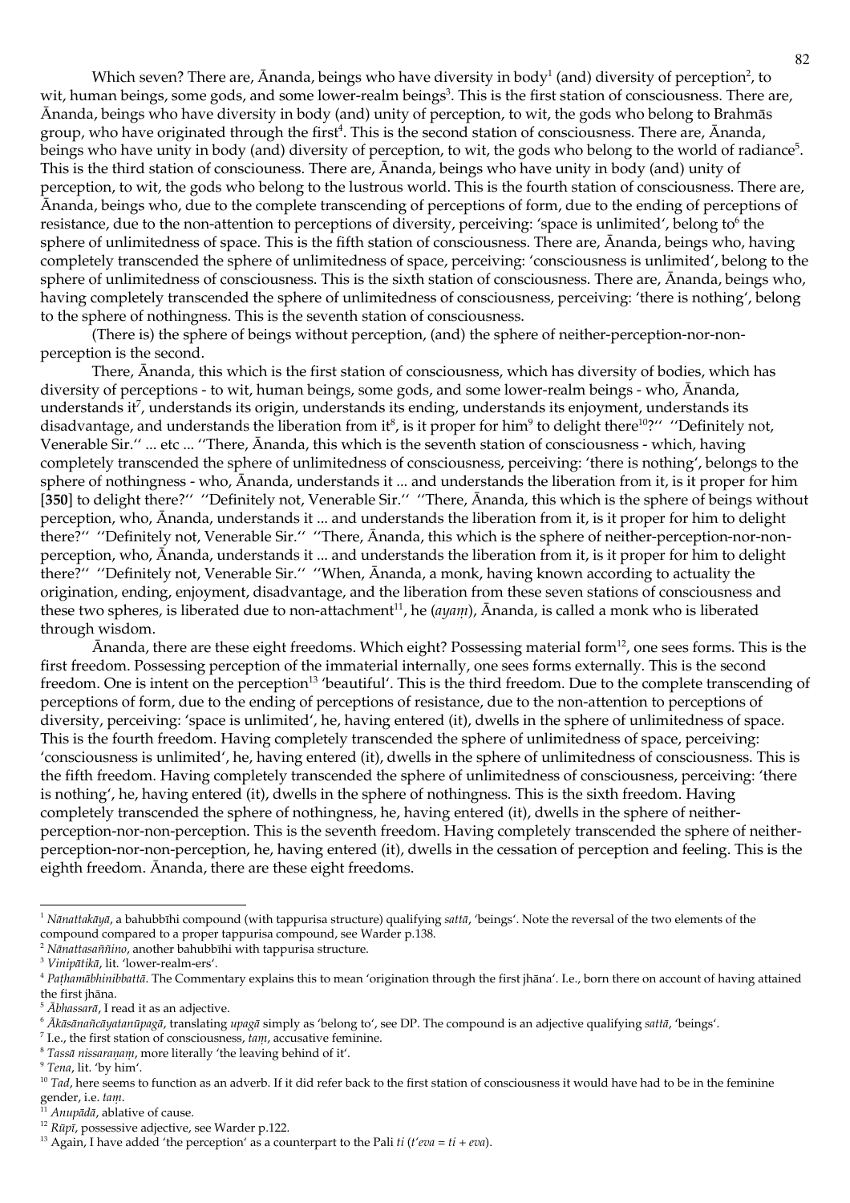Which seven? There are, Ānanda, beings who have diversity in body[1] (and) diversity of perception[2], to wit, human beings, some gods, and some lower-realm beings[3]. This is the first station of consciousness. There are, Ānanda, beings who have diversity in body (and) unity of perception, to wit, the gods who belong to Brahmās group, who have originated through the first[4]. This is the second station of consciousness. There are, Ānanda, beings who have unity in body (and) diversity of perception, to wit, the gods who belong to the world of radiance[5]. This is the third station of consciouness. There are, Ānanda, beings who have unity in body (and) unity of perception, to wit, the gods who belong to the lustrous world. This is the fourth station of consciousness. There are, Ānanda, beings who, due to the complete transcending of perceptions of form, due to the ending of perceptions of resistance, due to the non-attention to perceptions of diversity, perceiving: 'space is unlimited', belong to[6] the sphere of unlimitedness of space. This is the fifth station of consciousness. There are, Ānanda, beings who, having completely transcended the sphere of unlimitedness of space, perceiving: 'consciousness is unlimited', belong to the sphere of unlimitedness of consciousness. This is the sixth station of consciousness. There are, Ānanda, beings who, having completely transcended the sphere of unlimitedness of consciousness, perceiving: 'there is nothing', belong to the sphere of nothingness. This is the seventh station of consciousness.

(There is) the sphere of beings without perception, (and) the sphere of neither-perception-nor-non-perception is the second.

There, Ānanda, this which is the first station of consciousness, which has diversity of bodies, which has diversity of perceptions - to wit, human beings, some gods, and some lower-realm beings - who, Ānanda, understands it[7], understands its origin, understands its ending, understands its enjoyment, understands its disadvantage, and understands the liberation from it[8], is it proper for him[9] to delight there[10]?'' ''Definitely not, Venerable Sir.'' ... etc ... ''There, Ānanda, this which is the seventh station of consciousness - which, having completely transcended the sphere of unlimitedness of consciousness, perceiving: 'there is nothing', belongs to the sphere of nothingness - who, Ānanda, understands it ... and understands the liberation from it, is it proper for him **[350]** to delight there?'' ''Definitely not, Venerable Sir.'' ''There, Ānanda, this which is the sphere of beings without perception, who, Ānanda, understands it ... and understands the liberation from it, is it proper for him to delight there?'' ''Definitely not, Venerable Sir.'' ''There, Ānanda, this which is the sphere of neither-perception-nor-non-perception, who, Ānanda, understands it ... and understands the liberation from it, is it proper for him to delight there?'' ''Definitely not, Venerable Sir.'' ''When, Ānanda, a monk, having known according to actuality the origination, ending, enjoyment, disadvantage, and the liberation from these seven stations of consciousness and these two spheres, is liberated due to non-attachment[11], he (*ayaṃ*), Ānanda, is called a monk who is liberated through wisdom.

Ānanda, there are these eight freedoms. Which eight? Possessing material form[12], one sees forms. This is the first freedom. Possessing perception of the immaterial internally, one sees forms externally. This is the second freedom. One is intent on the perception[13] 'beautiful'. This is the third freedom. Due to the complete transcending of perceptions of form, due to the ending of perceptions of resistance, due to the non-attention to perceptions of diversity, perceiving: 'space is unlimited', he, having entered (it), dwells in the sphere of unlimitedness of space. This is the fourth freedom. Having completely transcended the sphere of unlimitedness of space, perceiving: 'consciousness is unlimited', he, having entered (it), dwells in the sphere of unlimitedness of consciousness. This is the fifth freedom. Having completely transcended the sphere of unlimitedness of consciousness, perceiving: 'there is nothing', he, having entered (it), dwells in the sphere of nothingness. This is the sixth freedom. Having completely transcended the sphere of nothingness, he, having entered (it), dwells in the sphere of neither-perception-nor-non-perception. This is the seventh freedom. Having completely transcended the sphere of neither-perception-nor-non-perception, he, having entered (it), dwells in the cessation of perception and feeling. This is the eighth freedom. Ānanda, there are these eight freedoms.

---

[1] *Nānattakāyā*, a bahubbīhi compound (with tappurisa structure) qualifying *sattā*, 'beings'. Note the reversal of the two elements of the compound compared to a proper tappurisa compound, see Warder p.138.

[2] *Nānattasaññino*, another bahubbīhi with tappurisa structure.

[3] *Vinipātikā*, lit. 'lower-realm-ers'.

[4] *Paṭhamābhinibbattā*. The Commentary explains this to mean 'origination through the first jhāna'. I.e., born there on account of having attained the first jhāna.

[5] *Ābhassarā*, I read it as an adjective.

[6] *Ākāsānañcāyatanūpagā*, translating *upagā* simply as 'belong to', see DP. The compound is an adjective qualifying *sattā*, 'beings'.

[7] I.e., the first station of consciousness, *taṃ*, accusative feminine.

[8] *Tassā nissaraṇaṃ*, more literally 'the leaving behind of it'.

[9] *Tena*, lit. 'by him'.

[10] *Tad*, here seems to function as an adverb. If it did refer back to the first station of consciousness it would have had to be in the feminine gender, i.e. *taṃ*.

[11] *Anupādā*, ablative of cause.

[12] *Rūpī*, possessive adjective, see Warder p.122.

[13] Again, I have added 'the perception' as a counterpart to the Pali *ti* (*t'eva* = *ti* + *eva*).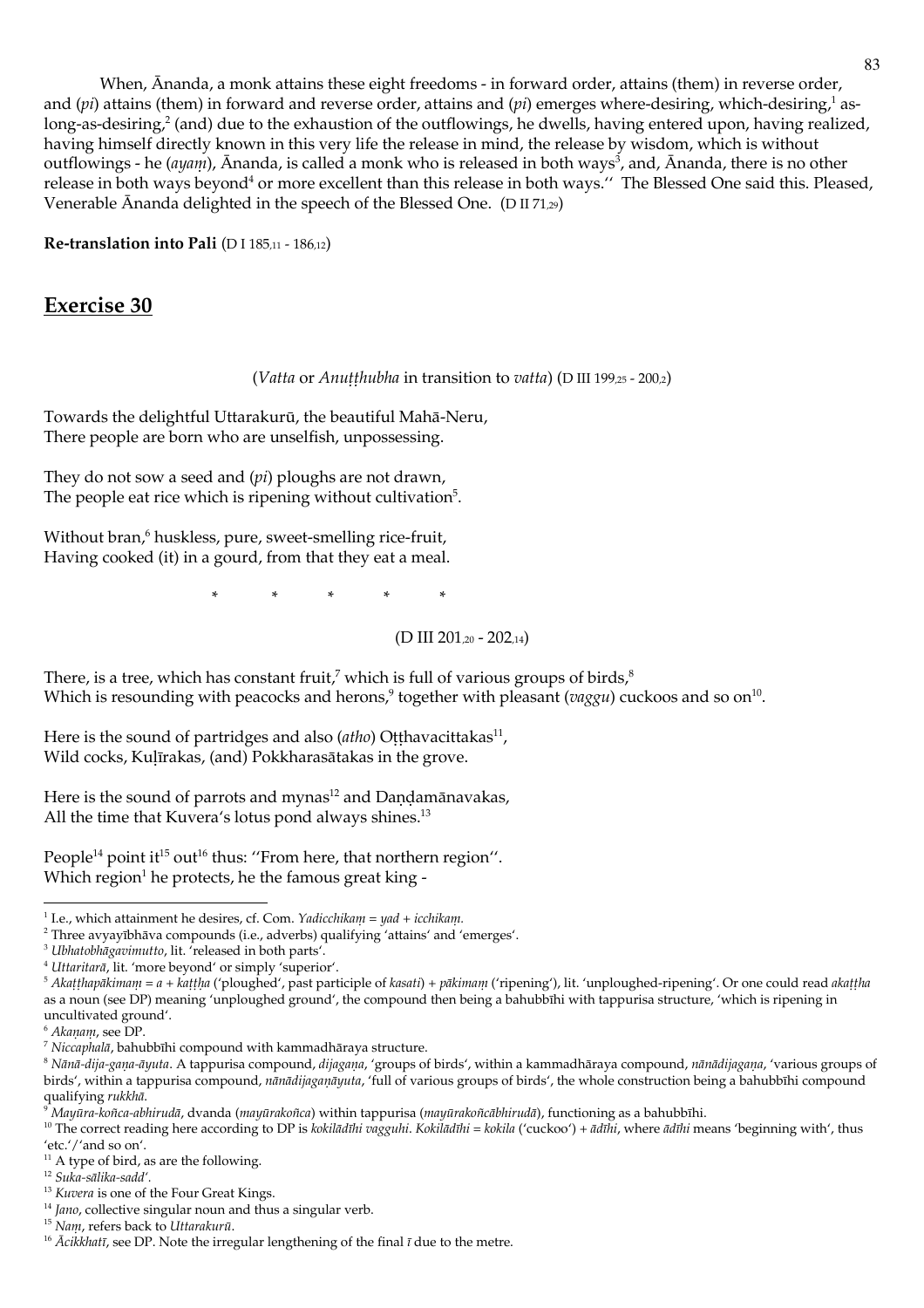When, Ānanda, a monk attains these eight freedoms - in forward order, attains (them) in reverse order, and (*pi*) attains (them) in forward and reverse order, attains and (*pi*) emerges where-desiring, which-desiring,[1] as-long-as-desiring,[2] (and) due to the exhaustion of the outflowings, he dwells, having entered upon, having realized, having himself directly known in this very life the release in mind, the release by wisdom, which is without outflowings - he (*ayaṃ*), Ānanda, is called a monk who is released in both ways[3], and, Ānanda, there is no other release in both ways beyond[4] or more excellent than this release in both ways.'' The Blessed One said this. Pleased, Venerable Ānanda delighted in the speech of the Blessed One. (D II 71,29)

**Re-translation into Pali** (D I 185,11 - 186,12)

## Exercise 30

(*Vatta* or *Anuṭṭhubha* in transition to *vatta*) (D III 199,25 - 200,2)

Towards the delightful Uttarakurū, the beautiful Mahā-Neru,
There people are born who are unselfish, unpossessing.

They do not sow a seed and (*pi*) ploughs are not drawn,
The people eat rice which is ripening without cultivation[5].

Without bran,[6] huskless, pure, sweet-smelling rice-fruit,
Having cooked (it) in a gourd, from that they eat a meal.

\* \* \* \* \*

(D III 201,20 - 202,14)

There, is a tree, which has constant fruit,[7] which is full of various groups of birds,[8]
Which is resounding with peacocks and herons,[9] together with pleasant (*vaggu*) cuckoos and so on[10].

Here is the sound of partridges and also (*atho*) Oṭṭhavacittakas[11],
Wild cocks, Kuḷīrakas, (and) Pokkharasātakas in the grove.

Here is the sound of parrots and mynas[12] and Daṇḍamānavakas,
All the time that Kuvera's lotus pond always shines.[13]

People[14] point it[15] out[16] thus: ''From here, that northern region''.
Which region[1] he protects, he the famous great king -

---

[1] I.e., which attainment he desires, cf. Com. *Yadicchikaṃ = yad + icchikaṃ*.
[2] Three avyayībhāva compounds (i.e., adverbs) qualifying 'attains' and 'emerges'.
[3] *Ubhatobhāgavimutto*, lit. 'released in both parts'.
[4] *Uttaritarā*, lit. 'more beyond' or simply 'superior'.
[5] *Akaṭṭhapākimaṃ = a + kaṭṭha* ('ploughed', past participle of *kasati*) + *pākimaṃ* ('ripening'), lit. 'unploughed-ripening'. Or one could read *akaṭṭha* as a noun (see DP) meaning 'unploughed ground', the compound then being a bahubbīhi with tappurisa structure, 'which is ripening in uncultivated ground'.
[6] *Akaṇaṃ*, see DP.
[7] *Niccaphalā*, bahubbīhi compound with kammadhāraya structure.
[8] *Nānā-dija-gaṇa-āyuta*. A tappurisa compound, *dijagaṇa*, 'groups of birds', within a kammadhāraya compound, *nānādijagaṇa*, 'various groups of birds', within a tappurisa compound, *nānādijagaṇāyuta*, 'full of various groups of birds', the whole construction being a bahubbīhi compound qualifying *rukkhā*.
[9] *Mayūra-koñca-abhirudā*, dvanda (*mayūrakoñca*) within tappurisa (*mayūrakoñcābhirudā*), functioning as a bahubbīhi.
[10] The correct reading here according to DP is *kokilādīhi vagguhi*. *Kokilādīhi = kokila* ('cuckoo') + *ādīhi*, where *ādīhi* means 'beginning with', thus 'etc.'/'and so on'.
[11] A type of bird, as are the following.
[12] *Suka-sālika-sadd'*.
[13] *Kuvera* is one of the Four Great Kings.
[14] *Jano*, collective singular noun and thus a singular verb.
[15] *Naṃ*, refers back to *Uttarakurū*.
[16] *Ācikkhatī*, see DP. Note the irregular lengthening of the final *ī* due to the metre.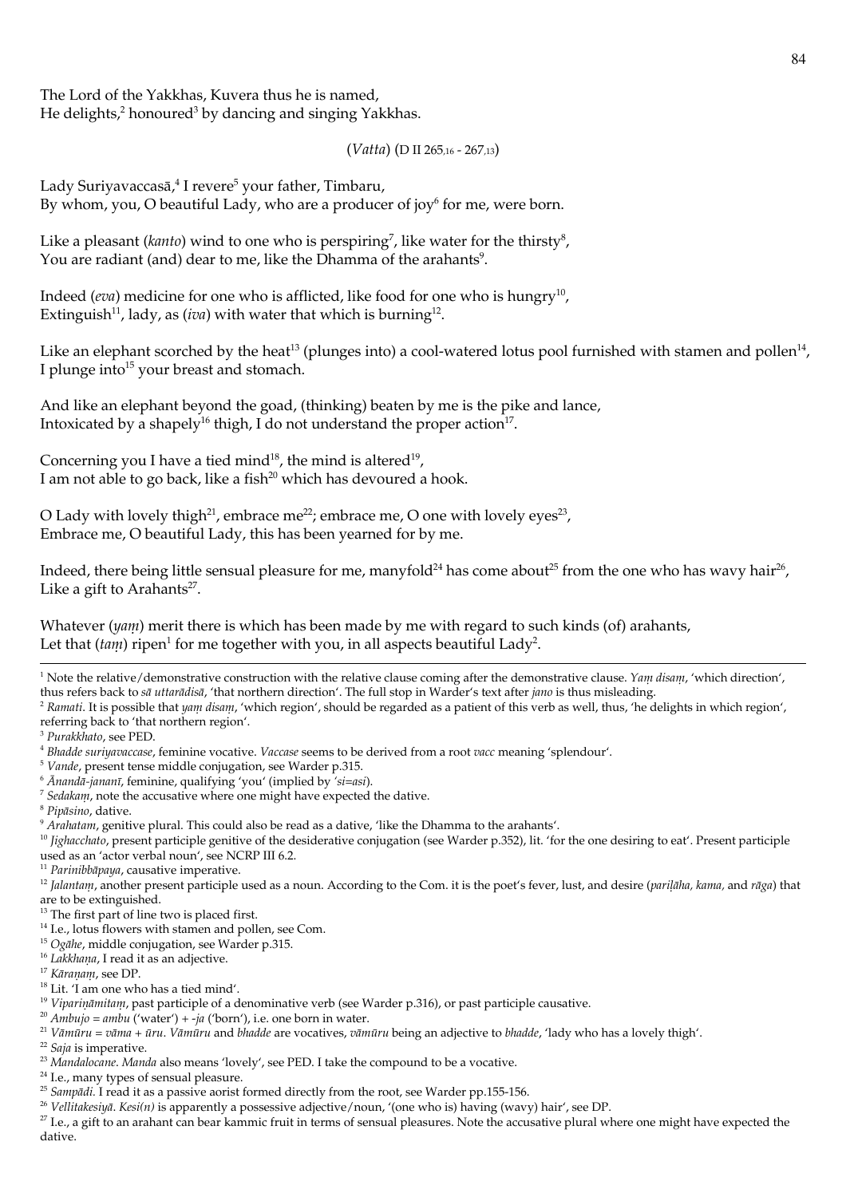The Lord of the Yakkhas, Kuvera thus he is named,
He delights,[2] honoured[3] by dancing and singing Yakkhas.

(*Vatta*) (D II 265,16 - 267,13)

Lady Suriyavaccasā,[4] I revere[5] your father, Timbaru,
By whom, you, O beautiful Lady, who are a producer of joy[6] for me, were born.

Like a pleasant (*kanto*) wind to one who is perspiring[7], like water for the thirsty[8],
You are radiant (and) dear to me, like the Dhamma of the arahants[9].

Indeed (*eva*) medicine for one who is afflicted, like food for one who is hungry[10],
Extinguish[11], lady, as (*iva*) with water that which is burning[12].

Like an elephant scorched by the heat[13] (plunges into) a cool-watered lotus pool furnished with stamen and pollen[14],
I plunge into[15] your breast and stomach.

And like an elephant beyond the goad, (thinking) beaten by me is the pike and lance,
Intoxicated by a shapely[16] thigh, I do not understand the proper action[17].

Concerning you I have a tied mind[18], the mind is altered[19],
I am not able to go back, like a fish[20] which has devoured a hook.

O Lady with lovely thigh[21], embrace me[22]; embrace me, O one with lovely eyes[23],
Embrace me, O beautiful Lady, this has been yearned for by me.

Indeed, there being little sensual pleasure for me, manyfold[24] has come about[25] from the one who has wavy hair[26],
Like a gift to Arahants[27].

Whatever (*yaṃ*) merit there is which has been made by me with regard to such kinds (of) arahants,
Let that (*taṃ*) ripen[1] for me together with you, in all aspects beautiful Lady[2].

---

[1] Note the relative/demonstrative construction with the relative clause coming after the demonstrative clause. *Yaṃ disaṃ*, 'which direction', thus refers back to *sā uttarādisā*, 'that northern direction'. The full stop in Warder's text after *jano* is thus misleading.
[2] *Ramati*. It is possible that *yaṃ disaṃ*, 'which region', should be regarded as a patient of this verb as well, thus, 'he delights in which region', referring back to 'that northern region'.
[3] *Purakkhato*, see PED.
[4] *Bhadde suriyavaccase*, feminine vocative. *Vaccase* seems to be derived from a root *vacc* meaning 'splendour'.
[5] *Vande*, present tense middle conjugation, see Warder p.315.
[6] *Ānandā-jananī*, feminine, qualifying 'you' (implied by *'si=asi*).
[7] *Sedakaṃ*, note the accusative where one might have expected the dative.
[8] *Pipāsino*, dative.
[9] *Arahatam*, genitive plural. This could also be read as a dative, 'like the Dhamma to the arahants'.
[10] *Jighacchato*, present participle genitive of the desiderative conjugation (see Warder p.352), lit. 'for the one desiring to eat'. Present participle used as an 'actor verbal noun', see NCRP III 6.2.
[11] *Parinibbāpaya*, causative imperative.
[12] *Jalantaṃ*, another present participle used as a noun. According to the Com. it is the poet's fever, lust, and desire (*pariḷāha, kama,* and *rāga*) that are to be extinguished.
[13] The first part of line two is placed first.
[14] I.e., lotus flowers with stamen and pollen, see Com.
[15] *Ogāhe*, middle conjugation, see Warder p.315.
[16] *Lakkhaṇa*, I read it as an adjective.
[17] *Kāraṇaṃ*, see DP.
[18] Lit. 'I am one who has a tied mind'.
[19] *Vipariṇāmitaṃ*, past participle of a denominative verb (see Warder p.316), or past participle causative.
[20] *Ambujo* = *ambu* ('water') + *-ja* ('born'), i.e. one born in water.
[21] *Vāmūru* = *vāma* + *ūru*. *Vāmūru* and *bhadde* are vocatives, *vāmūru* being an adjective to *bhadde*, 'lady who has a lovely thigh'.
[22] *Saja* is imperative.
[23] *Mandalocane*. *Manda* also means 'lovely', see PED. I take the compound to be a vocative.
[24] I.e., many types of sensual pleasure.
[25] *Sampādi*. I read it as a passive aorist formed directly from the root, see Warder pp.155-156.
[26] *Vellitakesiyā*. *Kesi(n)* is apparently a possessive adjective/noun, '(one who is) having (wavy) hair', see DP.
[27] I.e., a gift to an arahant can bear kammic fruit in terms of sensual pleasures. Note the accusative plural where one might have expected the dative.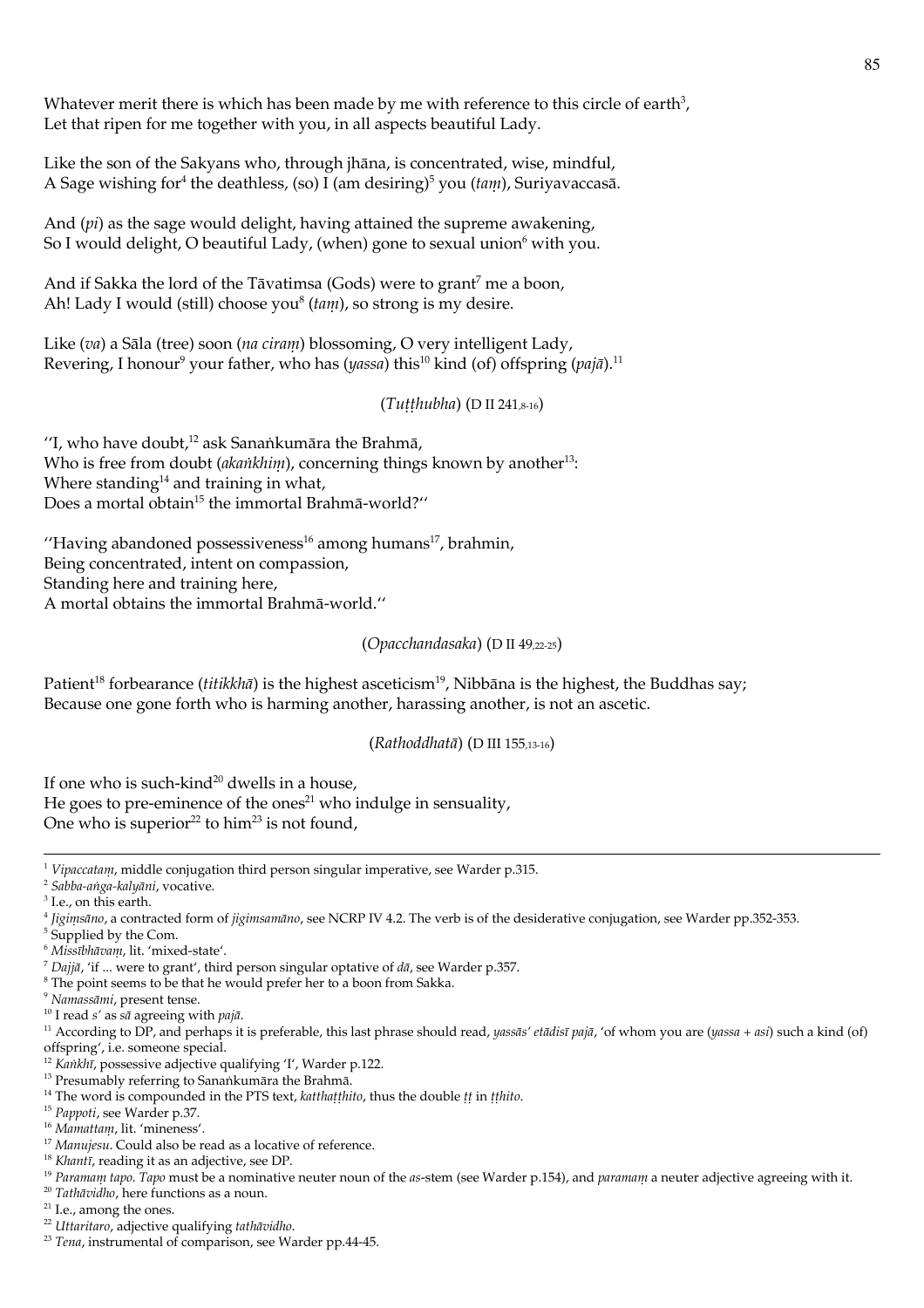Whatever merit there is which has been made by me with reference to this circle of earth[3],
Let that ripen for me together with you, in all aspects beautiful Lady.

Like the son of the Sakyans who, through jhāna, is concentrated, wise, mindful,
A Sage wishing for[4] the deathless, (so) I (am desiring)[5] you (*taṃ*), Suriyavaccasā.

And (*pi*) as the sage would delight, having attained the supreme awakening,
So I would delight, O beautiful Lady, (when) gone to sexual union[6] with you.

And if Sakka the lord of the Tāvatimsa (Gods) were to grant[7] me a boon,
Ah! Lady I would (still) choose you[8] (*taṃ*), so strong is my desire.

Like (*va*) a Sāla (tree) soon (*na ciraṃ*) blossoming, O very intelligent Lady,
Revering, I honour[9] your father, who has (*yassa*) this[10] kind (of) offspring (*pajā*).[11]

(*Tuṭṭhubha*) (D II 241,8-16)

''I, who have doubt,[12] ask Sanaṅkumāra the Brahmā,
Who is free from doubt (*akaṅkhiṃ*), concerning things known by another[13]:
Where standing[14] and training in what,
Does a mortal obtain[15] the immortal Brahmā-world?''

''Having abandoned possessiveness[16] among humans[17], brahmin,
Being concentrated, intent on compassion,
Standing here and training here,
A mortal obtains the immortal Brahmā-world.''

(*Opacchandasaka*) (D II 49,22-25)

Patient[18] forbearance (*titikkhā*) is the highest asceticism[19], Nibbāna is the highest, the Buddhas say;
Because one gone forth who is harming another, harassing another, is not an ascetic.

(*Rathoddhatā*) (D III 155,13-16)

If one who is such-kind[20] dwells in a house,
He goes to pre-eminence of the ones[21] who indulge in sensuality,
One who is superior[22] to him[23] is not found,

---

[1] *Vipaccataṃ*, middle conjugation third person singular imperative, see Warder p.315.
[2] *Sabba-aṅga-kalyāni*, vocative.
[3] I.e., on this earth.
[4] *Jigiṃsāno*, a contracted form of *jigimsamāno*, see NCRP IV 4.2. The verb is of the desiderative conjugation, see Warder pp.352-353.
[5] Supplied by the Com.
[6] *Missībhāvaṃ*, lit. 'mixed-state'.
[7] *Dajjā*, 'if ... were to grant', third person singular optative of *dā*, see Warder p.357.
[8] The point seems to be that he would prefer her to a boon from Sakka.
[9] *Namassāmi*, present tense.
[10] I read *s'* as *sā* agreeing with *pajā*.
[11] According to DP, and perhaps it is preferable, this last phrase should read, *yassās' etādisī pajā*, 'of whom you are (*yassa* + *asi*) such a kind (of) offspring', i.e. someone special.
[12] *Kaṅkhī*, possessive adjective qualifying 'I', Warder p.122.
[13] Presumably referring to Sanaṅkumāra the Brahmā.
[14] The word is compounded in the PTS text, *katthaṭṭhito*, thus the double *ṭṭ* in *ṭṭhito*.
[15] *Pappoti*, see Warder p.37.
[16] *Mamattaṃ*, lit. 'mineness'.
[17] *Manujesu*. Could also be read as a locative of reference.
[18] *Khantī*, reading it as an adjective, see DP.
[19] *Paramaṃ tapo*. *Tapo* must be a nominative neuter noun of the *as*-stem (see Warder p.154), and *paramaṃ* a neuter adjective agreeing with it.
[20] *Tathāvidho*, here functions as a noun.
[21] I.e., among the ones.
[22] *Uttaritaro*, adjective qualifying *tathāvidho*.
[23] *Tena*, instrumental of comparison, see Warder pp.44-45.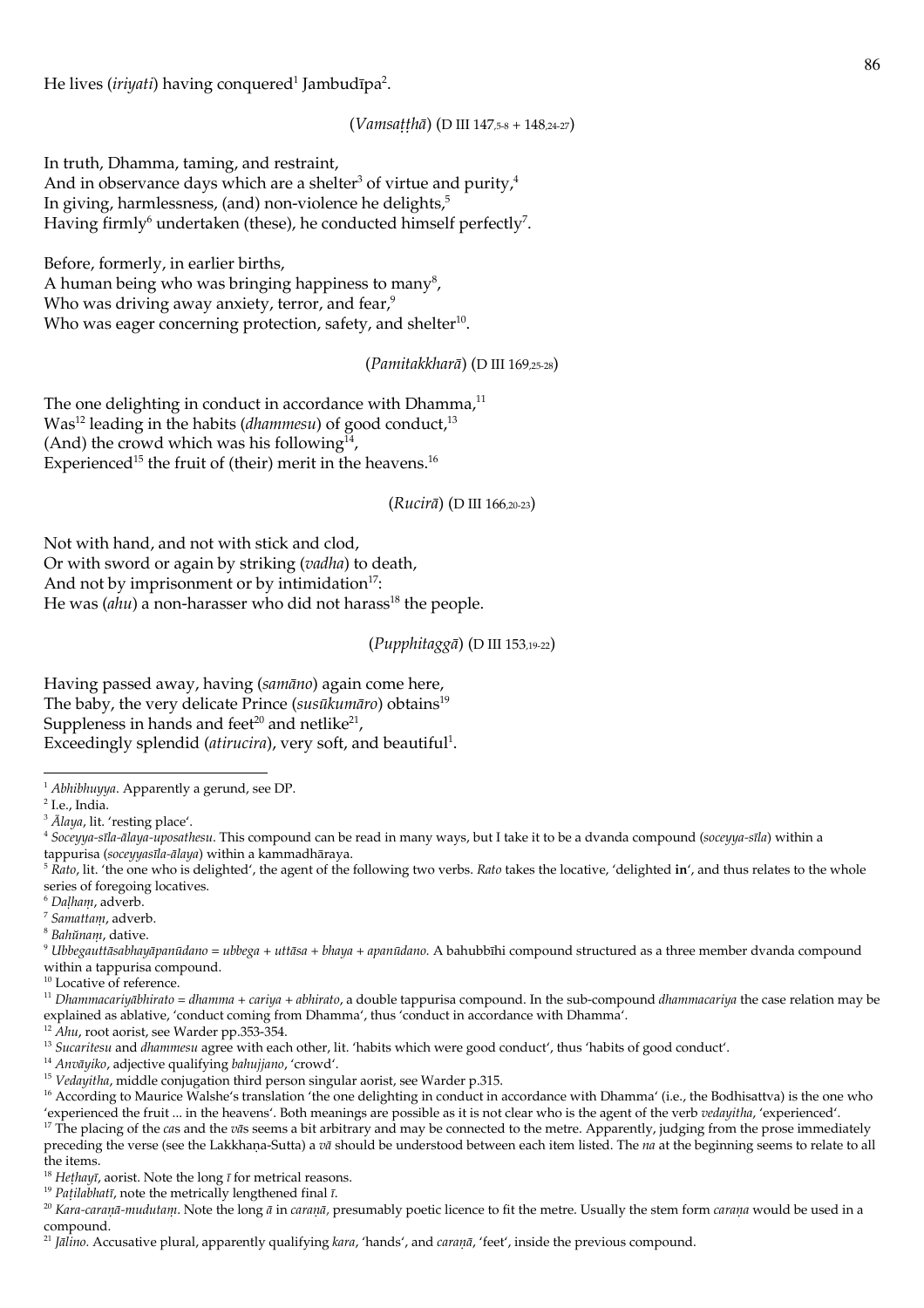He lives (*iriyati*) having conquered[1] Jambudīpa[2].

(*Vamsaṭṭhā*) (D III 147,5-8 + 148,24-27)

In truth, Dhamma, taming, and restraint,
And in observance days which are a shelter[3] of virtue and purity,[4]
In giving, harmlessness, (and) non-violence he delights,[5]
Having firmly[6] undertaken (these), he conducted himself perfectly[7].

Before, formerly, in earlier births,
A human being who was bringing happiness to many[8],
Who was driving away anxiety, terror, and fear,[9]
Who was eager concerning protection, safety, and shelter[10].

(*Pamitakkharā*) (D III 169,25-28)

The one delighting in conduct in accordance with Dhamma,[11]
Was[12] leading in the habits (*dhammesu*) of good conduct,[13]
(And) the crowd which was his following[14],
Experienced[15] the fruit of (their) merit in the heavens.[16]

(*Rucirā*) (D III 166,20-23)

Not with hand, and not with stick and clod,
Or with sword or again by striking (*vadha*) to death,
And not by imprisonment or by intimidation[17]:
He was (*ahu*) a non-harasser who did not harass[18] the people.

(*Pupphitaggā*) (D III 153,19-22)

Having passed away, having (*samāno*) again come here,
The baby, the very delicate Prince (*susūkumāro*) obtains[19]
Suppleness in hands and feet[20] and netlike[21],
Exceedingly splendid (*atirucira*), very soft, and beautiful[1].

---

[1] *Abhibhuyya*. Apparently a gerund, see DP.

[2] I.e., India.

[3] *Ālaya*, lit. 'resting place'.

[4] *Soceyya-sīla-ālaya-uposathesu*. This compound can be read in many ways, but I take it to be a dvanda compound (*soceyya-sīla*) within a tappurisa (*soceyyasīla-ālaya*) within a kammadhāraya.

[5] *Rato*, lit. 'the one who is delighted', the agent of the following two verbs. *Rato* takes the locative, 'delighted **in**', and thus relates to the whole series of foregoing locatives.

[6] *Daḷhaṃ*, adverb.

[7] *Samattaṃ*, adverb.

[8] *Bahūnaṃ*, dative.

[9] *Ubbegauttāsabhayāpanūdano = ubbega + uttāsa + bhaya + apanūdano.* A bahubbīhi compound structured as a three member dvanda compound within a tappurisa compound.

[10] Locative of reference.

[11] *Dhammacariyābhirato = dhamma + cariya + abhirato*, a double tappurisa compound. In the sub-compound *dhammacariya* the case relation may be explained as ablative, 'conduct coming from Dhamma', thus 'conduct in accordance with Dhamma'.

[12] *Ahu*, root aorist, see Warder pp.353-354.

[13] *Sucaritesu* and *dhammesu* agree with each other, lit. 'habits which were good conduct', thus 'habits of good conduct'.

[14] *Anvāyiko*, adjective qualifying *bahujjano*, 'crowd'.

[15] *Vedayitha*, middle conjugation third person singular aorist, see Warder p.315.

[16] According to Maurice Walshe's translation 'the one delighting in conduct in accordance with Dhamma' (i.e., the Bodhisattva) is the one who 'experienced the fruit ... in the heavens'. Both meanings are possible as it is not clear who is the agent of the verb *vedayitha*, 'experienced'.

[17] The placing of the *ca*s and the *vā*s seems a bit arbitrary and may be connected to the metre. Apparently, judging from the prose immediately preceding the verse (see the Lakkhaṇa-Sutta) a *vā* should be understood between each item listed. The *na* at the beginning seems to relate to all the items.

[18] *Heṭhayī*, aorist. Note the long *ī* for metrical reasons.

[19] *Paṭilabhatī*, note the metrically lengthened final *ī*.

[20] *Kara-caraṇā-mudutaṃ*. Note the long *ā* in *caraṇā*, presumably poetic licence to fit the metre. Usually the stem form *caraṇa* would be used in a compound.

[21] *Jālino*. Accusative plural, apparently qualifying *kara*, 'hands', and *caraṇā*, 'feet', inside the previous compound.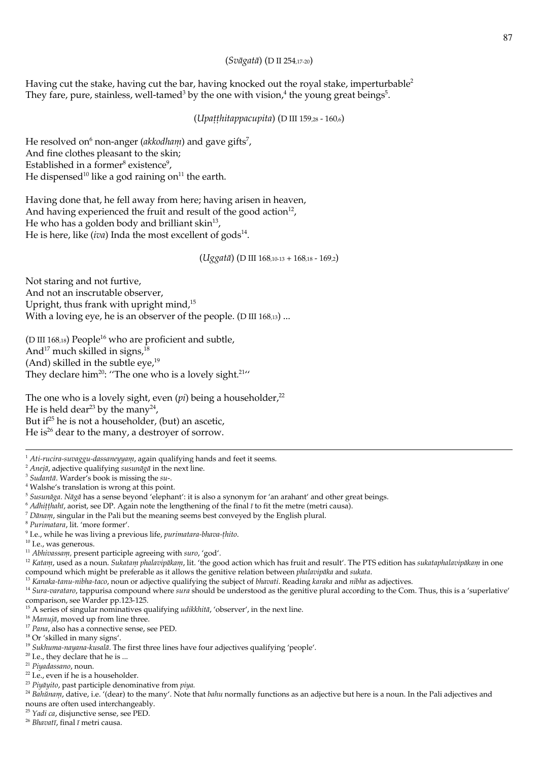(*Svāgatā*) (D II 254,17-20)

Having cut the stake, having cut the bar, having knocked out the royal stake, imperturbable[2]
They fare, pure, stainless, well-tamed[3] by the one with vision,[4] the young great beings[5].

(*Upaṭṭhitappacupita*) (D III 159,28 - 160,6)

He resolved on[6] non-anger (*akkodhaṃ*) and gave gifts[7],
And fine clothes pleasant to the skin;
Established in a former[8] existence[9],
He dispensed[10] like a god raining on[11] the earth.

Having done that, he fell away from here; having arisen in heaven,
And having experienced the fruit and result of the good action[12],
He who has a golden body and brilliant skin[13],
He is here, like (*iva*) Inda the most excellent of gods[14].

(*Uggatā*) (D III 168,10-13 + 168,18 - 169,2)

Not staring and not furtive,
And not an inscrutable observer,
Upright, thus frank with upright mind,[15]
With a loving eye, he is an observer of the people. (D III 168,13) ...

(D III 168,18) People[16] who are proficient and subtle,
And[17] much skilled in signs,[18]
(And) skilled in the subtle eye,[19]
They declare him[20]: ''The one who is a lovely sight.[21]''

The one who is a lovely sight, even (*pi*) being a householder,[22]
He is held dear[23] by the many[24],
But if[25] he is not a householder, (but) an ascetic,
He is[26] dear to the many, a destroyer of sorrow.

---

[1] *Ati-rucira-suvaggu-dassaneyyaṃ*, again qualifying hands and feet it seems.
[2] *Anejā*, adjective qualifying *susunāgā* in the next line.
[3] *Sudantā*. Warder's book is missing the *su*-.
[4] Walshe's translation is wrong at this point.
[5] *Susunāga*. *Nāgā* has a sense beyond 'elephant': it is also a synonym for 'an arahant' and other great beings.
[6] *Adhiṭṭhahī*, aorist, see DP. Again note the lengthening of the final *ī* to fit the metre (metri causa).
[7] *Dānaṃ*, singular in the Pali but the meaning seems best conveyed by the English plural.
[8] *Purimatara*, lit. 'more former'.
[9] I.e., while he was living a previous life, *purimatara-bhava-ṭhito*.
[10] I.e., was generous.
[11] *Abhivassaṃ*, present participle agreeing with *suro*, 'god'.
[12] *Kataṃ*, used as a noun. *Sukataṃ phalavipākaṃ*, lit. 'the good action which has fruit and result'. The PTS edition has *sukataphalavipākaṃ* in one compound which might be preferable as it allows the genitive relation between *phalavipāka* and *sukata*.
[13] *Kanaka-tanu-nibha-taco*, noun or adjective qualifying the subject of *bhavati*. Reading *karaka* and *nibha* as adjectives.
[14] *Sura-varataro*, tappurisa compound where *sura* should be understood as the genitive plural according to the Com. Thus, this is a 'superlative' comparison, see Warder pp.123-125.
[15] A series of singular nominatives qualifying *udikkhitā*, 'observer', in the next line.
[16] *Manujā*, moved up from line three.
[17] *Pana*, also has a connective sense, see PED.
[18] Or 'skilled in many signs'.
[19] *Sukhuma-nayana-kusalā*. The first three lines have four adjectives qualifying 'people'.
[20] I.e., they declare that he is ...
[21] *Piyadassano*, noun.
[22] I.e., even if he is a householder.
[23] *Piyāyito*, past participle denominative from *piya.*
[24] *Bahŭnaṃ*, dative, i.e. '(dear) to the many'. Note that *bahu* normally functions as an adjective but here is a noun. In the Pali adjectives and nouns are often used interchangeably.
[25] *Yadi ca*, disjunctive sense, see PED.
[26] *Bhavatī*, final *ī* metri causa.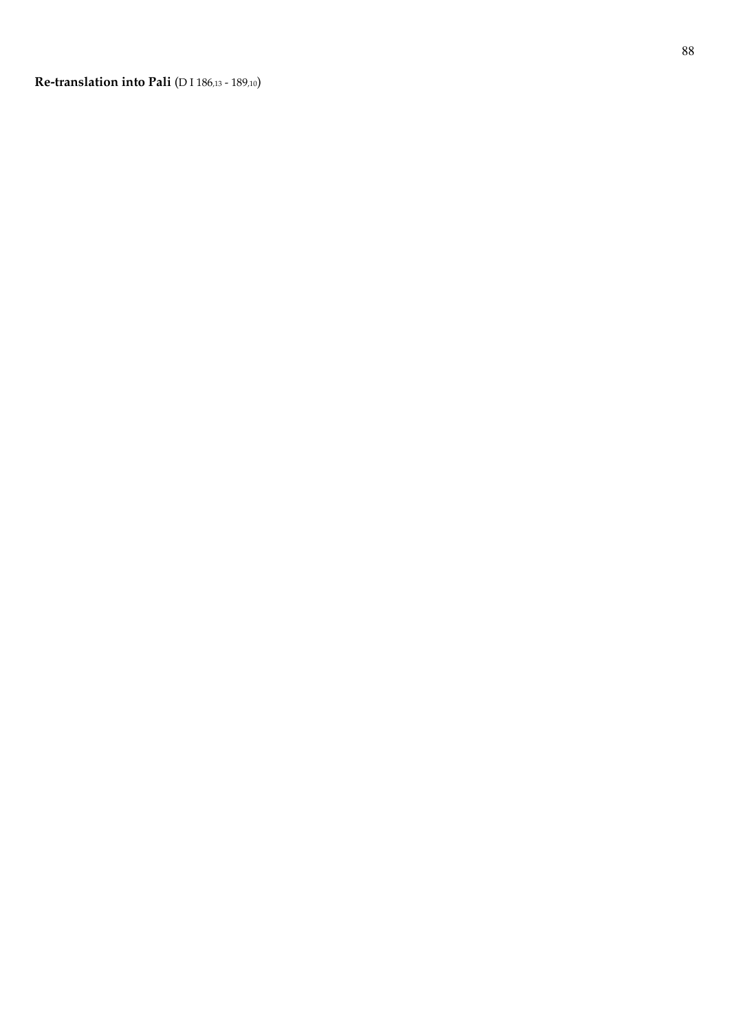**Re-translation into Pali** (D I 186,13 - 189,10)